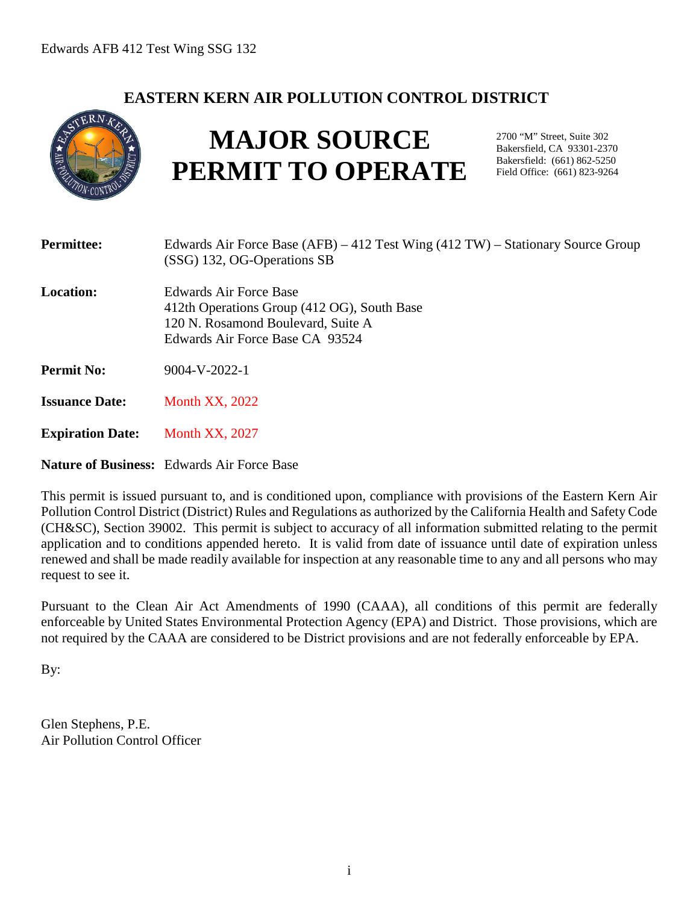## EASTERN KERN AIR POLLUTION CONTROL DISTRICT

# MAJOR SOURCE PERMIT TO OPERATE

2700 "M" Street, Suite 302
Bakersfield, CA 93301-2370
Bakersfield: (661) 862-5250
Field Office: (661) 823-9264

**Permittee:** Edwards Air Force Base (AFB) – 412 Test Wing (412 TW) – Stationary Source Group (SSG) 132, OG-Operations SB

**Location:** Edwards Air Force Base
412th Operations Group (412 OG), South Base
120 N. Rosamond Boulevard, Suite A
Edwards Air Force Base CA 93524

**Permit No:** 9004-V-2022-1

**Issuance Date:** Month XX, 2022

**Expiration Date:** Month XX, 2027

**Nature of Business:** Edwards Air Force Base

This permit is issued pursuant to, and is conditioned upon, compliance with provisions of the Eastern Kern Air Pollution Control District (District) Rules and Regulations as authorized by the California Health and Safety Code (CH&SC), Section 39002. This permit is subject to accuracy of all information submitted relating to the permit application and to conditions appended hereto. It is valid from date of issuance until date of expiration unless renewed and shall be made readily available for inspection at any reasonable time to any and all persons who may request to see it.

Pursuant to the Clean Air Act Amendments of 1990 (CAAA), all conditions of this permit are federally enforceable by United States Environmental Protection Agency (EPA) and District. Those provisions, which are not required by the CAAA are considered to be District provisions and are not federally enforceable by EPA.

By:

Glen Stephens, P.E.
Air Pollution Control Officer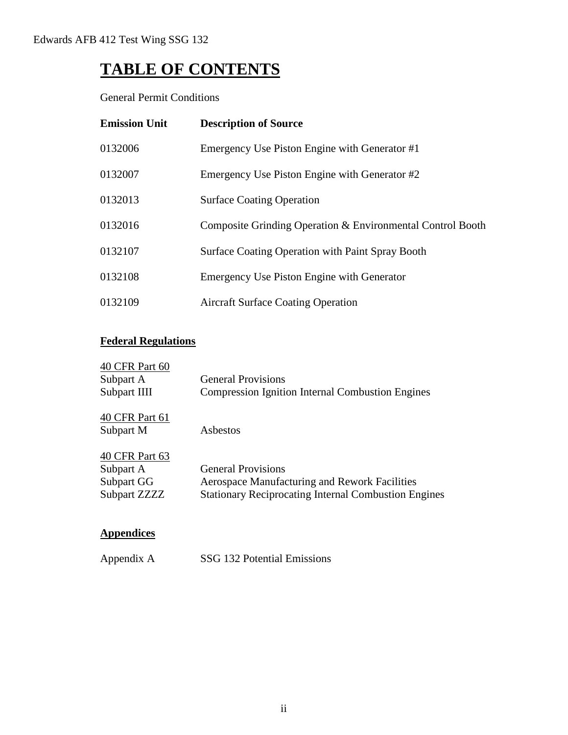# TABLE OF CONTENTS

General Permit Conditions

| Emission Unit | Description of Source |
|---|---|
| 0132006 | Emergency Use Piston Engine with Generator #1 |
| 0132007 | Emergency Use Piston Engine with Generator #2 |
| 0132013 | Surface Coating Operation |
| 0132016 | Composite Grinding Operation & Environmental Control Booth |
| 0132107 | Surface Coating Operation with Paint Spray Booth |
| 0132108 | Emergency Use Piston Engine with Generator |
| 0132109 | Aircraft Surface Coating Operation |

## Federal Regulations

| | |
|---|---|
| 40 CFR Part 60 | |
| Subpart A | General Provisions |
| Subpart IIII | Compression Ignition Internal Combustion Engines |
| 40 CFR Part 61 | |
| Subpart M | Asbestos |
| 40 CFR Part 63 | |
| Subpart A | General Provisions |
| Subpart GG | Aerospace Manufacturing and Rework Facilities |
| Subpart ZZZZ | Stationary Reciprocating Internal Combustion Engines |

## Appendices

| | |
|---|---|
| Appendix A | SSG 132 Potential Emissions |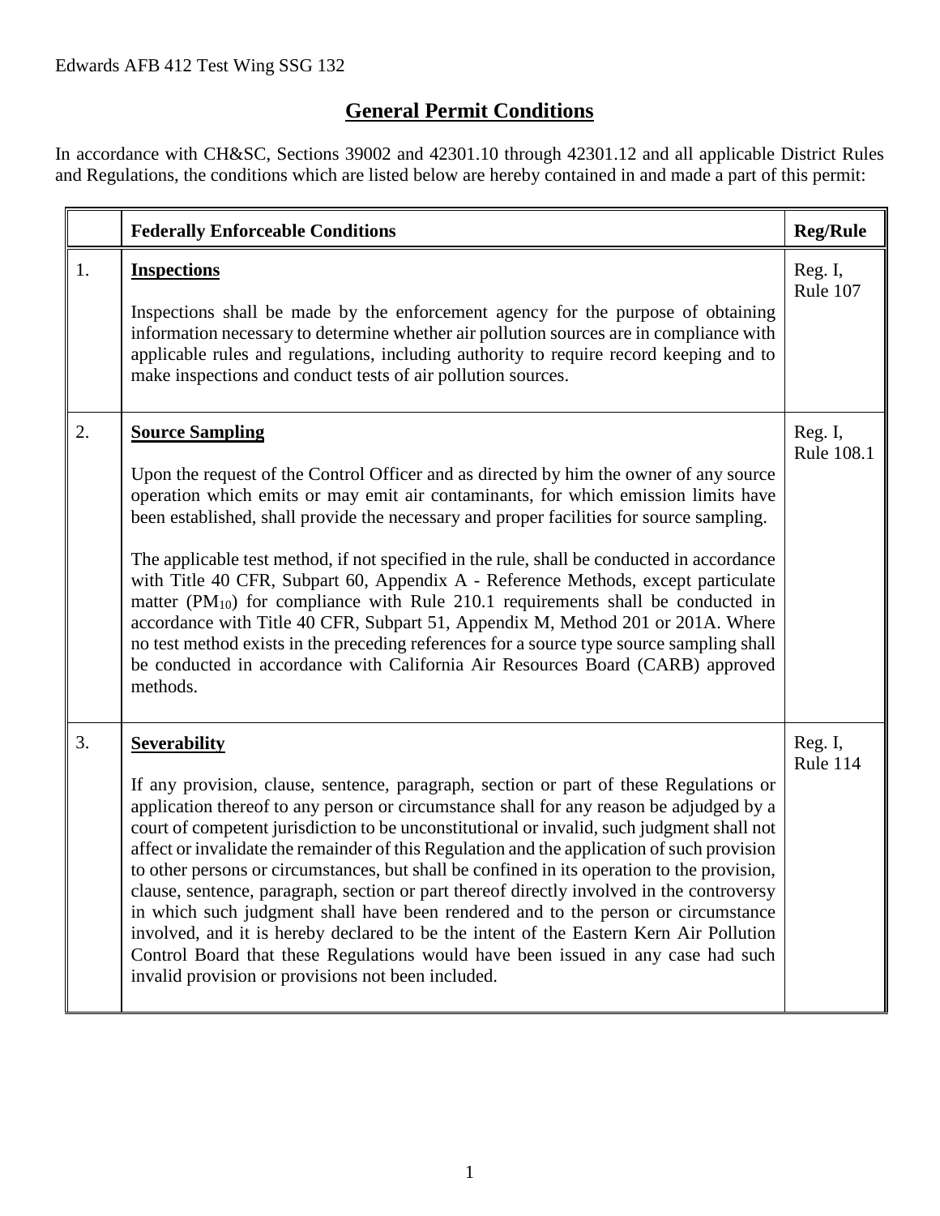## General Permit Conditions

In accordance with CH&SC, Sections 39002 and 42301.10 through 42301.12 and all applicable District Rules and Regulations, the conditions which are listed below are hereby contained in and made a part of this permit:

| | Federally Enforceable Conditions | Reg/Rule |
|---|---|---|
| 1. | **Inspections**<br><br>Inspections shall be made by the enforcement agency for the purpose of obtaining information necessary to determine whether air pollution sources are in compliance with applicable rules and regulations, including authority to require record keeping and to make inspections and conduct tests of air pollution sources. | Reg. I, Rule 107 |
| 2. | **Source Sampling**<br><br>Upon the request of the Control Officer and as directed by him the owner of any source operation which emits or may emit air contaminants, for which emission limits have been established, shall provide the necessary and proper facilities for source sampling.<br><br>The applicable test method, if not specified in the rule, shall be conducted in accordance with Title 40 CFR, Subpart 60, Appendix A - Reference Methods, except particulate matter ($PM_{10}$) for compliance with Rule 210.1 requirements shall be conducted in accordance with Title 40 CFR, Subpart 51, Appendix M, Method 201 or 201A. Where no test method exists in the preceding references for a source type source sampling shall be conducted in accordance with California Air Resources Board (CARB) approved methods. | Reg. I, Rule 108.1 |
| 3. | **Severability**<br><br>If any provision, clause, sentence, paragraph, section or part of these Regulations or application thereof to any person or circumstance shall for any reason be adjudged by a court of competent jurisdiction to be unconstitutional or invalid, such judgment shall not affect or invalidate the remainder of this Regulation and the application of such provision to other persons or circumstances, but shall be confined in its operation to the provision, clause, sentence, paragraph, section or part thereof directly involved in the controversy in which such judgment shall have been rendered and to the person or circumstance involved, and it is hereby declared to be the intent of the Eastern Kern Air Pollution Control Board that these Regulations would have been issued in any case had such invalid provision or provisions not been included. | Reg. I, Rule 114 |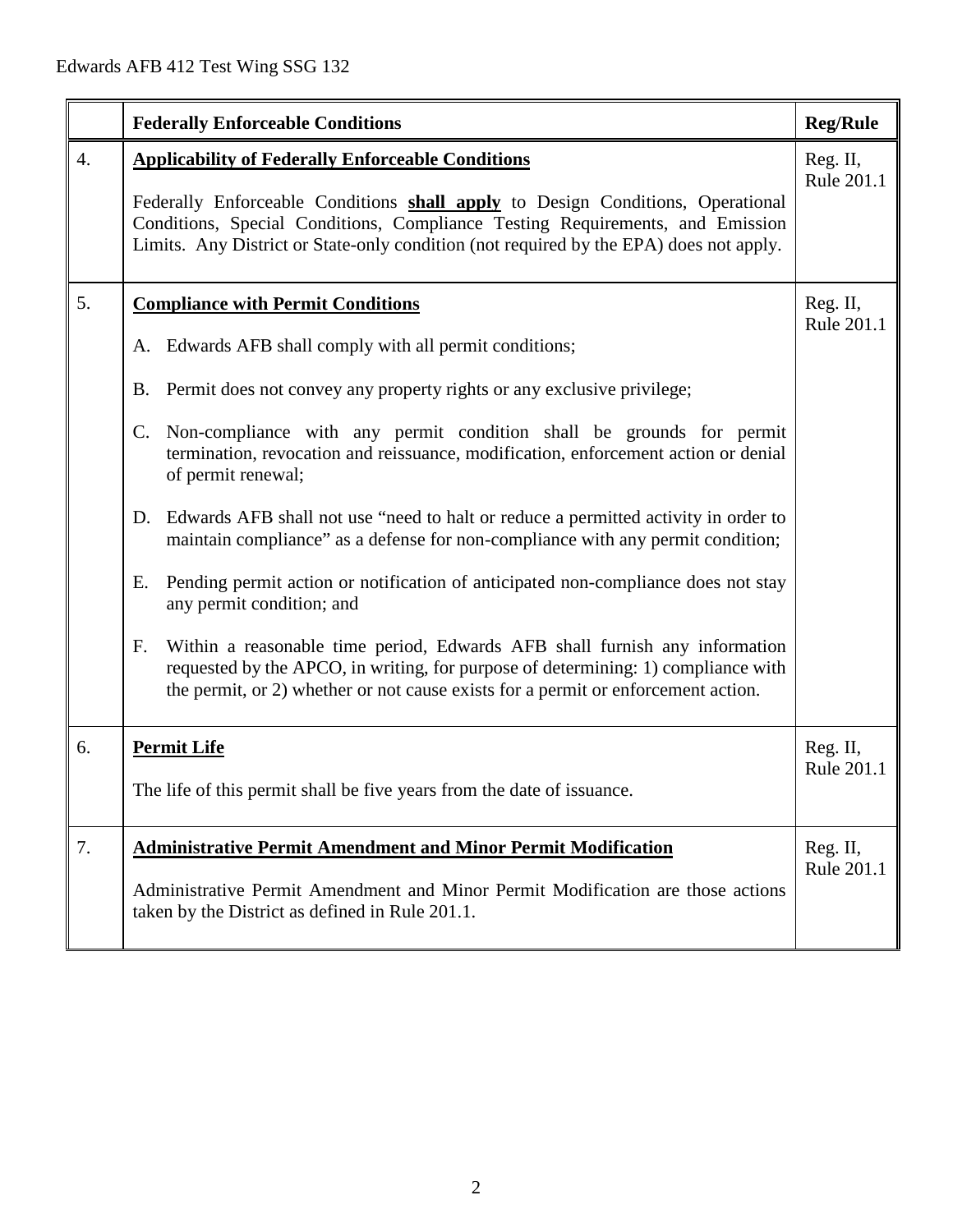| | Federally Enforceable Conditions | Reg/Rule |
|---|---|---|
| 4. | **Applicability of Federally Enforceable Conditions**<br><br>Federally Enforceable Conditions **shall apply** to Design Conditions, Operational Conditions, Special Conditions, Compliance Testing Requirements, and Emission Limits. Any District or State-only condition (not required by the EPA) does not apply. | Reg. II, Rule 201.1 |
| 5. | **Compliance with Permit Conditions**<br><br>A. Edwards AFB shall comply with all permit conditions;<br><br>B. Permit does not convey any property rights or any exclusive privilege;<br><br>C. Non-compliance with any permit condition shall be grounds for permit termination, revocation and reissuance, modification, enforcement action or denial of permit renewal;<br><br>D. Edwards AFB shall not use "need to halt or reduce a permitted activity in order to maintain compliance" as a defense for non-compliance with any permit condition;<br><br>E. Pending permit action or notification of anticipated non-compliance does not stay any permit condition; and<br><br>F. Within a reasonable time period, Edwards AFB shall furnish any information requested by the APCO, in writing, for purpose of determining: 1) compliance with the permit, or 2) whether or not cause exists for a permit or enforcement action. | Reg. II, Rule 201.1 |
| 6. | **Permit Life**<br><br>The life of this permit shall be five years from the date of issuance. | Reg. II, Rule 201.1 |
| 7. | **Administrative Permit Amendment and Minor Permit Modification**<br><br>Administrative Permit Amendment and Minor Permit Modification are those actions taken by the District as defined in Rule 201.1. | Reg. II, Rule 201.1 |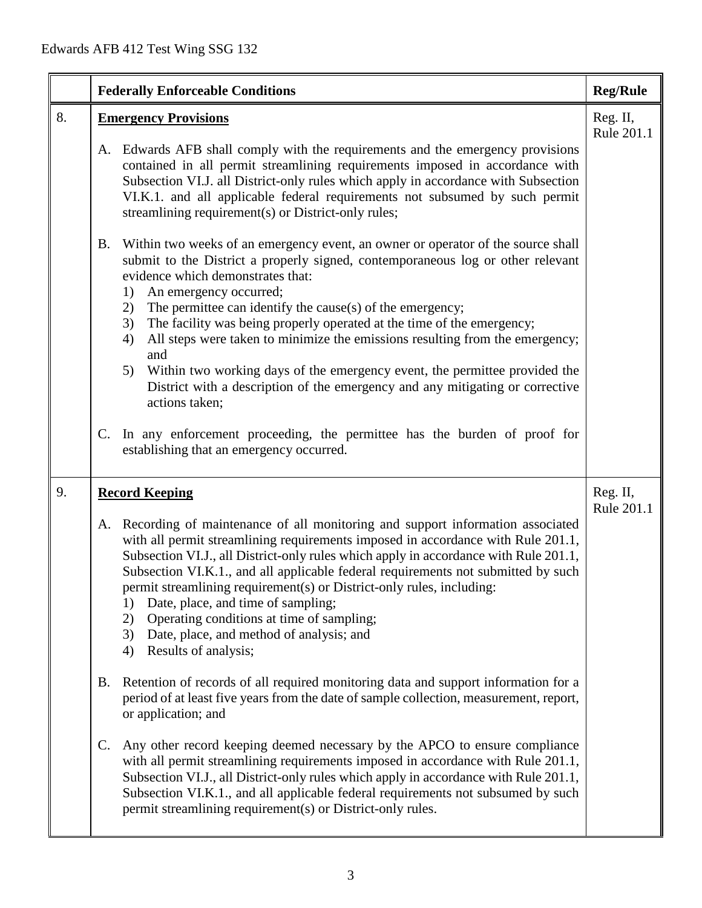| | Federally Enforceable Conditions | Reg/Rule |
|---|---|---|
| 8. | **Emergency Provisions**<br><br>A. Edwards AFB shall comply with the requirements and the emergency provisions contained in all permit streamlining requirements imposed in accordance with Subsection VI.J. all District-only rules which apply in accordance with Subsection VI.K.1. and all applicable federal requirements not subsumed by such permit streamlining requirement(s) or District-only rules;<br><br>B. Within two weeks of an emergency event, an owner or operator of the source shall submit to the District a properly signed, contemporaneous log or other relevant evidence which demonstrates that:<br>1) An emergency occurred;<br>2) The permittee can identify the cause(s) of the emergency;<br>3) The facility was being properly operated at the time of the emergency;<br>4) All steps were taken to minimize the emissions resulting from the emergency; and<br>5) Within two working days of the emergency event, the permittee provided the District with a description of the emergency and any mitigating or corrective actions taken;<br><br>C. In any enforcement proceeding, the permittee has the burden of proof for establishing that an emergency occurred. | Reg. II, Rule 201.1 |
| 9. | **Record Keeping**<br><br>A. Recording of maintenance of all monitoring and support information associated with all permit streamlining requirements imposed in accordance with Rule 201.1, Subsection VI.J., all District-only rules which apply in accordance with Rule 201.1, Subsection VI.K.1., and all applicable federal requirements not submitted by such permit streamlining requirement(s) or District-only rules, including:<br>1) Date, place, and time of sampling;<br>2) Operating conditions at time of sampling;<br>3) Date, place, and method of analysis; and<br>4) Results of analysis;<br><br>B. Retention of records of all required monitoring data and support information for a period of at least five years from the date of sample collection, measurement, report, or application; and<br><br>C. Any other record keeping deemed necessary by the APCO to ensure compliance with all permit streamlining requirements imposed in accordance with Rule 201.1, Subsection VI.J., all District-only rules which apply in accordance with Rule 201.1, Subsection VI.K.1., and all applicable federal requirements not subsumed by such permit streamlining requirement(s) or District-only rules. | Reg. II, Rule 201.1 |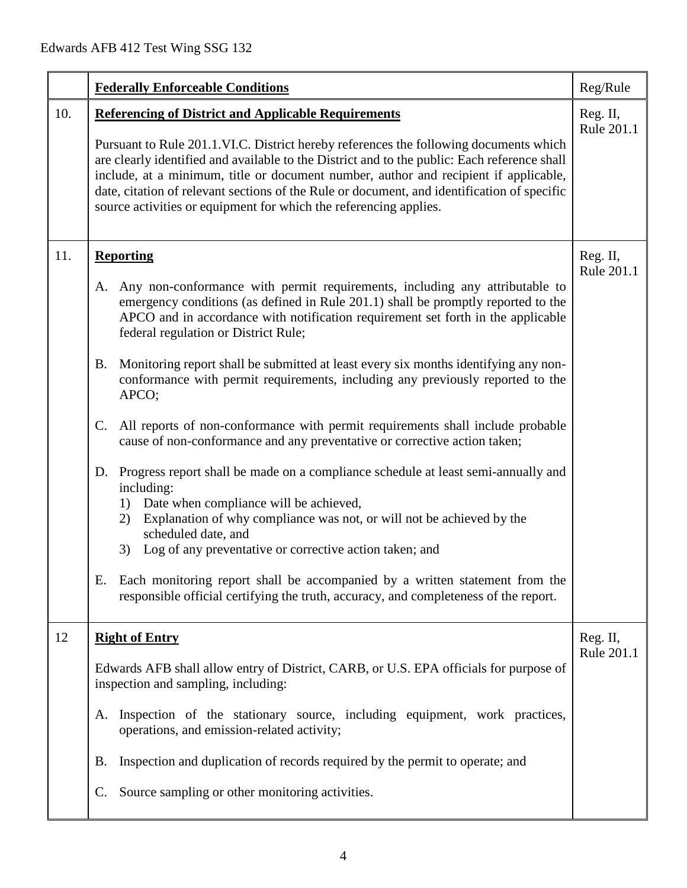| | **Federally Enforceable Conditions** | Reg/Rule |
|---|---|---|
| 10. | **Referencing of District and Applicable Requirements**<br><br>Pursuant to Rule 201.1.VI.C. District hereby references the following documents which are clearly identified and available to the District and to the public: Each reference shall include, at a minimum, title or document number, author and recipient if applicable, date, citation of relevant sections of the Rule or document, and identification of specific source activities or equipment for which the referencing applies. | Reg. II, Rule 201.1 |
| 11. | **Reporting**<br><br>A. Any non-conformance with permit requirements, including any attributable to emergency conditions (as defined in Rule 201.1) shall be promptly reported to the APCO and in accordance with notification requirement set forth in the applicable federal regulation or District Rule;<br><br>B. Monitoring report shall be submitted at least every six months identifying any non-conformance with permit requirements, including any previously reported to the APCO;<br><br>C. All reports of non-conformance with permit requirements shall include probable cause of non-conformance and any preventative or corrective action taken;<br><br>D. Progress report shall be made on a compliance schedule at least semi-annually and including:<br>1) Date when compliance will be achieved,<br>2) Explanation of why compliance was not, or will not be achieved by the scheduled date, and<br>3) Log of any preventative or corrective action taken; and<br><br>E. Each monitoring report shall be accompanied by a written statement from the responsible official certifying the truth, accuracy, and completeness of the report. | Reg. II, Rule 201.1 |
| 12 | **Right of Entry**<br><br>Edwards AFB shall allow entry of District, CARB, or U.S. EPA officials for purpose of inspection and sampling, including:<br><br>A. Inspection of the stationary source, including equipment, work practices, operations, and emission-related activity;<br><br>B. Inspection and duplication of records required by the permit to operate; and<br><br>C. Source sampling or other monitoring activities. | Reg. II, Rule 201.1 |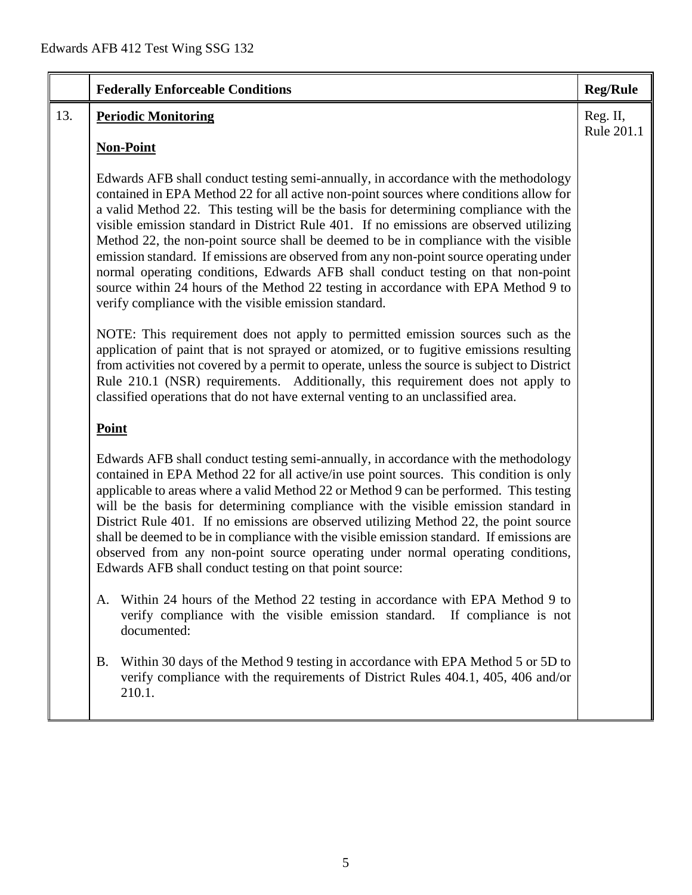|  | Federally Enforceable Conditions | Reg/Rule |
|---|---|---|
| 13. | **Periodic Monitoring**<br><br>**Non-Point**<br><br>Edwards AFB shall conduct testing semi-annually, in accordance with the methodology contained in EPA Method 22 for all active non-point sources where conditions allow for a valid Method 22. This testing will be the basis for determining compliance with the visible emission standard in District Rule 401. If no emissions are observed utilizing Method 22, the non-point source shall be deemed to be in compliance with the visible emission standard. If emissions are observed from any non-point source operating under normal operating conditions, Edwards AFB shall conduct testing on that non-point source within 24 hours of the Method 22 testing in accordance with EPA Method 9 to verify compliance with the visible emission standard.<br><br>NOTE: This requirement does not apply to permitted emission sources such as the application of paint that is not sprayed or atomized, or to fugitive emissions resulting from activities not covered by a permit to operate, unless the source is subject to District Rule 210.1 (NSR) requirements. Additionally, this requirement does not apply to classified operations that do not have external venting to an unclassified area.<br><br>**Point**<br><br>Edwards AFB shall conduct testing semi-annually, in accordance with the methodology contained in EPA Method 22 for all active/in use point sources. This condition is only applicable to areas where a valid Method 22 or Method 9 can be performed. This testing will be the basis for determining compliance with the visible emission standard in District Rule 401. If no emissions are observed utilizing Method 22, the point source shall be deemed to be in compliance with the visible emission standard. If emissions are observed from any non-point source operating under normal operating conditions, Edwards AFB shall conduct testing on that point source:<br><br>A. Within 24 hours of the Method 22 testing in accordance with EPA Method 9 to verify compliance with the visible emission standard. If compliance is not documented:<br><br>B. Within 30 days of the Method 9 testing in accordance with EPA Method 5 or 5D to verify compliance with the requirements of District Rules 404.1, 405, 406 and/or 210.1. | Reg. II, Rule 201.1 |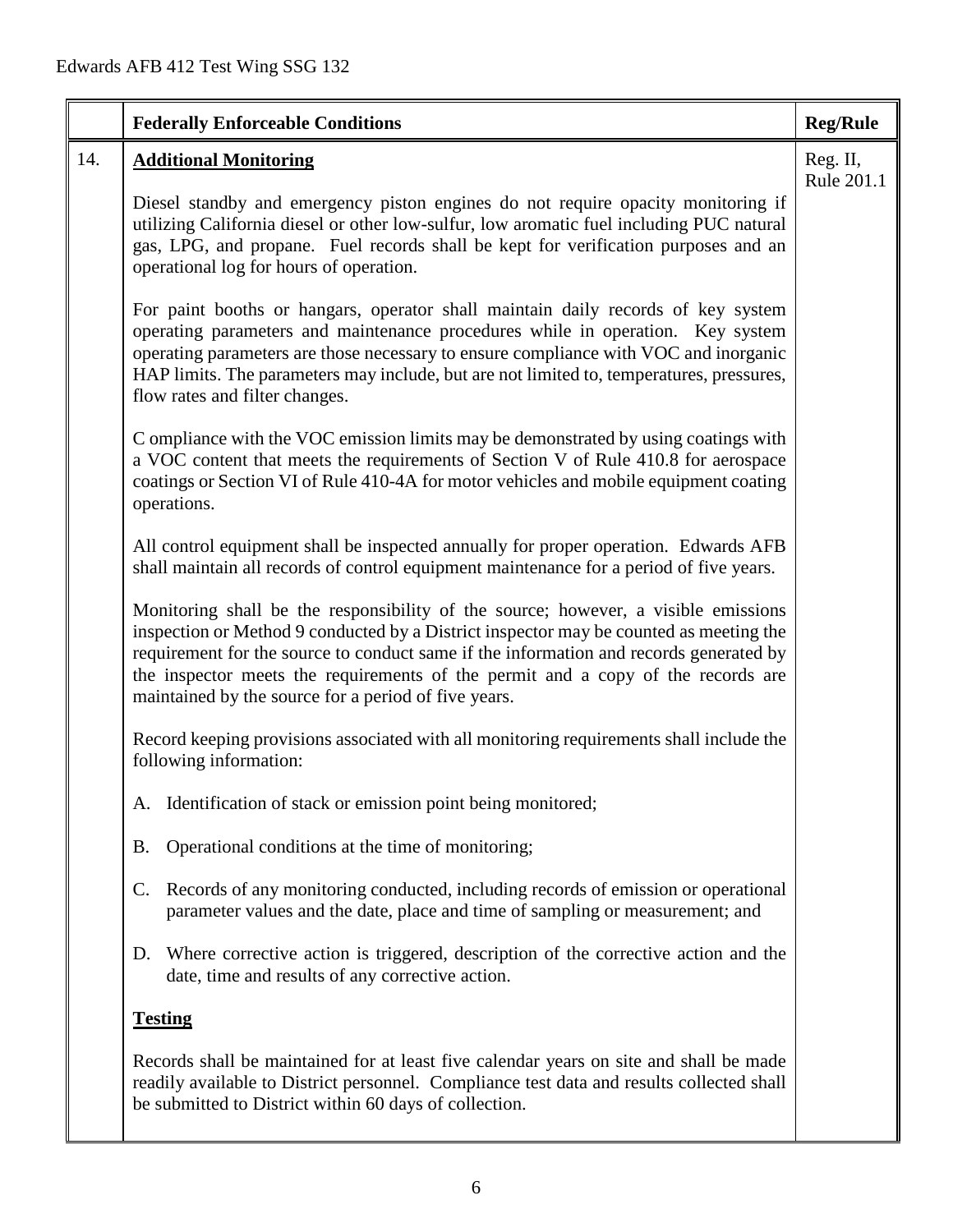| | Federally Enforceable Conditions | Reg/Rule |
|---|---|---|
| 14. | **Additional Monitoring**<br><br>Diesel standby and emergency piston engines do not require opacity monitoring if utilizing California diesel or other low-sulfur, low aromatic fuel including PUC natural gas, LPG, and propane. Fuel records shall be kept for verification purposes and an operational log for hours of operation.<br><br>For paint booths or hangars, operator shall maintain daily records of key system operating parameters and maintenance procedures while in operation. Key system operating parameters are those necessary to ensure compliance with VOC and inorganic HAP limits. The parameters may include, but are not limited to, temperatures, pressures, flow rates and filter changes.<br><br>C ompliance with the VOC emission limits may be demonstrated by using coatings with a VOC content that meets the requirements of Section V of Rule 410.8 for aerospace coatings or Section VI of Rule 410-4A for motor vehicles and mobile equipment coating operations.<br><br>All control equipment shall be inspected annually for proper operation. Edwards AFB shall maintain all records of control equipment maintenance for a period of five years.<br><br>Monitoring shall be the responsibility of the source; however, a visible emissions inspection or Method 9 conducted by a District inspector may be counted as meeting the requirement for the source to conduct same if the information and records generated by the inspector meets the requirements of the permit and a copy of the records are maintained by the source for a period of five years.<br><br>Record keeping provisions associated with all monitoring requirements shall include the following information:<br><br>A. Identification of stack or emission point being monitored;<br><br>B. Operational conditions at the time of monitoring;<br><br>C. Records of any monitoring conducted, including records of emission or operational parameter values and the date, place and time of sampling or measurement; and<br><br>D. Where corrective action is triggered, description of the corrective action and the date, time and results of any corrective action.<br><br>**Testing**<br><br>Records shall be maintained for at least five calendar years on site and shall be made readily available to District personnel. Compliance test data and results collected shall be submitted to District within 60 days of collection. | Reg. II, Rule 201.1 |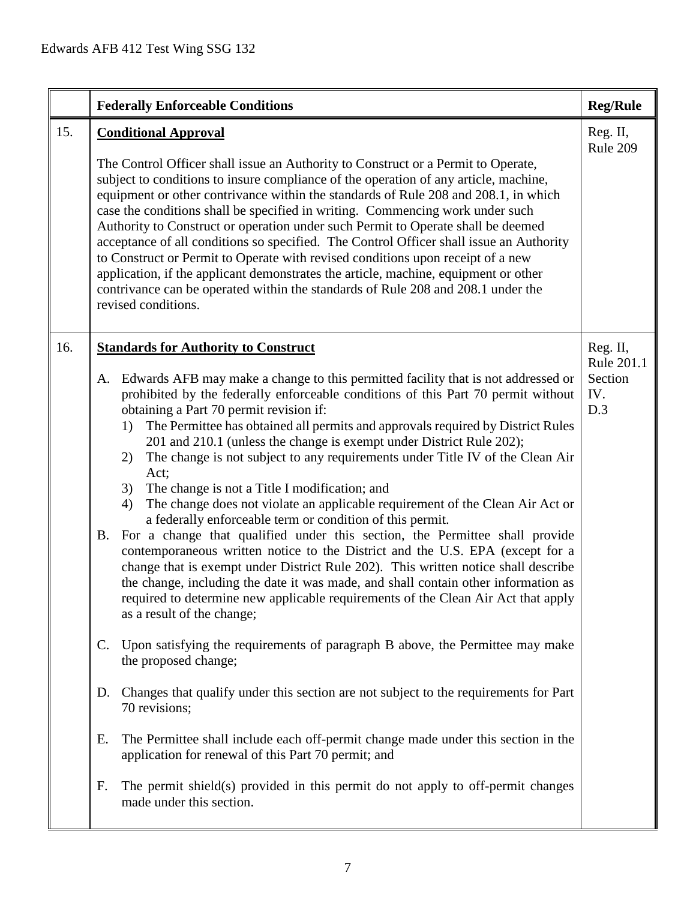| | Federally Enforceable Conditions | Reg/Rule |
|---|---|---|
| 15. | **Conditional Approval**<br><br>The Control Officer shall issue an Authority to Construct or a Permit to Operate, subject to conditions to insure compliance of the operation of any article, machine, equipment or other contrivance within the standards of Rule 208 and 208.1, in which case the conditions shall be specified in writing. Commencing work under such Authority to Construct or operation under such Permit to Operate shall be deemed acceptance of all conditions so specified. The Control Officer shall issue an Authority to Construct or Permit to Operate with revised conditions upon receipt of a new application, if the applicant demonstrates the article, machine, equipment or other contrivance can be operated within the standards of Rule 208 and 208.1 under the revised conditions. | Reg. II, Rule 209 |
| 16. | **Standards for Authority to Construct**<br><br>A. Edwards AFB may make a change to this permitted facility that is not addressed or prohibited by the federally enforceable conditions of this Part 70 permit without obtaining a Part 70 permit revision if:<br>1) The Permittee has obtained all permits and approvals required by District Rules 201 and 210.1 (unless the change is exempt under District Rule 202);<br>2) The change is not subject to any requirements under Title IV of the Clean Air Act;<br>3) The change is not a Title I modification; and<br>4) The change does not violate an applicable requirement of the Clean Air Act or a federally enforceable term or condition of this permit.<br>B. For a change that qualified under this section, the Permittee shall provide contemporaneous written notice to the District and the U.S. EPA (except for a change that is exempt under District Rule 202). This written notice shall describe the change, including the date it was made, and shall contain other information as required to determine new applicable requirements of the Clean Air Act that apply as a result of the change;<br><br>C. Upon satisfying the requirements of paragraph B above, the Permittee may make the proposed change;<br><br>D. Changes that qualify under this section are not subject to the requirements for Part 70 revisions;<br><br>E. The Permittee shall include each off-permit change made under this section in the application for renewal of this Part 70 permit; and<br><br>F. The permit shield(s) provided in this permit do not apply to off-permit changes made under this section. | Reg. II, Rule 201.1 Section IV. D.3 |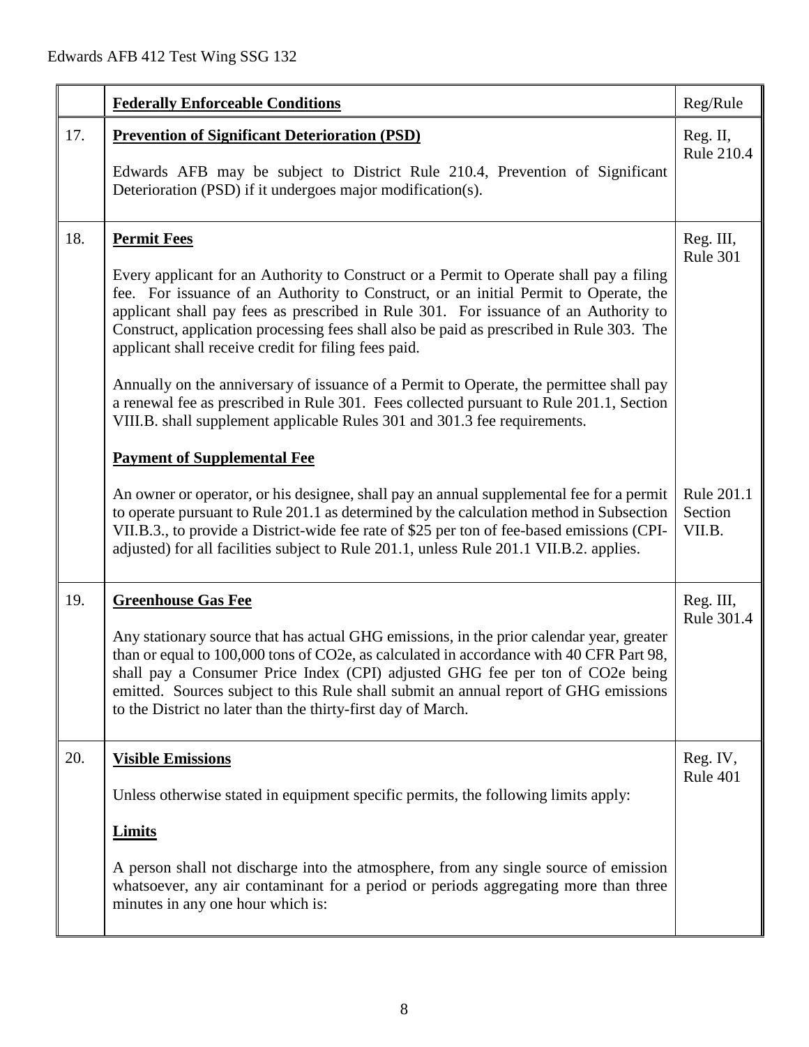| | Federally Enforceable Conditions | Reg/Rule |
|---|---|---|
| 17. | **Prevention of Significant Deterioration (PSD)**<br><br>Edwards AFB may be subject to District Rule 210.4, Prevention of Significant Deterioration (PSD) if it undergoes major modification(s). | Reg. II, Rule 210.4 |
| 18. | **Permit Fees**<br><br>Every applicant for an Authority to Construct or a Permit to Operate shall pay a filing fee. For issuance of an Authority to Construct, or an initial Permit to Operate, the applicant shall pay fees as prescribed in Rule 301. For issuance of an Authority to Construct, application processing fees shall also be paid as prescribed in Rule 303. The applicant shall receive credit for filing fees paid.<br><br>Annually on the anniversary of issuance of a Permit to Operate, the permittee shall pay a renewal fee as prescribed in Rule 301. Fees collected pursuant to Rule 201.1, Section VIII.B. shall supplement applicable Rules 301 and 301.3 fee requirements. | Reg. III, Rule 301 |
| | **Payment of Supplemental Fee**<br><br>An owner or operator, or his designee, shall pay an annual supplemental fee for a permit to operate pursuant to Rule 201.1 as determined by the calculation method in Subsection VII.B.3., to provide a District-wide fee rate of $25 per ton of fee-based emissions (CPI-adjusted) for all facilities subject to Rule 201.1, unless Rule 201.1 VII.B.2. applies. | Rule 201.1 Section VII.B. |
| 19. | **Greenhouse Gas Fee**<br><br>Any stationary source that has actual GHG emissions, in the prior calendar year, greater than or equal to 100,000 tons of CO2e, as calculated in accordance with 40 CFR Part 98, shall pay a Consumer Price Index (CPI) adjusted GHG fee per ton of CO2e being emitted. Sources subject to this Rule shall submit an annual report of GHG emissions to the District no later than the thirty-first day of March. | Reg. III, Rule 301.4 |
| 20. | **Visible Emissions**<br><br>Unless otherwise stated in equipment specific permits, the following limits apply:<br><br>**Limits**<br><br>A person shall not discharge into the atmosphere, from any single source of emission whatsoever, any air contaminant for a period or periods aggregating more than three minutes in any one hour which is: | Reg. IV, Rule 401 |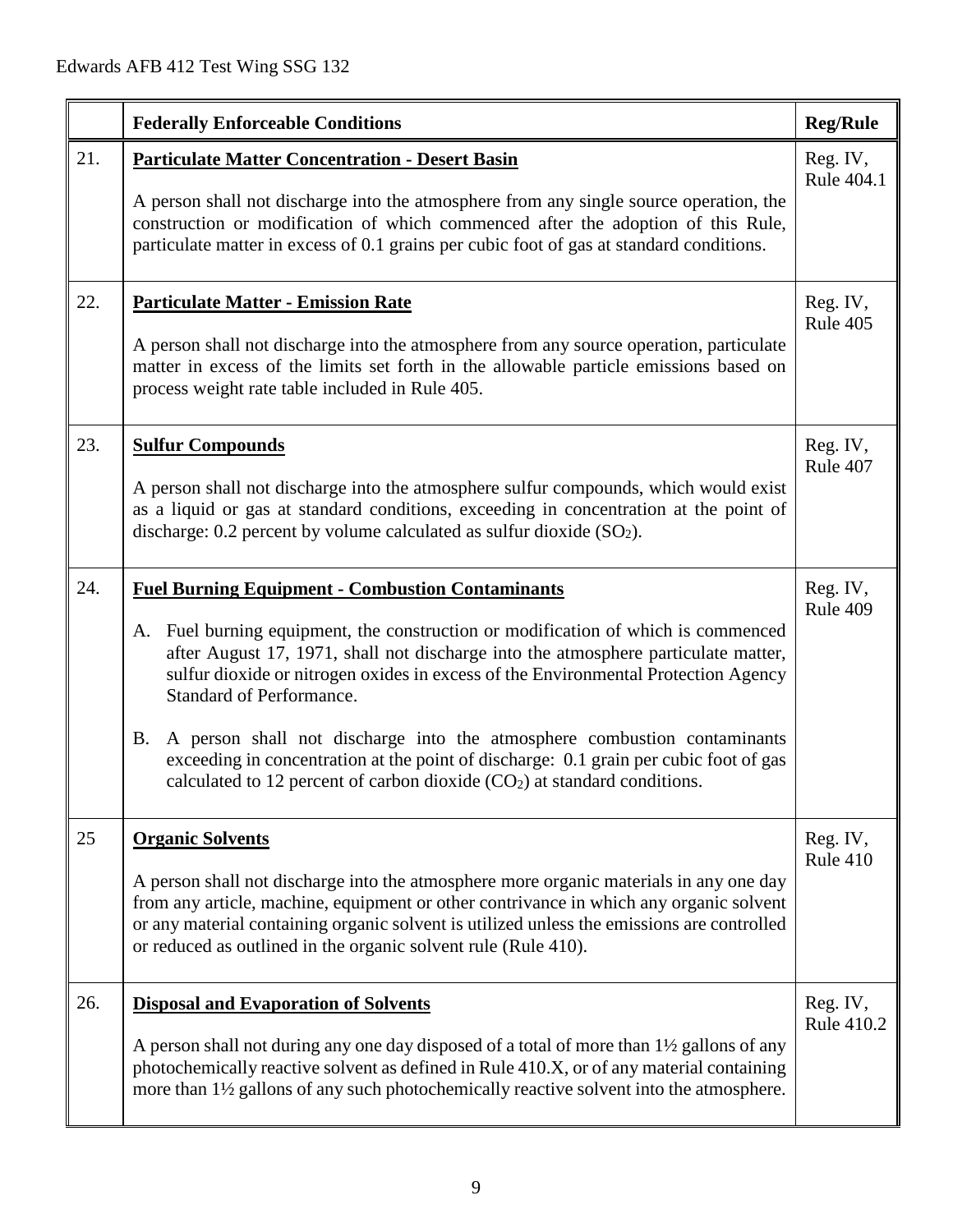| | Federally Enforceable Conditions | Reg/Rule |
|---|---|---|
| 21. | **Particulate Matter Concentration - Desert Basin**<br><br>A person shall not discharge into the atmosphere from any single source operation, the construction or modification of which commenced after the adoption of this Rule, particulate matter in excess of 0.1 grains per cubic foot of gas at standard conditions. | Reg. IV, Rule 404.1 |
| 22. | **Particulate Matter - Emission Rate**<br><br>A person shall not discharge into the atmosphere from any source operation, particulate matter in excess of the limits set forth in the allowable particle emissions based on process weight rate table included in Rule 405. | Reg. IV, Rule 405 |
| 23. | **Sulfur Compounds**<br><br>A person shall not discharge into the atmosphere sulfur compounds, which would exist as a liquid or gas at standard conditions, exceeding in concentration at the point of discharge: 0.2 percent by volume calculated as sulfur dioxide ($SO_2$). | Reg. IV, Rule 407 |
| 24. | **Fuel Burning Equipment - Combustion Contaminants**<br><br>A. Fuel burning equipment, the construction or modification of which is commenced after August 17, 1971, shall not discharge into the atmosphere particulate matter, sulfur dioxide or nitrogen oxides in excess of the Environmental Protection Agency Standard of Performance.<br><br>B. A person shall not discharge into the atmosphere combustion contaminants exceeding in concentration at the point of discharge: 0.1 grain per cubic foot of gas calculated to 12 percent of carbon dioxide ($CO_2$) at standard conditions. | Reg. IV, Rule 409 |
| 25 | **Organic Solvents**<br><br>A person shall not discharge into the atmosphere more organic materials in any one day from any article, machine, equipment or other contrivance in which any organic solvent or any material containing organic solvent is utilized unless the emissions are controlled or reduced as outlined in the organic solvent rule (Rule 410). | Reg. IV, Rule 410 |
| 26. | **Disposal and Evaporation of Solvents**<br><br>A person shall not during any one day disposed of a total of more than 1½ gallons of any photochemically reactive solvent as defined in Rule 410.X, or of any material containing more than 1½ gallons of any such photochemically reactive solvent into the atmosphere. | Reg. IV, Rule 410.2 |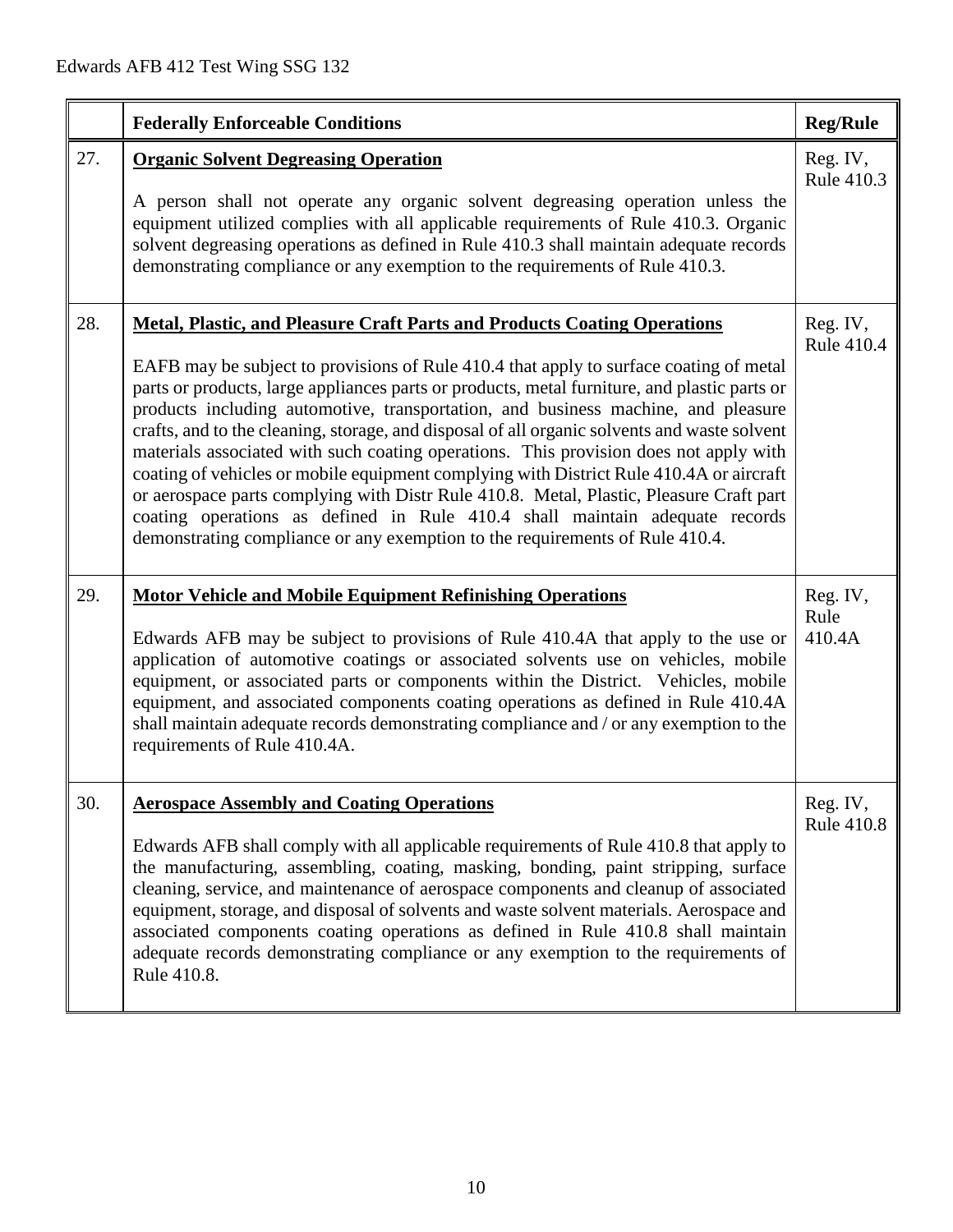| | Federally Enforceable Conditions | Reg/Rule |
|---|---|---|
| 27. | **Organic Solvent Degreasing Operation**<br><br>A person shall not operate any organic solvent degreasing operation unless the equipment utilized complies with all applicable requirements of Rule 410.3. Organic solvent degreasing operations as defined in Rule 410.3 shall maintain adequate records demonstrating compliance or any exemption to the requirements of Rule 410.3. | Reg. IV, Rule 410.3 |
| 28. | **Metal, Plastic, and Pleasure Craft Parts and Products Coating Operations**<br><br>EAFB may be subject to provisions of Rule 410.4 that apply to surface coating of metal parts or products, large appliances parts or products, metal furniture, and plastic parts or products including automotive, transportation, and business machine, and pleasure crafts, and to the cleaning, storage, and disposal of all organic solvents and waste solvent materials associated with such coating operations. This provision does not apply with coating of vehicles or mobile equipment complying with District Rule 410.4A or aircraft or aerospace parts complying with Distr Rule 410.8. Metal, Plastic, Pleasure Craft part coating operations as defined in Rule 410.4 shall maintain adequate records demonstrating compliance or any exemption to the requirements of Rule 410.4. | Reg. IV, Rule 410.4 |
| 29. | **Motor Vehicle and Mobile Equipment Refinishing Operations**<br><br>Edwards AFB may be subject to provisions of Rule 410.4A that apply to the use or application of automotive coatings or associated solvents use on vehicles, mobile equipment, or associated parts or components within the District. Vehicles, mobile equipment, and associated components coating operations as defined in Rule 410.4A shall maintain adequate records demonstrating compliance and / or any exemption to the requirements of Rule 410.4A. | Reg. IV, Rule 410.4A |
| 30. | **Aerospace Assembly and Coating Operations**<br><br>Edwards AFB shall comply with all applicable requirements of Rule 410.8 that apply to the manufacturing, assembling, coating, masking, bonding, paint stripping, surface cleaning, service, and maintenance of aerospace components and cleanup of associated equipment, storage, and disposal of solvents and waste solvent materials. Aerospace and associated components coating operations as defined in Rule 410.8 shall maintain adequate records demonstrating compliance or any exemption to the requirements of Rule 410.8. | Reg. IV, Rule 410.8 |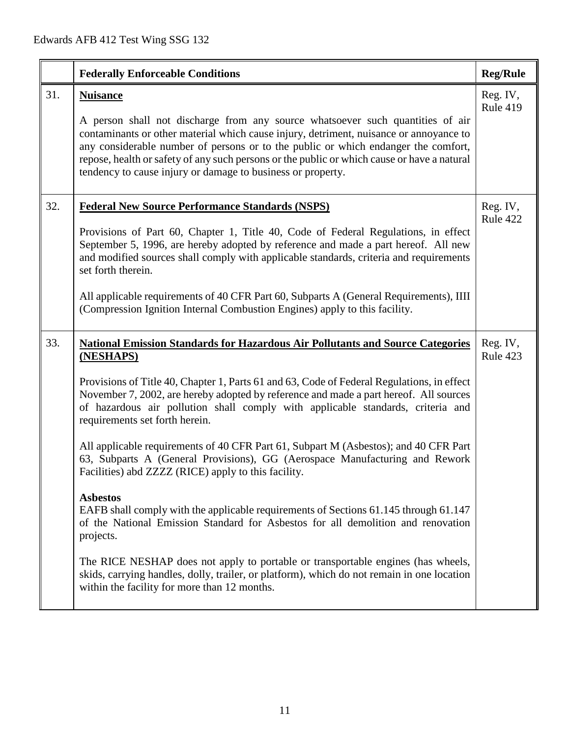| | Federally Enforceable Conditions | Reg/Rule |
|---|---|---|
| 31. | **Nuisance**<br><br>A person shall not discharge from any source whatsoever such quantities of air contaminants or other material which cause injury, detriment, nuisance or annoyance to any considerable number of persons or to the public or which endanger the comfort, repose, health or safety of any such persons or the public or which cause or have a natural tendency to cause injury or damage to business or property. | Reg. IV, Rule 419 |
| 32. | **Federal New Source Performance Standards (NSPS)**<br><br>Provisions of Part 60, Chapter 1, Title 40, Code of Federal Regulations, in effect September 5, 1996, are hereby adopted by reference and made a part hereof. All new and modified sources shall comply with applicable standards, criteria and requirements set forth therein.<br><br>All applicable requirements of 40 CFR Part 60, Subparts A (General Requirements), IIII (Compression Ignition Internal Combustion Engines) apply to this facility. | Reg. IV, Rule 422 |
| 33. | **National Emission Standards for Hazardous Air Pollutants and Source Categories (NESHAPS)**<br><br>Provisions of Title 40, Chapter 1, Parts 61 and 63, Code of Federal Regulations, in effect November 7, 2002, are hereby adopted by reference and made a part hereof. All sources of hazardous air pollution shall comply with applicable standards, criteria and requirements set forth herein.<br><br>All applicable requirements of 40 CFR Part 61, Subpart M (Asbestos); and 40 CFR Part 63, Subparts A (General Provisions), GG (Aerospace Manufacturing and Rework Facilities) abd ZZZZ (RICE) apply to this facility.<br><br>**Asbestos**<br>EAFB shall comply with the applicable requirements of Sections 61.145 through 61.147 of the National Emission Standard for Asbestos for all demolition and renovation projects.<br><br>The RICE NESHAP does not apply to portable or transportable engines (has wheels, skids, carrying handles, dolly, trailer, or platform), which do not remain in one location within the facility for more than 12 months. | Reg. IV, Rule 423 |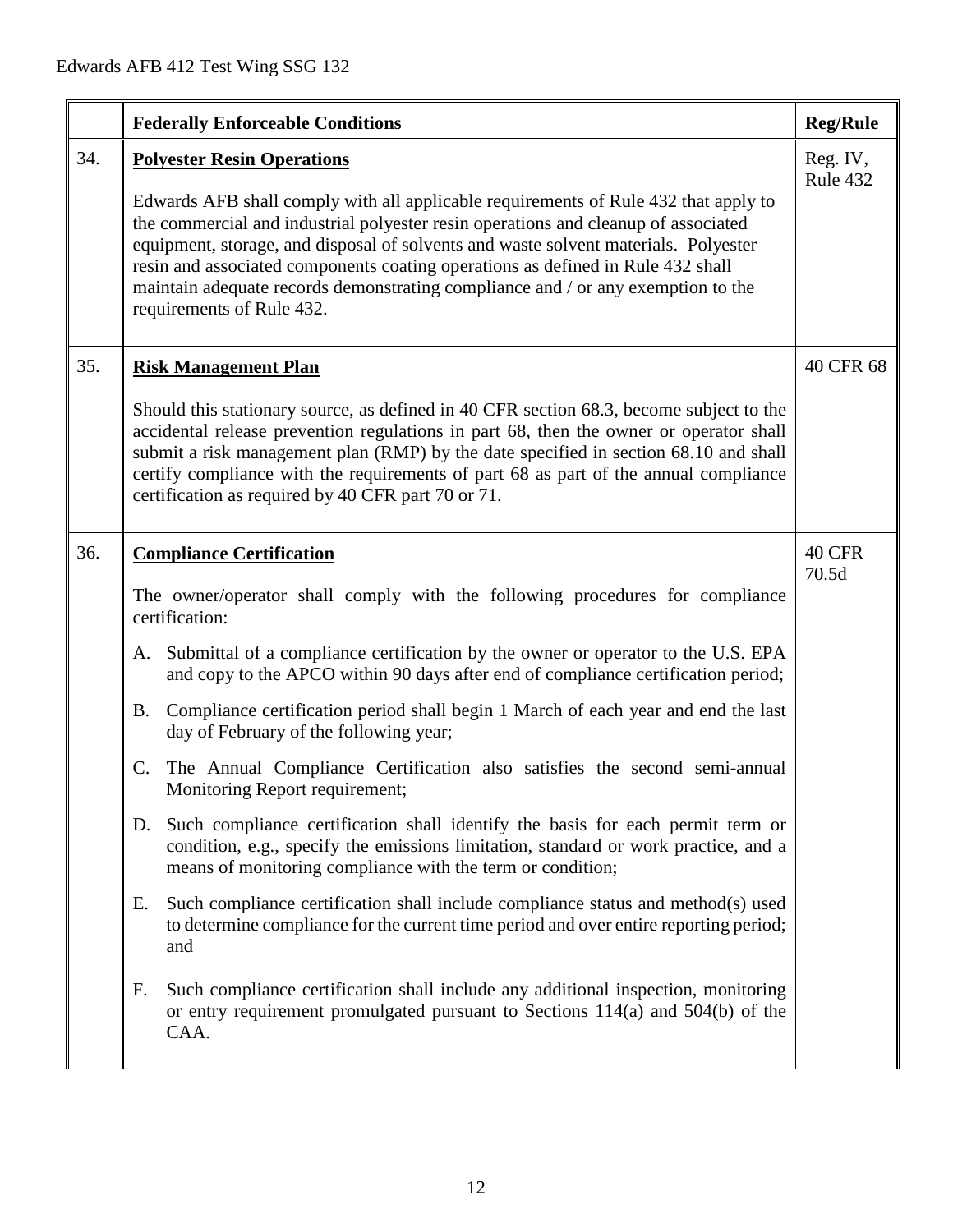| | Federally Enforceable Conditions | Reg/Rule |
|---|---|---|
| 34. | **Polyester Resin Operations**<br><br>Edwards AFB shall comply with all applicable requirements of Rule 432 that apply to the commercial and industrial polyester resin operations and cleanup of associated equipment, storage, and disposal of solvents and waste solvent materials. Polyester resin and associated components coating operations as defined in Rule 432 shall maintain adequate records demonstrating compliance and / or any exemption to the requirements of Rule 432. | Reg. IV, Rule 432 |
| 35. | **Risk Management Plan**<br><br>Should this stationary source, as defined in 40 CFR section 68.3, become subject to the accidental release prevention regulations in part 68, then the owner or operator shall submit a risk management plan (RMP) by the date specified in section 68.10 and shall certify compliance with the requirements of part 68 as part of the annual compliance certification as required by 40 CFR part 70 or 71. | 40 CFR 68 |
| 36. | **Compliance Certification**<br><br>The owner/operator shall comply with the following procedures for compliance certification:<br><br>A. Submittal of a compliance certification by the owner or operator to the U.S. EPA and copy to the APCO within 90 days after end of compliance certification period;<br><br>B. Compliance certification period shall begin 1 March of each year and end the last day of February of the following year;<br><br>C. The Annual Compliance Certification also satisfies the second semi-annual Monitoring Report requirement;<br><br>D. Such compliance certification shall identify the basis for each permit term or condition, e.g., specify the emissions limitation, standard or work practice, and a means of monitoring compliance with the term or condition;<br><br>E. Such compliance certification shall include compliance status and method(s) used to determine compliance for the current time period and over entire reporting period; and<br><br>F. Such compliance certification shall include any additional inspection, monitoring or entry requirement promulgated pursuant to Sections 114(a) and 504(b) of the CAA. | 40 CFR 70.5d |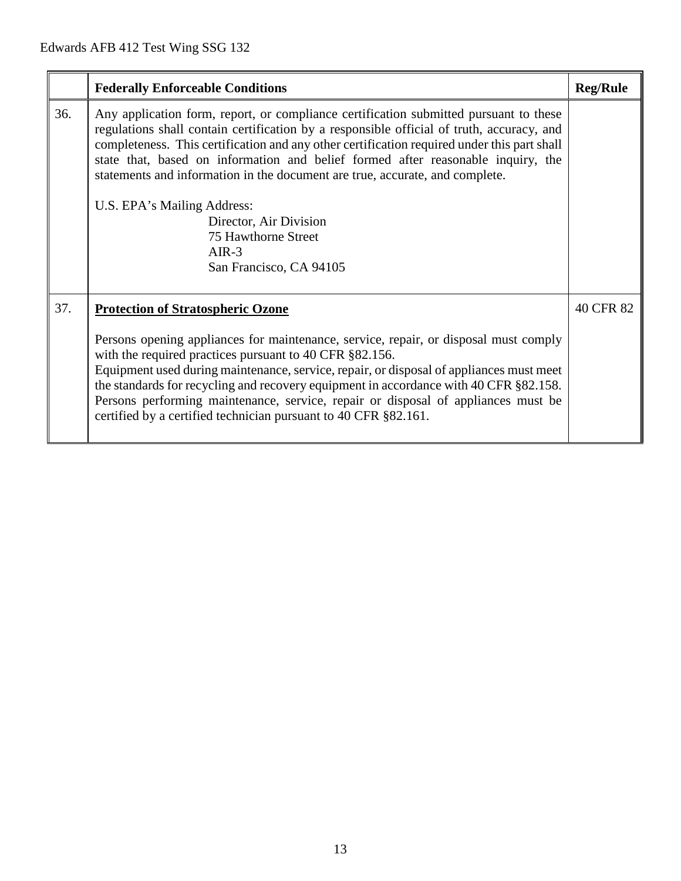| | Federally Enforceable Conditions | Reg/Rule |
|---|---|---|
| 36. | Any application form, report, or compliance certification submitted pursuant to these regulations shall contain certification by a responsible official of truth, accuracy, and completeness. This certification and any other certification required under this part shall state that, based on information and belief formed after reasonable inquiry, the statements and information in the document are true, accurate, and complete.<br><br>U.S. EPA's Mailing Address:<br>Director, Air Division<br>75 Hawthorne Street<br>AIR-3<br>San Francisco, CA 94105 | |
| 37. | **Protection of Stratospheric Ozone**<br><br>Persons opening appliances for maintenance, service, repair, or disposal must comply with the required practices pursuant to 40 CFR §82.156.<br>Equipment used during maintenance, service, repair, or disposal of appliances must meet the standards for recycling and recovery equipment in accordance with 40 CFR §82.158.<br>Persons performing maintenance, service, repair or disposal of appliances must be certified by a certified technician pursuant to 40 CFR §82.161. | 40 CFR 82 |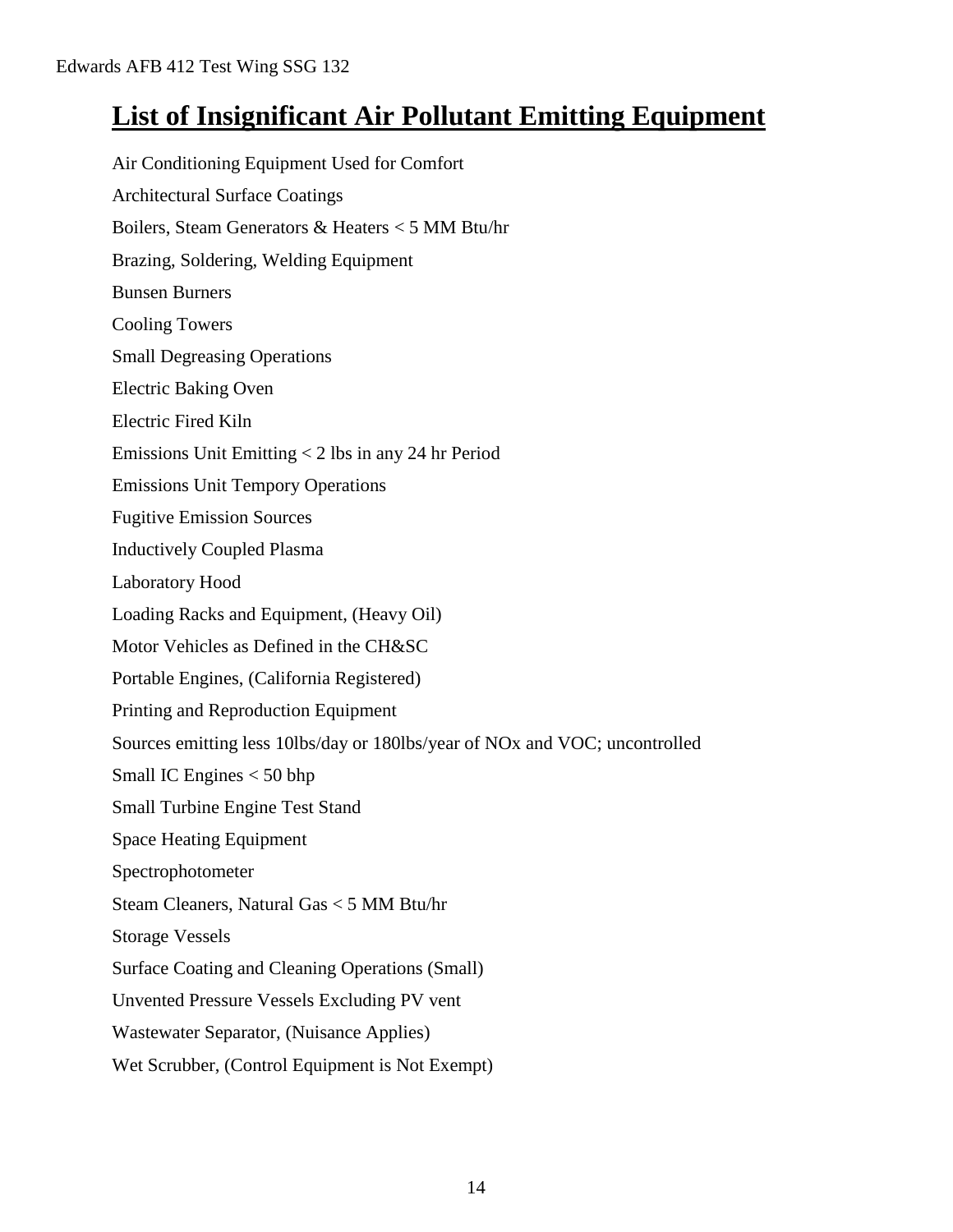## List of Insignificant Air Pollutant Emitting Equipment

Air Conditioning Equipment Used for Comfort

Architectural Surface Coatings

Boilers, Steam Generators & Heaters < 5 MM Btu/hr

Brazing, Soldering, Welding Equipment

Bunsen Burners

Cooling Towers

Small Degreasing Operations

Electric Baking Oven

Electric Fired Kiln

Emissions Unit Emitting < 2 lbs in any 24 hr Period

Emissions Unit Tempory Operations

Fugitive Emission Sources

Inductively Coupled Plasma

Laboratory Hood

Loading Racks and Equipment, (Heavy Oil)

Motor Vehicles as Defined in the CH&SC

Portable Engines, (California Registered)

Printing and Reproduction Equipment

Sources emitting less 10lbs/day or 180lbs/year of NOx and VOC; uncontrolled

Small IC Engines < 50 bhp

Small Turbine Engine Test Stand

Space Heating Equipment

Spectrophotometer

Steam Cleaners, Natural Gas < 5 MM Btu/hr

Storage Vessels

Surface Coating and Cleaning Operations (Small)

Unvented Pressure Vessels Excluding PV vent

Wastewater Separator, (Nuisance Applies)

Wet Scrubber, (Control Equipment is Not Exempt)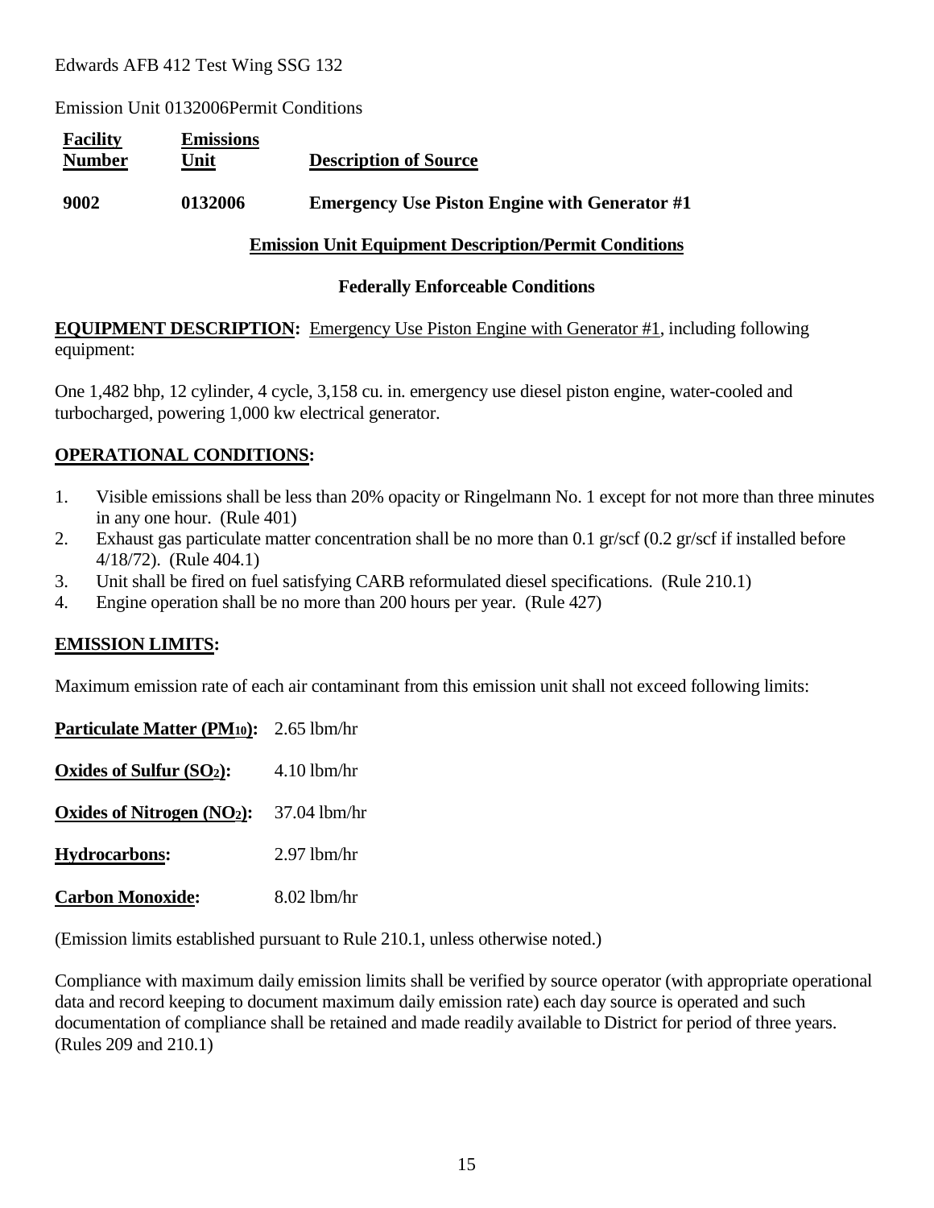Edwards AFB 412 Test Wing SSG 132

Emission Unit 0132006Permit Conditions

| **Facility Number** | **Emissions Unit** | **Description of Source** |
|---|---|---|
| **9002** | **0132006** | **Emergency Use Piston Engine with Generator #1** |

**Emission Unit Equipment Description/Permit Conditions**

**Federally Enforceable Conditions**

**EQUIPMENT DESCRIPTION:** Emergency Use Piston Engine with Generator #1, including following equipment:

One 1,482 bhp, 12 cylinder, 4 cycle, 3,158 cu. in. emergency use diesel piston engine, water-cooled and turbocharged, powering 1,000 kw electrical generator.

**OPERATIONAL CONDITIONS:**

1. Visible emissions shall be less than 20% opacity or Ringelmann No. 1 except for not more than three minutes in any one hour. (Rule 401)
2. Exhaust gas particulate matter concentration shall be no more than 0.1 gr/scf (0.2 gr/scf if installed before 4/18/72). (Rule 404.1)
3. Unit shall be fired on fuel satisfying CARB reformulated diesel specifications. (Rule 210.1)
4. Engine operation shall be no more than 200 hours per year. (Rule 427)

**EMISSION LIMITS:**

Maximum emission rate of each air contaminant from this emission unit shall not exceed following limits:

**Particulate Matter ($PM_{10}$):** 2.65 lbm/hr

**Oxides of Sulfur ($SO_2$):** 4.10 lbm/hr

**Oxides of Nitrogen ($NO_2$):** 37.04 lbm/hr

**Hydrocarbons:** 2.97 lbm/hr

**Carbon Monoxide:** 8.02 lbm/hr

(Emission limits established pursuant to Rule 210.1, unless otherwise noted.)

Compliance with maximum daily emission limits shall be verified by source operator (with appropriate operational data and record keeping to document maximum daily emission rate) each day source is operated and such documentation of compliance shall be retained and made readily available to District for period of three years. (Rules 209 and 210.1)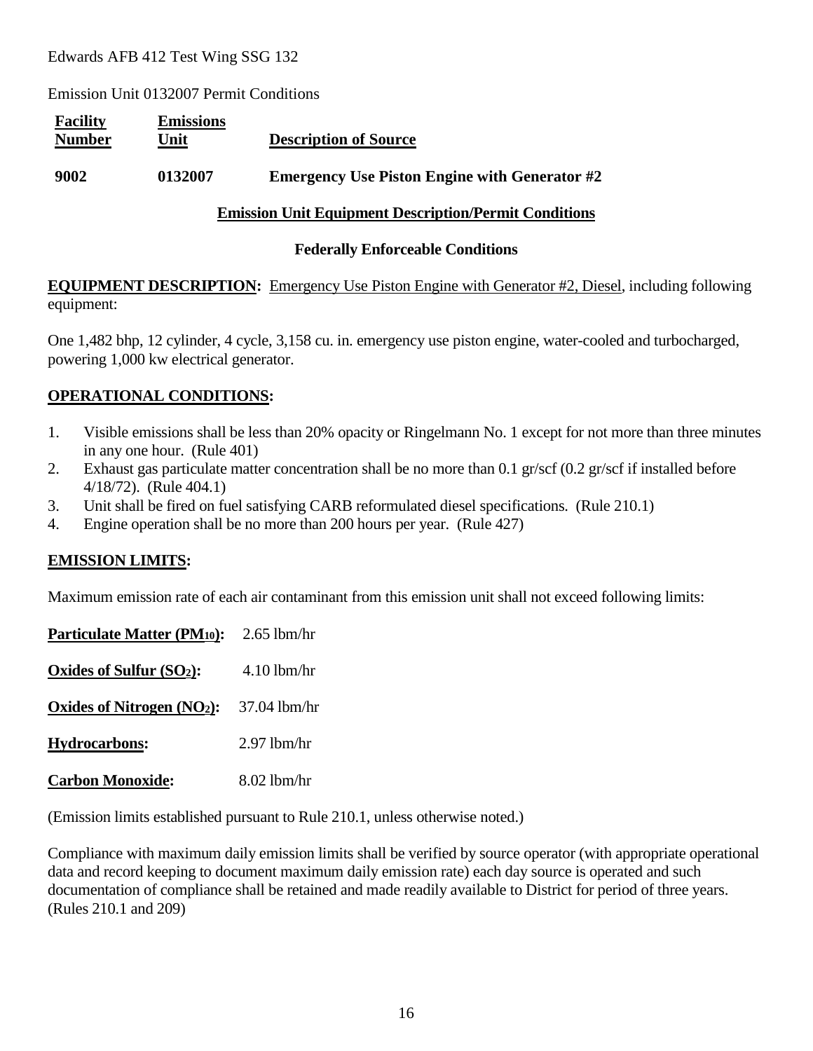Edwards AFB 412 Test Wing SSG 132

Emission Unit 0132007 Permit Conditions

| Facility Number | Emissions Unit | Description of Source |
|---|---|---|
| **9002** | **0132007** | **Emergency Use Piston Engine with Generator #2** |

## Emission Unit Equipment Description/Permit Conditions

### Federally Enforceable Conditions

**EQUIPMENT DESCRIPTION:** Emergency Use Piston Engine with Generator #2, Diesel, including following equipment:

One 1,482 bhp, 12 cylinder, 4 cycle, 3,158 cu. in. emergency use piston engine, water-cooled and turbocharged, powering 1,000 kw electrical generator.

**OPERATIONAL CONDITIONS:**

1. Visible emissions shall be less than 20% opacity or Ringelmann No. 1 except for not more than three minutes in any one hour. (Rule 401)
2. Exhaust gas particulate matter concentration shall be no more than 0.1 gr/scf (0.2 gr/scf if installed before 4/18/72). (Rule 404.1)
3. Unit shall be fired on fuel satisfying CARB reformulated diesel specifications. (Rule 210.1)
4. Engine operation shall be no more than 200 hours per year. (Rule 427)

**EMISSION LIMITS:**

Maximum emission rate of each air contaminant from this emission unit shall not exceed following limits:

| | |
|---|---|
| **Particulate Matter ($PM_{10}$):** | 2.65 lbm/hr |
| **Oxides of Sulfur ($SO_2$):** | 4.10 lbm/hr |
| **Oxides of Nitrogen ($NO_2$):** | 37.04 lbm/hr |
| **Hydrocarbons:** | 2.97 lbm/hr |
| **Carbon Monoxide:** | 8.02 lbm/hr |

(Emission limits established pursuant to Rule 210.1, unless otherwise noted.)

Compliance with maximum daily emission limits shall be verified by source operator (with appropriate operational data and record keeping to document maximum daily emission rate) each day source is operated and such documentation of compliance shall be retained and made readily available to District for period of three years. (Rules 210.1 and 209)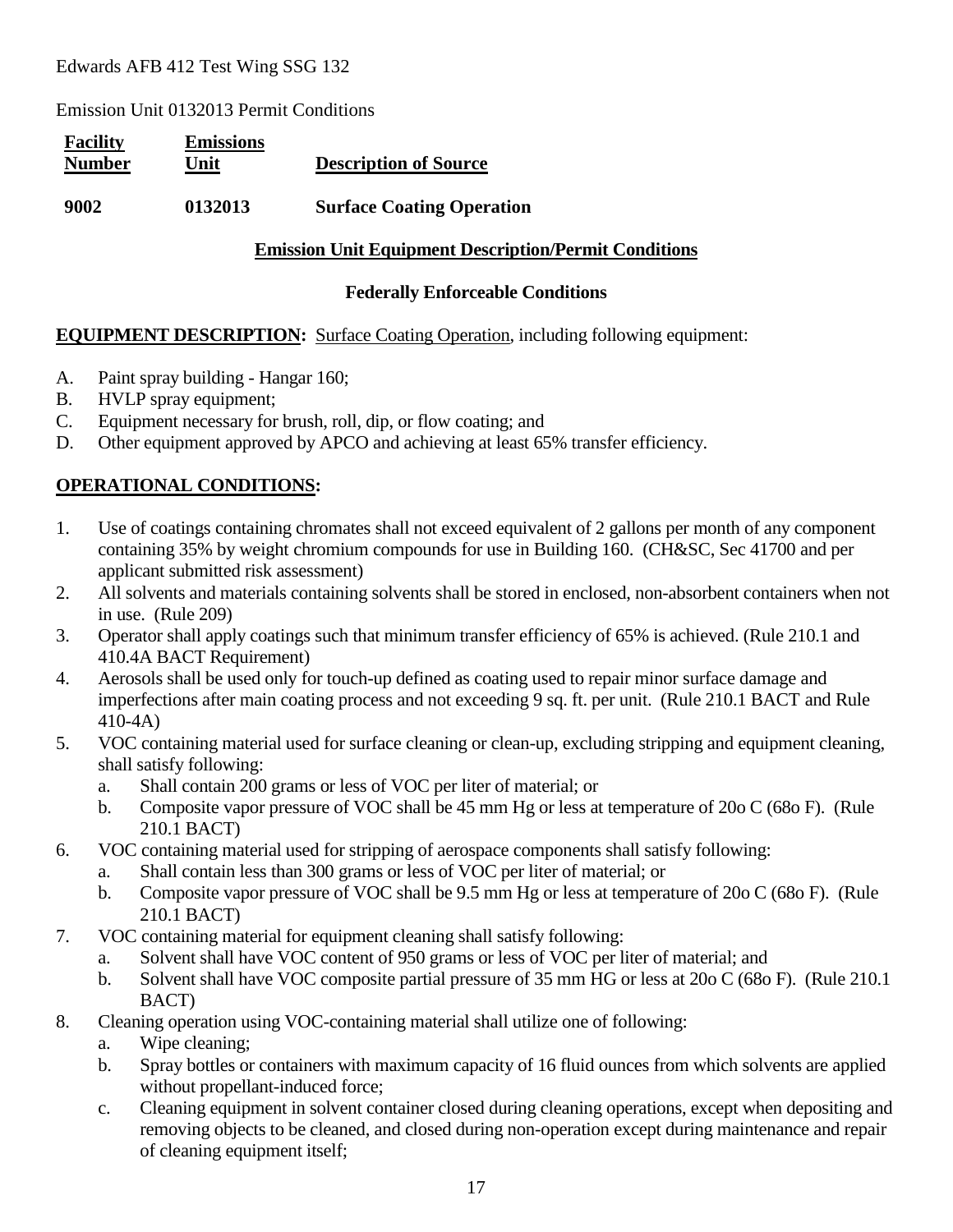Edwards AFB 412 Test Wing SSG 132

Emission Unit 0132013 Permit Conditions

| Facility Number | Emissions Unit | Description of Source |
|---|---|---|
| **9002** | **0132013** | **Surface Coating Operation** |

**Emission Unit Equipment Description/Permit Conditions**

**Federally Enforceable Conditions**

**EQUIPMENT DESCRIPTION:** Surface Coating Operation, including following equipment:

A. Paint spray building - Hangar 160;
B. HVLP spray equipment;
C. Equipment necessary for brush, roll, dip, or flow coating; and
D. Other equipment approved by APCO and achieving at least 65% transfer efficiency.

**OPERATIONAL CONDITIONS:**

1. Use of coatings containing chromates shall not exceed equivalent of 2 gallons per month of any component containing 35% by weight chromium compounds for use in Building 160. (CH&SC, Sec 41700 and per applicant submitted risk assessment)
2. All solvents and materials containing solvents shall be stored in enclosed, non-absorbent containers when not in use. (Rule 209)
3. Operator shall apply coatings such that minimum transfer efficiency of 65% is achieved. (Rule 210.1 and 410.4A BACT Requirement)
4. Aerosols shall be used only for touch-up defined as coating used to repair minor surface damage and imperfections after main coating process and not exceeding 9 sq. ft. per unit. (Rule 210.1 BACT and Rule 410-4A)
5. VOC containing material used for surface cleaning or clean-up, excluding stripping and equipment cleaning, shall satisfy following:
   a. Shall contain 200 grams or less of VOC per liter of material; or
   b. Composite vapor pressure of VOC shall be 45 mm Hg or less at temperature of 20o C (68o F). (Rule 210.1 BACT)
6. VOC containing material used for stripping of aerospace components shall satisfy following:
   a. Shall contain less than 300 grams or less of VOC per liter of material; or
   b. Composite vapor pressure of VOC shall be 9.5 mm Hg or less at temperature of 20o C (68o F). (Rule 210.1 BACT)
7. VOC containing material for equipment cleaning shall satisfy following:
   a. Solvent shall have VOC content of 950 grams or less of VOC per liter of material; and
   b. Solvent shall have VOC composite partial pressure of 35 mm HG or less at 20o C (68o F). (Rule 210.1 BACT)
8. Cleaning operation using VOC-containing material shall utilize one of following:
   a. Wipe cleaning;
   b. Spray bottles or containers with maximum capacity of 16 fluid ounces from which solvents are applied without propellant-induced force;
   c. Cleaning equipment in solvent container closed during cleaning operations, except when depositing and removing objects to be cleaned, and closed during non-operation except during maintenance and repair of cleaning equipment itself;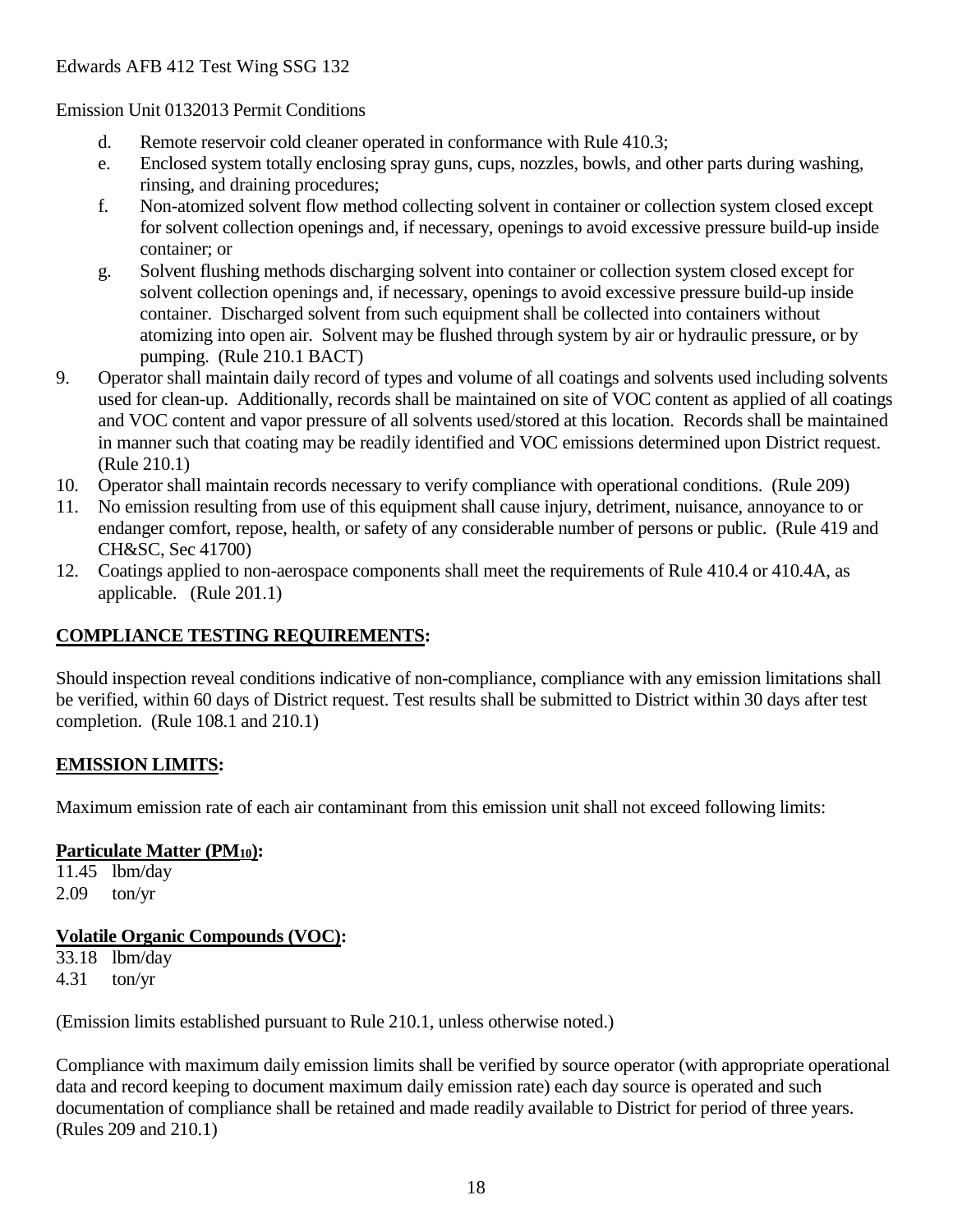Emission Unit 0132013 Permit Conditions

d. Remote reservoir cold cleaner operated in conformance with Rule 410.3;
e. Enclosed system totally enclosing spray guns, cups, nozzles, bowls, and other parts during washing, rinsing, and draining procedures;
f. Non-atomized solvent flow method collecting solvent in container or collection system closed except for solvent collection openings and, if necessary, openings to avoid excessive pressure build-up inside container; or
g. Solvent flushing methods discharging solvent into container or collection system closed except for solvent collection openings and, if necessary, openings to avoid excessive pressure build-up inside container. Discharged solvent from such equipment shall be collected into containers without atomizing into open air. Solvent may be flushed through system by air or hydraulic pressure, or by pumping. (Rule 210.1 BACT)

9. Operator shall maintain daily record of types and volume of all coatings and solvents used including solvents used for clean-up. Additionally, records shall be maintained on site of VOC content as applied of all coatings and VOC content and vapor pressure of all solvents used/stored at this location. Records shall be maintained in manner such that coating may be readily identified and VOC emissions determined upon District request. (Rule 210.1)
10. Operator shall maintain records necessary to verify compliance with operational conditions. (Rule 209)
11. No emission resulting from use of this equipment shall cause injury, detriment, nuisance, annoyance to or endanger comfort, repose, health, or safety of any considerable number of persons or public. (Rule 419 and CH&SC, Sec 41700)
12. Coatings applied to non-aerospace components shall meet the requirements of Rule 410.4 or 410.4A, as applicable. (Rule 201.1)

## COMPLIANCE TESTING REQUIREMENTS:

Should inspection reveal conditions indicative of non-compliance, compliance with any emission limitations shall be verified, within 60 days of District request. Test results shall be submitted to District within 30 days after test completion. (Rule 108.1 and 210.1)

## EMISSION LIMITS:

Maximum emission rate of each air contaminant from this emission unit shall not exceed following limits:

**Particulate Matter ($PM_{10}$):**

11.45 lbm/day
2.09 ton/yr

**Volatile Organic Compounds (VOC):**

33.18 lbm/day
4.31 ton/yr

(Emission limits established pursuant to Rule 210.1, unless otherwise noted.)

Compliance with maximum daily emission limits shall be verified by source operator (with appropriate operational data and record keeping to document maximum daily emission rate) each day source is operated and such documentation of compliance shall be retained and made readily available to District for period of three years. (Rules 209 and 210.1)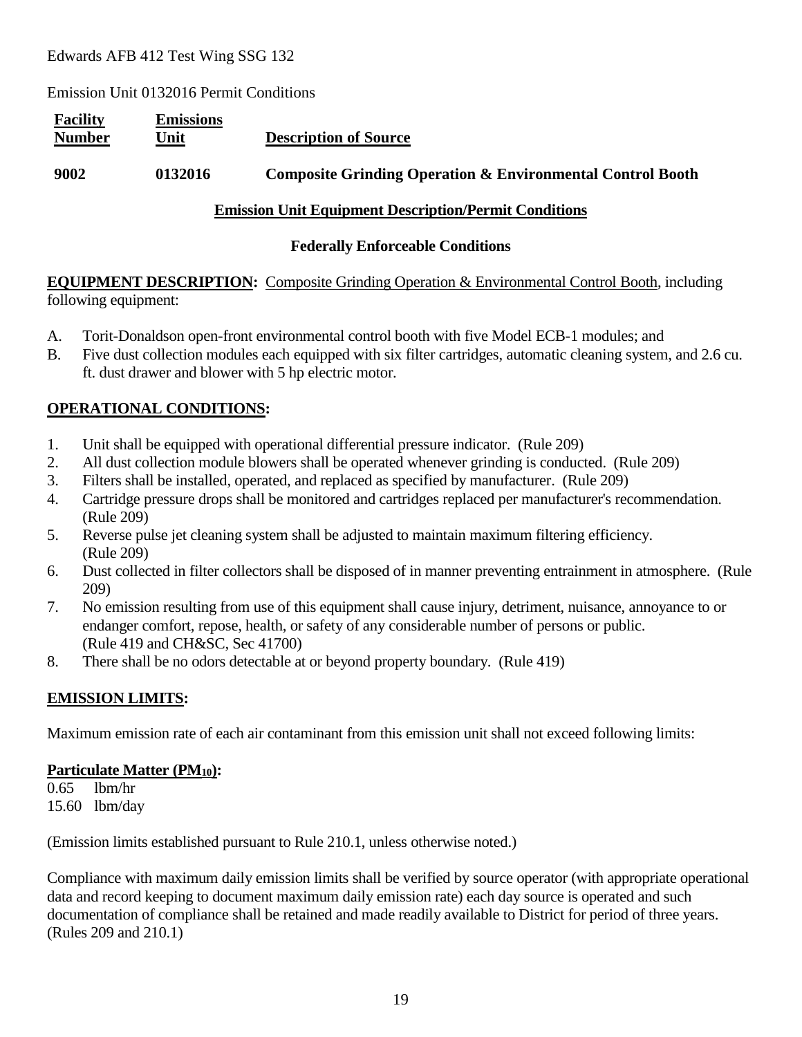Edwards AFB 412 Test Wing SSG 132

Emission Unit 0132016 Permit Conditions

| Facility Number | Emissions Unit | Description of Source |
|---|---|---|
| **9002** | **0132016** | **Composite Grinding Operation & Environmental Control Booth** |

**Emission Unit Equipment Description/Permit Conditions**

**Federally Enforceable Conditions**

**EQUIPMENT DESCRIPTION:** Composite Grinding Operation & Environmental Control Booth, including following equipment:

A. Torit-Donaldson open-front environmental control booth with five Model ECB-1 modules; and
B. Five dust collection modules each equipped with six filter cartridges, automatic cleaning system, and 2.6 cu. ft. dust drawer and blower with 5 hp electric motor.

**OPERATIONAL CONDITIONS:**

1. Unit shall be equipped with operational differential pressure indicator. (Rule 209)
2. All dust collection module blowers shall be operated whenever grinding is conducted. (Rule 209)
3. Filters shall be installed, operated, and replaced as specified by manufacturer. (Rule 209)
4. Cartridge pressure drops shall be monitored and cartridges replaced per manufacturer's recommendation. (Rule 209)
5. Reverse pulse jet cleaning system shall be adjusted to maintain maximum filtering efficiency. (Rule 209)
6. Dust collected in filter collectors shall be disposed of in manner preventing entrainment in atmosphere. (Rule 209)
7. No emission resulting from use of this equipment shall cause injury, detriment, nuisance, annoyance to or endanger comfort, repose, health, or safety of any considerable number of persons or public. (Rule 419 and CH&SC, Sec 41700)
8. There shall be no odors detectable at or beyond property boundary. (Rule 419)

**EMISSION LIMITS:**

Maximum emission rate of each air contaminant from this emission unit shall not exceed following limits:

**Particulate Matter ($PM_{10}$):**

0.65 lbm/hr
15.60 lbm/day

(Emission limits established pursuant to Rule 210.1, unless otherwise noted.)

Compliance with maximum daily emission limits shall be verified by source operator (with appropriate operational data and record keeping to document maximum daily emission rate) each day source is operated and such documentation of compliance shall be retained and made readily available to District for period of three years. (Rules 209 and 210.1)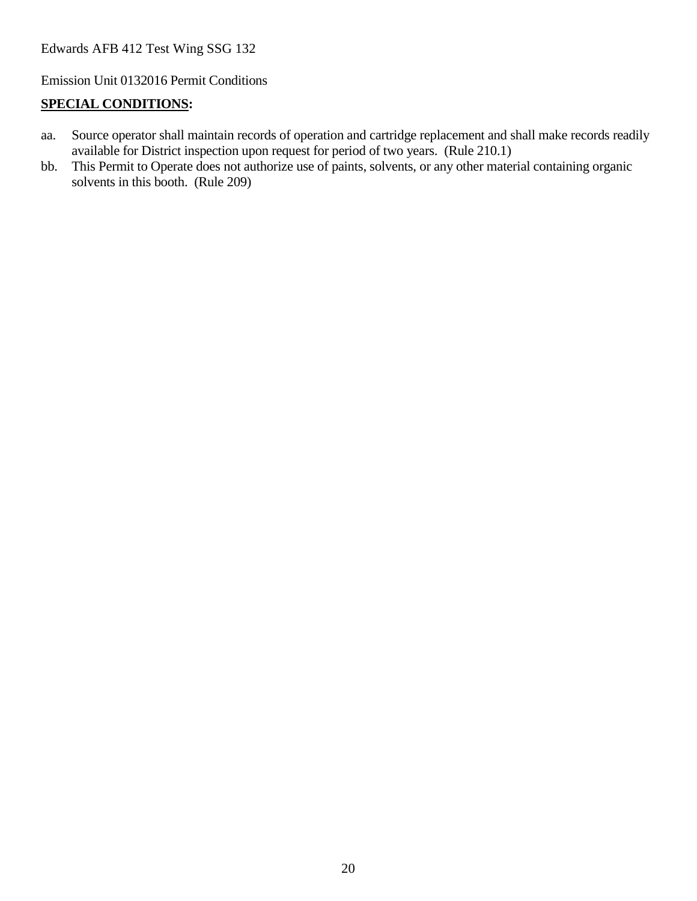Edwards AFB 412 Test Wing SSG 132

Emission Unit 0132016 Permit Conditions

**SPECIAL CONDITIONS:**

aa. Source operator shall maintain records of operation and cartridge replacement and shall make records readily available for District inspection upon request for period of two years. (Rule 210.1)

bb. This Permit to Operate does not authorize use of paints, solvents, or any other material containing organic solvents in this booth. (Rule 209)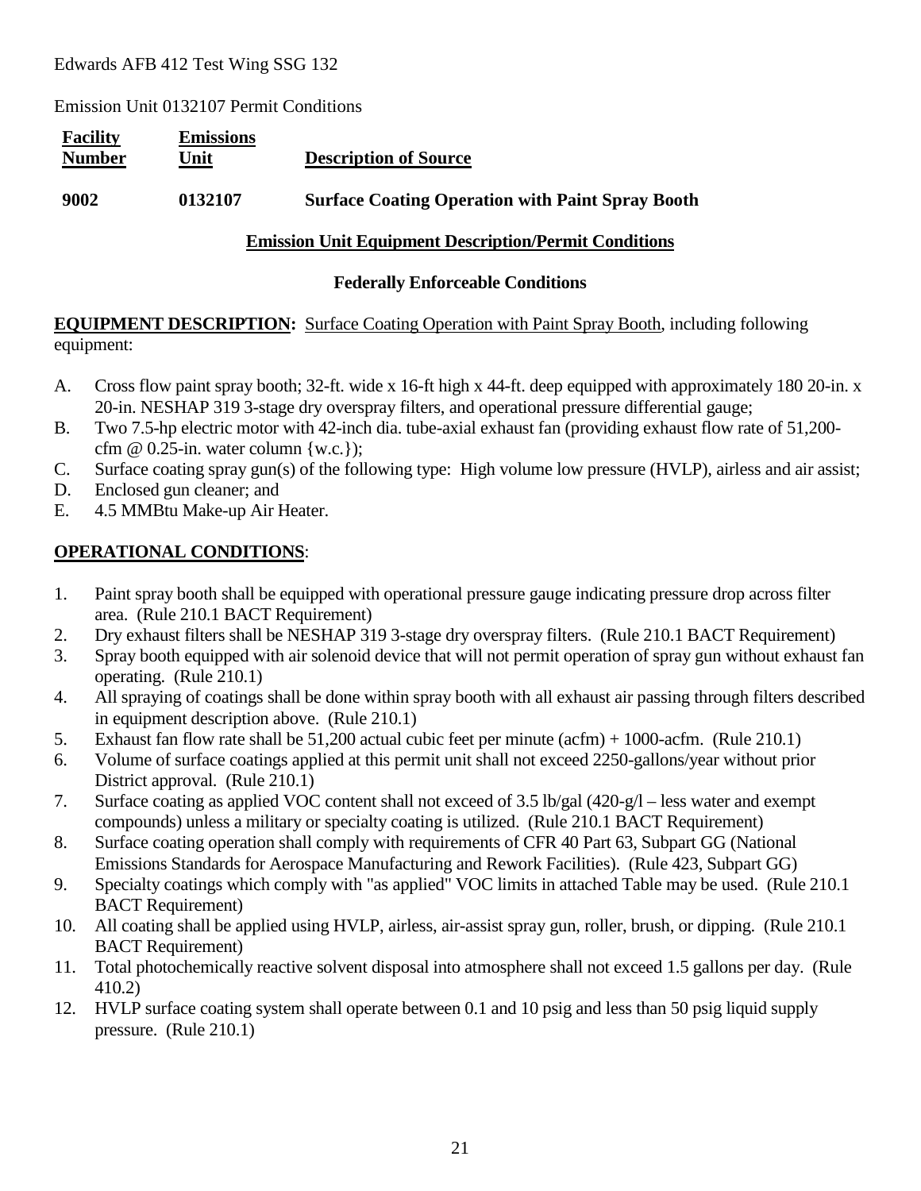Edwards AFB 412 Test Wing SSG 132

Emission Unit 0132107 Permit Conditions

| Facility Number | Emissions Unit | Description of Source |
|---|---|---|
| **9002** | **0132107** | **Surface Coating Operation with Paint Spray Booth** |

**Emission Unit Equipment Description/Permit Conditions**

**Federally Enforceable Conditions**

**EQUIPMENT DESCRIPTION:** Surface Coating Operation with Paint Spray Booth, including following equipment:

A. Cross flow paint spray booth; 32-ft. wide x 16-ft high x 44-ft. deep equipped with approximately 180 20-in. x 20-in. NESHAP 319 3-stage dry overspray filters, and operational pressure differential gauge;
B. Two 7.5-hp electric motor with 42-inch dia. tube-axial exhaust fan (providing exhaust flow rate of 51,200-cfm @ 0.25-in. water column {w.c.});
C. Surface coating spray gun(s) of the following type: High volume low pressure (HVLP), airless and air assist;
D. Enclosed gun cleaner; and
E. 4.5 MMBtu Make-up Air Heater.

**OPERATIONAL CONDITIONS**:

1. Paint spray booth shall be equipped with operational pressure gauge indicating pressure drop across filter area. (Rule 210.1 BACT Requirement)
2. Dry exhaust filters shall be NESHAP 319 3-stage dry overspray filters. (Rule 210.1 BACT Requirement)
3. Spray booth equipped with air solenoid device that will not permit operation of spray gun without exhaust fan operating. (Rule 210.1)
4. All spraying of coatings shall be done within spray booth with all exhaust air passing through filters described in equipment description above. (Rule 210.1)
5. Exhaust fan flow rate shall be 51,200 actual cubic feet per minute (acfm) + 1000-acfm. (Rule 210.1)
6. Volume of surface coatings applied at this permit unit shall not exceed 2250-gallons/year without prior District approval. (Rule 210.1)
7. Surface coating as applied VOC content shall not exceed of 3.5 lb/gal (420-g/l – less water and exempt compounds) unless a military or specialty coating is utilized. (Rule 210.1 BACT Requirement)
8. Surface coating operation shall comply with requirements of CFR 40 Part 63, Subpart GG (National Emissions Standards for Aerospace Manufacturing and Rework Facilities). (Rule 423, Subpart GG)
9. Specialty coatings which comply with "as applied" VOC limits in attached Table may be used. (Rule 210.1 BACT Requirement)
10. All coating shall be applied using HVLP, airless, air-assist spray gun, roller, brush, or dipping. (Rule 210.1 BACT Requirement)
11. Total photochemically reactive solvent disposal into atmosphere shall not exceed 1.5 gallons per day. (Rule 410.2)
12. HVLP surface coating system shall operate between 0.1 and 10 psig and less than 50 psig liquid supply pressure. (Rule 210.1)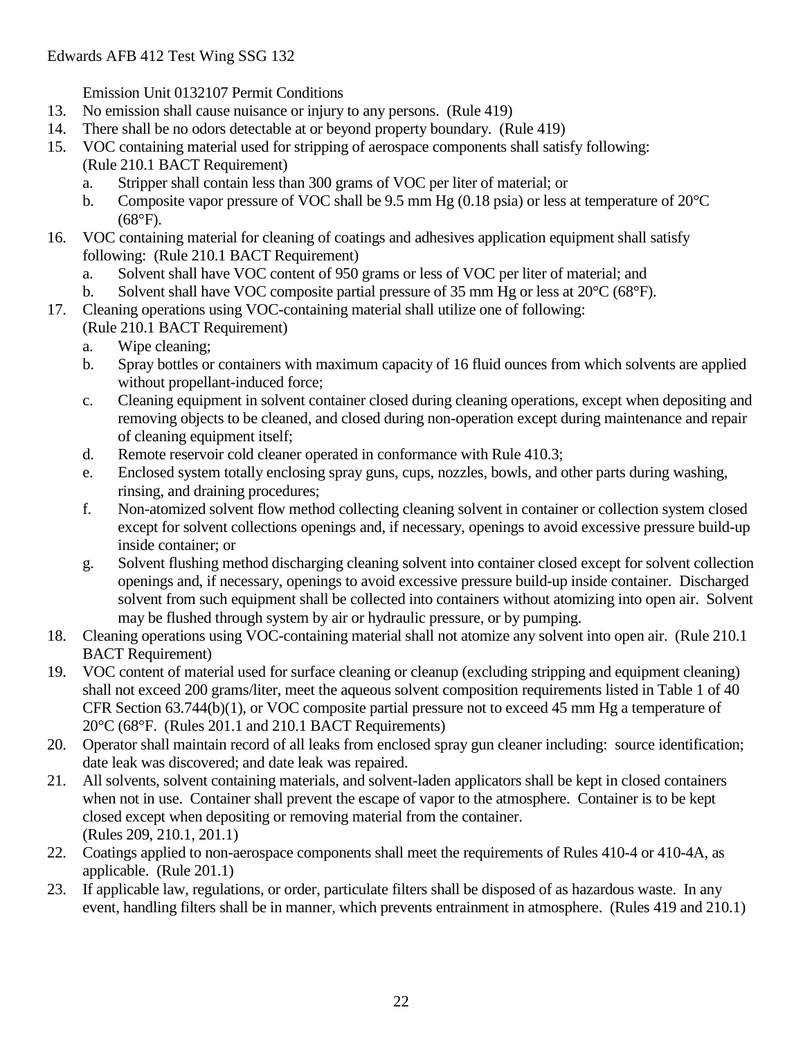Emission Unit 0132107 Permit Conditions

13. No emission shall cause nuisance or injury to any persons. (Rule 419)
14. There shall be no odors detectable at or beyond property boundary. (Rule 419)
15. VOC containing material used for stripping of aerospace components shall satisfy following: (Rule 210.1 BACT Requirement)
    a. Stripper shall contain less than 300 grams of VOC per liter of material; or
    b. Composite vapor pressure of VOC shall be 9.5 mm Hg (0.18 psia) or less at temperature of 20°C (68°F).
16. VOC containing material for cleaning of coatings and adhesives application equipment shall satisfy following: (Rule 210.1 BACT Requirement)
    a. Solvent shall have VOC content of 950 grams or less of VOC per liter of material; and
    b. Solvent shall have VOC composite partial pressure of 35 mm Hg or less at 20°C (68°F).
17. Cleaning operations using VOC-containing material shall utilize one of following: (Rule 210.1 BACT Requirement)
    a. Wipe cleaning;
    b. Spray bottles or containers with maximum capacity of 16 fluid ounces from which solvents are applied without propellant-induced force;
    c. Cleaning equipment in solvent container closed during cleaning operations, except when depositing and removing objects to be cleaned, and closed during non-operation except during maintenance and repair of cleaning equipment itself;
    d. Remote reservoir cold cleaner operated in conformance with Rule 410.3;
    e. Enclosed system totally enclosing spray guns, cups, nozzles, bowls, and other parts during washing, rinsing, and draining procedures;
    f. Non-atomized solvent flow method collecting cleaning solvent in container or collection system closed except for solvent collections openings and, if necessary, openings to avoid excessive pressure build-up inside container; or
    g. Solvent flushing method discharging cleaning solvent into container closed except for solvent collection openings and, if necessary, openings to avoid excessive pressure build-up inside container. Discharged solvent from such equipment shall be collected into containers without atomizing into open air. Solvent may be flushed through system by air or hydraulic pressure, or by pumping.
18. Cleaning operations using VOC-containing material shall not atomize any solvent into open air. (Rule 210.1 BACT Requirement)
19. VOC content of material used for surface cleaning or cleanup (excluding stripping and equipment cleaning) shall not exceed 200 grams/liter, meet the aqueous solvent composition requirements listed in Table 1 of 40 CFR Section 63.744(b)(1), or VOC composite partial pressure not to exceed 45 mm Hg a temperature of 20°C (68°F. (Rules 201.1 and 210.1 BACT Requirements)
20. Operator shall maintain record of all leaks from enclosed spray gun cleaner including: source identification; date leak was discovered; and date leak was repaired.
21. All solvents, solvent containing materials, and solvent-laden applicators shall be kept in closed containers when not in use. Container shall prevent the escape of vapor to the atmosphere. Container is to be kept closed except when depositing or removing material from the container. (Rules 209, 210.1, 201.1)
22. Coatings applied to non-aerospace components shall meet the requirements of Rules 410-4 or 410-4A, as applicable. (Rule 201.1)
23. If applicable law, regulations, or order, particulate filters shall be disposed of as hazardous waste. In any event, handling filters shall be in manner, which prevents entrainment in atmosphere. (Rules 419 and 210.1)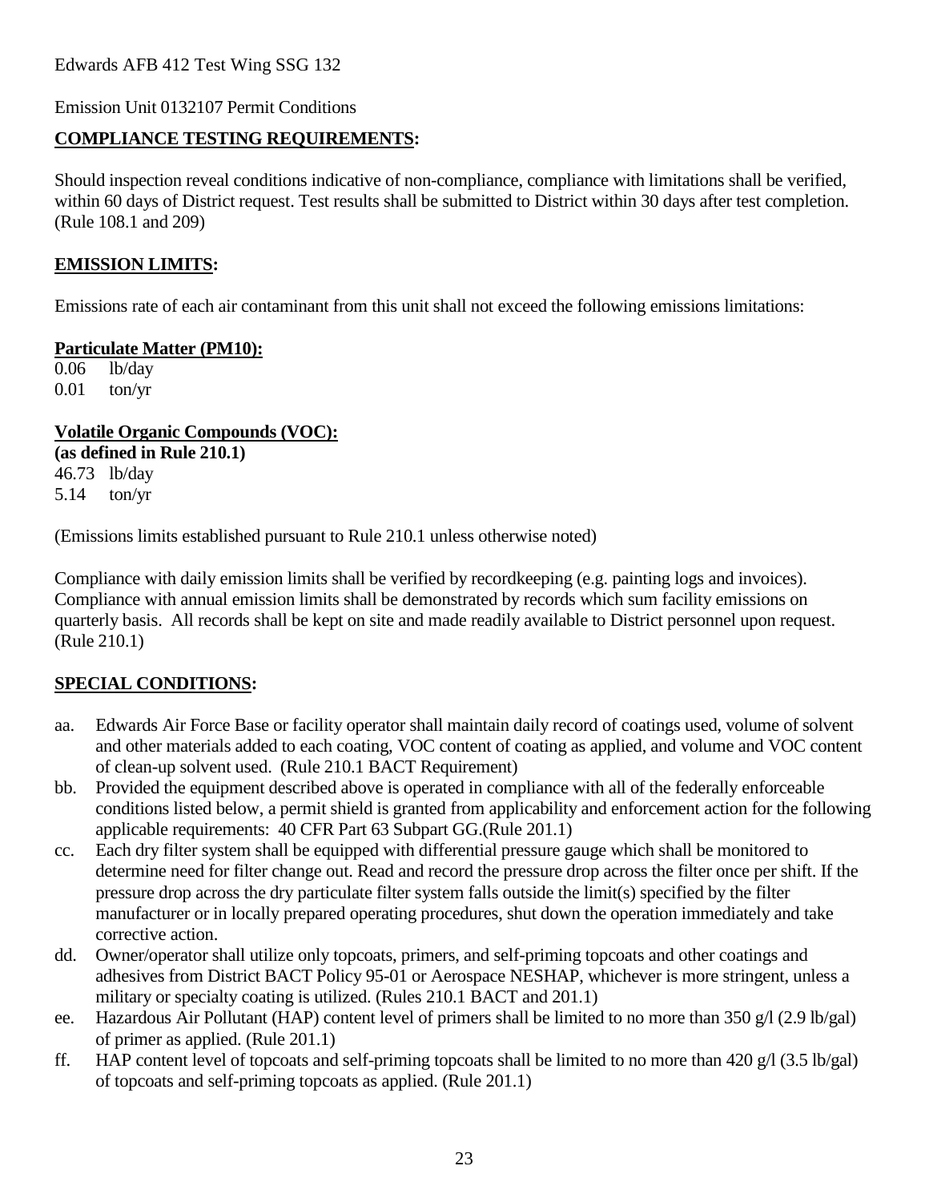Edwards AFB 412 Test Wing SSG 132

Emission Unit 0132107 Permit Conditions

**COMPLIANCE TESTING REQUIREMENTS:**

Should inspection reveal conditions indicative of non-compliance, compliance with limitations shall be verified, within 60 days of District request. Test results shall be submitted to District within 30 days after test completion. (Rule 108.1 and 209)

**EMISSION LIMITS:**

Emissions rate of each air contaminant from this unit shall not exceed the following emissions limitations:

**Particulate Matter (PM10):**

0.06 lb/day
0.01 ton/yr

**Volatile Organic Compounds (VOC):**
**(as defined in Rule 210.1)**

46.73 lb/day
5.14 ton/yr

(Emissions limits established pursuant to Rule 210.1 unless otherwise noted)

Compliance with daily emission limits shall be verified by recordkeeping (e.g. painting logs and invoices). Compliance with annual emission limits shall be demonstrated by records which sum facility emissions on quarterly basis. All records shall be kept on site and made readily available to District personnel upon request. (Rule 210.1)

**SPECIAL CONDITIONS:**

aa. Edwards Air Force Base or facility operator shall maintain daily record of coatings used, volume of solvent and other materials added to each coating, VOC content of coating as applied, and volume and VOC content of clean-up solvent used. (Rule 210.1 BACT Requirement)

bb. Provided the equipment described above is operated in compliance with all of the federally enforceable conditions listed below, a permit shield is granted from applicability and enforcement action for the following applicable requirements: 40 CFR Part 63 Subpart GG.(Rule 201.1)

cc. Each dry filter system shall be equipped with differential pressure gauge which shall be monitored to determine need for filter change out. Read and record the pressure drop across the filter once per shift. If the pressure drop across the dry particulate filter system falls outside the limit(s) specified by the filter manufacturer or in locally prepared operating procedures, shut down the operation immediately and take corrective action.

dd. Owner/operator shall utilize only topcoats, primers, and self-priming topcoats and other coatings and adhesives from District BACT Policy 95-01 or Aerospace NESHAP, whichever is more stringent, unless a military or specialty coating is utilized. (Rules 210.1 BACT and 201.1)

ee. Hazardous Air Pollutant (HAP) content level of primers shall be limited to no more than 350 g/l (2.9 lb/gal) of primer as applied. (Rule 201.1)

ff. HAP content level of topcoats and self-priming topcoats shall be limited to no more than 420 g/l (3.5 lb/gal) of topcoats and self-priming topcoats as applied. (Rule 201.1)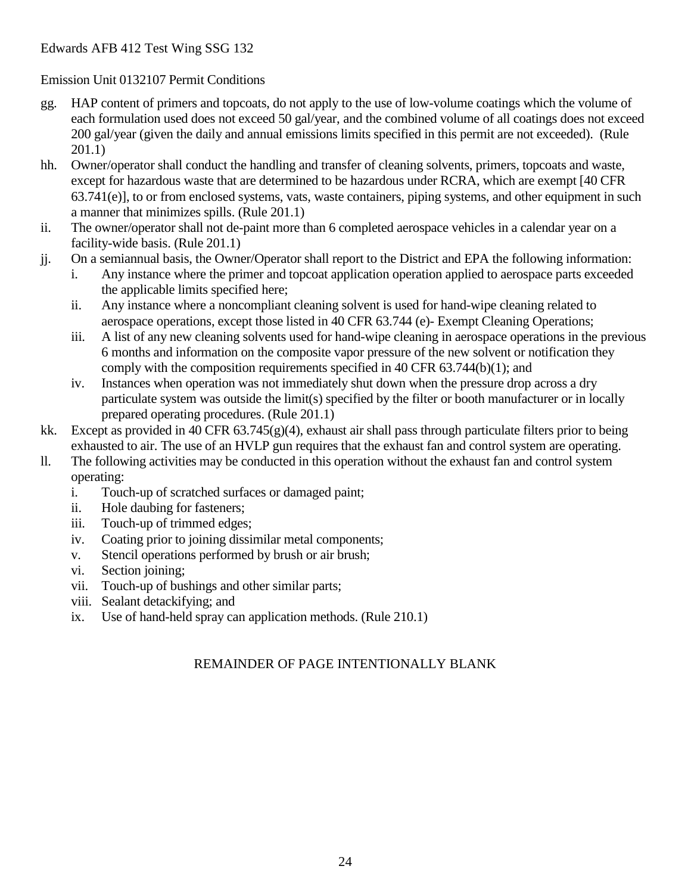Emission Unit 0132107 Permit Conditions

gg. HAP content of primers and topcoats, do not apply to the use of low-volume coatings which the volume of each formulation used does not exceed 50 gal/year, and the combined volume of all coatings does not exceed 200 gal/year (given the daily and annual emissions limits specified in this permit are not exceeded). (Rule 201.1)

hh. Owner/operator shall conduct the handling and transfer of cleaning solvents, primers, topcoats and waste, except for hazardous waste that are determined to be hazardous under RCRA, which are exempt [40 CFR 63.741(e)], to or from enclosed systems, vats, waste containers, piping systems, and other equipment in such a manner that minimizes spills. (Rule 201.1)

ii. The owner/operator shall not de-paint more than 6 completed aerospace vehicles in a calendar year on a facility-wide basis. (Rule 201.1)

jj. On a semiannual basis, the Owner/Operator shall report to the District and EPA the following information:
   i. Any instance where the primer and topcoat application operation applied to aerospace parts exceeded the applicable limits specified here;
   ii. Any instance where a noncompliant cleaning solvent is used for hand-wipe cleaning related to aerospace operations, except those listed in 40 CFR 63.744 (e)- Exempt Cleaning Operations;
   iii. A list of any new cleaning solvents used for hand-wipe cleaning in aerospace operations in the previous 6 months and information on the composite vapor pressure of the new solvent or notification they comply with the composition requirements specified in 40 CFR 63.744(b)(1); and
   iv. Instances when operation was not immediately shut down when the pressure drop across a dry particulate system was outside the limit(s) specified by the filter or booth manufacturer or in locally prepared operating procedures. (Rule 201.1)

kk. Except as provided in 40 CFR 63.745(g)(4), exhaust air shall pass through particulate filters prior to being exhausted to air. The use of an HVLP gun requires that the exhaust fan and control system are operating.

ll. The following activities may be conducted in this operation without the exhaust fan and control system operating:
   i. Touch-up of scratched surfaces or damaged paint;
   ii. Hole daubing for fasteners;
   iii. Touch-up of trimmed edges;
   iv. Coating prior to joining dissimilar metal components;
   v. Stencil operations performed by brush or air brush;
   vi. Section joining;
   vii. Touch-up of bushings and other similar parts;
   viii. Sealant detackifying; and
   ix. Use of hand-held spray can application methods. (Rule 210.1)

REMAINDER OF PAGE INTENTIONALLY BLANK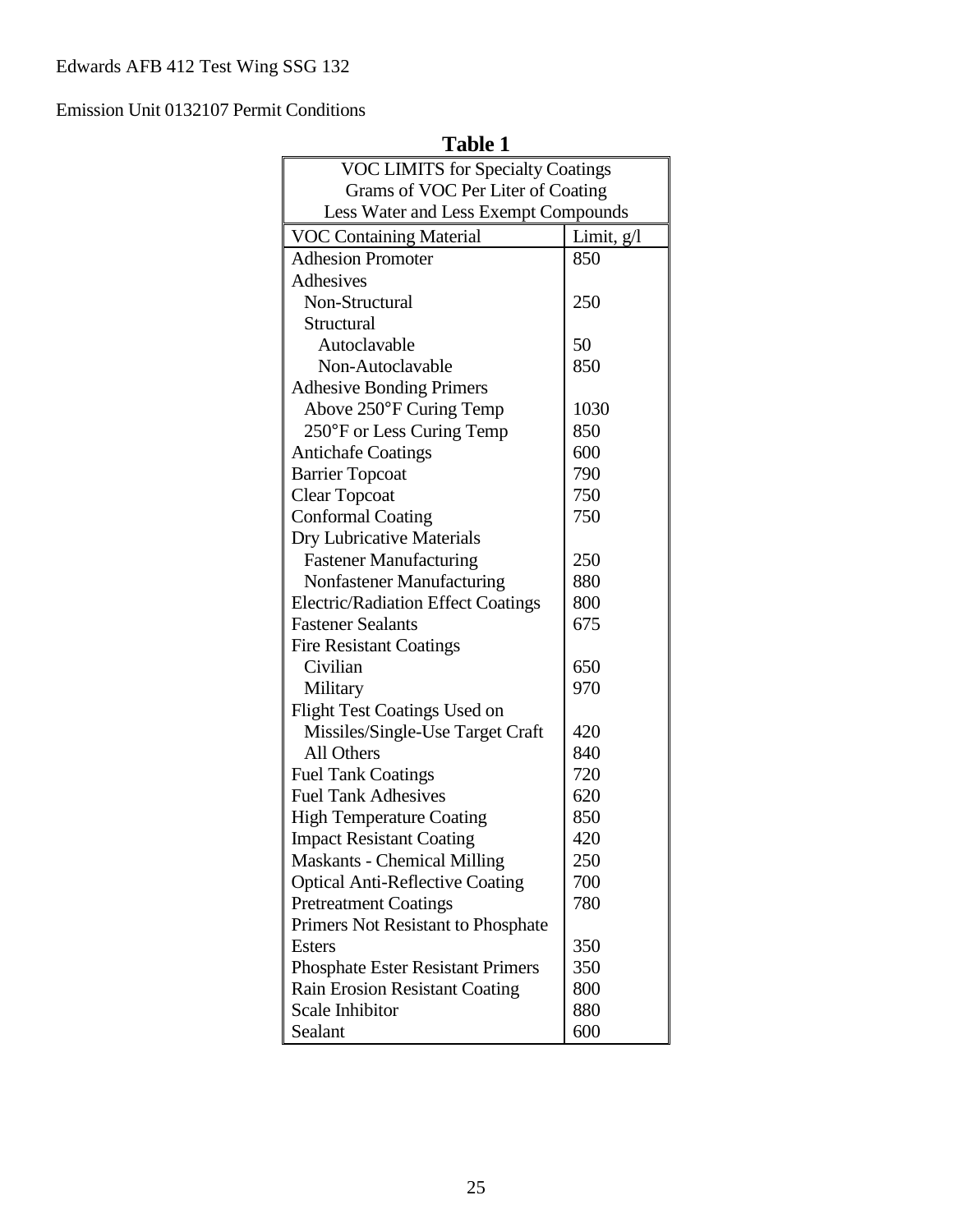Edwards AFB 412 Test Wing SSG 132

Emission Unit 0132107 Permit Conditions

**Table 1**

| VOC LIMITS for Specialty Coatings<br>Grams of VOC Per Liter of Coating<br>Less Water and Less Exempt Compounds | |
|---|---|
| VOC Containing Material | Limit, g/l |
| Adhesion Promoter | 850 |
| Adhesives | |
| Non-Structural | 250 |
| Structural | |
| Autoclavable | 50 |
| Non-Autoclavable | 850 |
| Adhesive Bonding Primers | |
| Above 250°F Curing Temp | 1030 |
| 250°F or Less Curing Temp | 850 |
| Antichafe Coatings | 600 |
| Barrier Topcoat | 790 |
| Clear Topcoat | 750 |
| Conformal Coating | 750 |
| Dry Lubricative Materials | |
| Fastener Manufacturing | 250 |
| Nonfastener Manufacturing | 880 |
| Electric/Radiation Effect Coatings | 800 |
| Fastener Sealants | 675 |
| Fire Resistant Coatings | |
| Civilian | 650 |
| Military | 970 |
| Flight Test Coatings Used on | |
| Missiles/Single-Use Target Craft | 420 |
| All Others | 840 |
| Fuel Tank Coatings | 720 |
| Fuel Tank Adhesives | 620 |
| High Temperature Coating | 850 |
| Impact Resistant Coating | 420 |
| Maskants - Chemical Milling | 250 |
| Optical Anti-Reflective Coating | 700 |
| Pretreatment Coatings | 780 |
| Primers Not Resistant to Phosphate Esters | 350 |
| Phosphate Ester Resistant Primers | 350 |
| Rain Erosion Resistant Coating | 800 |
| Scale Inhibitor | 880 |
| Sealant | 600 |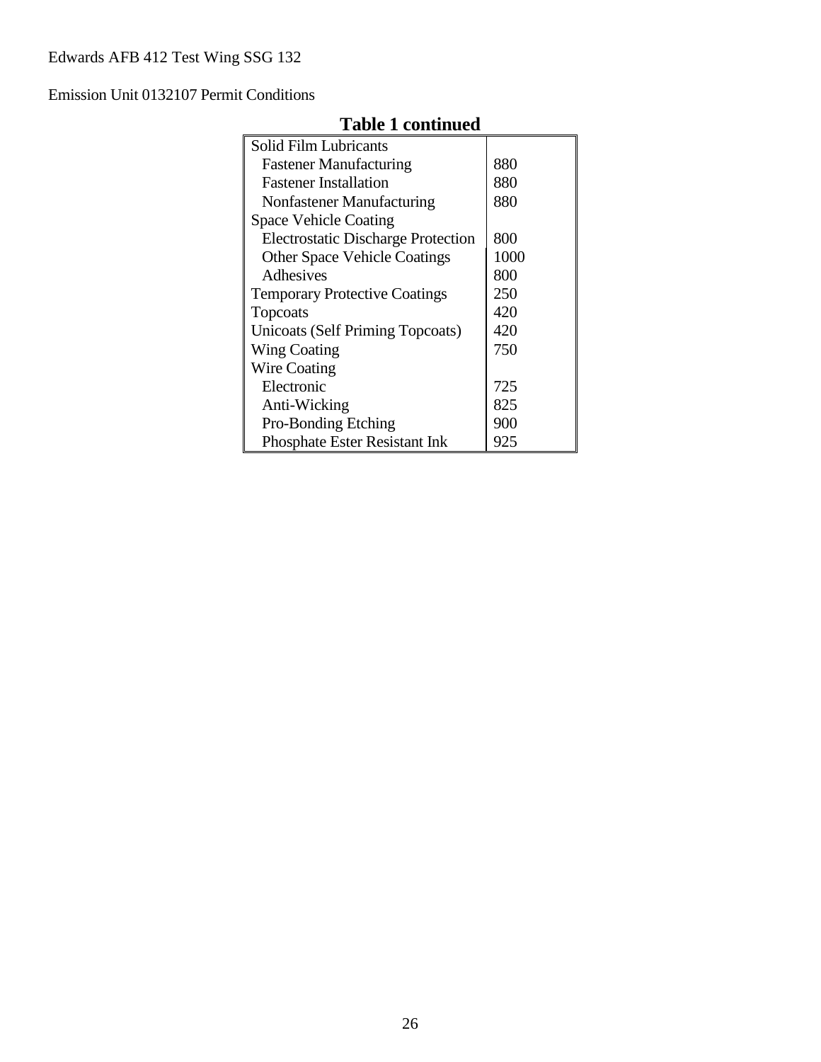Edwards AFB 412 Test Wing SSG 132

Emission Unit 0132107 Permit Conditions

**Table 1 continued**

| | |
|---|---|
| Solid Film Lubricants | |
| Fastener Manufacturing | 880 |
| Fastener Installation | 880 |
| Nonfastener Manufacturing | 880 |
| Space Vehicle Coating | |
| Electrostatic Discharge Protection | 800 |
| Other Space Vehicle Coatings | 1000 |
| Adhesives | 800 |
| Temporary Protective Coatings | 250 |
| Topcoats | 420 |
| Unicoats (Self Priming Topcoats) | 420 |
| Wing Coating | 750 |
| Wire Coating | |
| Electronic | 725 |
| Anti-Wicking | 825 |
| Pro-Bonding Etching | 900 |
| Phosphate Ester Resistant Ink | 925 |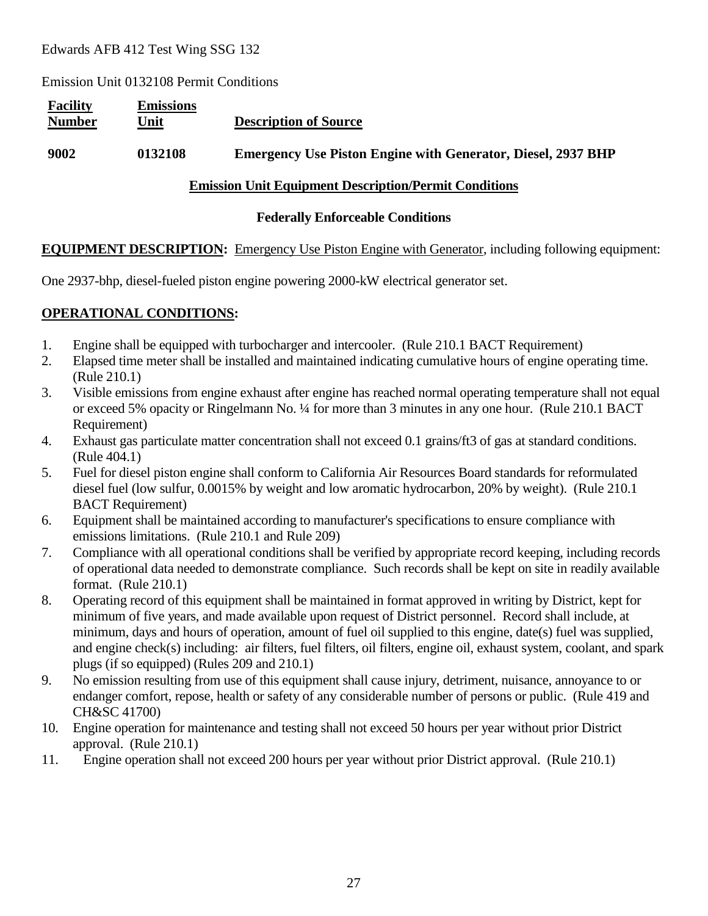Edwards AFB 412 Test Wing SSG 132

Emission Unit 0132108 Permit Conditions

| Facility Number | Emissions Unit | Description of Source |
|---|---|---|
| **9002** | **0132108** | **Emergency Use Piston Engine with Generator, Diesel, 2937 BHP** |

**Emission Unit Equipment Description/Permit Conditions**

**Federally Enforceable Conditions**

**EQUIPMENT DESCRIPTION:** Emergency Use Piston Engine with Generator, including following equipment:

One 2937-bhp, diesel-fueled piston engine powering 2000-kW electrical generator set.

**OPERATIONAL CONDITIONS:**

1. Engine shall be equipped with turbocharger and intercooler. (Rule 210.1 BACT Requirement)
2. Elapsed time meter shall be installed and maintained indicating cumulative hours of engine operating time. (Rule 210.1)
3. Visible emissions from engine exhaust after engine has reached normal operating temperature shall not equal or exceed 5% opacity or Ringelmann No. ¼ for more than 3 minutes in any one hour. (Rule 210.1 BACT Requirement)
4. Exhaust gas particulate matter concentration shall not exceed 0.1 grains/ft3 of gas at standard conditions. (Rule 404.1)
5. Fuel for diesel piston engine shall conform to California Air Resources Board standards for reformulated diesel fuel (low sulfur, 0.0015% by weight and low aromatic hydrocarbon, 20% by weight). (Rule 210.1 BACT Requirement)
6. Equipment shall be maintained according to manufacturer's specifications to ensure compliance with emissions limitations. (Rule 210.1 and Rule 209)
7. Compliance with all operational conditions shall be verified by appropriate record keeping, including records of operational data needed to demonstrate compliance. Such records shall be kept on site in readily available format. (Rule 210.1)
8. Operating record of this equipment shall be maintained in format approved in writing by District, kept for minimum of five years, and made available upon request of District personnel. Record shall include, at minimum, days and hours of operation, amount of fuel oil supplied to this engine, date(s) fuel was supplied, and engine check(s) including: air filters, fuel filters, oil filters, engine oil, exhaust system, coolant, and spark plugs (if so equipped) (Rules 209 and 210.1)
9. No emission resulting from use of this equipment shall cause injury, detriment, nuisance, annoyance to or endanger comfort, repose, health or safety of any considerable number of persons or public. (Rule 419 and CH&SC 41700)
10. Engine operation for maintenance and testing shall not exceed 50 hours per year without prior District approval. (Rule 210.1)
11. Engine operation shall not exceed 200 hours per year without prior District approval. (Rule 210.1)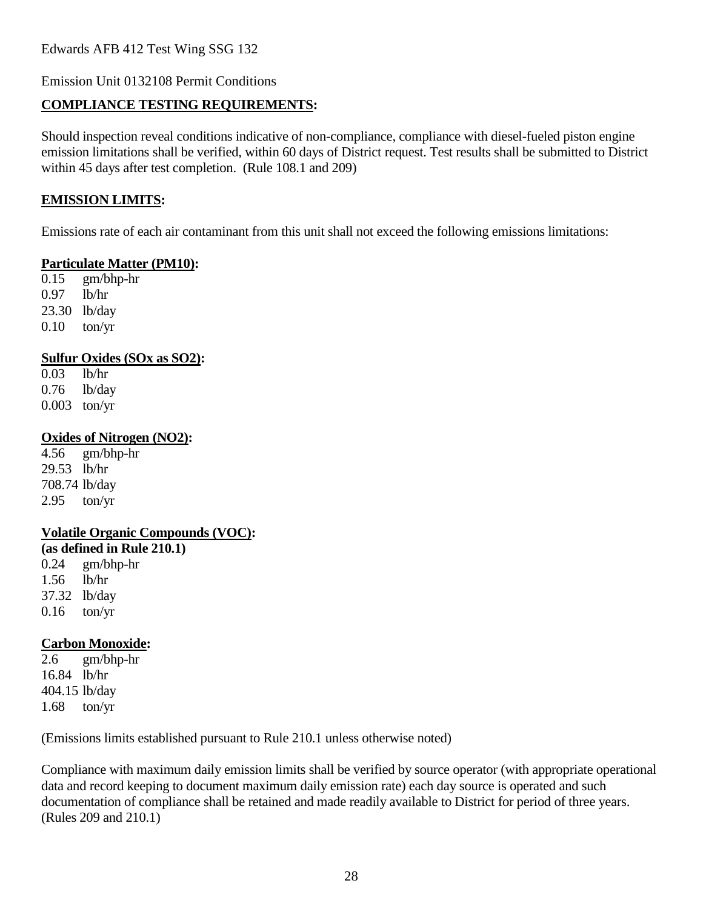Edwards AFB 412 Test Wing SSG 132

Emission Unit 0132108 Permit Conditions

**COMPLIANCE TESTING REQUIREMENTS:**

Should inspection reveal conditions indicative of non-compliance, compliance with diesel-fueled piston engine emission limitations shall be verified, within 60 days of District request. Test results shall be submitted to District within 45 days after test completion. (Rule 108.1 and 209)

**EMISSION LIMITS:**

Emissions rate of each air contaminant from this unit shall not exceed the following emissions limitations:

**Particulate Matter (PM10):**

0.15 gm/bhp-hr
0.97 lb/hr
23.30 lb/day
0.10 ton/yr

**Sulfur Oxides (SOx as SO2):**

0.03 lb/hr
0.76 lb/day
0.003 ton/yr

**Oxides of Nitrogen (NO2):**

4.56 gm/bhp-hr
29.53 lb/hr
708.74 lb/day
2.95 ton/yr

**Volatile Organic Compounds (VOC):**
**(as defined in Rule 210.1)**

0.24 gm/bhp-hr
1.56 lb/hr
37.32 lb/day
0.16 ton/yr

**Carbon Monoxide:**

2.6 gm/bhp-hr
16.84 lb/hr
404.15 lb/day
1.68 ton/yr

(Emissions limits established pursuant to Rule 210.1 unless otherwise noted)

Compliance with maximum daily emission limits shall be verified by source operator (with appropriate operational data and record keeping to document maximum daily emission rate) each day source is operated and such documentation of compliance shall be retained and made readily available to District for period of three years. (Rules 209 and 210.1)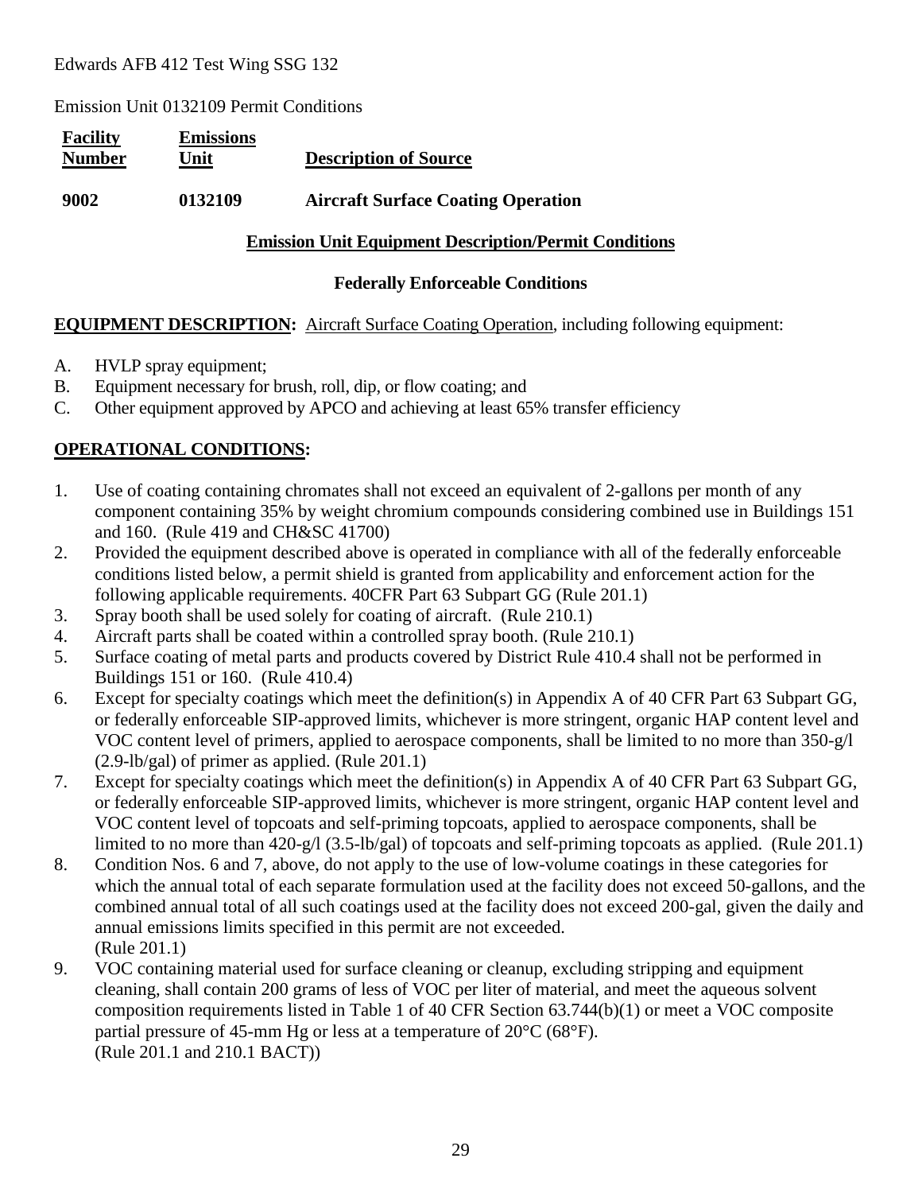Edwards AFB 412 Test Wing SSG 132

Emission Unit 0132109 Permit Conditions

| Facility Number | Emissions Unit | Description of Source |
|---|---|---|
| **9002** | **0132109** | **Aircraft Surface Coating Operation** |

**Emission Unit Equipment Description/Permit Conditions**

**Federally Enforceable Conditions**

**EQUIPMENT DESCRIPTION:** Aircraft Surface Coating Operation, including following equipment:

A. HVLP spray equipment;
B. Equipment necessary for brush, roll, dip, or flow coating; and
C. Other equipment approved by APCO and achieving at least 65% transfer efficiency

**OPERATIONAL CONDITIONS:**

1. Use of coating containing chromates shall not exceed an equivalent of 2-gallons per month of any component containing 35% by weight chromium compounds considering combined use in Buildings 151 and 160. (Rule 419 and CH&SC 41700)
2. Provided the equipment described above is operated in compliance with all of the federally enforceable conditions listed below, a permit shield is granted from applicability and enforcement action for the following applicable requirements. 40CFR Part 63 Subpart GG (Rule 201.1)
3. Spray booth shall be used solely for coating of aircraft. (Rule 210.1)
4. Aircraft parts shall be coated within a controlled spray booth. (Rule 210.1)
5. Surface coating of metal parts and products covered by District Rule 410.4 shall not be performed in Buildings 151 or 160. (Rule 410.4)
6. Except for specialty coatings which meet the definition(s) in Appendix A of 40 CFR Part 63 Subpart GG, or federally enforceable SIP-approved limits, whichever is more stringent, organic HAP content level and VOC content level of primers, applied to aerospace components, shall be limited to no more than 350-g/l (2.9-lb/gal) of primer as applied. (Rule 201.1)
7. Except for specialty coatings which meet the definition(s) in Appendix A of 40 CFR Part 63 Subpart GG, or federally enforceable SIP-approved limits, whichever is more stringent, organic HAP content level and VOC content level of topcoats and self-priming topcoats, applied to aerospace components, shall be limited to no more than 420-g/l (3.5-lb/gal) of topcoats and self-priming topcoats as applied. (Rule 201.1)
8. Condition Nos. 6 and 7, above, do not apply to the use of low-volume coatings in these categories for which the annual total of each separate formulation used at the facility does not exceed 50-gallons, and the combined annual total of all such coatings used at the facility does not exceed 200-gal, given the daily and annual emissions limits specified in this permit are not exceeded. (Rule 201.1)
9. VOC containing material used for surface cleaning or cleanup, excluding stripping and equipment cleaning, shall contain 200 grams of less of VOC per liter of material, and meet the aqueous solvent composition requirements listed in Table 1 of 40 CFR Section 63.744(b)(1) or meet a VOC composite partial pressure of 45-mm Hg or less at a temperature of 20°C (68°F). (Rule 201.1 and 210.1 BACT))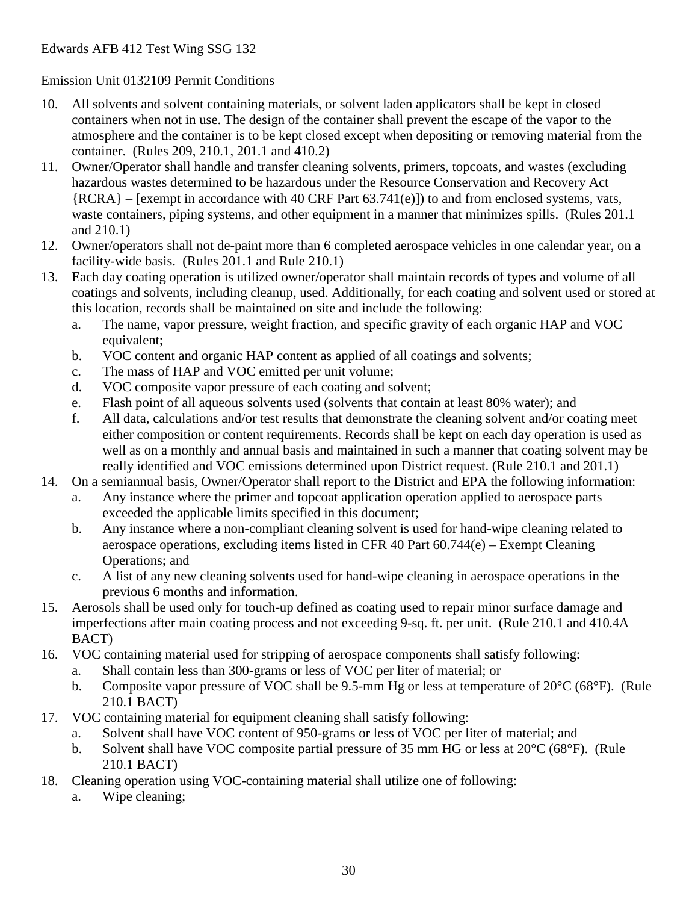Edwards AFB 412 Test Wing SSG 132

Emission Unit 0132109 Permit Conditions

10. All solvents and solvent containing materials, or solvent laden applicators shall be kept in closed containers when not in use. The design of the container shall prevent the escape of the vapor to the atmosphere and the container is to be kept closed except when depositing or removing material from the container. (Rules 209, 210.1, 201.1 and 410.2)
11. Owner/Operator shall handle and transfer cleaning solvents, primers, topcoats, and wastes (excluding hazardous wastes determined to be hazardous under the Resource Conservation and Recovery Act {RCRA} – [exempt in accordance with 40 CRF Part 63.741(e)]) to and from enclosed systems, vats, waste containers, piping systems, and other equipment in a manner that minimizes spills. (Rules 201.1 and 210.1)
12. Owner/operators shall not de-paint more than 6 completed aerospace vehicles in one calendar year, on a facility-wide basis. (Rules 201.1 and Rule 210.1)
13. Each day coating operation is utilized owner/operator shall maintain records of types and volume of all coatings and solvents, including cleanup, used. Additionally, for each coating and solvent used or stored at this location, records shall be maintained on site and include the following:
    a. The name, vapor pressure, weight fraction, and specific gravity of each organic HAP and VOC equivalent;
    b. VOC content and organic HAP content as applied of all coatings and solvents;
    c. The mass of HAP and VOC emitted per unit volume;
    d. VOC composite vapor pressure of each coating and solvent;
    e. Flash point of all aqueous solvents used (solvents that contain at least 80% water); and
    f. All data, calculations and/or test results that demonstrate the cleaning solvent and/or coating meet either composition or content requirements. Records shall be kept on each day operation is used as well as on a monthly and annual basis and maintained in such a manner that coating solvent may be really identified and VOC emissions determined upon District request. (Rule 210.1 and 201.1)
14. On a semiannual basis, Owner/Operator shall report to the District and EPA the following information:
    a. Any instance where the primer and topcoat application operation applied to aerospace parts exceeded the applicable limits specified in this document;
    b. Any instance where a non-compliant cleaning solvent is used for hand-wipe cleaning related to aerospace operations, excluding items listed in CFR 40 Part 60.744(e) – Exempt Cleaning Operations; and
    c. A list of any new cleaning solvents used for hand-wipe cleaning in aerospace operations in the previous 6 months and information.
15. Aerosols shall be used only for touch-up defined as coating used to repair minor surface damage and imperfections after main coating process and not exceeding 9-sq. ft. per unit. (Rule 210.1 and 410.4A BACT)
16. VOC containing material used for stripping of aerospace components shall satisfy following:
    a. Shall contain less than 300-grams or less of VOC per liter of material; or
    b. Composite vapor pressure of VOC shall be 9.5-mm Hg or less at temperature of 20°C (68°F). (Rule 210.1 BACT)
17. VOC containing material for equipment cleaning shall satisfy following:
    a. Solvent shall have VOC content of 950-grams or less of VOC per liter of material; and
    b. Solvent shall have VOC composite partial pressure of 35 mm HG or less at 20°C (68°F). (Rule 210.1 BACT)
18. Cleaning operation using VOC-containing material shall utilize one of following:
    a. Wipe cleaning;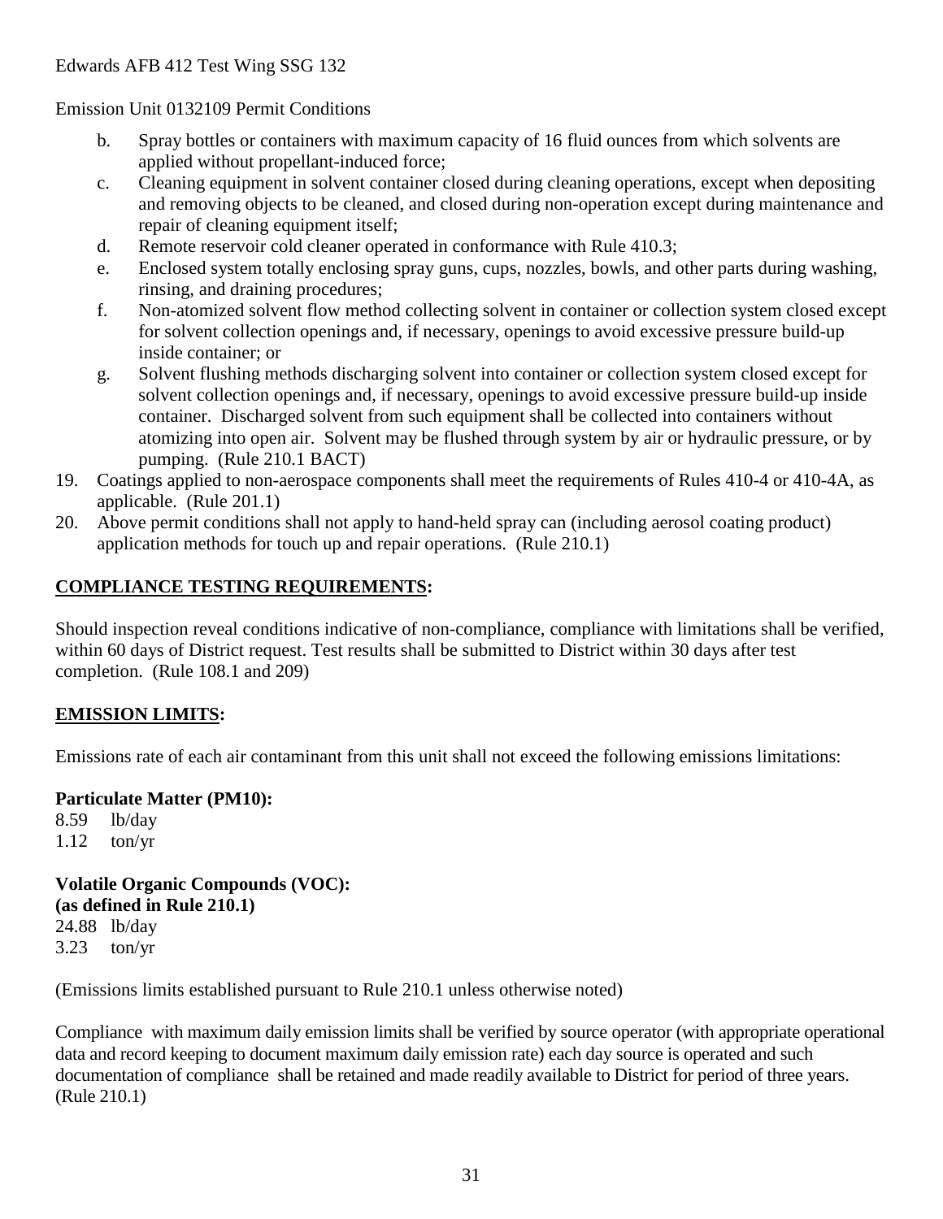Emission Unit 0132109 Permit Conditions

b. Spray bottles or containers with maximum capacity of 16 fluid ounces from which solvents are applied without propellant-induced force;
c. Cleaning equipment in solvent container closed during cleaning operations, except when depositing and removing objects to be cleaned, and closed during non-operation except during maintenance and repair of cleaning equipment itself;
d. Remote reservoir cold cleaner operated in conformance with Rule 410.3;
e. Enclosed system totally enclosing spray guns, cups, nozzles, bowls, and other parts during washing, rinsing, and draining procedures;
f. Non-atomized solvent flow method collecting solvent in container or collection system closed except for solvent collection openings and, if necessary, openings to avoid excessive pressure build-up inside container; or
g. Solvent flushing methods discharging solvent into container or collection system closed except for solvent collection openings and, if necessary, openings to avoid excessive pressure build-up inside container. Discharged solvent from such equipment shall be collected into containers without atomizing into open air. Solvent may be flushed through system by air or hydraulic pressure, or by pumping. (Rule 210.1 BACT)

19. Coatings applied to non-aerospace components shall meet the requirements of Rules 410-4 or 410-4A, as applicable. (Rule 201.1)
20. Above permit conditions shall not apply to hand-held spray can (including aerosol coating product) application methods for touch up and repair operations. (Rule 210.1)

## COMPLIANCE TESTING REQUIREMENTS:

Should inspection reveal conditions indicative of non-compliance, compliance with limitations shall be verified, within 60 days of District request. Test results shall be submitted to District within 30 days after test completion. (Rule 108.1 and 209)

## EMISSION LIMITS:

Emissions rate of each air contaminant from this unit shall not exceed the following emissions limitations:

**Particulate Matter (PM10):**
8.59 lb/day
1.12 ton/yr

**Volatile Organic Compounds (VOC):**
**(as defined in Rule 210.1)**
24.88 lb/day
3.23 ton/yr

(Emissions limits established pursuant to Rule 210.1 unless otherwise noted)

Compliance with maximum daily emission limits shall be verified by source operator (with appropriate operational data and record keeping to document maximum daily emission rate) each day source is operated and such documentation of compliance shall be retained and made readily available to District for period of three years. (Rule 210.1)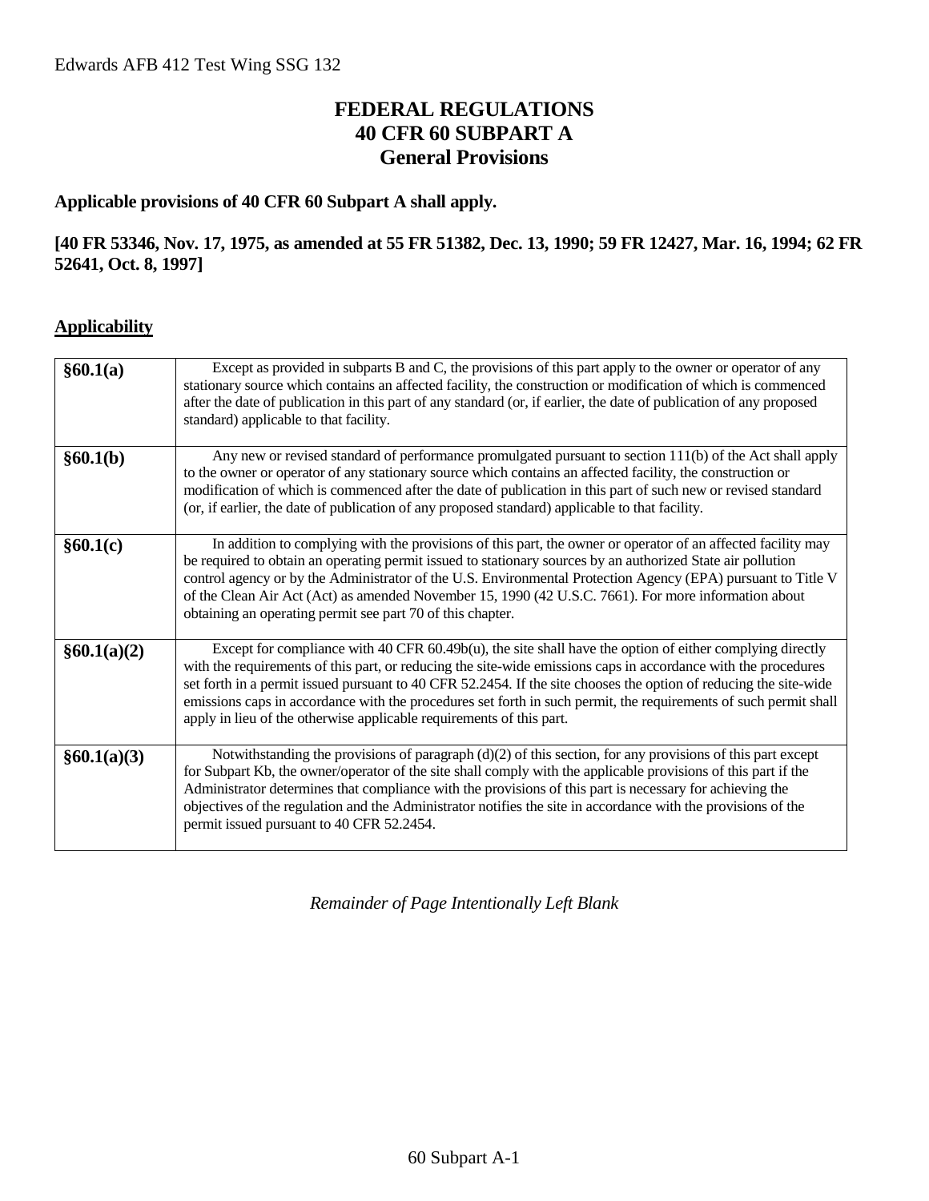# FEDERAL REGULATIONS
# 40 CFR 60 SUBPART A
# General Provisions

**Applicable provisions of 40 CFR 60 Subpart A shall apply.**

**[40 FR 53346, Nov. 17, 1975, as amended at 55 FR 51382, Dec. 13, 1990; 59 FR 12427, Mar. 16, 1994; 62 FR 52641, Oct. 8, 1997]**

## <u>Applicability</u>

| | |
|---|---|
| **§60.1(a)** | Except as provided in subparts B and C, the provisions of this part apply to the owner or operator of any stationary source which contains an affected facility, the construction or modification of which is commenced after the date of publication in this part of any standard (or, if earlier, the date of publication of any proposed standard) applicable to that facility. |
| **§60.1(b)** | Any new or revised standard of performance promulgated pursuant to section 111(b) of the Act shall apply to the owner or operator of any stationary source which contains an affected facility, the construction or modification of which is commenced after the date of publication in this part of such new or revised standard (or, if earlier, the date of publication of any proposed standard) applicable to that facility. |
| **§60.1(c)** | In addition to complying with the provisions of this part, the owner or operator of an affected facility may be required to obtain an operating permit issued to stationary sources by an authorized State air pollution control agency or by the Administrator of the U.S. Environmental Protection Agency (EPA) pursuant to Title V of the Clean Air Act (Act) as amended November 15, 1990 (42 U.S.C. 7661). For more information about obtaining an operating permit see part 70 of this chapter. |
| **§60.1(a)(2)** | Except for compliance with 40 CFR 60.49b(u), the site shall have the option of either complying directly with the requirements of this part, or reducing the site-wide emissions caps in accordance with the procedures set forth in a permit issued pursuant to 40 CFR 52.2454. If the site chooses the option of reducing the site-wide emissions caps in accordance with the procedures set forth in such permit, the requirements of such permit shall apply in lieu of the otherwise applicable requirements of this part. |
| **§60.1(a)(3)** | Notwithstanding the provisions of paragraph (d)(2) of this section, for any provisions of this part except for Subpart Kb, the owner/operator of the site shall comply with the applicable provisions of this part if the Administrator determines that compliance with the provisions of this part is necessary for achieving the objectives of the regulation and the Administrator notifies the site in accordance with the provisions of the permit issued pursuant to 40 CFR 52.2454. |

*Remainder of Page Intentionally Left Blank*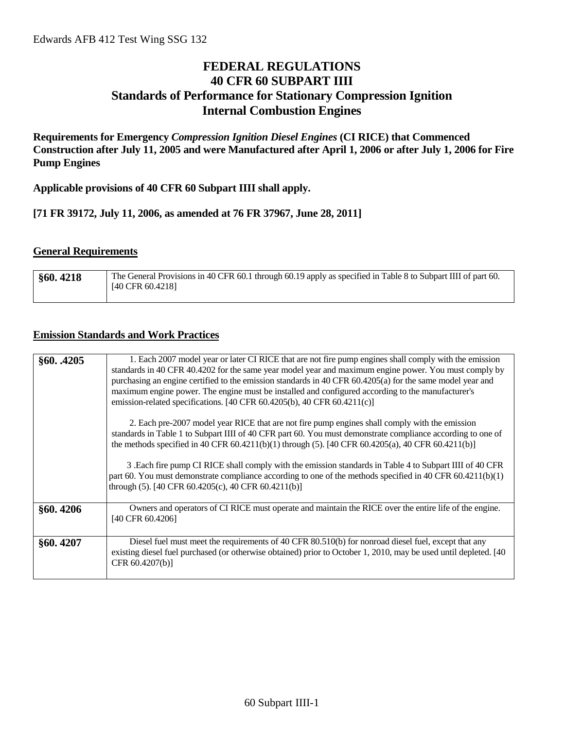# FEDERAL REGULATIONS
# 40 CFR 60 SUBPART IIII
# Standards of Performance for Stationary Compression Ignition Internal Combustion Engines

**Requirements for Emergency *Compression Ignition Diesel Engines* (CI RICE) that Commenced Construction after July 11, 2005 and were Manufactured after April 1, 2006 or after July 1, 2006 for Fire Pump Engines**

**Applicable provisions of 40 CFR 60 Subpart IIII shall apply.**

**[71 FR 39172, July 11, 2006, as amended at 76 FR 37967, June 28, 2011]**

## General Requirements

| | |
|---|---|
| **§60. 4218** | The General Provisions in 40 CFR 60.1 through 60.19 apply as specified in Table 8 to Subpart IIII of part 60. [40 CFR 60.4218] |

## Emission Standards and Work Practices

| | |
|---|---|
| **§60. .4205** | 1. Each 2007 model year or later CI RICE that are not fire pump engines shall comply with the emission standards in 40 CFR 40.4202 for the same year model year and maximum engine power. You must comply by purchasing an engine certified to the emission standards in 40 CFR 60.4205(a) for the same model year and maximum engine power. The engine must be installed and configured according to the manufacturer's emission-related specifications. [40 CFR 60.4205(b), 40 CFR 60.4211(c)]<br><br>2. Each pre-2007 model year RICE that are not fire pump engines shall comply with the emission standards in Table 1 to Subpart IIII of 40 CFR part 60. You must demonstrate compliance according to one of the methods specified in 40 CFR 60.4211(b)(1) through (5). [40 CFR 60.4205(a), 40 CFR 60.4211(b)]<br><br>3 .Each fire pump CI RICE shall comply with the emission standards in Table 4 to Subpart IIII of 40 CFR part 60. You must demonstrate compliance according to one of the methods specified in 40 CFR 60.4211(b)(1) through (5). [40 CFR 60.4205(c), 40 CFR 60.4211(b)] |
| **§60. 4206** | Owners and operators of CI RICE must operate and maintain the RICE over the entire life of the engine. [40 CFR 60.4206] |
| **§60. 4207** | Diesel fuel must meet the requirements of 40 CFR 80.510(b) for nonroad diesel fuel, except that any existing diesel fuel purchased (or otherwise obtained) prior to October 1, 2010, may be used until depleted. [40 CFR 60.4207(b)] |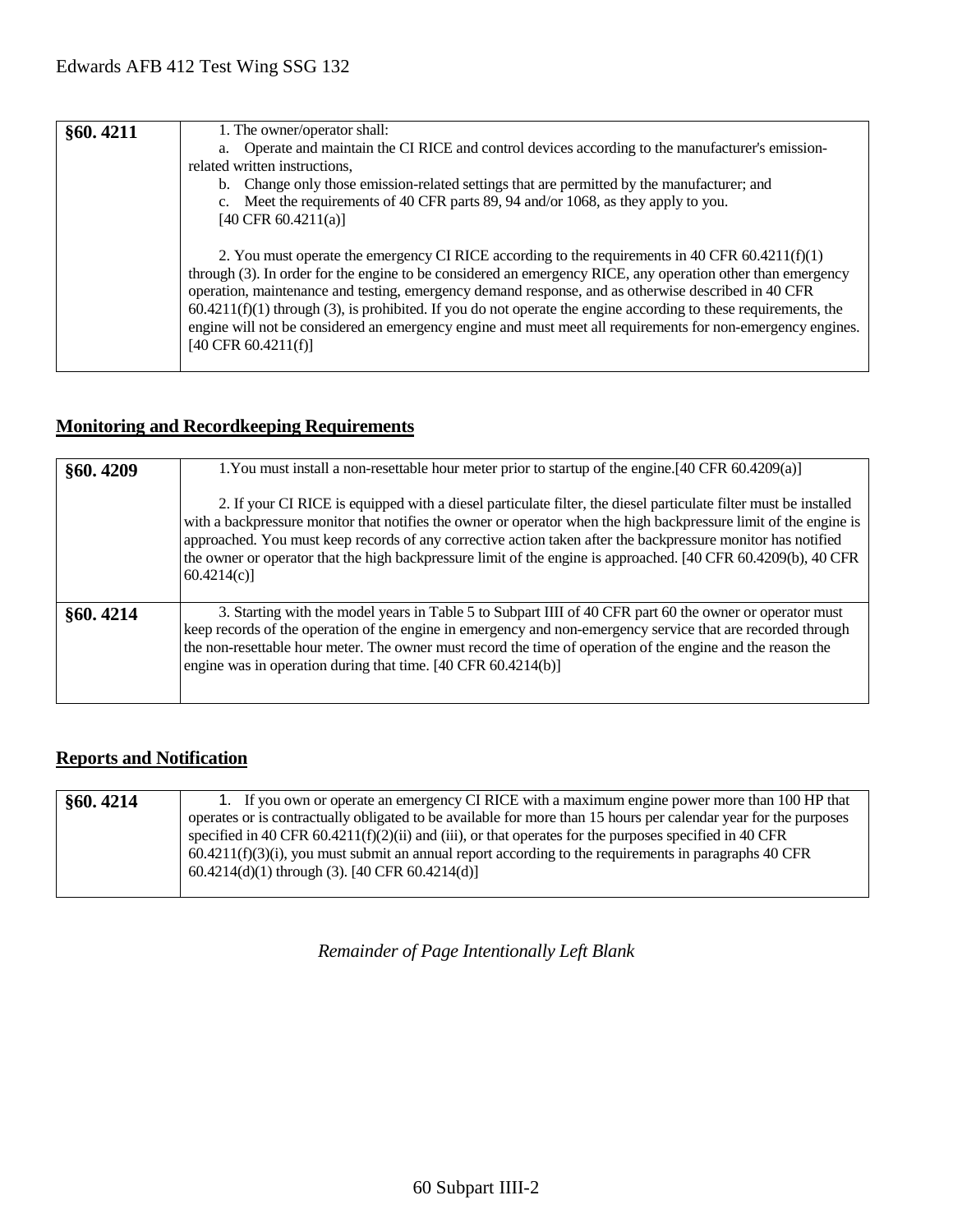| | |
|---|---|
| **§60. 4211** | 1. The owner/operator shall:<br>a. Operate and maintain the CI RICE and control devices according to the manufacturer's emission-related written instructions,<br>b. Change only those emission-related settings that are permitted by the manufacturer; and<br>c. Meet the requirements of 40 CFR parts 89, 94 and/or 1068, as they apply to you.<br>[40 CFR 60.4211(a)]<br><br>2. You must operate the emergency CI RICE according to the requirements in 40 CFR 60.4211(f)(1) through (3). In order for the engine to be considered an emergency RICE, any operation other than emergency operation, maintenance and testing, emergency demand response, and as otherwise described in 40 CFR 60.4211(f)(1) through (3), is prohibited. If you do not operate the engine according to these requirements, the engine will not be considered an emergency engine and must meet all requirements for non-emergency engines. [40 CFR 60.4211(f)] |

## Monitoring and Recordkeeping Requirements

| | |
|---|---|
| **§60. 4209** | 1.You must install a non-resettable hour meter prior to startup of the engine.[40 CFR 60.4209(a)]<br><br>2. If your CI RICE is equipped with a diesel particulate filter, the diesel particulate filter must be installed with a backpressure monitor that notifies the owner or operator when the high backpressure limit of the engine is approached. You must keep records of any corrective action taken after the backpressure monitor has notified the owner or operator that the high backpressure limit of the engine is approached. [40 CFR 60.4209(b), 40 CFR 60.4214(c)] |
| **§60. 4214** | 3. Starting with the model years in Table 5 to Subpart IIII of 40 CFR part 60 the owner or operator must keep records of the operation of the engine in emergency and non-emergency service that are recorded through the non-resettable hour meter. The owner must record the time of operation of the engine and the reason the engine was in operation during that time. [40 CFR 60.4214(b)] |

## Reports and Notification

| | |
|---|---|
| **§60. 4214** | 1. If you own or operate an emergency CI RICE with a maximum engine power more than 100 HP that operates or is contractually obligated to be available for more than 15 hours per calendar year for the purposes specified in 40 CFR 60.4211(f)(2)(ii) and (iii), or that operates for the purposes specified in 40 CFR 60.4211(f)(3)(i), you must submit an annual report according to the requirements in paragraphs 40 CFR 60.4214(d)(1) through (3). [40 CFR 60.4214(d)] |

*Remainder of Page Intentionally Left Blank*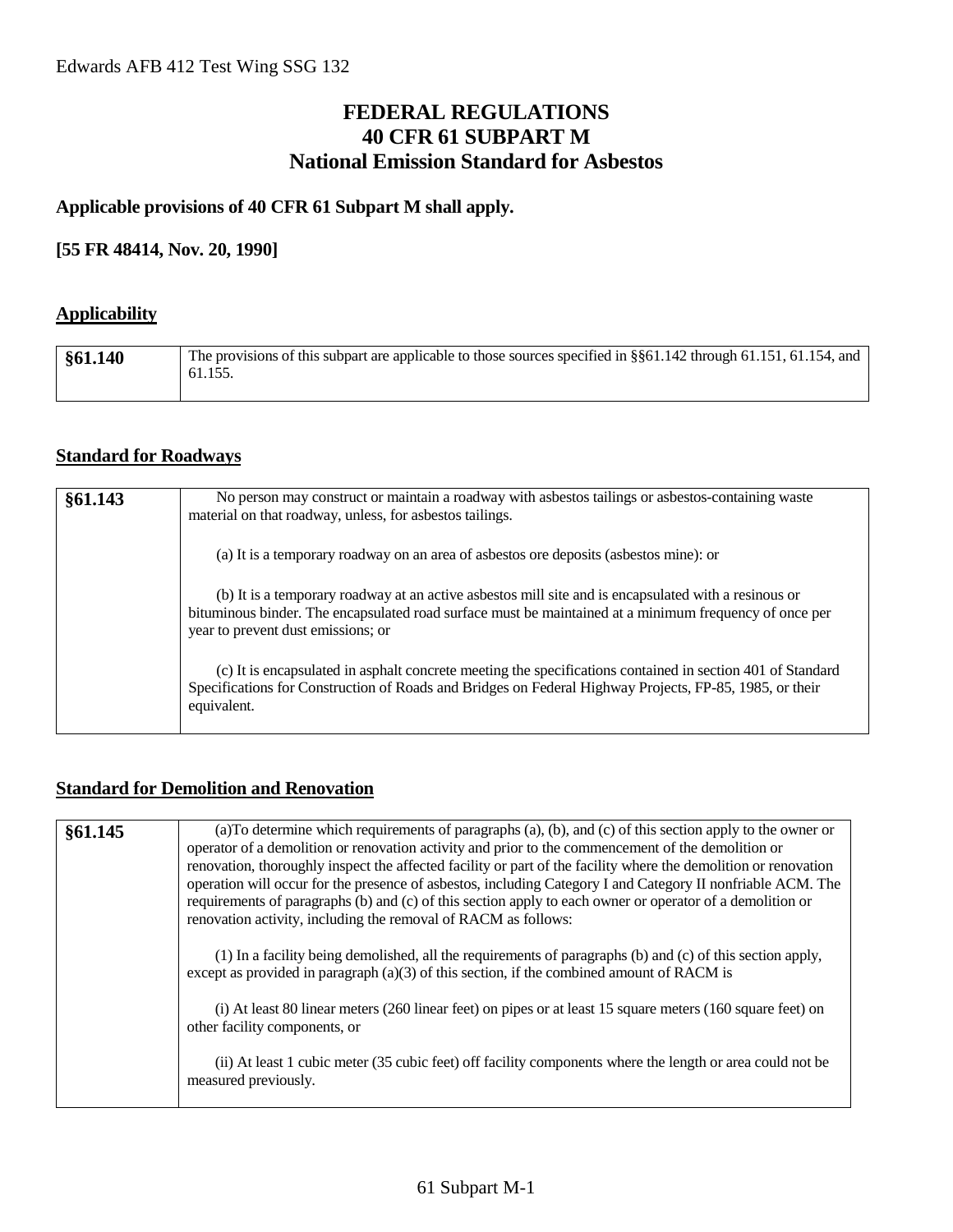# FEDERAL REGULATIONS
# 40 CFR 61 SUBPART M
# National Emission Standard for Asbestos

**Applicable provisions of 40 CFR 61 Subpart M shall apply.**

**[55 FR 48414, Nov. 20, 1990]**

## Applicability

| | |
|---|---|
| **§61.140** | The provisions of this subpart are applicable to those sources specified in §§61.142 through 61.151, 61.154, and 61.155. |

## Standard for Roadways

| | |
|---|---|
| **§61.143** | No person may construct or maintain a roadway with asbestos tailings or asbestos-containing waste material on that roadway, unless, for asbestos tailings.<br><br>(a) It is a temporary roadway on an area of asbestos ore deposits (asbestos mine): or<br><br>(b) It is a temporary roadway at an active asbestos mill site and is encapsulated with a resinous or bituminous binder. The encapsulated road surface must be maintained at a minimum frequency of once per year to prevent dust emissions; or<br><br>(c) It is encapsulated in asphalt concrete meeting the specifications contained in section 401 of Standard Specifications for Construction of Roads and Bridges on Federal Highway Projects, FP-85, 1985, or their equivalent. |

## Standard for Demolition and Renovation

| | |
|---|---|
| **§61.145** | (a)To determine which requirements of paragraphs (a), (b), and (c) of this section apply to the owner or operator of a demolition or renovation activity and prior to the commencement of the demolition or renovation, thoroughly inspect the affected facility or part of the facility where the demolition or renovation operation will occur for the presence of asbestos, including Category I and Category II nonfriable ACM. The requirements of paragraphs (b) and (c) of this section apply to each owner or operator of a demolition or renovation activity, including the removal of RACM as follows:<br><br>(1) In a facility being demolished, all the requirements of paragraphs (b) and (c) of this section apply, except as provided in paragraph (a)(3) of this section, if the combined amount of RACM is<br><br>(i) At least 80 linear meters (260 linear feet) on pipes or at least 15 square meters (160 square feet) on other facility components, or<br><br>(ii) At least 1 cubic meter (35 cubic feet) off facility components where the length or area could not be measured previously. |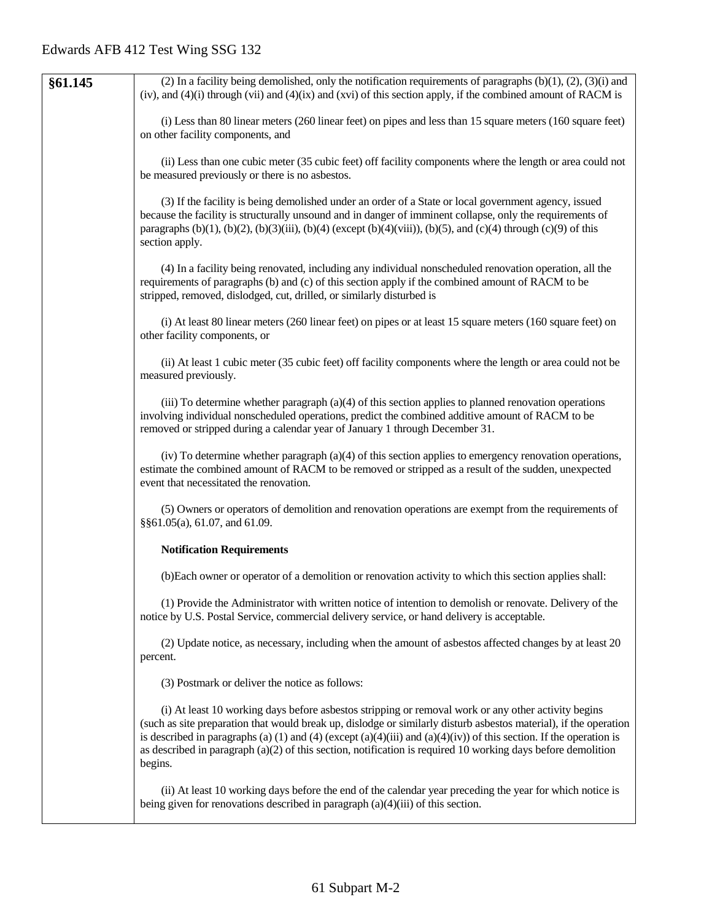| | |
|---|---|
| **§61.145** | (2) In a facility being demolished, only the notification requirements of paragraphs (b)(1), (2), (3)(i) and (iv), and (4)(i) through (vii) and (4)(ix) and (xvi) of this section apply, if the combined amount of RACM is<br><br>(i) Less than 80 linear meters (260 linear feet) on pipes and less than 15 square meters (160 square feet) on other facility components, and<br><br>(ii) Less than one cubic meter (35 cubic feet) off facility components where the length or area could not be measured previously or there is no asbestos.<br><br>(3) If the facility is being demolished under an order of a State or local government agency, issued because the facility is structurally unsound and in danger of imminent collapse, only the requirements of paragraphs (b)(1), (b)(2), (b)(3)(iii), (b)(4) (except (b)(4)(viii)), (b)(5), and (c)(4) through (c)(9) of this section apply.<br><br>(4) In a facility being renovated, including any individual nonscheduled renovation operation, all the requirements of paragraphs (b) and (c) of this section apply if the combined amount of RACM to be stripped, removed, dislodged, cut, drilled, or similarly disturbed is<br><br>(i) At least 80 linear meters (260 linear feet) on pipes or at least 15 square meters (160 square feet) on other facility components, or<br><br>(ii) At least 1 cubic meter (35 cubic feet) off facility components where the length or area could not be measured previously.<br><br>(iii) To determine whether paragraph (a)(4) of this section applies to planned renovation operations involving individual nonscheduled operations, predict the combined additive amount of RACM to be removed or stripped during a calendar year of January 1 through December 31.<br><br>(iv) To determine whether paragraph (a)(4) of this section applies to emergency renovation operations, estimate the combined amount of RACM to be removed or stripped as a result of the sudden, unexpected event that necessitated the renovation.<br><br>(5) Owners or operators of demolition and renovation operations are exempt from the requirements of §§61.05(a), 61.07, and 61.09.<br><br>**Notification Requirements**<br><br>(b)Each owner or operator of a demolition or renovation activity to which this section applies shall:<br><br>(1) Provide the Administrator with written notice of intention to demolish or renovate. Delivery of the notice by U.S. Postal Service, commercial delivery service, or hand delivery is acceptable.<br><br>(2) Update notice, as necessary, including when the amount of asbestos affected changes by at least 20 percent.<br><br>(3) Postmark or deliver the notice as follows:<br><br>(i) At least 10 working days before asbestos stripping or removal work or any other activity begins (such as site preparation that would break up, dislodge or similarly disturb asbestos material), if the operation is described in paragraphs (a) (1) and (4) (except (a)(4)(iii) and (a)(4)(iv)) of this section. If the operation is as described in paragraph (a)(2) of this section, notification is required 10 working days before demolition begins.<br><br>(ii) At least 10 working days before the end of the calendar year preceding the year for which notice is being given for renovations described in paragraph (a)(4)(iii) of this section. |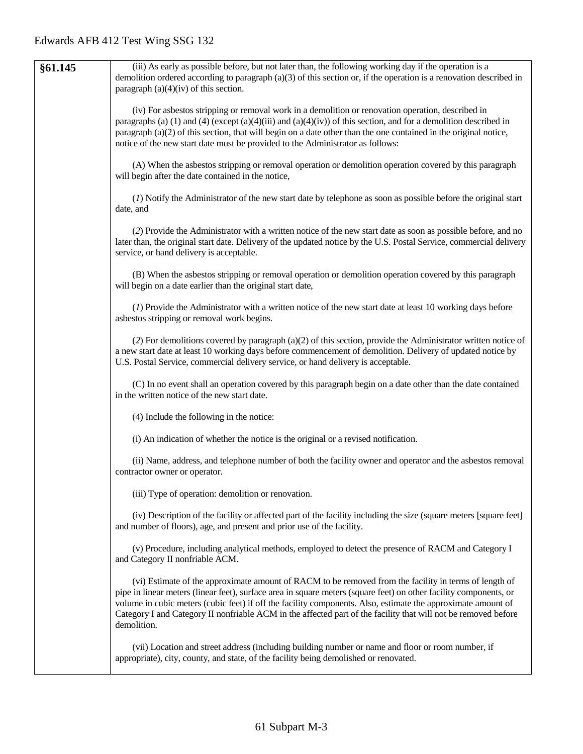| §61.145 | (iii) As early as possible before, but not later than, the following working day if the operation is a demolition ordered according to paragraph (a)(3) of this section or, if the operation is a renovation described in paragraph (a)(4)(iv) of this section.<br><br>(iv) For asbestos stripping or removal work in a demolition or renovation operation, described in paragraphs (a) (1) and (4) (except (a)(4)(iii) and (a)(4)(iv)) of this section, and for a demolition described in paragraph (a)(2) of this section, that will begin on a date other than the one contained in the original notice, notice of the new start date must be provided to the Administrator as follows:<br><br>(A) When the asbestos stripping or removal operation or demolition operation covered by this paragraph will begin after the date contained in the notice,<br><br>(*1*) Notify the Administrator of the new start date by telephone as soon as possible before the original start date, and<br><br>(*2*) Provide the Administrator with a written notice of the new start date as soon as possible before, and no later than, the original start date. Delivery of the updated notice by the U.S. Postal Service, commercial delivery service, or hand delivery is acceptable.<br><br>(B) When the asbestos stripping or removal operation or demolition operation covered by this paragraph will begin on a date earlier than the original start date,<br><br>(*1*) Provide the Administrator with a written notice of the new start date at least 10 working days before asbestos stripping or removal work begins.<br><br>(*2*) For demolitions covered by paragraph (a)(2) of this section, provide the Administrator written notice of a new start date at least 10 working days before commencement of demolition. Delivery of updated notice by U.S. Postal Service, commercial delivery service, or hand delivery is acceptable.<br><br>(C) In no event shall an operation covered by this paragraph begin on a date other than the date contained in the written notice of the new start date.<br><br>(4) Include the following in the notice:<br><br>(i) An indication of whether the notice is the original or a revised notification.<br><br>(ii) Name, address, and telephone number of both the facility owner and operator and the asbestos removal contractor owner or operator.<br><br>(iii) Type of operation: demolition or renovation.<br><br>(iv) Description of the facility or affected part of the facility including the size (square meters [square feet] and number of floors), age, and present and prior use of the facility.<br><br>(v) Procedure, including analytical methods, employed to detect the presence of RACM and Category I and Category II nonfriable ACM.<br><br>(vi) Estimate of the approximate amount of RACM to be removed from the facility in terms of length of pipe in linear meters (linear feet), surface area in square meters (square feet) on other facility components, or volume in cubic meters (cubic feet) if off the facility components. Also, estimate the approximate amount of Category I and Category II nonfriable ACM in the affected part of the facility that will not be removed before demolition.<br><br>(vii) Location and street address (including building number or name and floor or room number, if appropriate), city, county, and state, of the facility being demolished or renovated. |
|---|---|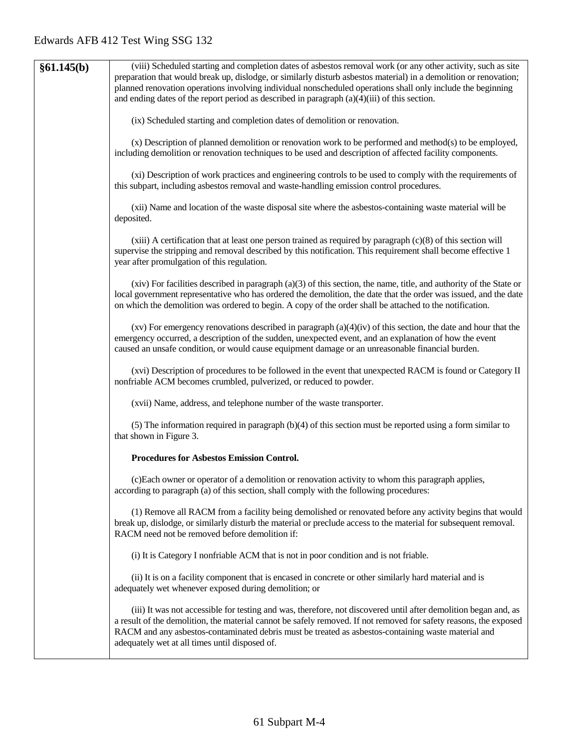| §61.145(b) | (viii) Scheduled starting and completion dates of asbestos removal work (or any other activity, such as site preparation that would break up, dislodge, or similarly disturb asbestos material) in a demolition or renovation; planned renovation operations involving individual nonscheduled operations shall only include the beginning and ending dates of the report period as described in paragraph (a)(4)(iii) of this section.<br><br>(ix) Scheduled starting and completion dates of demolition or renovation.<br><br>(x) Description of planned demolition or renovation work to be performed and method(s) to be employed, including demolition or renovation techniques to be used and description of affected facility components.<br><br>(xi) Description of work practices and engineering controls to be used to comply with the requirements of this subpart, including asbestos removal and waste-handling emission control procedures.<br><br>(xii) Name and location of the waste disposal site where the asbestos-containing waste material will be deposited.<br><br>(xiii) A certification that at least one person trained as required by paragraph (c)(8) of this section will supervise the stripping and removal described by this notification. This requirement shall become effective 1 year after promulgation of this regulation.<br><br>(xiv) For facilities described in paragraph (a)(3) of this section, the name, title, and authority of the State or local government representative who has ordered the demolition, the date that the order was issued, and the date on which the demolition was ordered to begin. A copy of the order shall be attached to the notification.<br><br>(xv) For emergency renovations described in paragraph (a)(4)(iv) of this section, the date and hour that the emergency occurred, a description of the sudden, unexpected event, and an explanation of how the event caused an unsafe condition, or would cause equipment damage or an unreasonable financial burden.<br><br>(xvi) Description of procedures to be followed in the event that unexpected RACM is found or Category II nonfriable ACM becomes crumbled, pulverized, or reduced to powder.<br><br>(xvii) Name, address, and telephone number of the waste transporter.<br><br>(5) The information required in paragraph (b)(4) of this section must be reported using a form similar to that shown in Figure 3.<br><br>**Procedures for Asbestos Emission Control.**<br><br>(c)Each owner or operator of a demolition or renovation activity to whom this paragraph applies, according to paragraph (a) of this section, shall comply with the following procedures:<br><br>(1) Remove all RACM from a facility being demolished or renovated before any activity begins that would break up, dislodge, or similarly disturb the material or preclude access to the material for subsequent removal. RACM need not be removed before demolition if:<br><br>(i) It is Category I nonfriable ACM that is not in poor condition and is not friable.<br><br>(ii) It is on a facility component that is encased in concrete or other similarly hard material and is adequately wet whenever exposed during demolition; or<br><br>(iii) It was not accessible for testing and was, therefore, not discovered until after demolition began and, as a result of the demolition, the material cannot be safely removed. If not removed for safety reasons, the exposed RACM and any asbestos-contaminated debris must be treated as asbestos-containing waste material and adequately wet at all times until disposed of. |
|---|---|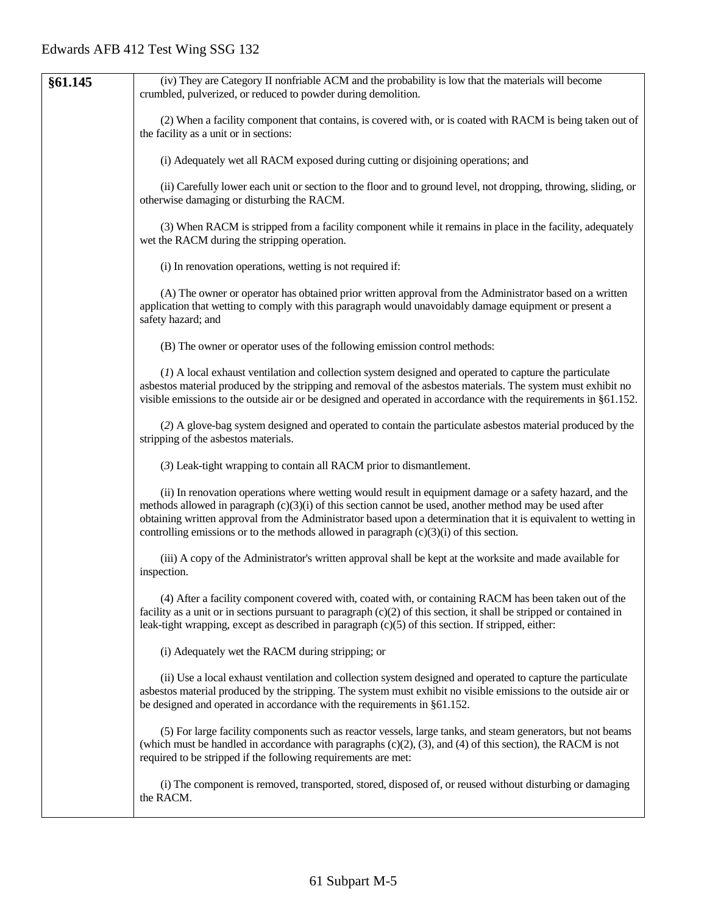| | |
|---|---|
| **§61.145** | (iv) They are Category II nonfriable ACM and the probability is low that the materials will become crumbled, pulverized, or reduced to powder during demolition.<br><br>(2) When a facility component that contains, is covered with, or is coated with RACM is being taken out of the facility as a unit or in sections:<br><br>(i) Adequately wet all RACM exposed during cutting or disjoining operations; and<br><br>(ii) Carefully lower each unit or section to the floor and to ground level, not dropping, throwing, sliding, or otherwise damaging or disturbing the RACM.<br><br>(3) When RACM is stripped from a facility component while it remains in place in the facility, adequately wet the RACM during the stripping operation.<br><br>(i) In renovation operations, wetting is not required if:<br><br>(A) The owner or operator has obtained prior written approval from the Administrator based on a written application that wetting to comply with this paragraph would unavoidably damage equipment or present a safety hazard; and<br><br>(B) The owner or operator uses of the following emission control methods:<br><br>(*1*) A local exhaust ventilation and collection system designed and operated to capture the particulate asbestos material produced by the stripping and removal of the asbestos materials. The system must exhibit no visible emissions to the outside air or be designed and operated in accordance with the requirements in §61.152.<br><br>(*2*) A glove-bag system designed and operated to contain the particulate asbestos material produced by the stripping of the asbestos materials.<br><br>(*3*) Leak-tight wrapping to contain all RACM prior to dismantlement.<br><br>(ii) In renovation operations where wetting would result in equipment damage or a safety hazard, and the methods allowed in paragraph (c)(3)(i) of this section cannot be used, another method may be used after obtaining written approval from the Administrator based upon a determination that it is equivalent to wetting in controlling emissions or to the methods allowed in paragraph (c)(3)(i) of this section.<br><br>(iii) A copy of the Administrator's written approval shall be kept at the worksite and made available for inspection.<br><br>(4) After a facility component covered with, coated with, or containing RACM has been taken out of the facility as a unit or in sections pursuant to paragraph (c)(2) of this section, it shall be stripped or contained in leak-tight wrapping, except as described in paragraph (c)(5) of this section. If stripped, either:<br><br>(i) Adequately wet the RACM during stripping; or<br><br>(ii) Use a local exhaust ventilation and collection system designed and operated to capture the particulate asbestos material produced by the stripping. The system must exhibit no visible emissions to the outside air or be designed and operated in accordance with the requirements in §61.152.<br><br>(5) For large facility components such as reactor vessels, large tanks, and steam generators, but not beams (which must be handled in accordance with paragraphs (c)(2), (3), and (4) of this section), the RACM is not required to be stripped if the following requirements are met:<br><br>(i) The component is removed, transported, stored, disposed of, or reused without disturbing or damaging the RACM. |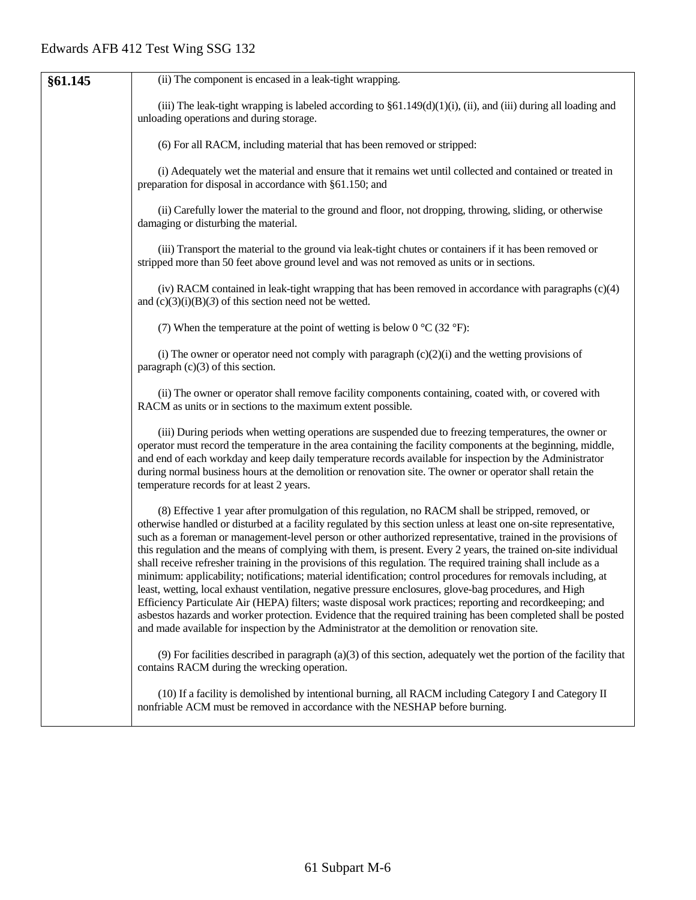| | |
|---|---|
| **§61.145** | (ii) The component is encased in a leak-tight wrapping.<br><br>(iii) The leak-tight wrapping is labeled according to §61.149(d)(1)(i), (ii), and (iii) during all loading and unloading operations and during storage.<br><br>(6) For all RACM, including material that has been removed or stripped:<br><br>(i) Adequately wet the material and ensure that it remains wet until collected and contained or treated in preparation for disposal in accordance with §61.150; and<br><br>(ii) Carefully lower the material to the ground and floor, not dropping, throwing, sliding, or otherwise damaging or disturbing the material.<br><br>(iii) Transport the material to the ground via leak-tight chutes or containers if it has been removed or stripped more than 50 feet above ground level and was not removed as units or in sections.<br><br>(iv) RACM contained in leak-tight wrapping that has been removed in accordance with paragraphs (c)(4) and (c)(3)(i)(B)(*3*) of this section need not be wetted.<br><br>(7) When the temperature at the point of wetting is below 0 °C (32 °F):<br><br>(i) The owner or operator need not comply with paragraph (c)(2)(i) and the wetting provisions of paragraph (c)(3) of this section.<br><br>(ii) The owner or operator shall remove facility components containing, coated with, or covered with RACM as units or in sections to the maximum extent possible.<br><br>(iii) During periods when wetting operations are suspended due to freezing temperatures, the owner or operator must record the temperature in the area containing the facility components at the beginning, middle, and end of each workday and keep daily temperature records available for inspection by the Administrator during normal business hours at the demolition or renovation site. The owner or operator shall retain the temperature records for at least 2 years.<br><br>(8) Effective 1 year after promulgation of this regulation, no RACM shall be stripped, removed, or otherwise handled or disturbed at a facility regulated by this section unless at least one on-site representative, such as a foreman or management-level person or other authorized representative, trained in the provisions of this regulation and the means of complying with them, is present. Every 2 years, the trained on-site individual shall receive refresher training in the provisions of this regulation. The required training shall include as a minimum: applicability; notifications; material identification; control procedures for removals including, at least, wetting, local exhaust ventilation, negative pressure enclosures, glove-bag procedures, and High Efficiency Particulate Air (HEPA) filters; waste disposal work practices; reporting and recordkeeping; and asbestos hazards and worker protection. Evidence that the required training has been completed shall be posted and made available for inspection by the Administrator at the demolition or renovation site.<br><br>(9) For facilities described in paragraph (a)(3) of this section, adequately wet the portion of the facility that contains RACM during the wrecking operation.<br><br>(10) If a facility is demolished by intentional burning, all RACM including Category I and Category II nonfriable ACM must be removed in accordance with the NESHAP before burning. |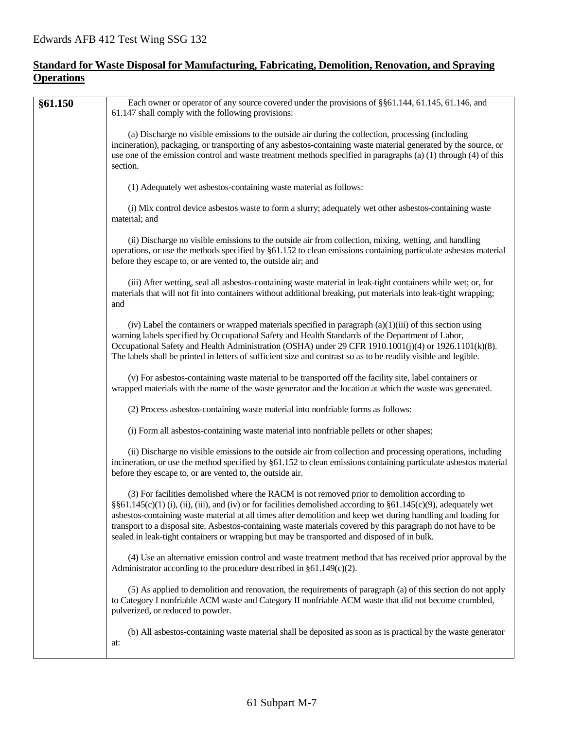## Standard for Waste Disposal for Manufacturing, Fabricating, Demolition, Renovation, and Spraying Operations

| | |
|---|---|
| **§61.150** | Each owner or operator of any source covered under the provisions of §§61.144, 61.145, 61.146, and 61.147 shall comply with the following provisions:<br><br>(a) Discharge no visible emissions to the outside air during the collection, processing (including incineration), packaging, or transporting of any asbestos-containing waste material generated by the source, or use one of the emission control and waste treatment methods specified in paragraphs (a) (1) through (4) of this section.<br><br>(1) Adequately wet asbestos-containing waste material as follows:<br><br>(i) Mix control device asbestos waste to form a slurry; adequately wet other asbestos-containing waste material; and<br><br>(ii) Discharge no visible emissions to the outside air from collection, mixing, wetting, and handling operations, or use the methods specified by §61.152 to clean emissions containing particulate asbestos material before they escape to, or are vented to, the outside air; and<br><br>(iii) After wetting, seal all asbestos-containing waste material in leak-tight containers while wet; or, for materials that will not fit into containers without additional breaking, put materials into leak-tight wrapping; and<br><br>(iv) Label the containers or wrapped materials specified in paragraph (a)(1)(iii) of this section using warning labels specified by Occupational Safety and Health Standards of the Department of Labor, Occupational Safety and Health Administration (OSHA) under 29 CFR 1910.1001(j)(4) or 1926.1101(k)(8). The labels shall be printed in letters of sufficient size and contrast so as to be readily visible and legible.<br><br>(v) For asbestos-containing waste material to be transported off the facility site, label containers or wrapped materials with the name of the waste generator and the location at which the waste was generated.<br><br>(2) Process asbestos-containing waste material into nonfriable forms as follows:<br><br>(i) Form all asbestos-containing waste material into nonfriable pellets or other shapes;<br><br>(ii) Discharge no visible emissions to the outside air from collection and processing operations, including incineration, or use the method specified by §61.152 to clean emissions containing particulate asbestos material before they escape to, or are vented to, the outside air.<br><br>(3) For facilities demolished where the RACM is not removed prior to demolition according to §§61.145(c)(1) (i), (ii), (iii), and (iv) or for facilities demolished according to §61.145(c)(9), adequately wet asbestos-containing waste material at all times after demolition and keep wet during handling and loading for transport to a disposal site. Asbestos-containing waste materials covered by this paragraph do not have to be sealed in leak-tight containers or wrapping but may be transported and disposed of in bulk.<br><br>(4) Use an alternative emission control and waste treatment method that has received prior approval by the Administrator according to the procedure described in §61.149(c)(2).<br><br>(5) As applied to demolition and renovation, the requirements of paragraph (a) of this section do not apply to Category I nonfriable ACM waste and Category II nonfriable ACM waste that did not become crumbled, pulverized, or reduced to powder.<br><br>(b) All asbestos-containing waste material shall be deposited as soon as is practical by the waste generator at: |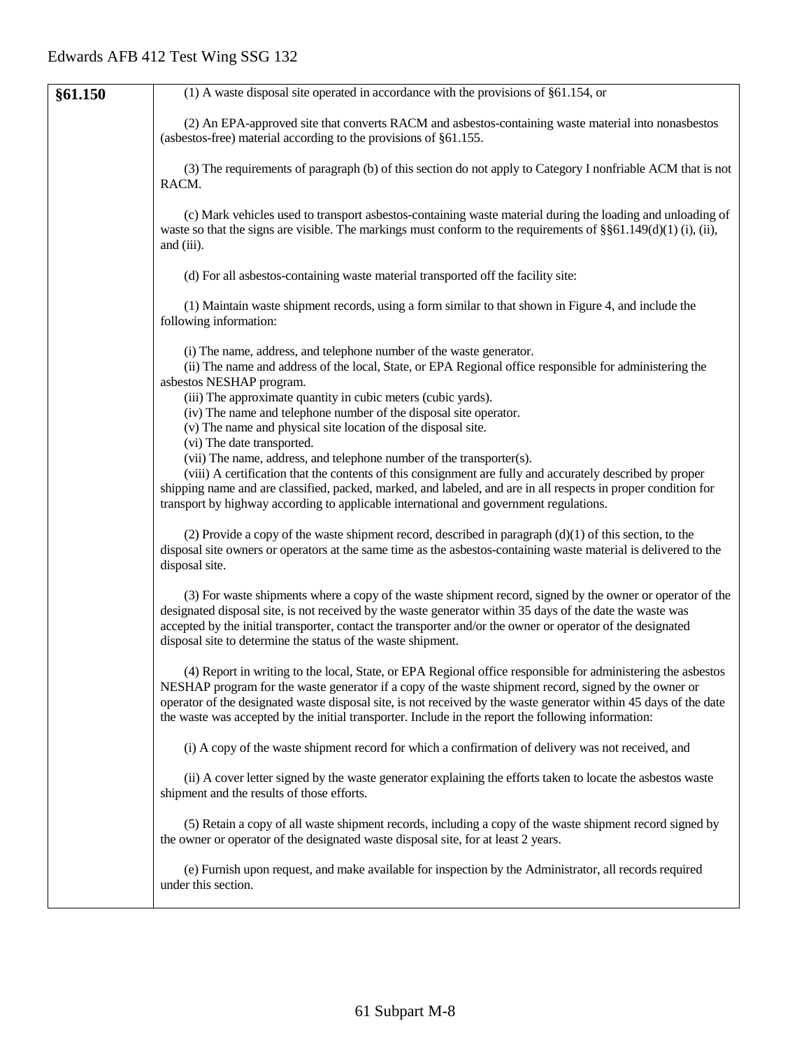| | |
|---|---|
| **§61.150** | (1) A waste disposal site operated in accordance with the provisions of §61.154, or<br><br>(2) An EPA-approved site that converts RACM and asbestos-containing waste material into nonasbestos (asbestos-free) material according to the provisions of §61.155.<br><br>(3) The requirements of paragraph (b) of this section do not apply to Category I nonfriable ACM that is not RACM.<br><br>(c) Mark vehicles used to transport asbestos-containing waste material during the loading and unloading of waste so that the signs are visible. The markings must conform to the requirements of §§61.149(d)(1) (i), (ii), and (iii).<br><br>(d) For all asbestos-containing waste material transported off the facility site:<br><br>(1) Maintain waste shipment records, using a form similar to that shown in Figure 4, and include the following information:<br><br>(i) The name, address, and telephone number of the waste generator.<br>(ii) The name and address of the local, State, or EPA Regional office responsible for administering the asbestos NESHAP program.<br>(iii) The approximate quantity in cubic meters (cubic yards).<br>(iv) The name and telephone number of the disposal site operator.<br>(v) The name and physical site location of the disposal site.<br>(vi) The date transported.<br>(vii) The name, address, and telephone number of the transporter(s).<br>(viii) A certification that the contents of this consignment are fully and accurately described by proper shipping name and are classified, packed, marked, and labeled, and are in all respects in proper condition for transport by highway according to applicable international and government regulations.<br><br>(2) Provide a copy of the waste shipment record, described in paragraph (d)(1) of this section, to the disposal site owners or operators at the same time as the asbestos-containing waste material is delivered to the disposal site.<br><br>(3) For waste shipments where a copy of the waste shipment record, signed by the owner or operator of the designated disposal site, is not received by the waste generator within 35 days of the date the waste was accepted by the initial transporter, contact the transporter and/or the owner or operator of the designated disposal site to determine the status of the waste shipment.<br><br>(4) Report in writing to the local, State, or EPA Regional office responsible for administering the asbestos NESHAP program for the waste generator if a copy of the waste shipment record, signed by the owner or operator of the designated waste disposal site, is not received by the waste generator within 45 days of the date the waste was accepted by the initial transporter. Include in the report the following information:<br><br>(i) A copy of the waste shipment record for which a confirmation of delivery was not received, and<br><br>(ii) A cover letter signed by the waste generator explaining the efforts taken to locate the asbestos waste shipment and the results of those efforts.<br><br>(5) Retain a copy of all waste shipment records, including a copy of the waste shipment record signed by the owner or operator of the designated waste disposal site, for at least 2 years.<br><br>(e) Furnish upon request, and make available for inspection by the Administrator, all records required under this section. |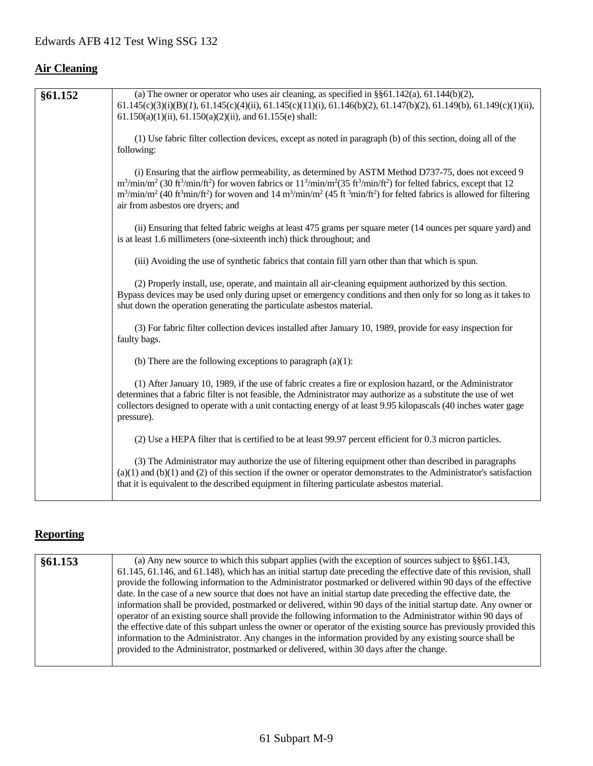## Air Cleaning

| | |
|---|---|
| **§61.152** | (a) The owner or operator who uses air cleaning, as specified in §§61.142(a), 61.144(b)(2), 61.145(c)(3)(i)(B)(*1*), 61.145(c)(4)(ii), 61.145(c)(11)(i), 61.146(b)(2), 61.147(b)(2), 61.149(b), 61.149(c)(1)(ii), 61.150(a)(1)(ii), 61.150(a)(2)(ii), and 61.155(e) shall:<br><br>(1) Use fabric filter collection devices, except as noted in paragraph (b) of this section, doing all of the following:<br><br>(i) Ensuring that the airflow permeability, as determined by ASTM Method D737-75, does not exceed 9 $m^3/min/m^2$ (30 $ft^3/min/ft^2$) for woven fabrics or $11^3/min/m^2$(35 $ft^3/min/ft^2$) for felted fabrics, except that 12 $m^3/min/m^2$ (40 $ft^3min/ft^2$) for woven and 14 $m^3/min/m^2$ (45 ft $^3min/ft^2$) for felted fabrics is allowed for filtering air from asbestos ore dryers; and<br><br>(ii) Ensuring that felted fabric weighs at least 475 grams per square meter (14 ounces per square yard) and is at least 1.6 millimeters (one-sixteenth inch) thick throughout; and<br><br>(iii) Avoiding the use of synthetic fabrics that contain fill yarn other than that which is spun.<br><br>(2) Properly install, use, operate, and maintain all air-cleaning equipment authorized by this section. Bypass devices may be used only during upset or emergency conditions and then only for so long as it takes to shut down the operation generating the particulate asbestos material.<br><br>(3) For fabric filter collection devices installed after January 10, 1989, provide for easy inspection for faulty bags.<br><br>(b) There are the following exceptions to paragraph (a)(1):<br><br>(1) After January 10, 1989, if the use of fabric creates a fire or explosion hazard, or the Administrator determines that a fabric filter is not feasible, the Administrator may authorize as a substitute the use of wet collectors designed to operate with a unit contacting energy of at least 9.95 kilopascals (40 inches water gage pressure).<br><br>(2) Use a HEPA filter that is certified to be at least 99.97 percent efficient for 0.3 micron particles.<br><br>(3) The Administrator may authorize the use of filtering equipment other than described in paragraphs (a)(1) and (b)(1) and (2) of this section if the owner or operator demonstrates to the Administrator's satisfaction that it is equivalent to the described equipment in filtering particulate asbestos material. |

## Reporting

| | |
|---|---|
| **§61.153** | (a) Any new source to which this subpart applies (with the exception of sources subject to §§61.143, 61.145, 61.146, and 61.148), which has an initial startup date preceding the effective date of this revision, shall provide the following information to the Administrator postmarked or delivered within 90 days of the effective date. In the case of a new source that does not have an initial startup date preceding the effective date, the information shall be provided, postmarked or delivered, within 90 days of the initial startup date. Any owner or operator of an existing source shall provide the following information to the Administrator within 90 days of the effective date of this subpart unless the owner or operator of the existing source has previously provided this information to the Administrator. Any changes in the information provided by any existing source shall be provided to the Administrator, postmarked or delivered, within 30 days after the change. |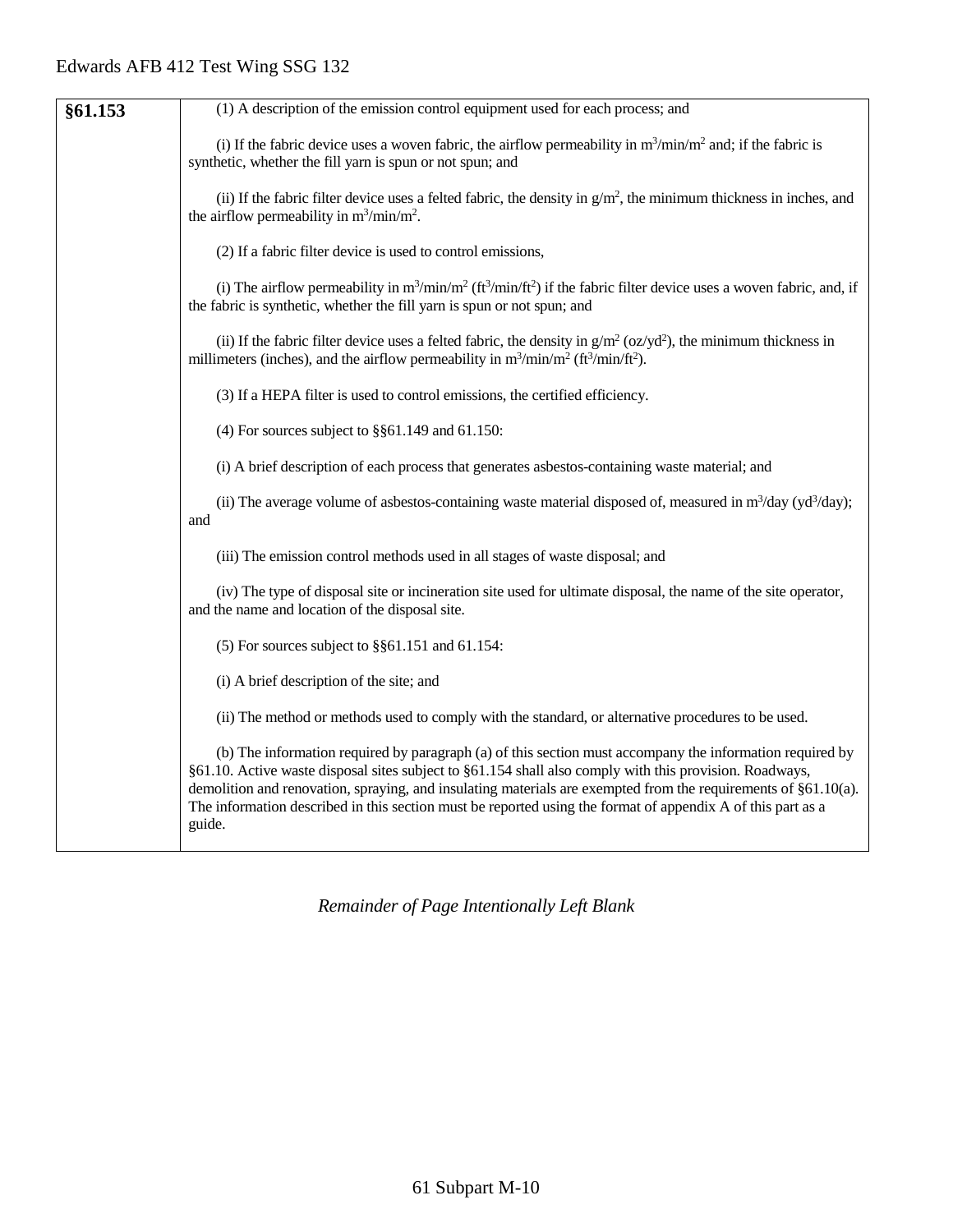| §61.153 | (1) A description of the emission control equipment used for each process; and<br><br>(i) If the fabric device uses a woven fabric, the airflow permeability in $m^3/min/m^2$ and; if the fabric is synthetic, whether the fill yarn is spun or not spun; and<br><br>(ii) If the fabric filter device uses a felted fabric, the density in $g/m^2$, the minimum thickness in inches, and the airflow permeability in $m^3/min/m^2$.<br><br>(2) If a fabric filter device is used to control emissions,<br><br>(i) The airflow permeability in $m^3/min/m^2$ ($ft^3/min/ft^2$) if the fabric filter device uses a woven fabric, and, if the fabric is synthetic, whether the fill yarn is spun or not spun; and<br><br>(ii) If the fabric filter device uses a felted fabric, the density in $g/m^2$ ($oz/yd^2$), the minimum thickness in millimeters (inches), and the airflow permeability in $m^3/min/m^2$ ($ft^3/min/ft^2$).<br><br>(3) If a HEPA filter is used to control emissions, the certified efficiency.<br><br>(4) For sources subject to §§61.149 and 61.150:<br><br>(i) A brief description of each process that generates asbestos-containing waste material; and<br><br>(ii) The average volume of asbestos-containing waste material disposed of, measured in $m^3$/day ($yd^3$/day); and<br><br>(iii) The emission control methods used in all stages of waste disposal; and<br><br>(iv) The type of disposal site or incineration site used for ultimate disposal, the name of the site operator, and the name and location of the disposal site.<br><br>(5) For sources subject to §§61.151 and 61.154:<br><br>(i) A brief description of the site; and<br><br>(ii) The method or methods used to comply with the standard, or alternative procedures to be used.<br><br>(b) The information required by paragraph (a) of this section must accompany the information required by §61.10. Active waste disposal sites subject to §61.154 shall also comply with this provision. Roadways, demolition and renovation, spraying, and insulating materials are exempted from the requirements of §61.10(a). The information described in this section must be reported using the format of appendix A of this part as a guide. |
|---|---|

*Remainder of Page Intentionally Left Blank*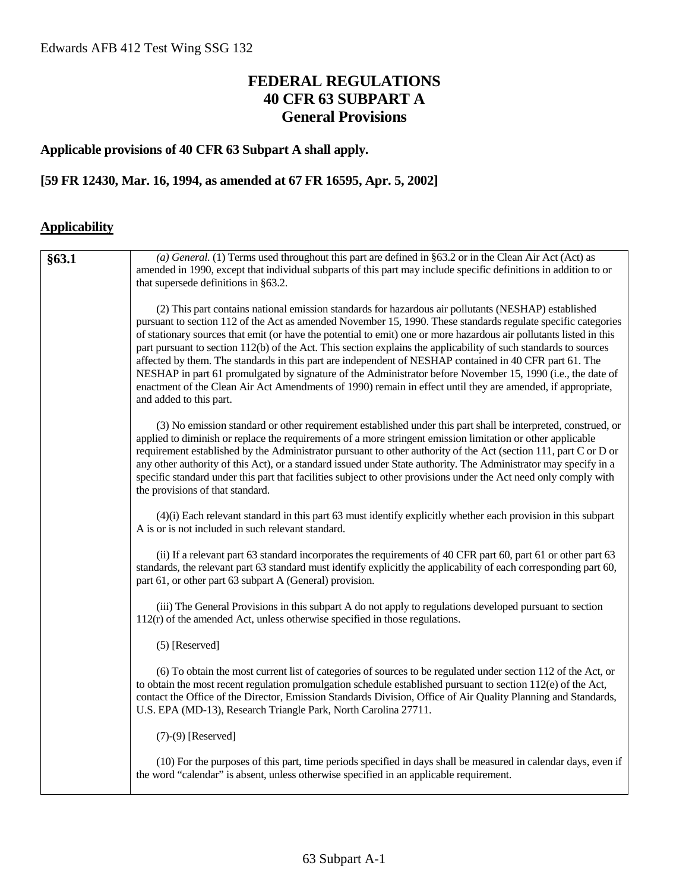# FEDERAL REGULATIONS
# 40 CFR 63 SUBPART A
# General Provisions

**Applicable provisions of 40 CFR 63 Subpart A shall apply.**

**[59 FR 12430, Mar. 16, 1994, as amended at 67 FR 16595, Apr. 5, 2002]**

## Applicability

| | |
|---|---|
| **§63.1** | *(a) General.* (1) Terms used throughout this part are defined in §63.2 or in the Clean Air Act (Act) as amended in 1990, except that individual subparts of this part may include specific definitions in addition to or that supersede definitions in §63.2.<br><br>(2) This part contains national emission standards for hazardous air pollutants (NESHAP) established pursuant to section 112 of the Act as amended November 15, 1990. These standards regulate specific categories of stationary sources that emit (or have the potential to emit) one or more hazardous air pollutants listed in this part pursuant to section 112(b) of the Act. This section explains the applicability of such standards to sources affected by them. The standards in this part are independent of NESHAP contained in 40 CFR part 61. The NESHAP in part 61 promulgated by signature of the Administrator before November 15, 1990 (i.e., the date of enactment of the Clean Air Act Amendments of 1990) remain in effect until they are amended, if appropriate, and added to this part.<br><br>(3) No emission standard or other requirement established under this part shall be interpreted, construed, or applied to diminish or replace the requirements of a more stringent emission limitation or other applicable requirement established by the Administrator pursuant to other authority of the Act (section 111, part C or D or any other authority of this Act), or a standard issued under State authority. The Administrator may specify in a specific standard under this part that facilities subject to other provisions under the Act need only comply with the provisions of that standard.<br><br>(4)(i) Each relevant standard in this part 63 must identify explicitly whether each provision in this subpart A is or is not included in such relevant standard.<br><br>(ii) If a relevant part 63 standard incorporates the requirements of 40 CFR part 60, part 61 or other part 63 standards, the relevant part 63 standard must identify explicitly the applicability of each corresponding part 60, part 61, or other part 63 subpart A (General) provision.<br><br>(iii) The General Provisions in this subpart A do not apply to regulations developed pursuant to section 112(r) of the amended Act, unless otherwise specified in those regulations.<br><br>(5) [Reserved]<br><br>(6) To obtain the most current list of categories of sources to be regulated under section 112 of the Act, or to obtain the most recent regulation promulgation schedule established pursuant to section 112(e) of the Act, contact the Office of the Director, Emission Standards Division, Office of Air Quality Planning and Standards, U.S. EPA (MD-13), Research Triangle Park, North Carolina 27711.<br><br>(7)-(9) [Reserved]<br><br>(10) For the purposes of this part, time periods specified in days shall be measured in calendar days, even if the word "calendar" is absent, unless otherwise specified in an applicable requirement. |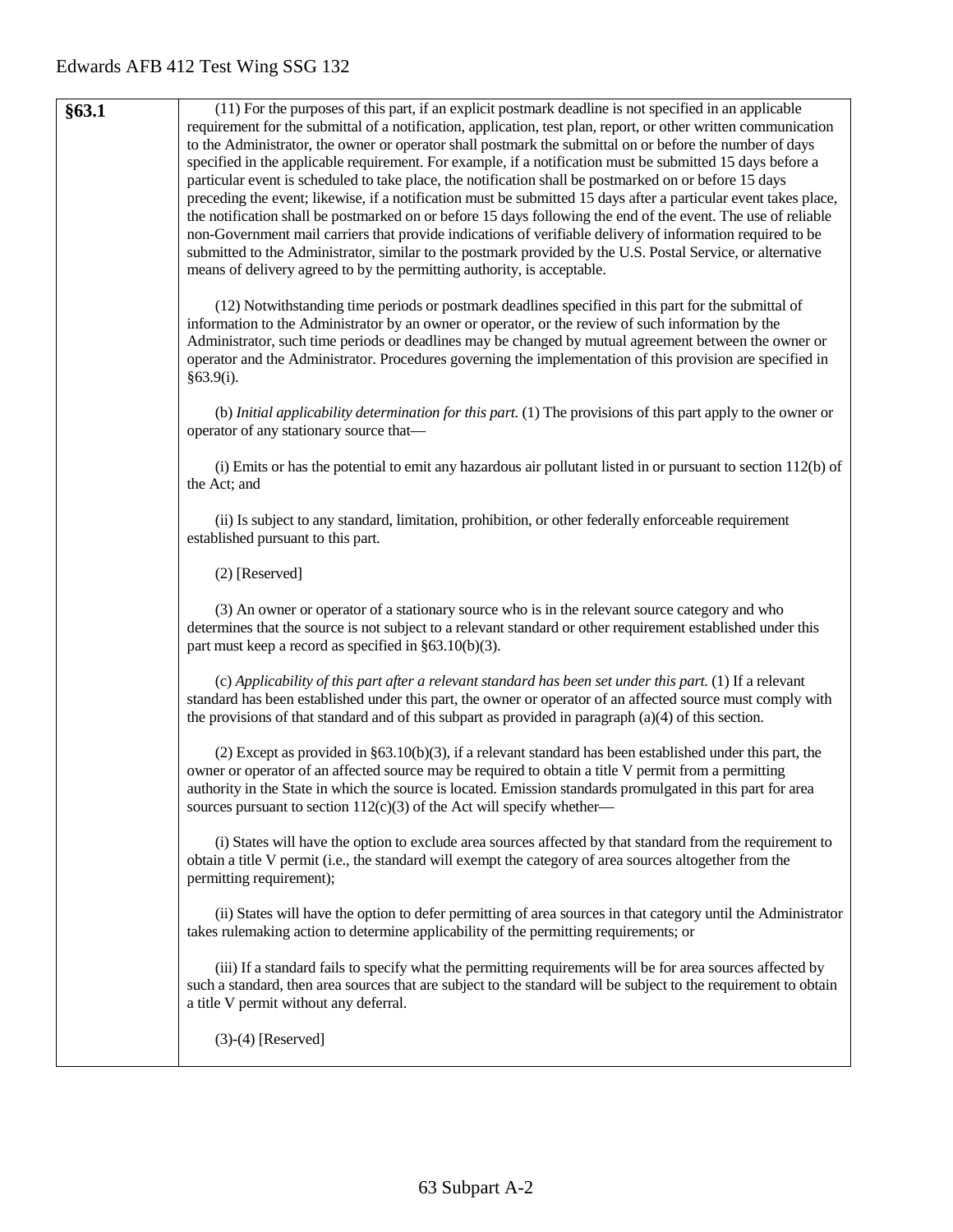| | |
|---|---|
| **§63.1** | (11) For the purposes of this part, if an explicit postmark deadline is not specified in an applicable requirement for the submittal of a notification, application, test plan, report, or other written communication to the Administrator, the owner or operator shall postmark the submittal on or before the number of days specified in the applicable requirement. For example, if a notification must be submitted 15 days before a particular event is scheduled to take place, the notification shall be postmarked on or before 15 days preceding the event; likewise, if a notification must be submitted 15 days after a particular event takes place, the notification shall be postmarked on or before 15 days following the end of the event. The use of reliable non-Government mail carriers that provide indications of verifiable delivery of information required to be submitted to the Administrator, similar to the postmark provided by the U.S. Postal Service, or alternative means of delivery agreed to by the permitting authority, is acceptable.<br><br>(12) Notwithstanding time periods or postmark deadlines specified in this part for the submittal of information to the Administrator by an owner or operator, or the review of such information by the Administrator, such time periods or deadlines may be changed by mutual agreement between the owner or operator and the Administrator. Procedures governing the implementation of this provision are specified in §63.9(i).<br><br>(b) *Initial applicability determination for this part.* (1) The provisions of this part apply to the owner or operator of any stationary source that—<br><br>(i) Emits or has the potential to emit any hazardous air pollutant listed in or pursuant to section 112(b) of the Act; and<br><br>(ii) Is subject to any standard, limitation, prohibition, or other federally enforceable requirement established pursuant to this part.<br><br>(2) [Reserved]<br><br>(3) An owner or operator of a stationary source who is in the relevant source category and who determines that the source is not subject to a relevant standard or other requirement established under this part must keep a record as specified in §63.10(b)(3).<br><br>(c) *Applicability of this part after a relevant standard has been set under this part.* (1) If a relevant standard has been established under this part, the owner or operator of an affected source must comply with the provisions of that standard and of this subpart as provided in paragraph (a)(4) of this section.<br><br>(2) Except as provided in §63.10(b)(3), if a relevant standard has been established under this part, the owner or operator of an affected source may be required to obtain a title V permit from a permitting authority in the State in which the source is located. Emission standards promulgated in this part for area sources pursuant to section 112(c)(3) of the Act will specify whether—<br><br>(i) States will have the option to exclude area sources affected by that standard from the requirement to obtain a title V permit (i.e., the standard will exempt the category of area sources altogether from the permitting requirement);<br><br>(ii) States will have the option to defer permitting of area sources in that category until the Administrator takes rulemaking action to determine applicability of the permitting requirements; or<br><br>(iii) If a standard fails to specify what the permitting requirements will be for area sources affected by such a standard, then area sources that are subject to the standard will be subject to the requirement to obtain a title V permit without any deferral.<br><br>(3)-(4) [Reserved] |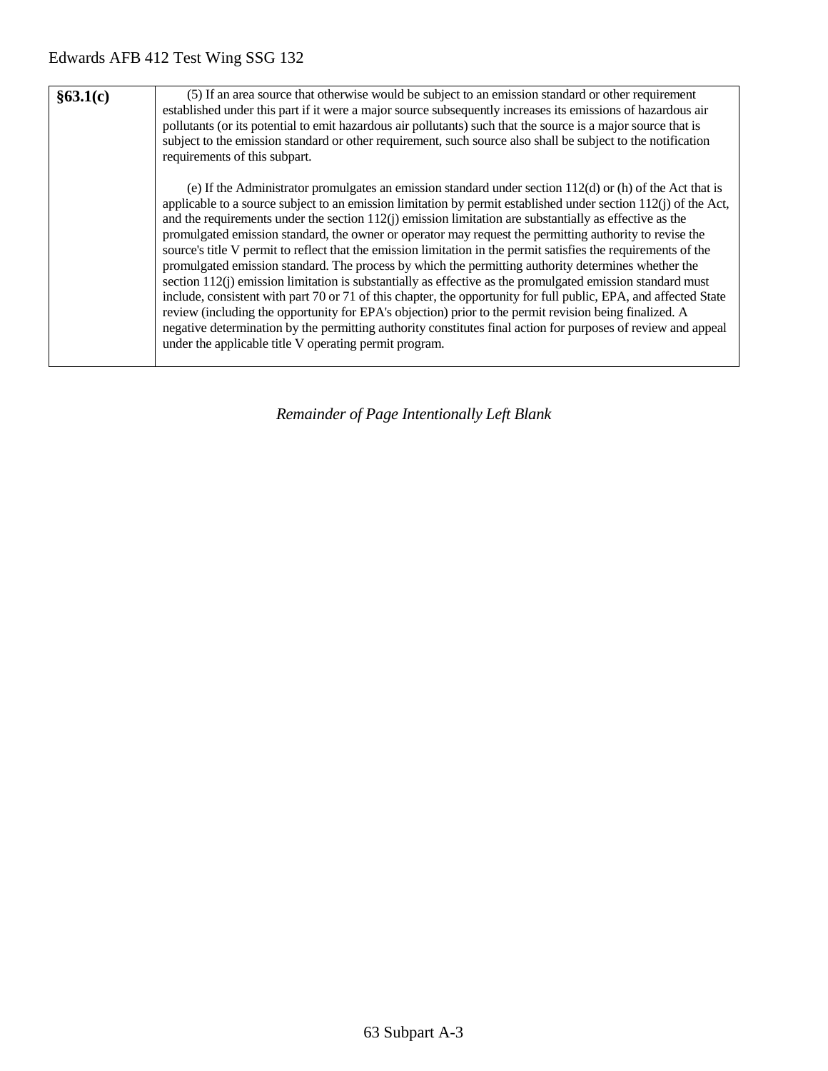| | |
|---|---|
| **§63.1(c)** | (5) If an area source that otherwise would be subject to an emission standard or other requirement established under this part if it were a major source subsequently increases its emissions of hazardous air pollutants (or its potential to emit hazardous air pollutants) such that the source is a major source that is subject to the emission standard or other requirement, such source also shall be subject to the notification requirements of this subpart.<br><br>(e) If the Administrator promulgates an emission standard under section 112(d) or (h) of the Act that is applicable to a source subject to an emission limitation by permit established under section 112(j) of the Act, and the requirements under the section 112(j) emission limitation are substantially as effective as the promulgated emission standard, the owner or operator may request the permitting authority to revise the source's title V permit to reflect that the emission limitation in the permit satisfies the requirements of the promulgated emission standard. The process by which the permitting authority determines whether the section 112(j) emission limitation is substantially as effective as the promulgated emission standard must include, consistent with part 70 or 71 of this chapter, the opportunity for full public, EPA, and affected State review (including the opportunity for EPA's objection) prior to the permit revision being finalized. A negative determination by the permitting authority constitutes final action for purposes of review and appeal under the applicable title V operating permit program. |

*Remainder of Page Intentionally Left Blank*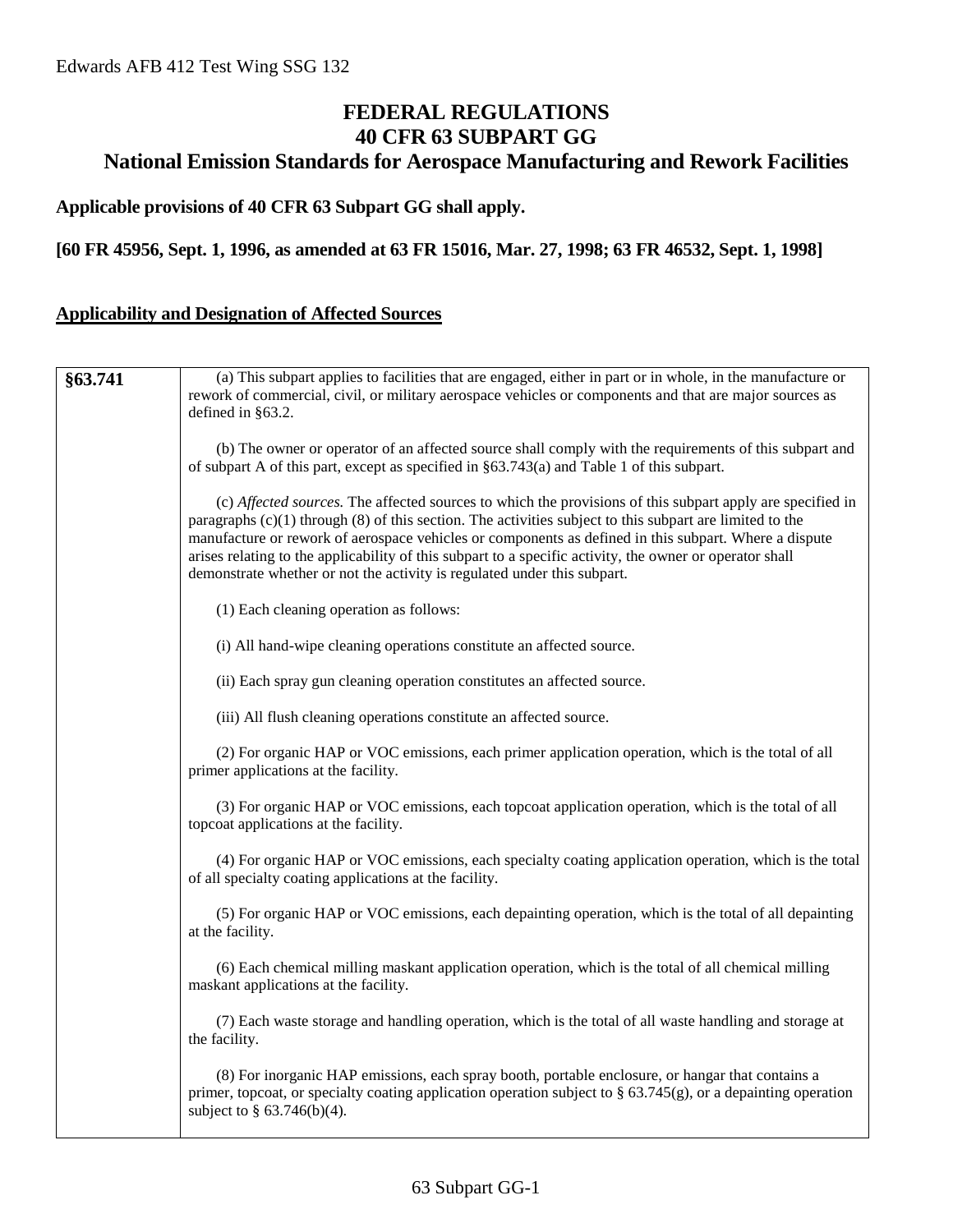# FEDERAL REGULATIONS
# 40 CFR 63 SUBPART GG
# National Emission Standards for Aerospace Manufacturing and Rework Facilities

**Applicable provisions of 40 CFR 63 Subpart GG shall apply.**

**[60 FR 45956, Sept. 1, 1996, as amended at 63 FR 15016, Mar. 27, 1998; 63 FR 46532, Sept. 1, 1998]**

## Applicability and Designation of Affected Sources

| | |
|---|---|
| **§63.741** | (a) This subpart applies to facilities that are engaged, either in part or in whole, in the manufacture or rework of commercial, civil, or military aerospace vehicles or components and that are major sources as defined in §63.2.<br><br>(b) The owner or operator of an affected source shall comply with the requirements of this subpart and of subpart A of this part, except as specified in §63.743(a) and Table 1 of this subpart.<br><br>(c) *Affected sources.* The affected sources to which the provisions of this subpart apply are specified in paragraphs (c)(1) through (8) of this section. The activities subject to this subpart are limited to the manufacture or rework of aerospace vehicles or components as defined in this subpart. Where a dispute arises relating to the applicability of this subpart to a specific activity, the owner or operator shall demonstrate whether or not the activity is regulated under this subpart.<br><br>(1) Each cleaning operation as follows:<br><br>(i) All hand-wipe cleaning operations constitute an affected source.<br><br>(ii) Each spray gun cleaning operation constitutes an affected source.<br><br>(iii) All flush cleaning operations constitute an affected source.<br><br>(2) For organic HAP or VOC emissions, each primer application operation, which is the total of all primer applications at the facility.<br><br>(3) For organic HAP or VOC emissions, each topcoat application operation, which is the total of all topcoat applications at the facility.<br><br>(4) For organic HAP or VOC emissions, each specialty coating application operation, which is the total of all specialty coating applications at the facility.<br><br>(5) For organic HAP or VOC emissions, each depainting operation, which is the total of all depainting at the facility.<br><br>(6) Each chemical milling maskant application operation, which is the total of all chemical milling maskant applications at the facility.<br><br>(7) Each waste storage and handling operation, which is the total of all waste handling and storage at the facility.<br><br>(8) For inorganic HAP emissions, each spray booth, portable enclosure, or hangar that contains a primer, topcoat, or specialty coating application operation subject to § 63.745(g), or a depainting operation subject to § 63.746(b)(4). |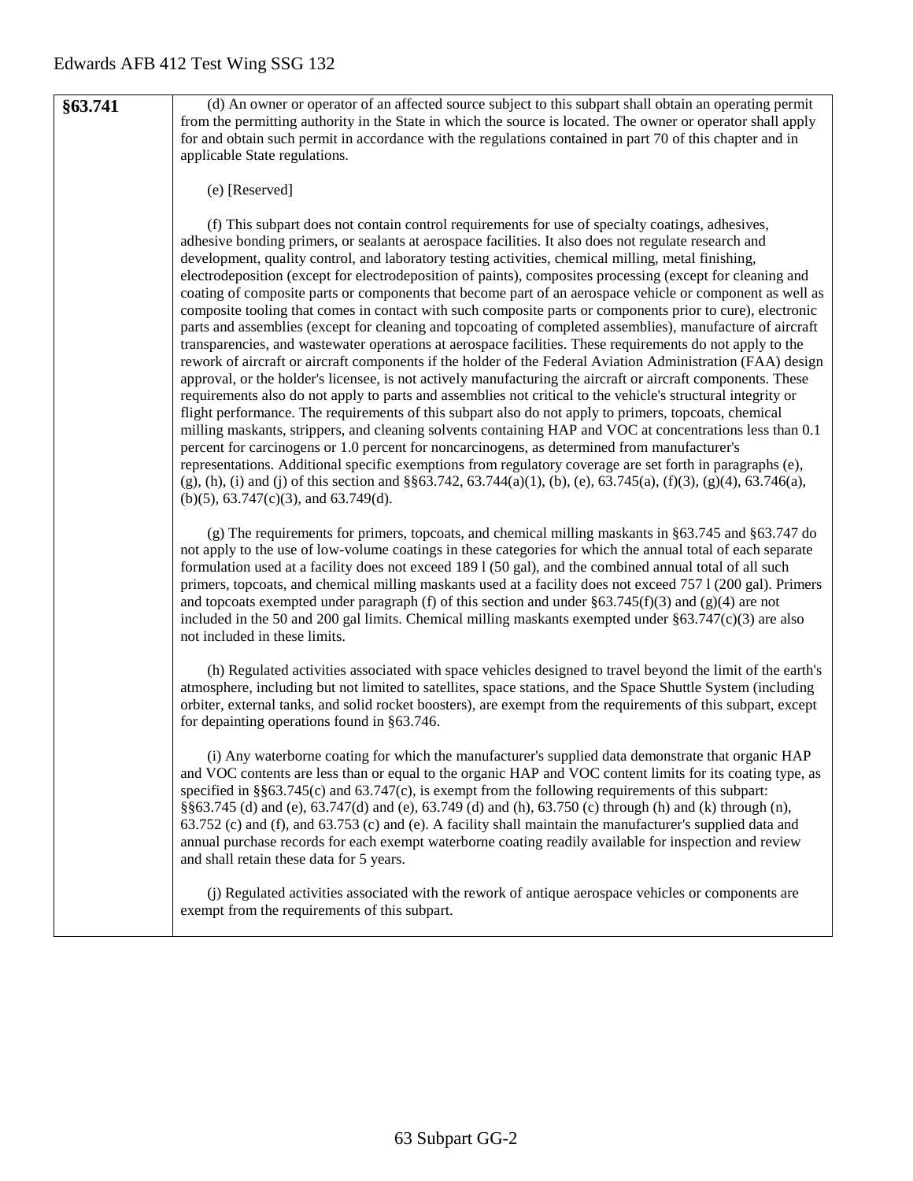| | |
|---|---|
| **§63.741** | (d) An owner or operator of an affected source subject to this subpart shall obtain an operating permit from the permitting authority in the State in which the source is located. The owner or operator shall apply for and obtain such permit in accordance with the regulations contained in part 70 of this chapter and in applicable State regulations.<br><br>(e) [Reserved]<br><br>(f) This subpart does not contain control requirements for use of specialty coatings, adhesives, adhesive bonding primers, or sealants at aerospace facilities. It also does not regulate research and development, quality control, and laboratory testing activities, chemical milling, metal finishing, electrodeposition (except for electrodeposition of paints), composites processing (except for cleaning and coating of composite parts or components that become part of an aerospace vehicle or component as well as composite tooling that comes in contact with such composite parts or components prior to cure), electronic parts and assemblies (except for cleaning and topcoating of completed assemblies), manufacture of aircraft transparencies, and wastewater operations at aerospace facilities. These requirements do not apply to the rework of aircraft or aircraft components if the holder of the Federal Aviation Administration (FAA) design approval, or the holder's licensee, is not actively manufacturing the aircraft or aircraft components. These requirements also do not apply to parts and assemblies not critical to the vehicle's structural integrity or flight performance. The requirements of this subpart also do not apply to primers, topcoats, chemical milling maskants, strippers, and cleaning solvents containing HAP and VOC at concentrations less than 0.1 percent for carcinogens or 1.0 percent for noncarcinogens, as determined from manufacturer's representations. Additional specific exemptions from regulatory coverage are set forth in paragraphs (e), (g), (h), (i) and (j) of this section and §§63.742, 63.744(a)(1), (b), (e), 63.745(a), (f)(3), (g)(4), 63.746(a), (b)(5), 63.747(c)(3), and 63.749(d).<br><br>(g) The requirements for primers, topcoats, and chemical milling maskants in §63.745 and §63.747 do not apply to the use of low-volume coatings in these categories for which the annual total of each separate formulation used at a facility does not exceed 189 l (50 gal), and the combined annual total of all such primers, topcoats, and chemical milling maskants used at a facility does not exceed 757 l (200 gal). Primers and topcoats exempted under paragraph (f) of this section and under §63.745(f)(3) and (g)(4) are not included in the 50 and 200 gal limits. Chemical milling maskants exempted under §63.747(c)(3) are also not included in these limits.<br><br>(h) Regulated activities associated with space vehicles designed to travel beyond the limit of the earth's atmosphere, including but not limited to satellites, space stations, and the Space Shuttle System (including orbiter, external tanks, and solid rocket boosters), are exempt from the requirements of this subpart, except for depainting operations found in §63.746.<br><br>(i) Any waterborne coating for which the manufacturer's supplied data demonstrate that organic HAP and VOC contents are less than or equal to the organic HAP and VOC content limits for its coating type, as specified in §§63.745(c) and 63.747(c), is exempt from the following requirements of this subpart: §§63.745 (d) and (e), 63.747(d) and (e), 63.749 (d) and (h), 63.750 (c) through (h) and (k) through (n), 63.752 (c) and (f), and 63.753 (c) and (e). A facility shall maintain the manufacturer's supplied data and annual purchase records for each exempt waterborne coating readily available for inspection and review and shall retain these data for 5 years.<br><br>(j) Regulated activities associated with the rework of antique aerospace vehicles or components are exempt from the requirements of this subpart. |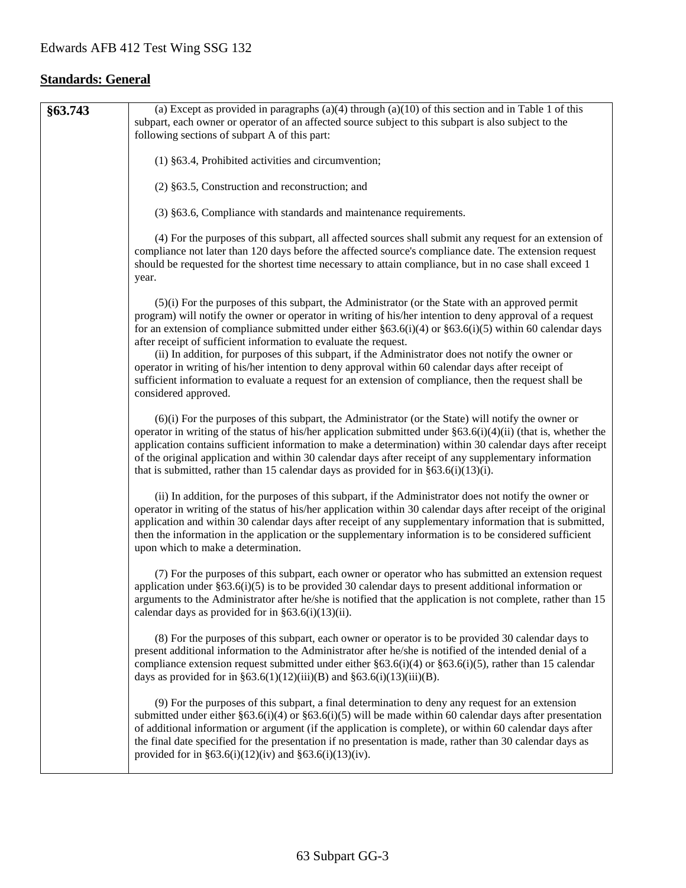## Standards: General

| | |
|---|---|
| **§63.743** | (a) Except as provided in paragraphs (a)(4) through (a)(10) of this section and in Table 1 of this subpart, each owner or operator of an affected source subject to this subpart is also subject to the following sections of subpart A of this part:<br><br>(1) §63.4, Prohibited activities and circumvention;<br><br>(2) §63.5, Construction and reconstruction; and<br><br>(3) §63.6, Compliance with standards and maintenance requirements.<br><br>(4) For the purposes of this subpart, all affected sources shall submit any request for an extension of compliance not later than 120 days before the affected source's compliance date. The extension request should be requested for the shortest time necessary to attain compliance, but in no case shall exceed 1 year.<br><br>(5)(i) For the purposes of this subpart, the Administrator (or the State with an approved permit program) will notify the owner or operator in writing of his/her intention to deny approval of a request for an extension of compliance submitted under either §63.6(i)(4) or §63.6(i)(5) within 60 calendar days after receipt of sufficient information to evaluate the request.<br>(ii) In addition, for purposes of this subpart, if the Administrator does not notify the owner or operator in writing of his/her intention to deny approval within 60 calendar days after receipt of sufficient information to evaluate a request for an extension of compliance, then the request shall be considered approved.<br><br>(6)(i) For the purposes of this subpart, the Administrator (or the State) will notify the owner or operator in writing of the status of his/her application submitted under §63.6(i)(4)(ii) (that is, whether the application contains sufficient information to make a determination) within 30 calendar days after receipt of the original application and within 30 calendar days after receipt of any supplementary information that is submitted, rather than 15 calendar days as provided for in §63.6(i)(13)(i).<br><br>(ii) In addition, for the purposes of this subpart, if the Administrator does not notify the owner or operator in writing of the status of his/her application within 30 calendar days after receipt of the original application and within 30 calendar days after receipt of any supplementary information that is submitted, then the information in the application or the supplementary information is to be considered sufficient upon which to make a determination.<br><br>(7) For the purposes of this subpart, each owner or operator who has submitted an extension request application under §63.6(i)(5) is to be provided 30 calendar days to present additional information or arguments to the Administrator after he/she is notified that the application is not complete, rather than 15 calendar days as provided for in §63.6(i)(13)(ii).<br><br>(8) For the purposes of this subpart, each owner or operator is to be provided 30 calendar days to present additional information to the Administrator after he/she is notified of the intended denial of a compliance extension request submitted under either §63.6(i)(4) or §63.6(i)(5), rather than 15 calendar days as provided for in §63.6(1)(12)(iii)(B) and §63.6(i)(13)(iii)(B).<br><br>(9) For the purposes of this subpart, a final determination to deny any request for an extension submitted under either §63.6(i)(4) or §63.6(i)(5) will be made within 60 calendar days after presentation of additional information or argument (if the application is complete), or within 60 calendar days after the final date specified for the presentation if no presentation is made, rather than 30 calendar days as provided for in §63.6(i)(12)(iv) and §63.6(i)(13)(iv). |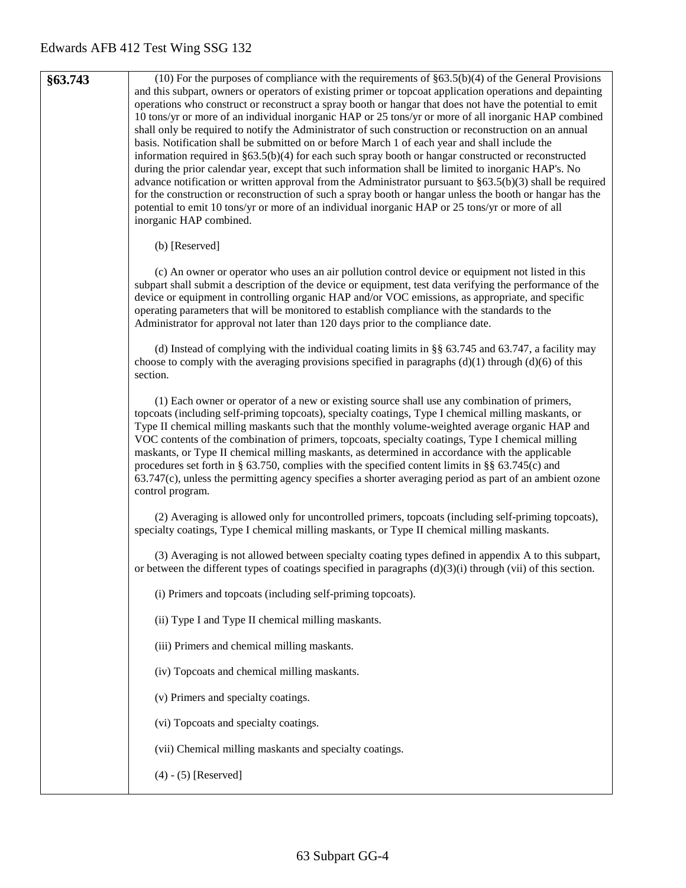| | |
|---|---|
| **§63.743** | (10) For the purposes of compliance with the requirements of §63.5(b)(4) of the General Provisions and this subpart, owners or operators of existing primer or topcoat application operations and depainting operations who construct or reconstruct a spray booth or hangar that does not have the potential to emit 10 tons/yr or more of an individual inorganic HAP or 25 tons/yr or more of all inorganic HAP combined shall only be required to notify the Administrator of such construction or reconstruction on an annual basis. Notification shall be submitted on or before March 1 of each year and shall include the information required in §63.5(b)(4) for each such spray booth or hangar constructed or reconstructed during the prior calendar year, except that such information shall be limited to inorganic HAP's. No advance notification or written approval from the Administrator pursuant to §63.5(b)(3) shall be required for the construction or reconstruction of such a spray booth or hangar unless the booth or hangar has the potential to emit 10 tons/yr or more of an individual inorganic HAP or 25 tons/yr or more of all inorganic HAP combined.<br><br>(b) [Reserved]<br><br>(c) An owner or operator who uses an air pollution control device or equipment not listed in this subpart shall submit a description of the device or equipment, test data verifying the performance of the device or equipment in controlling organic HAP and/or VOC emissions, as appropriate, and specific operating parameters that will be monitored to establish compliance with the standards to the Administrator for approval not later than 120 days prior to the compliance date.<br><br>(d) Instead of complying with the individual coating limits in §§ 63.745 and 63.747, a facility may choose to comply with the averaging provisions specified in paragraphs (d)(1) through (d)(6) of this section.<br><br>(1) Each owner or operator of a new or existing source shall use any combination of primers, topcoats (including self-priming topcoats), specialty coatings, Type I chemical milling maskants, or Type II chemical milling maskants such that the monthly volume-weighted average organic HAP and VOC contents of the combination of primers, topcoats, specialty coatings, Type I chemical milling maskants, or Type II chemical milling maskants, as determined in accordance with the applicable procedures set forth in § 63.750, complies with the specified content limits in §§ 63.745(c) and 63.747(c), unless the permitting agency specifies a shorter averaging period as part of an ambient ozone control program.<br><br>(2) Averaging is allowed only for uncontrolled primers, topcoats (including self-priming topcoats), specialty coatings, Type I chemical milling maskants, or Type II chemical milling maskants.<br><br>(3) Averaging is not allowed between specialty coating types defined in appendix A to this subpart, or between the different types of coatings specified in paragraphs (d)(3)(i) through (vii) of this section.<br><br>(i) Primers and topcoats (including self-priming topcoats).<br><br>(ii) Type I and Type II chemical milling maskants.<br><br>(iii) Primers and chemical milling maskants.<br><br>(iv) Topcoats and chemical milling maskants.<br><br>(v) Primers and specialty coatings.<br><br>(vi) Topcoats and specialty coatings.<br><br>(vii) Chemical milling maskants and specialty coatings.<br><br>(4) - (5) [Reserved] |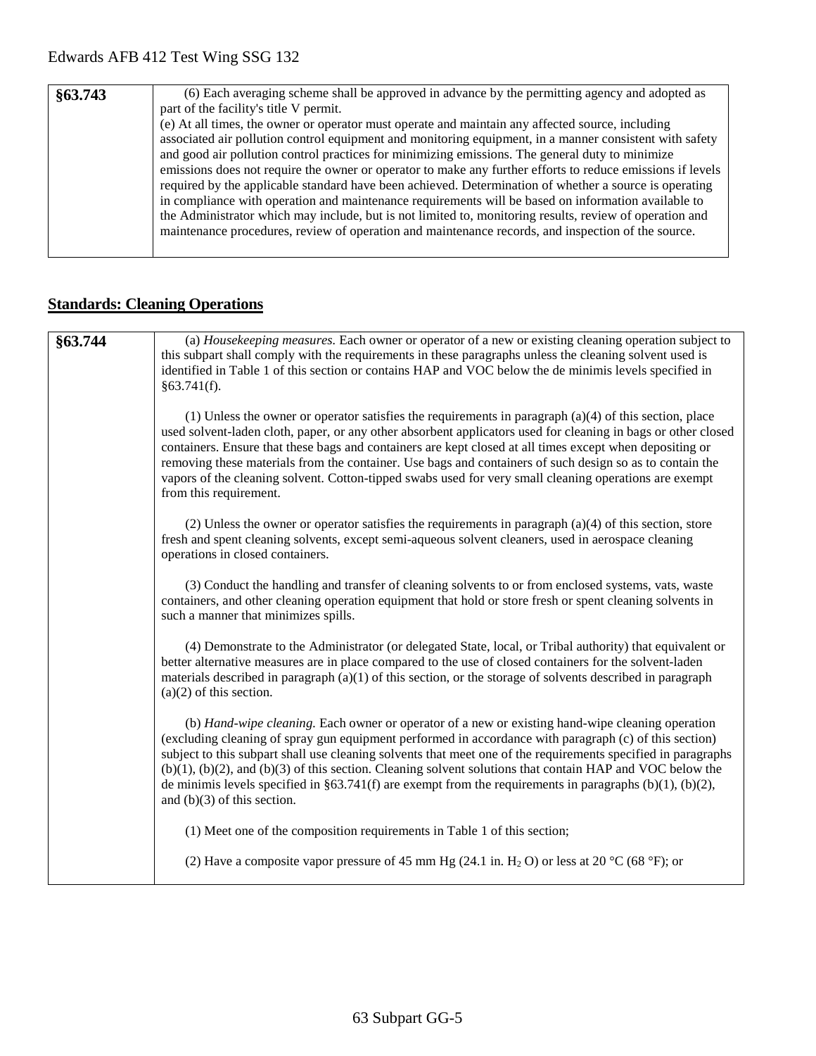| | |
|---|---|
| §63.743 | (6) Each averaging scheme shall be approved in advance by the permitting agency and adopted as part of the facility's title V permit.<br>(e) At all times, the owner or operator must operate and maintain any affected source, including associated air pollution control equipment and monitoring equipment, in a manner consistent with safety and good air pollution control practices for minimizing emissions. The general duty to minimize emissions does not require the owner or operator to make any further efforts to reduce emissions if levels required by the applicable standard have been achieved. Determination of whether a source is operating in compliance with operation and maintenance requirements will be based on information available to the Administrator which may include, but is not limited to, monitoring results, review of operation and maintenance procedures, review of operation and maintenance records, and inspection of the source. |

## Standards: Cleaning Operations

| | |
|---|---|
| §63.744 | (a) *Housekeeping measures.* Each owner or operator of a new or existing cleaning operation subject to this subpart shall comply with the requirements in these paragraphs unless the cleaning solvent used is identified in Table 1 of this section or contains HAP and VOC below the de minimis levels specified in §63.741(f).<br><br>(1) Unless the owner or operator satisfies the requirements in paragraph (a)(4) of this section, place used solvent-laden cloth, paper, or any other absorbent applicators used for cleaning in bags or other closed containers. Ensure that these bags and containers are kept closed at all times except when depositing or removing these materials from the container. Use bags and containers of such design so as to contain the vapors of the cleaning solvent. Cotton-tipped swabs used for very small cleaning operations are exempt from this requirement.<br><br>(2) Unless the owner or operator satisfies the requirements in paragraph (a)(4) of this section, store fresh and spent cleaning solvents, except semi-aqueous solvent cleaners, used in aerospace cleaning operations in closed containers.<br><br>(3) Conduct the handling and transfer of cleaning solvents to or from enclosed systems, vats, waste containers, and other cleaning operation equipment that hold or store fresh or spent cleaning solvents in such a manner that minimizes spills.<br><br>(4) Demonstrate to the Administrator (or delegated State, local, or Tribal authority) that equivalent or better alternative measures are in place compared to the use of closed containers for the solvent-laden materials described in paragraph (a)(1) of this section, or the storage of solvents described in paragraph (a)(2) of this section.<br><br>(b) *Hand-wipe cleaning.* Each owner or operator of a new or existing hand-wipe cleaning operation (excluding cleaning of spray gun equipment performed in accordance with paragraph (c) of this section) subject to this subpart shall use cleaning solvents that meet one of the requirements specified in paragraphs (b)(1), (b)(2), and (b)(3) of this section. Cleaning solvent solutions that contain HAP and VOC below the de minimis levels specified in §63.741(f) are exempt from the requirements in paragraphs (b)(1), (b)(2), and (b)(3) of this section.<br><br>(1) Meet one of the composition requirements in Table 1 of this section;<br><br>(2) Have a composite vapor pressure of 45 mm Hg (24.1 in. $H_2O$) or less at 20 °C (68 °F); or |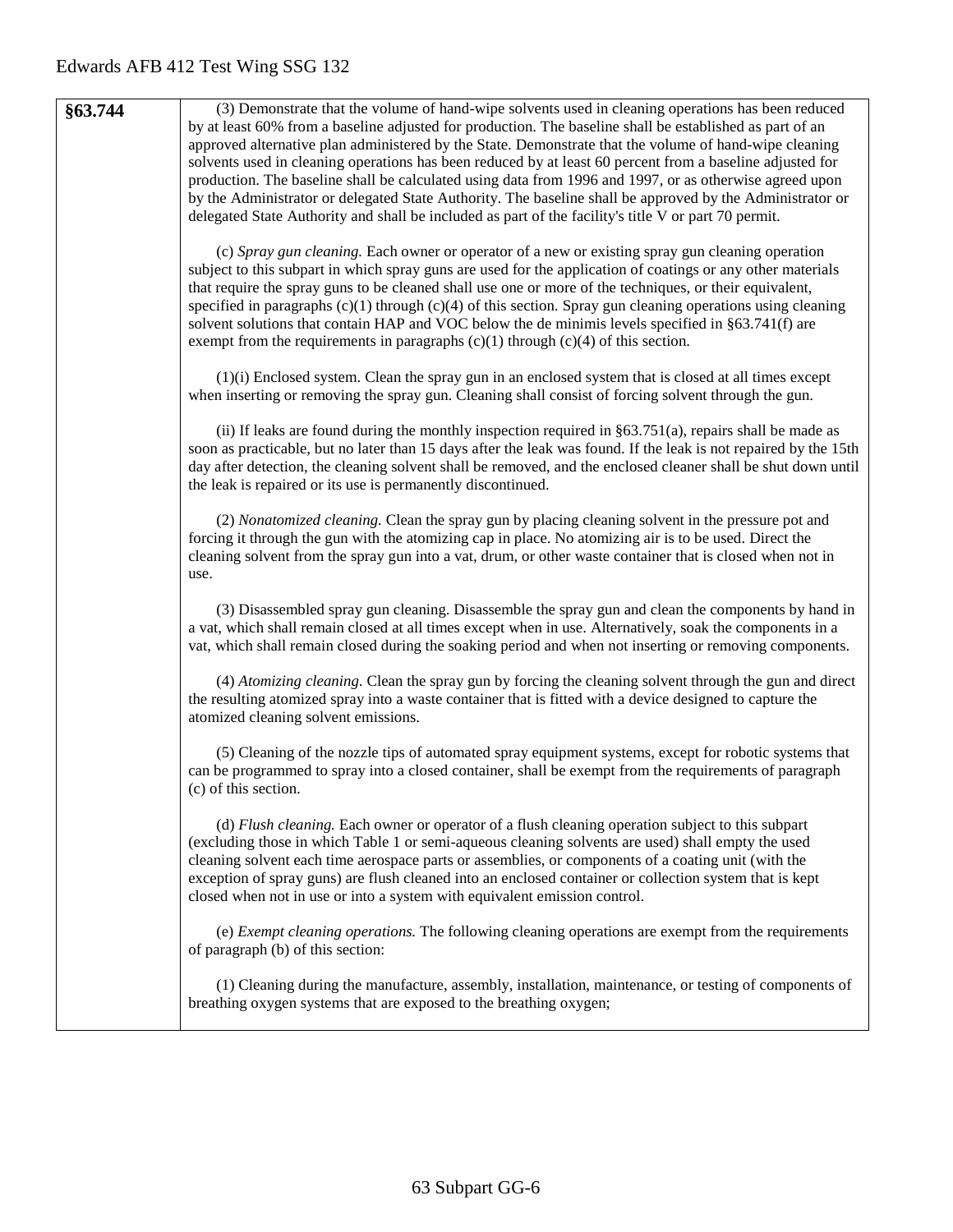| | |
|---|---|
| **§63.744** | (3) Demonstrate that the volume of hand-wipe solvents used in cleaning operations has been reduced by at least 60% from a baseline adjusted for production. The baseline shall be established as part of an approved alternative plan administered by the State. Demonstrate that the volume of hand-wipe cleaning solvents used in cleaning operations has been reduced by at least 60 percent from a baseline adjusted for production. The baseline shall be calculated using data from 1996 and 1997, or as otherwise agreed upon by the Administrator or delegated State Authority. The baseline shall be approved by the Administrator or delegated State Authority and shall be included as part of the facility's title V or part 70 permit.<br><br>(c) *Spray gun cleaning.* Each owner or operator of a new or existing spray gun cleaning operation subject to this subpart in which spray guns are used for the application of coatings or any other materials that require the spray guns to be cleaned shall use one or more of the techniques, or their equivalent, specified in paragraphs (c)(1) through (c)(4) of this section. Spray gun cleaning operations using cleaning solvent solutions that contain HAP and VOC below the de minimis levels specified in §63.741(f) are exempt from the requirements in paragraphs (c)(1) through (c)(4) of this section.<br><br>(1)(i) Enclosed system. Clean the spray gun in an enclosed system that is closed at all times except when inserting or removing the spray gun. Cleaning shall consist of forcing solvent through the gun.<br><br>(ii) If leaks are found during the monthly inspection required in §63.751(a), repairs shall be made as soon as practicable, but no later than 15 days after the leak was found. If the leak is not repaired by the 15th day after detection, the cleaning solvent shall be removed, and the enclosed cleaner shall be shut down until the leak is repaired or its use is permanently discontinued.<br><br>(2) *Nonatomized cleaning.* Clean the spray gun by placing cleaning solvent in the pressure pot and forcing it through the gun with the atomizing cap in place. No atomizing air is to be used. Direct the cleaning solvent from the spray gun into a vat, drum, or other waste container that is closed when not in use.<br><br>(3) Disassembled spray gun cleaning. Disassemble the spray gun and clean the components by hand in a vat, which shall remain closed at all times except when in use. Alternatively, soak the components in a vat, which shall remain closed during the soaking period and when not inserting or removing components.<br><br>(4) *Atomizing cleaning.* Clean the spray gun by forcing the cleaning solvent through the gun and direct the resulting atomized spray into a waste container that is fitted with a device designed to capture the atomized cleaning solvent emissions.<br><br>(5) Cleaning of the nozzle tips of automated spray equipment systems, except for robotic systems that can be programmed to spray into a closed container, shall be exempt from the requirements of paragraph (c) of this section.<br><br>(d) *Flush cleaning.* Each owner or operator of a flush cleaning operation subject to this subpart (excluding those in which Table 1 or semi-aqueous cleaning solvents are used) shall empty the used cleaning solvent each time aerospace parts or assemblies, or components of a coating unit (with the exception of spray guns) are flush cleaned into an enclosed container or collection system that is kept closed when not in use or into a system with equivalent emission control.<br><br>(e) *Exempt cleaning operations.* The following cleaning operations are exempt from the requirements of paragraph (b) of this section:<br><br>(1) Cleaning during the manufacture, assembly, installation, maintenance, or testing of components of breathing oxygen systems that are exposed to the breathing oxygen; |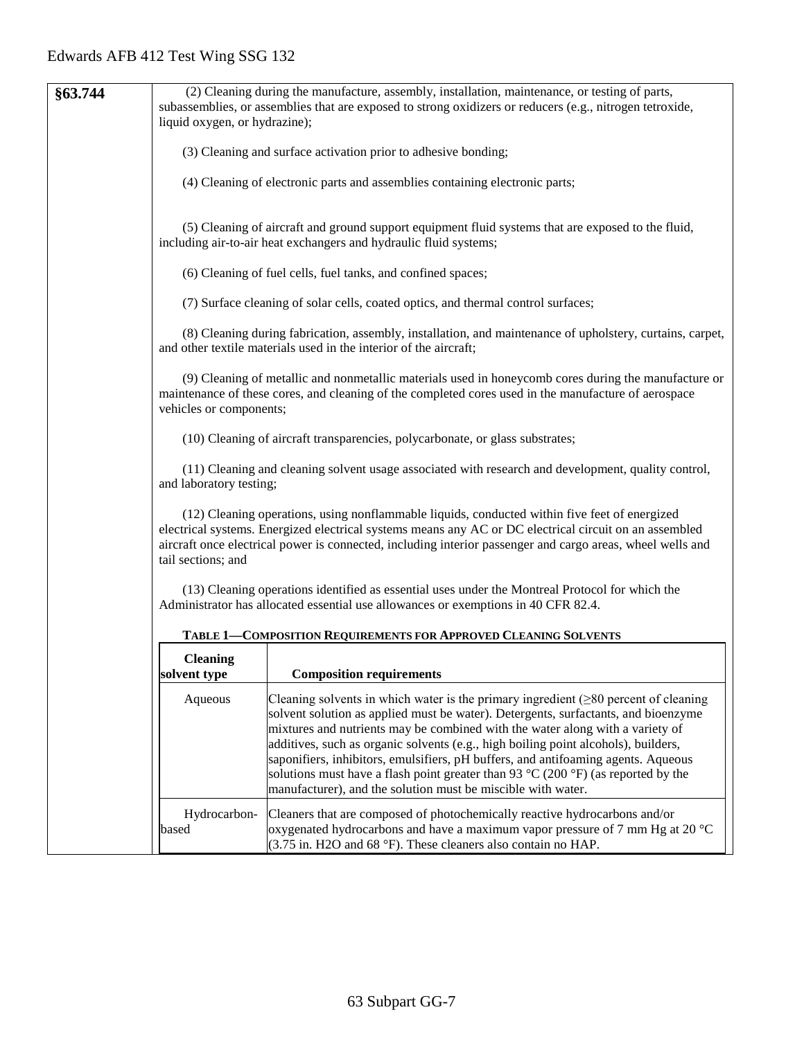**§63.744**

(2) Cleaning during the manufacture, assembly, installation, maintenance, or testing of parts, subassemblies, or assemblies that are exposed to strong oxidizers or reducers (e.g., nitrogen tetroxide, liquid oxygen, or hydrazine);

(3) Cleaning and surface activation prior to adhesive bonding;

(4) Cleaning of electronic parts and assemblies containing electronic parts;

(5) Cleaning of aircraft and ground support equipment fluid systems that are exposed to the fluid, including air-to-air heat exchangers and hydraulic fluid systems;

(6) Cleaning of fuel cells, fuel tanks, and confined spaces;

(7) Surface cleaning of solar cells, coated optics, and thermal control surfaces;

(8) Cleaning during fabrication, assembly, installation, and maintenance of upholstery, curtains, carpet, and other textile materials used in the interior of the aircraft;

(9) Cleaning of metallic and nonmetallic materials used in honeycomb cores during the manufacture or maintenance of these cores, and cleaning of the completed cores used in the manufacture of aerospace vehicles or components;

(10) Cleaning of aircraft transparencies, polycarbonate, or glass substrates;

(11) Cleaning and cleaning solvent usage associated with research and development, quality control, and laboratory testing;

(12) Cleaning operations, using nonflammable liquids, conducted within five feet of energized electrical systems. Energized electrical systems means any AC or DC electrical circuit on an assembled aircraft once electrical power is connected, including interior passenger and cargo areas, wheel wells and tail sections; and

(13) Cleaning operations identified as essential uses under the Montreal Protocol for which the Administrator has allocated essential use allowances or exemptions in 40 CFR 82.4.

**TABLE 1—COMPOSITION REQUIREMENTS FOR APPROVED CLEANING SOLVENTS**

| Cleaning solvent type | Composition requirements |
|---|---|
| Aqueous | Cleaning solvents in which water is the primary ingredient (≥80 percent of cleaning solvent solution as applied must be water). Detergents, surfactants, and bioenzyme mixtures and nutrients may be combined with the water along with a variety of additives, such as organic solvents (e.g., high boiling point alcohols), builders, saponifiers, inhibitors, emulsifiers, pH buffers, and antifoaming agents. Aqueous solutions must have a flash point greater than 93 °C (200 °F) (as reported by the manufacturer), and the solution must be miscible with water. |
| Hydrocarbon-based | Cleaners that are composed of photochemically reactive hydrocarbons and/or oxygenated hydrocarbons and have a maximum vapor pressure of 7 mm Hg at 20 °C (3.75 in. $H_2O$ and 68 °F). These cleaners also contain no HAP. |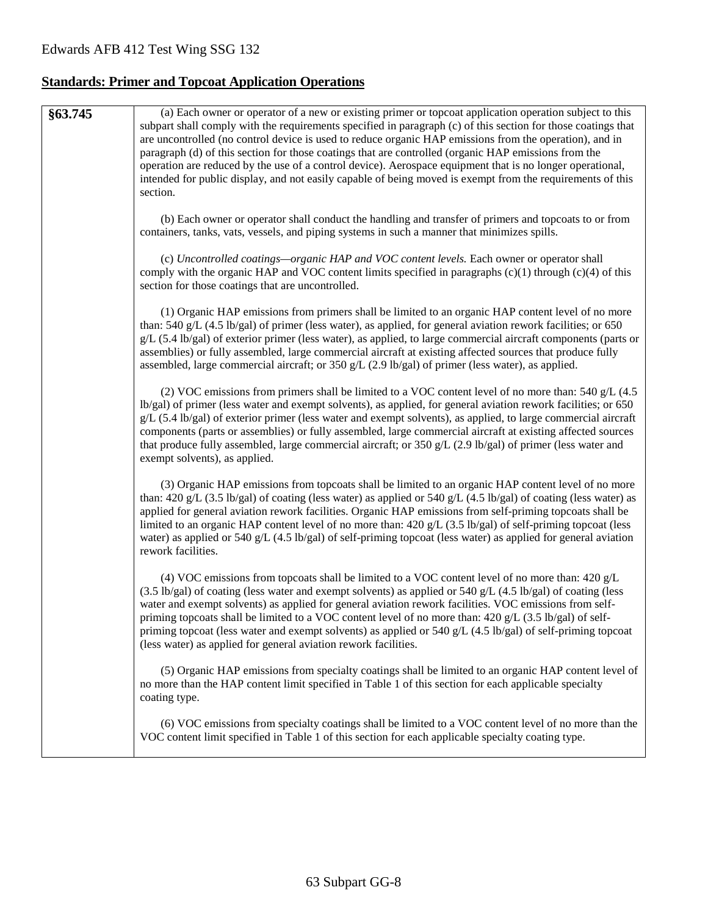## Standards: Primer and Topcoat Application Operations

| | |
|---|---|
| **§63.745** | (a) Each owner or operator of a new or existing primer or topcoat application operation subject to this subpart shall comply with the requirements specified in paragraph (c) of this section for those coatings that are uncontrolled (no control device is used to reduce organic HAP emissions from the operation), and in paragraph (d) of this section for those coatings that are controlled (organic HAP emissions from the operation are reduced by the use of a control device). Aerospace equipment that is no longer operational, intended for public display, and not easily capable of being moved is exempt from the requirements of this section.<br><br>(b) Each owner or operator shall conduct the handling and transfer of primers and topcoats to or from containers, tanks, vats, vessels, and piping systems in such a manner that minimizes spills.<br><br>(c) *Uncontrolled coatings—organic HAP and VOC content levels.* Each owner or operator shall comply with the organic HAP and VOC content limits specified in paragraphs (c)(1) through (c)(4) of this section for those coatings that are uncontrolled.<br><br>(1) Organic HAP emissions from primers shall be limited to an organic HAP content level of no more than: 540 g/L (4.5 lb/gal) of primer (less water), as applied, for general aviation rework facilities; or 650 g/L (5.4 lb/gal) of exterior primer (less water), as applied, to large commercial aircraft components (parts or assemblies) or fully assembled, large commercial aircraft at existing affected sources that produce fully assembled, large commercial aircraft; or 350 g/L (2.9 lb/gal) of primer (less water), as applied.<br><br>(2) VOC emissions from primers shall be limited to a VOC content level of no more than: 540 g/L (4.5 lb/gal) of primer (less water and exempt solvents), as applied, for general aviation rework facilities; or 650 g/L (5.4 lb/gal) of exterior primer (less water and exempt solvents), as applied, to large commercial aircraft components (parts or assemblies) or fully assembled, large commercial aircraft at existing affected sources that produce fully assembled, large commercial aircraft; or 350 g/L (2.9 lb/gal) of primer (less water and exempt solvents), as applied.<br><br>(3) Organic HAP emissions from topcoats shall be limited to an organic HAP content level of no more than: 420 g/L (3.5 lb/gal) of coating (less water) as applied or 540 g/L (4.5 lb/gal) of coating (less water) as applied for general aviation rework facilities. Organic HAP emissions from self-priming topcoats shall be limited to an organic HAP content level of no more than: 420 g/L (3.5 lb/gal) of self-priming topcoat (less water) as applied or 540 g/L (4.5 lb/gal) of self-priming topcoat (less water) as applied for general aviation rework facilities.<br><br>(4) VOC emissions from topcoats shall be limited to a VOC content level of no more than: 420 g/L (3.5 lb/gal) of coating (less water and exempt solvents) as applied or 540 g/L (4.5 lb/gal) of coating (less water and exempt solvents) as applied for general aviation rework facilities. VOC emissions from self-priming topcoats shall be limited to a VOC content level of no more than: 420 g/L (3.5 lb/gal) of self-priming topcoat (less water and exempt solvents) as applied or 540 g/L (4.5 lb/gal) of self-priming topcoat (less water) as applied for general aviation rework facilities.<br><br>(5) Organic HAP emissions from specialty coatings shall be limited to an organic HAP content level of no more than the HAP content limit specified in Table 1 of this section for each applicable specialty coating type.<br><br>(6) VOC emissions from specialty coatings shall be limited to a VOC content level of no more than the VOC content limit specified in Table 1 of this section for each applicable specialty coating type. |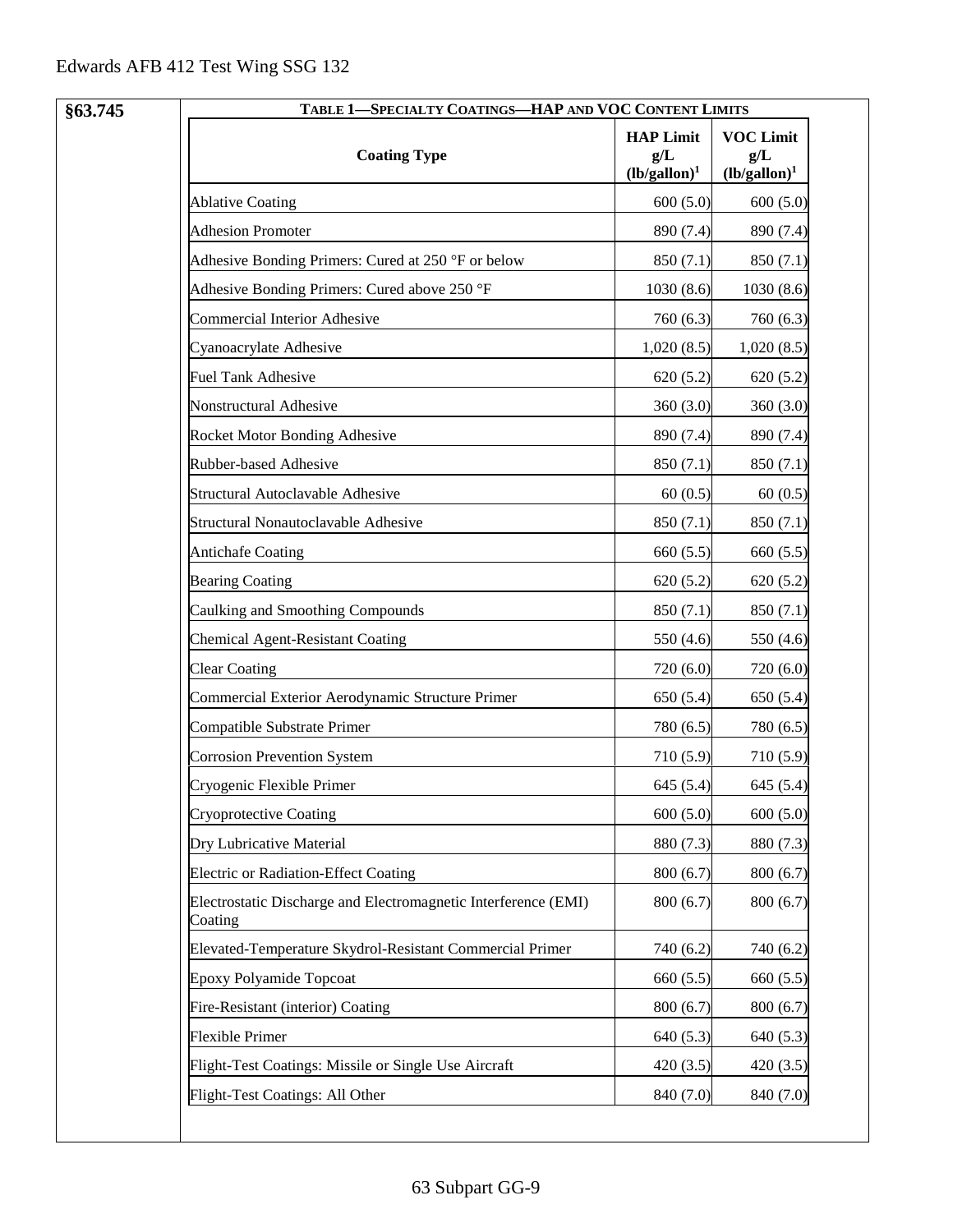**§63.745**

**TABLE 1—SPECIALTY COATINGS—HAP AND VOC CONTENT LIMITS**

| Coating Type | HAP Limit g/L (lb/gallon)[1] | VOC Limit g/L (lb/gallon)[1] |
|---|---|---|
| Ablative Coating | 600 (5.0) | 600 (5.0) |
| Adhesion Promoter | 890 (7.4) | 890 (7.4) |
| Adhesive Bonding Primers: Cured at 250 °F or below | 850 (7.1) | 850 (7.1) |
| Adhesive Bonding Primers: Cured above 250 °F | 1030 (8.6) | 1030 (8.6) |
| Commercial Interior Adhesive | 760 (6.3) | 760 (6.3) |
| Cyanoacrylate Adhesive | 1,020 (8.5) | 1,020 (8.5) |
| Fuel Tank Adhesive | 620 (5.2) | 620 (5.2) |
| Nonstructural Adhesive | 360 (3.0) | 360 (3.0) |
| Rocket Motor Bonding Adhesive | 890 (7.4) | 890 (7.4) |
| Rubber-based Adhesive | 850 (7.1) | 850 (7.1) |
| Structural Autoclavable Adhesive | 60 (0.5) | 60 (0.5) |
| Structural Nonautoclavable Adhesive | 850 (7.1) | 850 (7.1) |
| Antichafe Coating | 660 (5.5) | 660 (5.5) |
| Bearing Coating | 620 (5.2) | 620 (5.2) |
| Caulking and Smoothing Compounds | 850 (7.1) | 850 (7.1) |
| Chemical Agent-Resistant Coating | 550 (4.6) | 550 (4.6) |
| Clear Coating | 720 (6.0) | 720 (6.0) |
| Commercial Exterior Aerodynamic Structure Primer | 650 (5.4) | 650 (5.4) |
| Compatible Substrate Primer | 780 (6.5) | 780 (6.5) |
| Corrosion Prevention System | 710 (5.9) | 710 (5.9) |
| Cryogenic Flexible Primer | 645 (5.4) | 645 (5.4) |
| Cryoprotective Coating | 600 (5.0) | 600 (5.0) |
| Dry Lubricative Material | 880 (7.3) | 880 (7.3) |
| Electric or Radiation-Effect Coating | 800 (6.7) | 800 (6.7) |
| Electrostatic Discharge and Electromagnetic Interference (EMI) Coating | 800 (6.7) | 800 (6.7) |
| Elevated-Temperature Skydrol-Resistant Commercial Primer | 740 (6.2) | 740 (6.2) |
| Epoxy Polyamide Topcoat | 660 (5.5) | 660 (5.5) |
| Fire-Resistant (interior) Coating | 800 (6.7) | 800 (6.7) |
| Flexible Primer | 640 (5.3) | 640 (5.3) |
| Flight-Test Coatings: Missile or Single Use Aircraft | 420 (3.5) | 420 (3.5) |
| Flight-Test Coatings: All Other | 840 (7.0) | 840 (7.0) |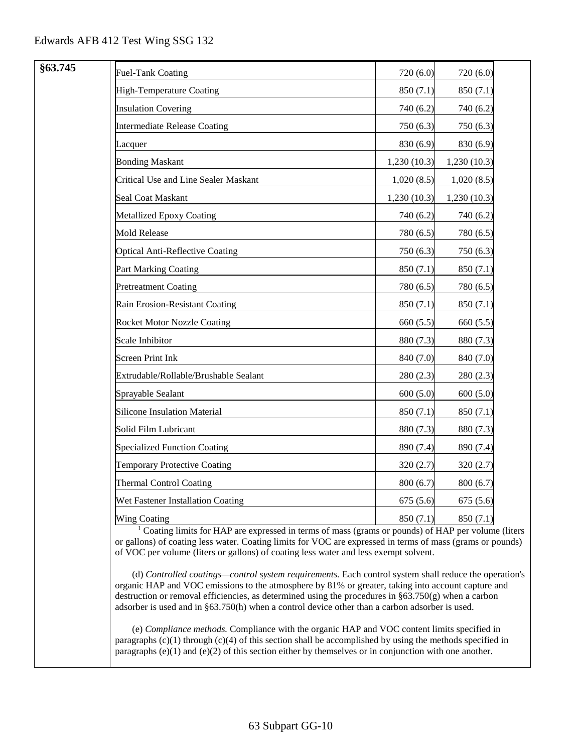**§63.745**

| | | |
|---|---|---|
| Fuel-Tank Coating | 720 (6.0) | 720 (6.0) |
| High-Temperature Coating | 850 (7.1) | 850 (7.1) |
| Insulation Covering | 740 (6.2) | 740 (6.2) |
| Intermediate Release Coating | 750 (6.3) | 750 (6.3) |
| Lacquer | 830 (6.9) | 830 (6.9) |
| Bonding Maskant | 1,230 (10.3) | 1,230 (10.3) |
| Critical Use and Line Sealer Maskant | 1,020 (8.5) | 1,020 (8.5) |
| Seal Coat Maskant | 1,230 (10.3) | 1,230 (10.3) |
| Metallized Epoxy Coating | 740 (6.2) | 740 (6.2) |
| Mold Release | 780 (6.5) | 780 (6.5) |
| Optical Anti-Reflective Coating | 750 (6.3) | 750 (6.3) |
| Part Marking Coating | 850 (7.1) | 850 (7.1) |
| Pretreatment Coating | 780 (6.5) | 780 (6.5) |
| Rain Erosion-Resistant Coating | 850 (7.1) | 850 (7.1) |
| Rocket Motor Nozzle Coating | 660 (5.5) | 660 (5.5) |
| Scale Inhibitor | 880 (7.3) | 880 (7.3) |
| Screen Print Ink | 840 (7.0) | 840 (7.0) |
| Extrudable/Rollable/Brushable Sealant | 280 (2.3) | 280 (2.3) |
| Sprayable Sealant | 600 (5.0) | 600 (5.0) |
| Silicone Insulation Material | 850 (7.1) | 850 (7.1) |
| Solid Film Lubricant | 880 (7.3) | 880 (7.3) |
| Specialized Function Coating | 890 (7.4) | 890 (7.4) |
| Temporary Protective Coating | 320 (2.7) | 320 (2.7) |
| Thermal Control Coating | 800 (6.7) | 800 (6.7) |
| Wet Fastener Installation Coating | 675 (5.6) | 675 (5.6) |
| Wing Coating | 850 (7.1) | 850 (7.1) |

[1] Coating limits for HAP are expressed in terms of mass (grams or pounds) of HAP per volume (liters or gallons) of coating less water. Coating limits for VOC are expressed in terms of mass (grams or pounds) of VOC per volume (liters or gallons) of coating less water and less exempt solvent.

(d) *Controlled coatings—control system requirements.* Each control system shall reduce the operation's organic HAP and VOC emissions to the atmosphere by 81% or greater, taking into account capture and destruction or removal efficiencies, as determined using the procedures in §63.750(g) when a carbon adsorber is used and in §63.750(h) when a control device other than a carbon adsorber is used.

(e) *Compliance methods.* Compliance with the organic HAP and VOC content limits specified in paragraphs (c)(1) through (c)(4) of this section shall be accomplished by using the methods specified in paragraphs (e)(1) and (e)(2) of this section either by themselves or in conjunction with one another.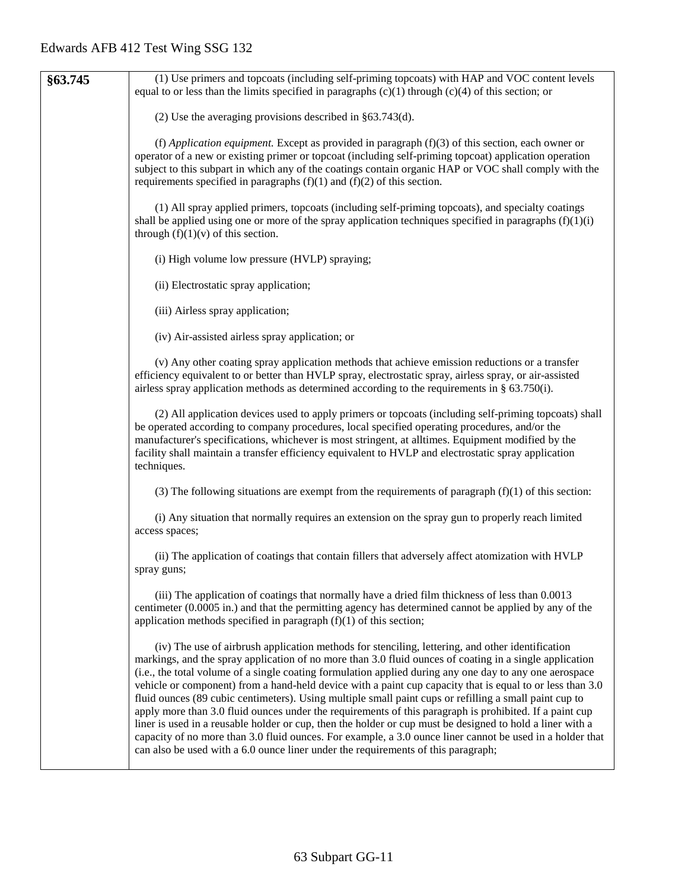| | |
|---|---|
| **§63.745** | (1) Use primers and topcoats (including self-priming topcoats) with HAP and VOC content levels equal to or less than the limits specified in paragraphs (c)(1) through (c)(4) of this section; or<br><br>(2) Use the averaging provisions described in §63.743(d).<br><br>(f) *Application equipment.* Except as provided in paragraph (f)(3) of this section, each owner or operator of a new or existing primer or topcoat (including self-priming topcoat) application operation subject to this subpart in which any of the coatings contain organic HAP or VOC shall comply with the requirements specified in paragraphs (f)(1) and (f)(2) of this section.<br><br>(1) All spray applied primers, topcoats (including self-priming topcoats), and specialty coatings shall be applied using one or more of the spray application techniques specified in paragraphs (f)(1)(i) through (f)(1)(v) of this section.<br><br>(i) High volume low pressure (HVLP) spraying;<br><br>(ii) Electrostatic spray application;<br><br>(iii) Airless spray application;<br><br>(iv) Air-assisted airless spray application; or<br><br>(v) Any other coating spray application methods that achieve emission reductions or a transfer efficiency equivalent to or better than HVLP spray, electrostatic spray, airless spray, or air-assisted airless spray application methods as determined according to the requirements in § 63.750(i).<br><br>(2) All application devices used to apply primers or topcoats (including self-priming topcoats) shall be operated according to company procedures, local specified operating procedures, and/or the manufacturer's specifications, whichever is most stringent, at alltimes. Equipment modified by the facility shall maintain a transfer efficiency equivalent to HVLP and electrostatic spray application techniques.<br><br>(3) The following situations are exempt from the requirements of paragraph (f)(1) of this section:<br><br>(i) Any situation that normally requires an extension on the spray gun to properly reach limited access spaces;<br><br>(ii) The application of coatings that contain fillers that adversely affect atomization with HVLP spray guns;<br><br>(iii) The application of coatings that normally have a dried film thickness of less than 0.0013 centimeter (0.0005 in.) and that the permitting agency has determined cannot be applied by any of the application methods specified in paragraph (f)(1) of this section;<br><br>(iv) The use of airbrush application methods for stenciling, lettering, and other identification markings, and the spray application of no more than 3.0 fluid ounces of coating in a single application (i.e., the total volume of a single coating formulation applied during any one day to any one aerospace vehicle or component) from a hand-held device with a paint cup capacity that is equal to or less than 3.0 fluid ounces (89 cubic centimeters). Using multiple small paint cups or refilling a small paint cup to apply more than 3.0 fluid ounces under the requirements of this paragraph is prohibited. If a paint cup liner is used in a reusable holder or cup, then the holder or cup must be designed to hold a liner with a capacity of no more than 3.0 fluid ounces. For example, a 3.0 ounce liner cannot be used in a holder that can also be used with a 6.0 ounce liner under the requirements of this paragraph; |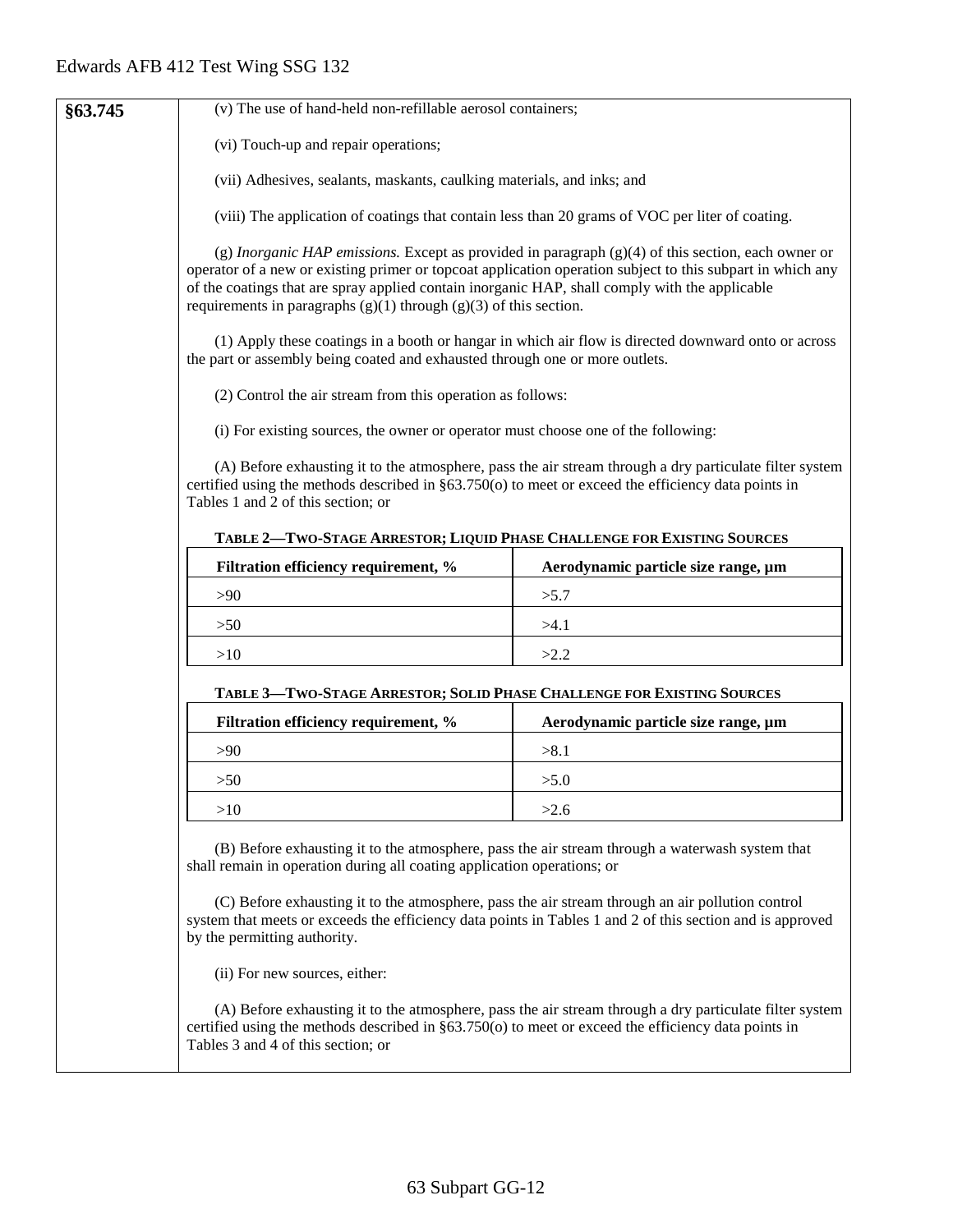**§63.745**

(v) The use of hand-held non-refillable aerosol containers;

(vi) Touch-up and repair operations;

(vii) Adhesives, sealants, maskants, caulking materials, and inks; and

(viii) The application of coatings that contain less than 20 grams of VOC per liter of coating.

(g) *Inorganic HAP emissions.* Except as provided in paragraph (g)(4) of this section, each owner or operator of a new or existing primer or topcoat application operation subject to this subpart in which any of the coatings that are spray applied contain inorganic HAP, shall comply with the applicable requirements in paragraphs (g)(1) through (g)(3) of this section.

(1) Apply these coatings in a booth or hangar in which air flow is directed downward onto or across the part or assembly being coated and exhausted through one or more outlets.

(2) Control the air stream from this operation as follows:

(i) For existing sources, the owner or operator must choose one of the following:

(A) Before exhausting it to the atmosphere, pass the air stream through a dry particulate filter system certified using the methods described in §63.750(o) to meet or exceed the efficiency data points in Tables 1 and 2 of this section; or

**TABLE 2—TWO-STAGE ARRESTOR; LIQUID PHASE CHALLENGE FOR EXISTING SOURCES**

| Filtration efficiency requirement, % | Aerodynamic particle size range, µm |
|---|---|
| >90 | >5.7 |
| >50 | >4.1 |
| >10 | >2.2 |

**TABLE 3—TWO-STAGE ARRESTOR; SOLID PHASE CHALLENGE FOR EXISTING SOURCES**

| Filtration efficiency requirement, % | Aerodynamic particle size range, µm |
|---|---|
| >90 | >8.1 |
| >50 | >5.0 |
| >10 | >2.6 |

(B) Before exhausting it to the atmosphere, pass the air stream through a waterwash system that shall remain in operation during all coating application operations; or

(C) Before exhausting it to the atmosphere, pass the air stream through an air pollution control system that meets or exceeds the efficiency data points in Tables 1 and 2 of this section and is approved by the permitting authority.

(ii) For new sources, either:

(A) Before exhausting it to the atmosphere, pass the air stream through a dry particulate filter system certified using the methods described in §63.750(o) to meet or exceed the efficiency data points in Tables 3 and 4 of this section; or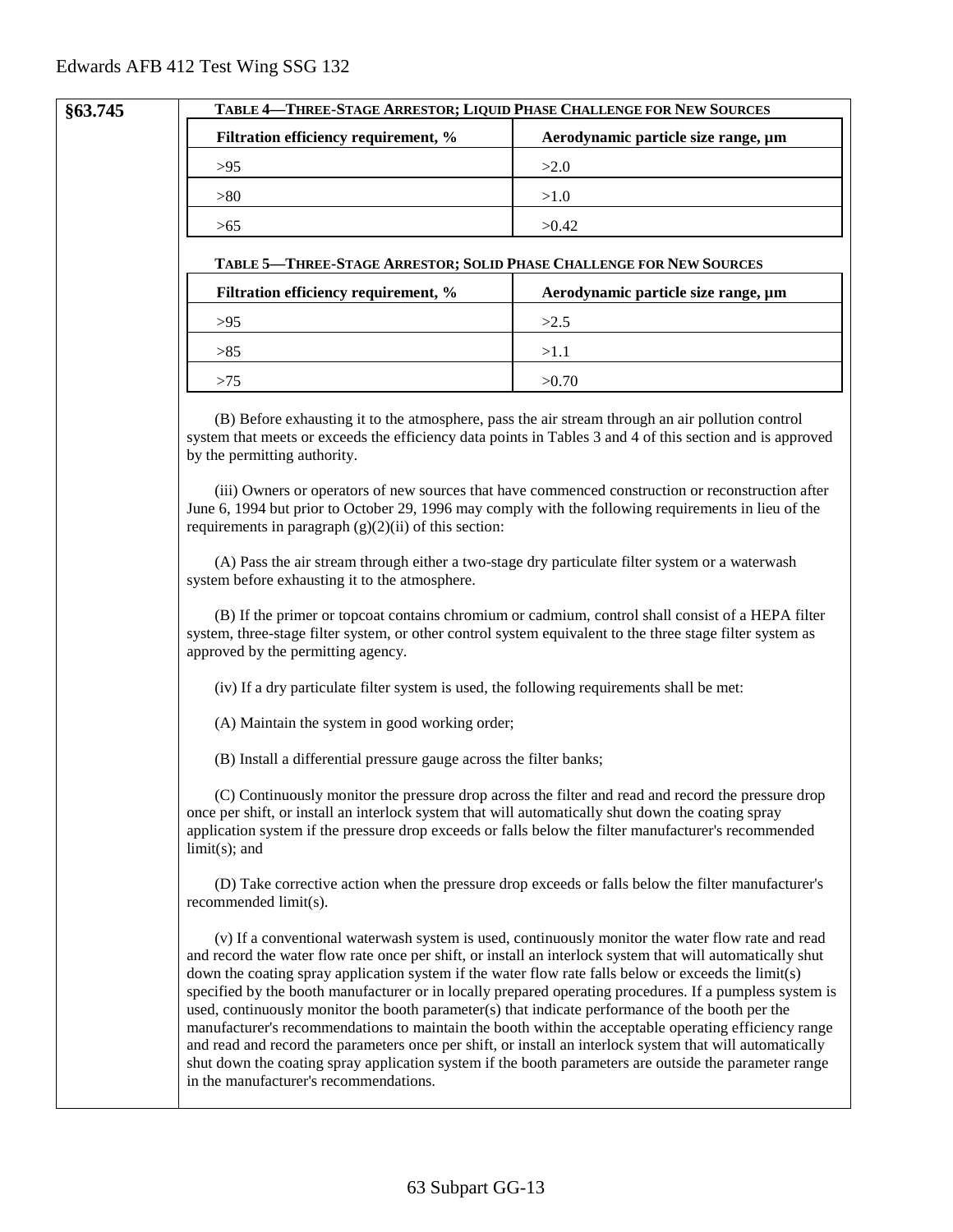**§63.745**

**TABLE 4—THREE-STAGE ARRESTOR; LIQUID PHASE CHALLENGE FOR NEW SOURCES**

| Filtration efficiency requirement, % | Aerodynamic particle size range, µm |
|---|---|
| >95 | >2.0 |
| >80 | >1.0 |
| >65 | >0.42 |

**TABLE 5—THREE-STAGE ARRESTOR; SOLID PHASE CHALLENGE FOR NEW SOURCES**

| Filtration efficiency requirement, % | Aerodynamic particle size range, µm |
|---|---|
| >95 | >2.5 |
| >85 | >1.1 |
| >75 | >0.70 |

(B) Before exhausting it to the atmosphere, pass the air stream through an air pollution control system that meets or exceeds the efficiency data points in Tables 3 and 4 of this section and is approved by the permitting authority.

(iii) Owners or operators of new sources that have commenced construction or reconstruction after June 6, 1994 but prior to October 29, 1996 may comply with the following requirements in lieu of the requirements in paragraph (g)(2)(ii) of this section:

(A) Pass the air stream through either a two-stage dry particulate filter system or a waterwash system before exhausting it to the atmosphere.

(B) If the primer or topcoat contains chromium or cadmium, control shall consist of a HEPA filter system, three-stage filter system, or other control system equivalent to the three stage filter system as approved by the permitting agency.

(iv) If a dry particulate filter system is used, the following requirements shall be met:

(A) Maintain the system in good working order;

(B) Install a differential pressure gauge across the filter banks;

(C) Continuously monitor the pressure drop across the filter and read and record the pressure drop once per shift, or install an interlock system that will automatically shut down the coating spray application system if the pressure drop exceeds or falls below the filter manufacturer's recommended limit(s); and

(D) Take corrective action when the pressure drop exceeds or falls below the filter manufacturer's recommended limit(s).

(v) If a conventional waterwash system is used, continuously monitor the water flow rate and read and record the water flow rate once per shift, or install an interlock system that will automatically shut down the coating spray application system if the water flow rate falls below or exceeds the limit(s) specified by the booth manufacturer or in locally prepared operating procedures. If a pumpless system is used, continuously monitor the booth parameter(s) that indicate performance of the booth per the manufacturer's recommendations to maintain the booth within the acceptable operating efficiency range and read and record the parameters once per shift, or install an interlock system that will automatically shut down the coating spray application system if the booth parameters are outside the parameter range in the manufacturer's recommendations.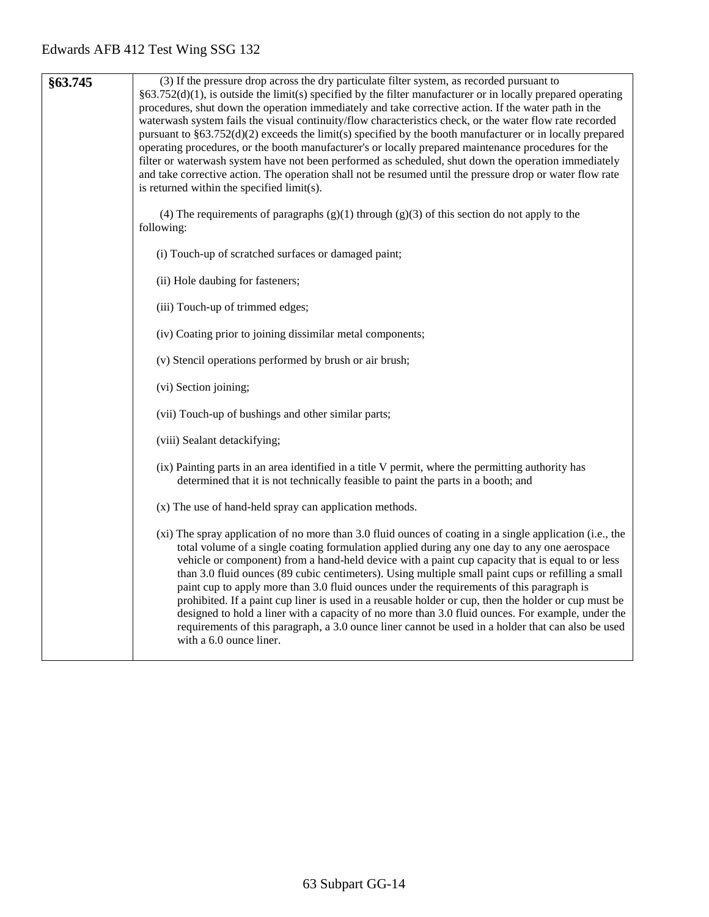| | |
|---|---|
| **§63.745** | (3) If the pressure drop across the dry particulate filter system, as recorded pursuant to §63.752(d)(1), is outside the limit(s) specified by the filter manufacturer or in locally prepared operating procedures, shut down the operation immediately and take corrective action. If the water path in the waterwash system fails the visual continuity/flow characteristics check, or the water flow rate recorded pursuant to §63.752(d)(2) exceeds the limit(s) specified by the booth manufacturer or in locally prepared operating procedures, or the booth manufacturer's or locally prepared maintenance procedures for the filter or waterwash system have not been performed as scheduled, shut down the operation immediately and take corrective action. The operation shall not be resumed until the pressure drop or water flow rate is returned within the specified limit(s).<br><br>(4) The requirements of paragraphs (g)(1) through (g)(3) of this section do not apply to the following:<br><br>(i) Touch-up of scratched surfaces or damaged paint;<br><br>(ii) Hole daubing for fasteners;<br><br>(iii) Touch-up of trimmed edges;<br><br>(iv) Coating prior to joining dissimilar metal components;<br><br>(v) Stencil operations performed by brush or air brush;<br><br>(vi) Section joining;<br><br>(vii) Touch-up of bushings and other similar parts;<br><br>(viii) Sealant detackifying;<br><br>(ix) Painting parts in an area identified in a title V permit, where the permitting authority has determined that it is not technically feasible to paint the parts in a booth; and<br><br>(x) The use of hand-held spray can application methods.<br><br>(xi) The spray application of no more than 3.0 fluid ounces of coating in a single application (i.e., the total volume of a single coating formulation applied during any one day to any one aerospace vehicle or component) from a hand-held device with a paint cup capacity that is equal to or less than 3.0 fluid ounces (89 cubic centimeters). Using multiple small paint cups or refilling a small paint cup to apply more than 3.0 fluid ounces under the requirements of this paragraph is prohibited. If a paint cup liner is used in a reusable holder or cup, then the holder or cup must be designed to hold a liner with a capacity of no more than 3.0 fluid ounces. For example, under the requirements of this paragraph, a 3.0 ounce liner cannot be used in a holder that can also be used with a 6.0 ounce liner. |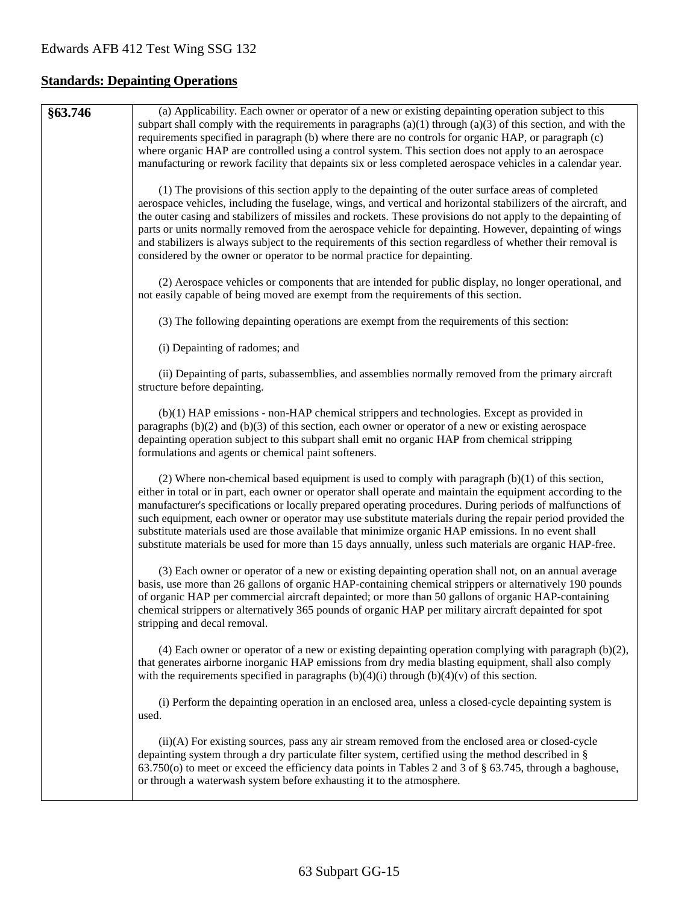## Standards: Depainting Operations

| | |
|---|---|
| **§63.746** | (a) Applicability. Each owner or operator of a new or existing depainting operation subject to this subpart shall comply with the requirements in paragraphs (a)(1) through (a)(3) of this section, and with the requirements specified in paragraph (b) where there are no controls for organic HAP, or paragraph (c) where organic HAP are controlled using a control system. This section does not apply to an aerospace manufacturing or rework facility that depaints six or less completed aerospace vehicles in a calendar year.<br><br>(1) The provisions of this section apply to the depainting of the outer surface areas of completed aerospace vehicles, including the fuselage, wings, and vertical and horizontal stabilizers of the aircraft, and the outer casing and stabilizers of missiles and rockets. These provisions do not apply to the depainting of parts or units normally removed from the aerospace vehicle for depainting. However, depainting of wings and stabilizers is always subject to the requirements of this section regardless of whether their removal is considered by the owner or operator to be normal practice for depainting.<br><br>(2) Aerospace vehicles or components that are intended for public display, no longer operational, and not easily capable of being moved are exempt from the requirements of this section.<br><br>(3) The following depainting operations are exempt from the requirements of this section:<br><br>(i) Depainting of radomes; and<br><br>(ii) Depainting of parts, subassemblies, and assemblies normally removed from the primary aircraft structure before depainting.<br><br>(b)(1) HAP emissions - non-HAP chemical strippers and technologies. Except as provided in paragraphs (b)(2) and (b)(3) of this section, each owner or operator of a new or existing aerospace depainting operation subject to this subpart shall emit no organic HAP from chemical stripping formulations and agents or chemical paint softeners.<br><br>(2) Where non-chemical based equipment is used to comply with paragraph (b)(1) of this section, either in total or in part, each owner or operator shall operate and maintain the equipment according to the manufacturer's specifications or locally prepared operating procedures. During periods of malfunctions of such equipment, each owner or operator may use substitute materials during the repair period provided the substitute materials used are those available that minimize organic HAP emissions. In no event shall substitute materials be used for more than 15 days annually, unless such materials are organic HAP-free.<br><br>(3) Each owner or operator of a new or existing depainting operation shall not, on an annual average basis, use more than 26 gallons of organic HAP-containing chemical strippers or alternatively 190 pounds of organic HAP per commercial aircraft depainted; or more than 50 gallons of organic HAP-containing chemical strippers or alternatively 365 pounds of organic HAP per military aircraft depainted for spot stripping and decal removal.<br><br>(4) Each owner or operator of a new or existing depainting operation complying with paragraph (b)(2), that generates airborne inorganic HAP emissions from dry media blasting equipment, shall also comply with the requirements specified in paragraphs (b)(4)(i) through (b)(4)(v) of this section.<br><br>(i) Perform the depainting operation in an enclosed area, unless a closed-cycle depainting system is used.<br><br>(ii)(A) For existing sources, pass any air stream removed from the enclosed area or closed-cycle depainting system through a dry particulate filter system, certified using the method described in § 63.750(o) to meet or exceed the efficiency data points in Tables 2 and 3 of § 63.745, through a baghouse, or through a waterwash system before exhausting it to the atmosphere. |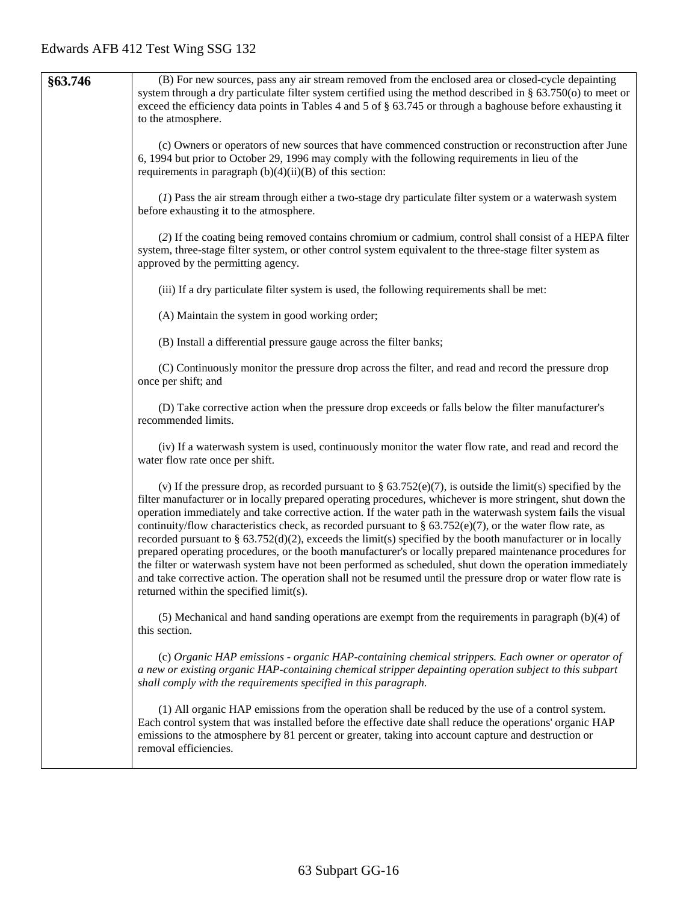| | |
|---|---|
| **§63.746** | (B) For new sources, pass any air stream removed from the enclosed area or closed-cycle depainting system through a dry particulate filter system certified using the method described in § 63.750(o) to meet or exceed the efficiency data points in Tables 4 and 5 of § 63.745 or through a baghouse before exhausting it to the atmosphere.<br><br>(c) Owners or operators of new sources that have commenced construction or reconstruction after June 6, 1994 but prior to October 29, 1996 may comply with the following requirements in lieu of the requirements in paragraph (b)(4)(ii)(B) of this section:<br><br>(*1*) Pass the air stream through either a two-stage dry particulate filter system or a waterwash system before exhausting it to the atmosphere.<br><br>(*2*) If the coating being removed contains chromium or cadmium, control shall consist of a HEPA filter system, three-stage filter system, or other control system equivalent to the three-stage filter system as approved by the permitting agency.<br><br>(iii) If a dry particulate filter system is used, the following requirements shall be met:<br><br>(A) Maintain the system in good working order;<br><br>(B) Install a differential pressure gauge across the filter banks;<br><br>(C) Continuously monitor the pressure drop across the filter, and read and record the pressure drop once per shift; and<br><br>(D) Take corrective action when the pressure drop exceeds or falls below the filter manufacturer's recommended limits.<br><br>(iv) If a waterwash system is used, continuously monitor the water flow rate, and read and record the water flow rate once per shift.<br><br>(v) If the pressure drop, as recorded pursuant to § 63.752(e)(7), is outside the limit(s) specified by the filter manufacturer or in locally prepared operating procedures, whichever is more stringent, shut down the operation immediately and take corrective action. If the water path in the waterwash system fails the visual continuity/flow characteristics check, as recorded pursuant to § 63.752(e)(7), or the water flow rate, as recorded pursuant to § 63.752(d)(2), exceeds the limit(s) specified by the booth manufacturer or in locally prepared operating procedures, or the booth manufacturer's or locally prepared maintenance procedures for the filter or waterwash system have not been performed as scheduled, shut down the operation immediately and take corrective action. The operation shall not be resumed until the pressure drop or water flow rate is returned within the specified limit(s).<br><br>(5) Mechanical and hand sanding operations are exempt from the requirements in paragraph (b)(4) of this section.<br><br>(c) *Organic HAP emissions - organic HAP-containing chemical strippers. Each owner or operator of a new or existing organic HAP-containing chemical stripper depainting operation subject to this subpart shall comply with the requirements specified in this paragraph.*<br><br>(1) All organic HAP emissions from the operation shall be reduced by the use of a control system. Each control system that was installed before the effective date shall reduce the operations' organic HAP emissions to the atmosphere by 81 percent or greater, taking into account capture and destruction or removal efficiencies. |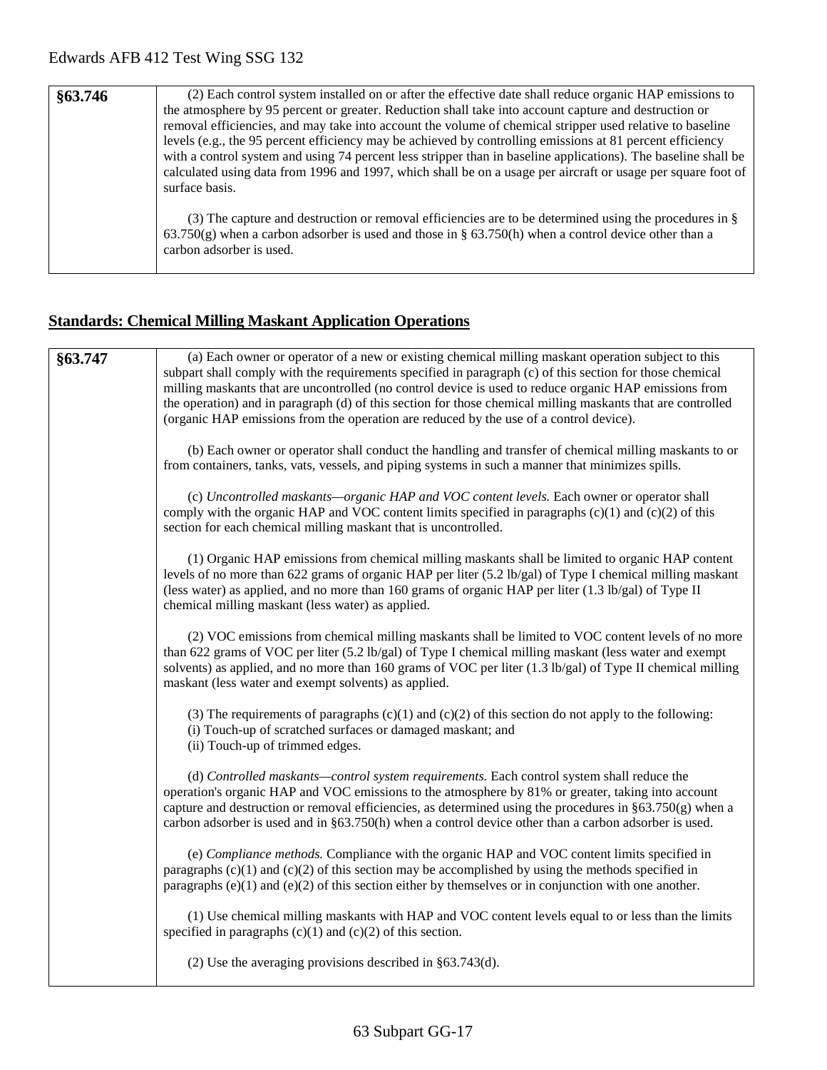| | |
|---|---|
| **§63.746** | (2) Each control system installed on or after the effective date shall reduce organic HAP emissions to the atmosphere by 95 percent or greater. Reduction shall take into account capture and destruction or removal efficiencies, and may take into account the volume of chemical stripper used relative to baseline levels (e.g., the 95 percent efficiency may be achieved by controlling emissions at 81 percent efficiency with a control system and using 74 percent less stripper than in baseline applications). The baseline shall be calculated using data from 1996 and 1997, which shall be on a usage per aircraft or usage per square foot of surface basis.<br><br>(3) The capture and destruction or removal efficiencies are to be determined using the procedures in § 63.750(g) when a carbon adsorber is used and those in § 63.750(h) when a control device other than a carbon adsorber is used. |

## Standards: Chemical Milling Maskant Application Operations

| | |
|---|---|
| **§63.747** | (a) Each owner or operator of a new or existing chemical milling maskant operation subject to this subpart shall comply with the requirements specified in paragraph (c) of this section for those chemical milling maskants that are uncontrolled (no control device is used to reduce organic HAP emissions from the operation) and in paragraph (d) of this section for those chemical milling maskants that are controlled (organic HAP emissions from the operation are reduced by the use of a control device).<br><br>(b) Each owner or operator shall conduct the handling and transfer of chemical milling maskants to or from containers, tanks, vats, vessels, and piping systems in such a manner that minimizes spills.<br><br>(c) *Uncontrolled maskants—organic HAP and VOC content levels.* Each owner or operator shall comply with the organic HAP and VOC content limits specified in paragraphs (c)(1) and (c)(2) of this section for each chemical milling maskant that is uncontrolled.<br><br>(1) Organic HAP emissions from chemical milling maskants shall be limited to organic HAP content levels of no more than 622 grams of organic HAP per liter (5.2 lb/gal) of Type I chemical milling maskant (less water) as applied, and no more than 160 grams of organic HAP per liter (1.3 lb/gal) of Type II chemical milling maskant (less water) as applied.<br><br>(2) VOC emissions from chemical milling maskants shall be limited to VOC content levels of no more than 622 grams of VOC per liter (5.2 lb/gal) of Type I chemical milling maskant (less water and exempt solvents) as applied, and no more than 160 grams of VOC per liter (1.3 lb/gal) of Type II chemical milling maskant (less water and exempt solvents) as applied.<br><br>(3) The requirements of paragraphs (c)(1) and (c)(2) of this section do not apply to the following:<br>(i) Touch-up of scratched surfaces or damaged maskant; and<br>(ii) Touch-up of trimmed edges.<br><br>(d) *Controlled maskants—control system requirements.* Each control system shall reduce the operation's organic HAP and VOC emissions to the atmosphere by 81% or greater, taking into account capture and destruction or removal efficiencies, as determined using the procedures in §63.750(g) when a carbon adsorber is used and in §63.750(h) when a control device other than a carbon adsorber is used.<br><br>(e) *Compliance methods.* Compliance with the organic HAP and VOC content limits specified in paragraphs (c)(1) and (c)(2) of this section may be accomplished by using the methods specified in paragraphs (e)(1) and (e)(2) of this section either by themselves or in conjunction with one another.<br><br>(1) Use chemical milling maskants with HAP and VOC content levels equal to or less than the limits specified in paragraphs (c)(1) and (c)(2) of this section.<br><br>(2) Use the averaging provisions described in §63.743(d). |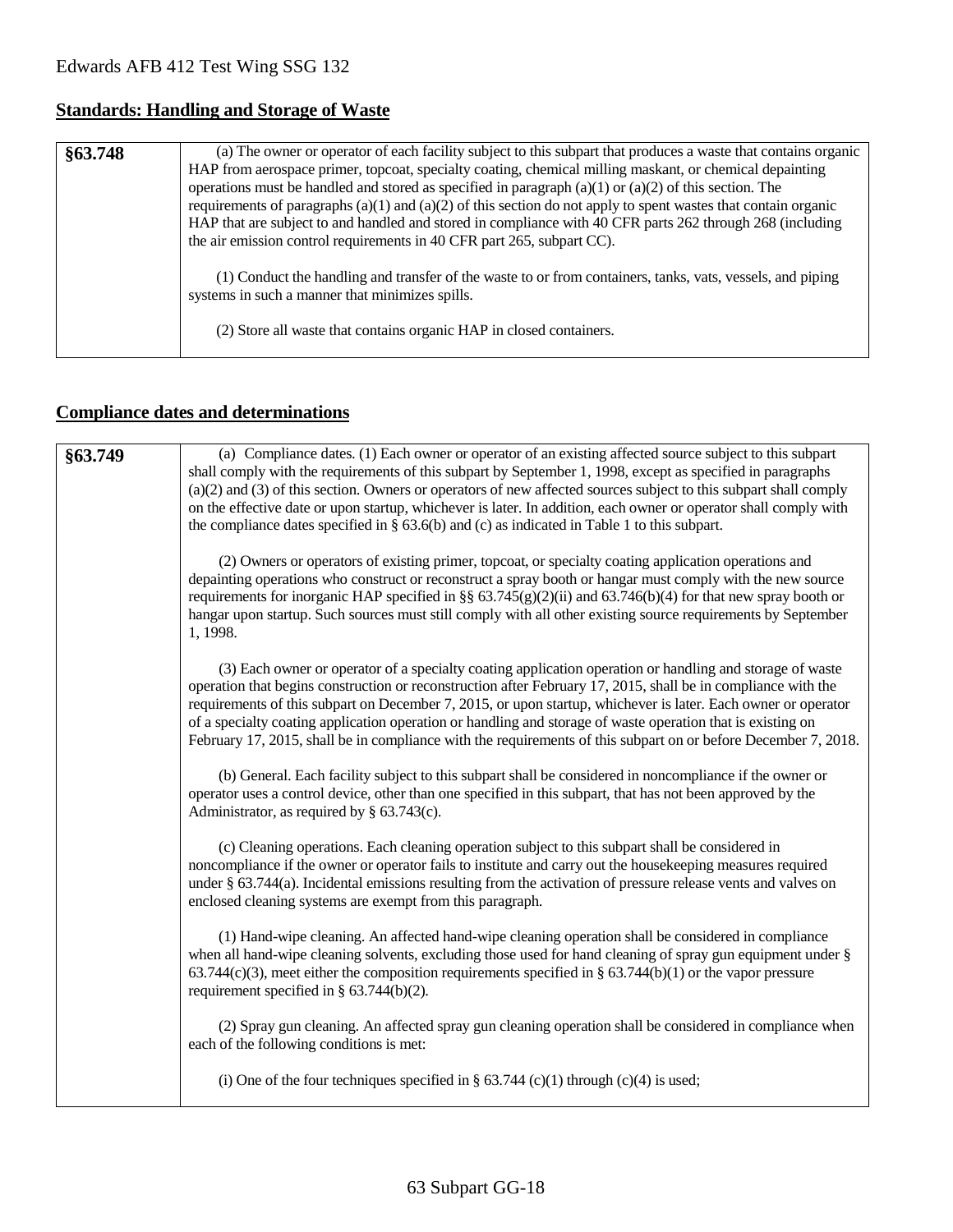## Standards: Handling and Storage of Waste

| | |
|---|---|
| **§63.748** | (a) The owner or operator of each facility subject to this subpart that produces a waste that contains organic HAP from aerospace primer, topcoat, specialty coating, chemical milling maskant, or chemical depainting operations must be handled and stored as specified in paragraph (a)(1) or (a)(2) of this section. The requirements of paragraphs (a)(1) and (a)(2) of this section do not apply to spent wastes that contain organic HAP that are subject to and handled and stored in compliance with 40 CFR parts 262 through 268 (including the air emission control requirements in 40 CFR part 265, subpart CC).<br><br>(1) Conduct the handling and transfer of the waste to or from containers, tanks, vats, vessels, and piping systems in such a manner that minimizes spills.<br><br>(2) Store all waste that contains organic HAP in closed containers. |

## Compliance dates and determinations

| | |
|---|---|
| **§63.749** | (a) Compliance dates. (1) Each owner or operator of an existing affected source subject to this subpart shall comply with the requirements of this subpart by September 1, 1998, except as specified in paragraphs (a)(2) and (3) of this section. Owners or operators of new affected sources subject to this subpart shall comply on the effective date or upon startup, whichever is later. In addition, each owner or operator shall comply with the compliance dates specified in § 63.6(b) and (c) as indicated in Table 1 to this subpart.<br><br>(2) Owners or operators of existing primer, topcoat, or specialty coating application operations and depainting operations who construct or reconstruct a spray booth or hangar must comply with the new source requirements for inorganic HAP specified in §§ 63.745(g)(2)(ii) and 63.746(b)(4) for that new spray booth or hangar upon startup. Such sources must still comply with all other existing source requirements by September 1, 1998.<br><br>(3) Each owner or operator of a specialty coating application operation or handling and storage of waste operation that begins construction or reconstruction after February 17, 2015, shall be in compliance with the requirements of this subpart on December 7, 2015, or upon startup, whichever is later. Each owner or operator of a specialty coating application operation or handling and storage of waste operation that is existing on February 17, 2015, shall be in compliance with the requirements of this subpart on or before December 7, 2018.<br><br>(b) General. Each facility subject to this subpart shall be considered in noncompliance if the owner or operator uses a control device, other than one specified in this subpart, that has not been approved by the Administrator, as required by § 63.743(c).<br><br>(c) Cleaning operations. Each cleaning operation subject to this subpart shall be considered in noncompliance if the owner or operator fails to institute and carry out the housekeeping measures required under § 63.744(a). Incidental emissions resulting from the activation of pressure release vents and valves on enclosed cleaning systems are exempt from this paragraph.<br><br>(1) Hand-wipe cleaning. An affected hand-wipe cleaning operation shall be considered in compliance when all hand-wipe cleaning solvents, excluding those used for hand cleaning of spray gun equipment under § 63.744(c)(3), meet either the composition requirements specified in § 63.744(b)(1) or the vapor pressure requirement specified in § 63.744(b)(2).<br><br>(2) Spray gun cleaning. An affected spray gun cleaning operation shall be considered in compliance when each of the following conditions is met:<br><br>(i) One of the four techniques specified in § 63.744 (c)(1) through (c)(4) is used; |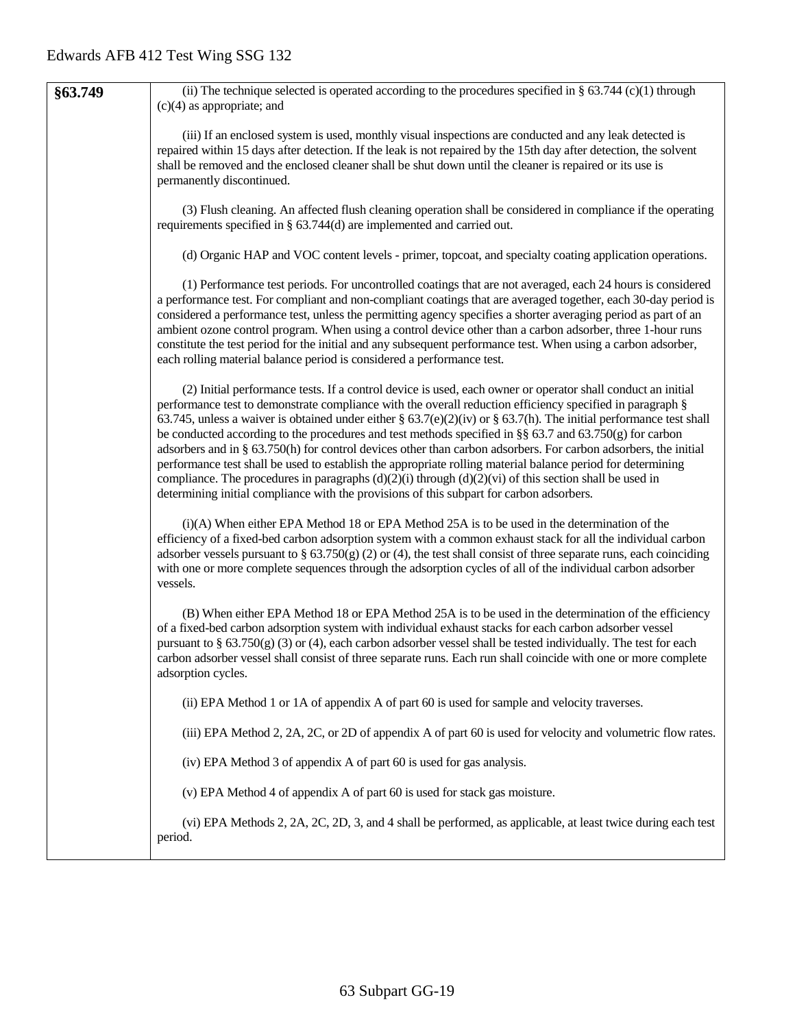| | |
|---|---|
| **§63.749** | (ii) The technique selected is operated according to the procedures specified in § 63.744 (c)(1) through (c)(4) as appropriate; and<br><br>(iii) If an enclosed system is used, monthly visual inspections are conducted and any leak detected is repaired within 15 days after detection. If the leak is not repaired by the 15th day after detection, the solvent shall be removed and the enclosed cleaner shall be shut down until the cleaner is repaired or its use is permanently discontinued.<br><br>(3) Flush cleaning. An affected flush cleaning operation shall be considered in compliance if the operating requirements specified in § 63.744(d) are implemented and carried out.<br><br>(d) Organic HAP and VOC content levels - primer, topcoat, and specialty coating application operations.<br><br>(1) Performance test periods. For uncontrolled coatings that are not averaged, each 24 hours is considered a performance test. For compliant and non-compliant coatings that are averaged together, each 30-day period is considered a performance test, unless the permitting agency specifies a shorter averaging period as part of an ambient ozone control program. When using a control device other than a carbon adsorber, three 1-hour runs constitute the test period for the initial and any subsequent performance test. When using a carbon adsorber, each rolling material balance period is considered a performance test.<br><br>(2) Initial performance tests. If a control device is used, each owner or operator shall conduct an initial performance test to demonstrate compliance with the overall reduction efficiency specified in paragraph § 63.745, unless a waiver is obtained under either § 63.7(e)(2)(iv) or § 63.7(h). The initial performance test shall be conducted according to the procedures and test methods specified in §§ 63.7 and 63.750(g) for carbon adsorbers and in § 63.750(h) for control devices other than carbon adsorbers. For carbon adsorbers, the initial performance test shall be used to establish the appropriate rolling material balance period for determining compliance. The procedures in paragraphs (d)(2)(i) through (d)(2)(vi) of this section shall be used in determining initial compliance with the provisions of this subpart for carbon adsorbers.<br><br>(i)(A) When either EPA Method 18 or EPA Method 25A is to be used in the determination of the efficiency of a fixed-bed carbon adsorption system with a common exhaust stack for all the individual carbon adsorber vessels pursuant to § 63.750(g) (2) or (4), the test shall consist of three separate runs, each coinciding with one or more complete sequences through the adsorption cycles of all of the individual carbon adsorber vessels.<br><br>(B) When either EPA Method 18 or EPA Method 25A is to be used in the determination of the efficiency of a fixed-bed carbon adsorption system with individual exhaust stacks for each carbon adsorber vessel pursuant to § 63.750(g) (3) or (4), each carbon adsorber vessel shall be tested individually. The test for each carbon adsorber vessel shall consist of three separate runs. Each run shall coincide with one or more complete adsorption cycles.<br><br>(ii) EPA Method 1 or 1A of appendix A of part 60 is used for sample and velocity traverses.<br><br>(iii) EPA Method 2, 2A, 2C, or 2D of appendix A of part 60 is used for velocity and volumetric flow rates.<br><br>(iv) EPA Method 3 of appendix A of part 60 is used for gas analysis.<br><br>(v) EPA Method 4 of appendix A of part 60 is used for stack gas moisture.<br><br>(vi) EPA Methods 2, 2A, 2C, 2D, 3, and 4 shall be performed, as applicable, at least twice during each test period. |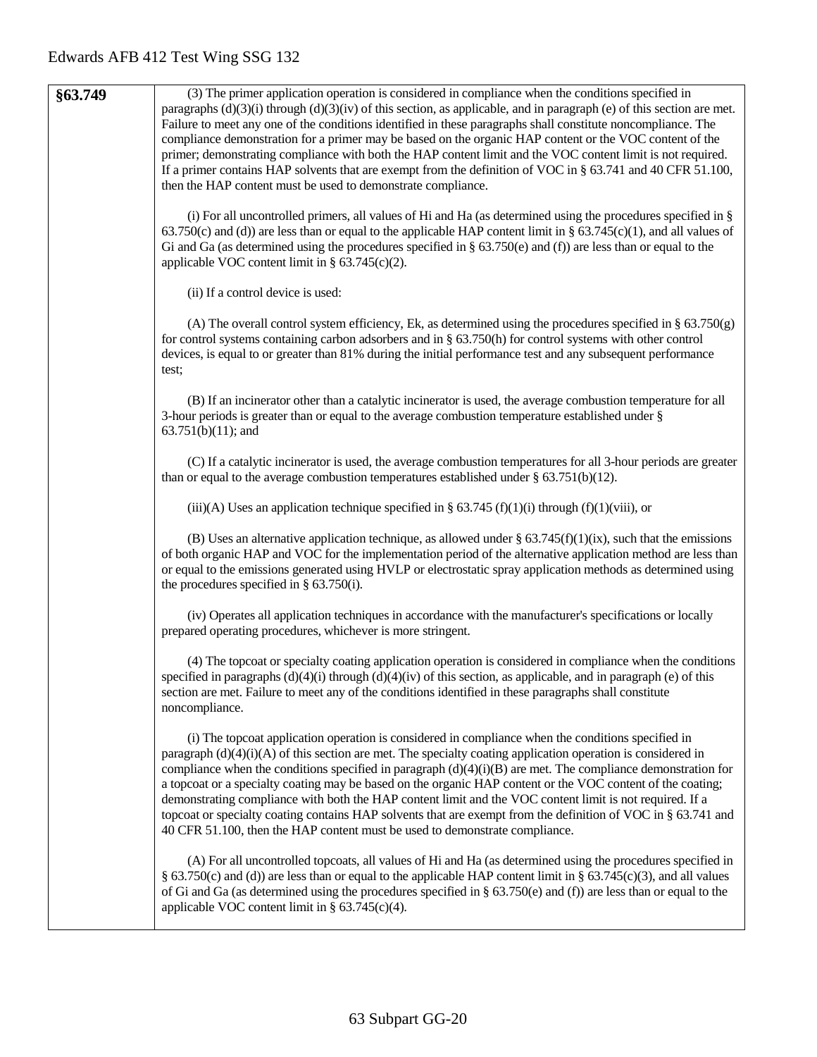| | |
|---|---|
| **§63.749** | (3) The primer application operation is considered in compliance when the conditions specified in paragraphs (d)(3)(i) through (d)(3)(iv) of this section, as applicable, and in paragraph (e) of this section are met. Failure to meet any one of the conditions identified in these paragraphs shall constitute noncompliance. The compliance demonstration for a primer may be based on the organic HAP content or the VOC content of the primer; demonstrating compliance with both the HAP content limit and the VOC content limit is not required. If a primer contains HAP solvents that are exempt from the definition of VOC in § 63.741 and 40 CFR 51.100, then the HAP content must be used to demonstrate compliance.<br><br>(i) For all uncontrolled primers, all values of Hi and Ha (as determined using the procedures specified in § 63.750(c) and (d)) are less than or equal to the applicable HAP content limit in § 63.745(c)(1), and all values of Gi and Ga (as determined using the procedures specified in § 63.750(e) and (f)) are less than or equal to the applicable VOC content limit in § 63.745(c)(2).<br><br>(ii) If a control device is used:<br><br>(A) The overall control system efficiency, Ek, as determined using the procedures specified in § 63.750(g) for control systems containing carbon adsorbers and in § 63.750(h) for control systems with other control devices, is equal to or greater than 81% during the initial performance test and any subsequent performance test;<br><br>(B) If an incinerator other than a catalytic incinerator is used, the average combustion temperature for all 3-hour periods is greater than or equal to the average combustion temperature established under § 63.751(b)(11); and<br><br>(C) If a catalytic incinerator is used, the average combustion temperatures for all 3-hour periods are greater than or equal to the average combustion temperatures established under § 63.751(b)(12).<br><br>(iii)(A) Uses an application technique specified in § 63.745 (f)(1)(i) through (f)(1)(viii), or<br><br>(B) Uses an alternative application technique, as allowed under § 63.745(f)(1)(ix), such that the emissions of both organic HAP and VOC for the implementation period of the alternative application method are less than or equal to the emissions generated using HVLP or electrostatic spray application methods as determined using the procedures specified in § 63.750(i).<br><br>(iv) Operates all application techniques in accordance with the manufacturer's specifications or locally prepared operating procedures, whichever is more stringent.<br><br>(4) The topcoat or specialty coating application operation is considered in compliance when the conditions specified in paragraphs (d)(4)(i) through (d)(4)(iv) of this section, as applicable, and in paragraph (e) of this section are met. Failure to meet any of the conditions identified in these paragraphs shall constitute noncompliance.<br><br>(i) The topcoat application operation is considered in compliance when the conditions specified in paragraph (d)(4)(i)(A) of this section are met. The specialty coating application operation is considered in compliance when the conditions specified in paragraph (d)(4)(i)(B) are met. The compliance demonstration for a topcoat or a specialty coating may be based on the organic HAP content or the VOC content of the coating; demonstrating compliance with both the HAP content limit and the VOC content limit is not required. If a topcoat or specialty coating contains HAP solvents that are exempt from the definition of VOC in § 63.741 and 40 CFR 51.100, then the HAP content must be used to demonstrate compliance.<br><br>(A) For all uncontrolled topcoats, all values of Hi and Ha (as determined using the procedures specified in § 63.750(c) and (d)) are less than or equal to the applicable HAP content limit in § 63.745(c)(3), and all values of Gi and Ga (as determined using the procedures specified in § 63.750(e) and (f)) are less than or equal to the applicable VOC content limit in § 63.745(c)(4). |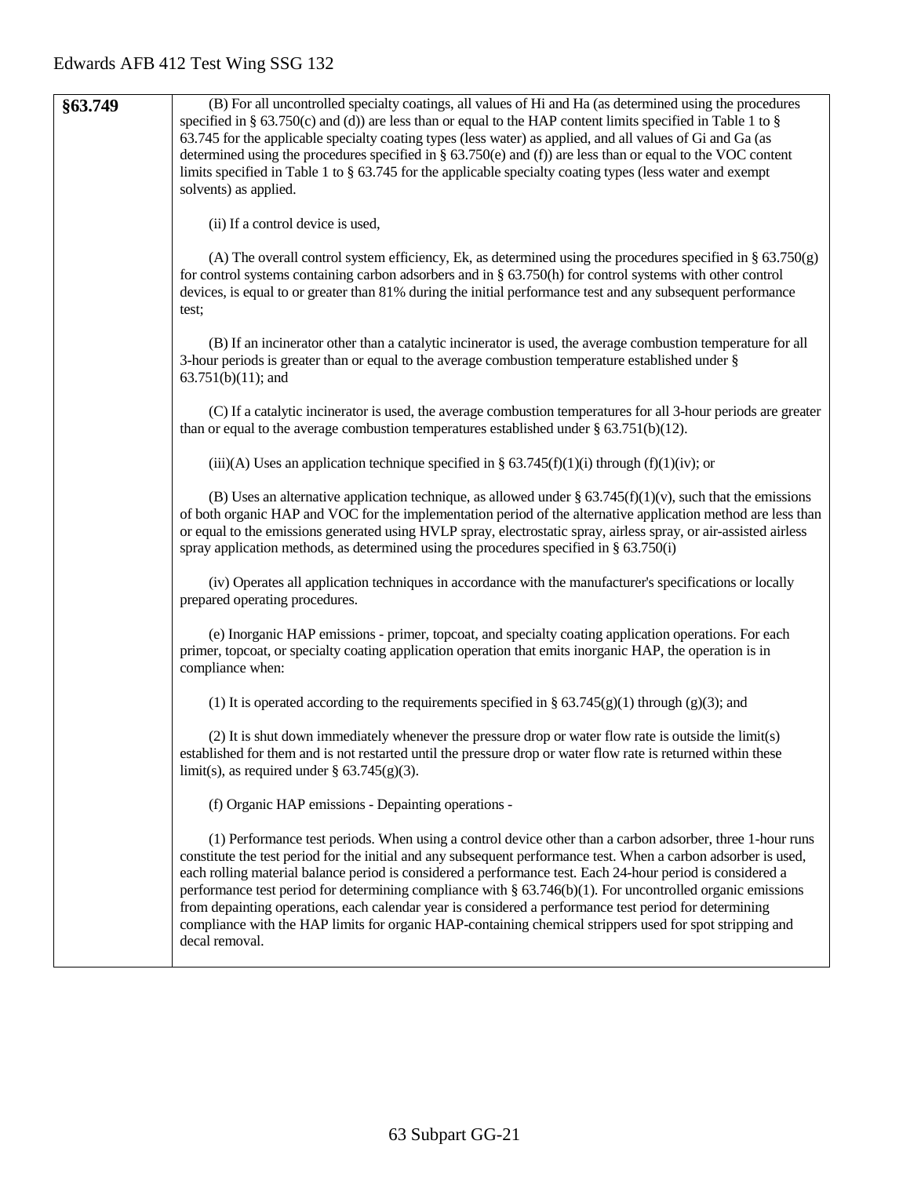| | |
|---|---|
| **§63.749** | (B) For all uncontrolled specialty coatings, all values of Hi and Ha (as determined using the procedures specified in § 63.750(c) and (d)) are less than or equal to the HAP content limits specified in Table 1 to § 63.745 for the applicable specialty coating types (less water) as applied, and all values of Gi and Ga (as determined using the procedures specified in § 63.750(e) and (f)) are less than or equal to the VOC content limits specified in Table 1 to § 63.745 for the applicable specialty coating types (less water and exempt solvents) as applied.<br><br>(ii) If a control device is used,<br><br>(A) The overall control system efficiency, Ek, as determined using the procedures specified in § 63.750(g) for control systems containing carbon adsorbers and in § 63.750(h) for control systems with other control devices, is equal to or greater than 81% during the initial performance test and any subsequent performance test;<br><br>(B) If an incinerator other than a catalytic incinerator is used, the average combustion temperature for all 3-hour periods is greater than or equal to the average combustion temperature established under § 63.751(b)(11); and<br><br>(C) If a catalytic incinerator is used, the average combustion temperatures for all 3-hour periods are greater than or equal to the average combustion temperatures established under § 63.751(b)(12).<br><br>(iii)(A) Uses an application technique specified in § 63.745(f)(1)(i) through (f)(1)(iv); or<br><br>(B) Uses an alternative application technique, as allowed under § 63.745(f)(1)(v), such that the emissions of both organic HAP and VOC for the implementation period of the alternative application method are less than or equal to the emissions generated using HVLP spray, electrostatic spray, airless spray, or air-assisted airless spray application methods, as determined using the procedures specified in § 63.750(i)<br><br>(iv) Operates all application techniques in accordance with the manufacturer's specifications or locally prepared operating procedures.<br><br>(e) Inorganic HAP emissions - primer, topcoat, and specialty coating application operations. For each primer, topcoat, or specialty coating application operation that emits inorganic HAP, the operation is in compliance when:<br><br>(1) It is operated according to the requirements specified in § 63.745(g)(1) through (g)(3); and<br><br>(2) It is shut down immediately whenever the pressure drop or water flow rate is outside the limit(s) established for them and is not restarted until the pressure drop or water flow rate is returned within these limit(s), as required under § 63.745(g)(3).<br><br>(f) Organic HAP emissions - Depainting operations -<br><br>(1) Performance test periods. When using a control device other than a carbon adsorber, three 1-hour runs constitute the test period for the initial and any subsequent performance test. When a carbon adsorber is used, each rolling material balance period is considered a performance test. Each 24-hour period is considered a performance test period for determining compliance with § 63.746(b)(1). For uncontrolled organic emissions from depainting operations, each calendar year is considered a performance test period for determining compliance with the HAP limits for organic HAP-containing chemical strippers used for spot stripping and decal removal. |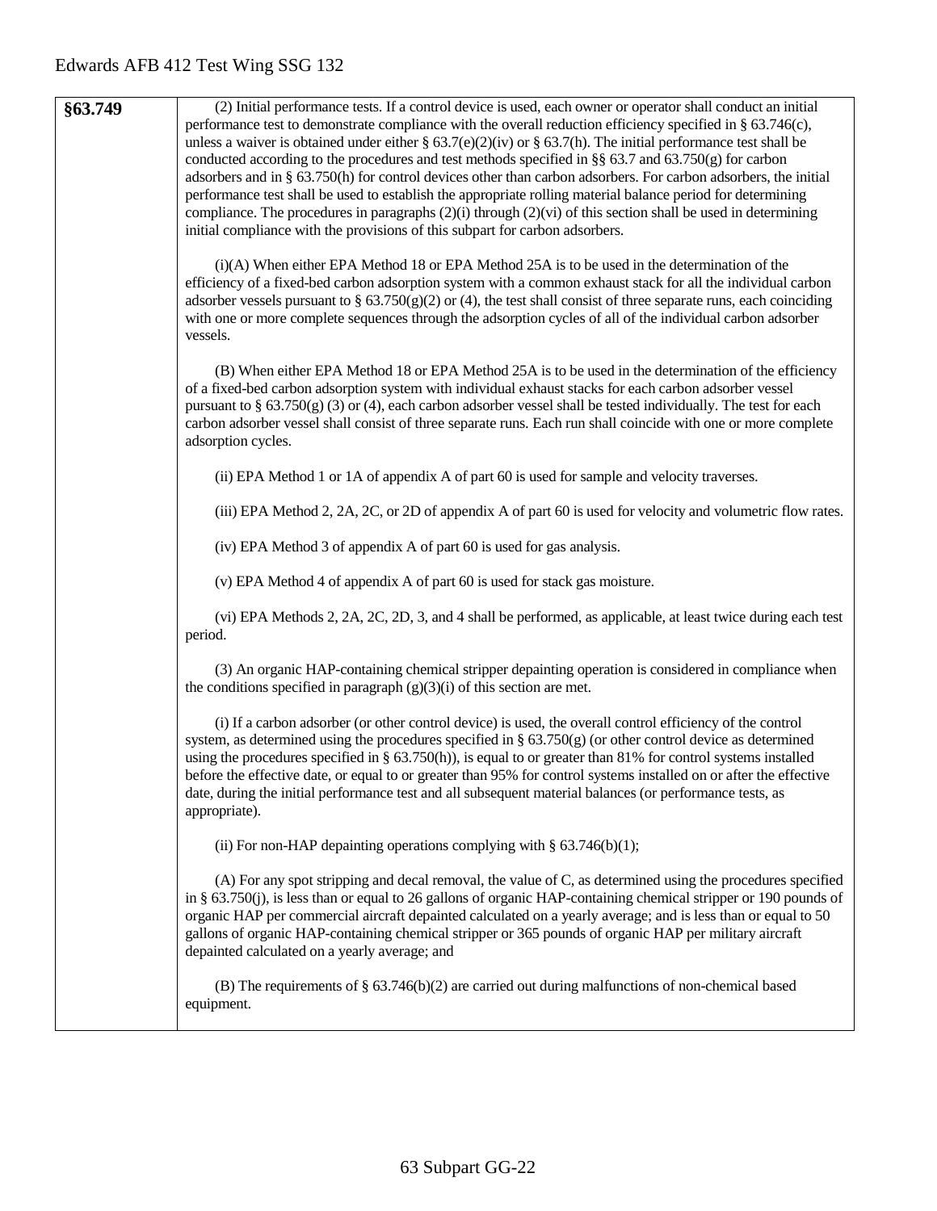| | |
|---|---|
| **§63.749** | (2) Initial performance tests. If a control device is used, each owner or operator shall conduct an initial performance test to demonstrate compliance with the overall reduction efficiency specified in § 63.746(c), unless a waiver is obtained under either § 63.7(e)(2)(iv) or § 63.7(h). The initial performance test shall be conducted according to the procedures and test methods specified in §§ 63.7 and 63.750(g) for carbon adsorbers and in § 63.750(h) for control devices other than carbon adsorbers. For carbon adsorbers, the initial performance test shall be used to establish the appropriate rolling material balance period for determining compliance. The procedures in paragraphs (2)(i) through (2)(vi) of this section shall be used in determining initial compliance with the provisions of this subpart for carbon adsorbers.<br><br>(i)(A) When either EPA Method 18 or EPA Method 25A is to be used in the determination of the efficiency of a fixed-bed carbon adsorption system with a common exhaust stack for all the individual carbon adsorber vessels pursuant to § 63.750(g)(2) or (4), the test shall consist of three separate runs, each coinciding with one or more complete sequences through the adsorption cycles of all of the individual carbon adsorber vessels.<br><br>(B) When either EPA Method 18 or EPA Method 25A is to be used in the determination of the efficiency of a fixed-bed carbon adsorption system with individual exhaust stacks for each carbon adsorber vessel pursuant to § 63.750(g) (3) or (4), each carbon adsorber vessel shall be tested individually. The test for each carbon adsorber vessel shall consist of three separate runs. Each run shall coincide with one or more complete adsorption cycles.<br><br>(ii) EPA Method 1 or 1A of appendix A of part 60 is used for sample and velocity traverses.<br><br>(iii) EPA Method 2, 2A, 2C, or 2D of appendix A of part 60 is used for velocity and volumetric flow rates.<br><br>(iv) EPA Method 3 of appendix A of part 60 is used for gas analysis.<br><br>(v) EPA Method 4 of appendix A of part 60 is used for stack gas moisture.<br><br>(vi) EPA Methods 2, 2A, 2C, 2D, 3, and 4 shall be performed, as applicable, at least twice during each test period.<br><br>(3) An organic HAP-containing chemical stripper depainting operation is considered in compliance when the conditions specified in paragraph (g)(3)(i) of this section are met.<br><br>(i) If a carbon adsorber (or other control device) is used, the overall control efficiency of the control system, as determined using the procedures specified in § 63.750(g) (or other control device as determined using the procedures specified in § 63.750(h)), is equal to or greater than 81% for control systems installed before the effective date, or equal to or greater than 95% for control systems installed on or after the effective date, during the initial performance test and all subsequent material balances (or performance tests, as appropriate).<br><br>(ii) For non-HAP depainting operations complying with § 63.746(b)(1);<br><br>(A) For any spot stripping and decal removal, the value of C, as determined using the procedures specified in § 63.750(j), is less than or equal to 26 gallons of organic HAP-containing chemical stripper or 190 pounds of organic HAP per commercial aircraft depainted calculated on a yearly average; and is less than or equal to 50 gallons of organic HAP-containing chemical stripper or 365 pounds of organic HAP per military aircraft depainted calculated on a yearly average; and<br><br>(B) The requirements of § 63.746(b)(2) are carried out during malfunctions of non-chemical based equipment. |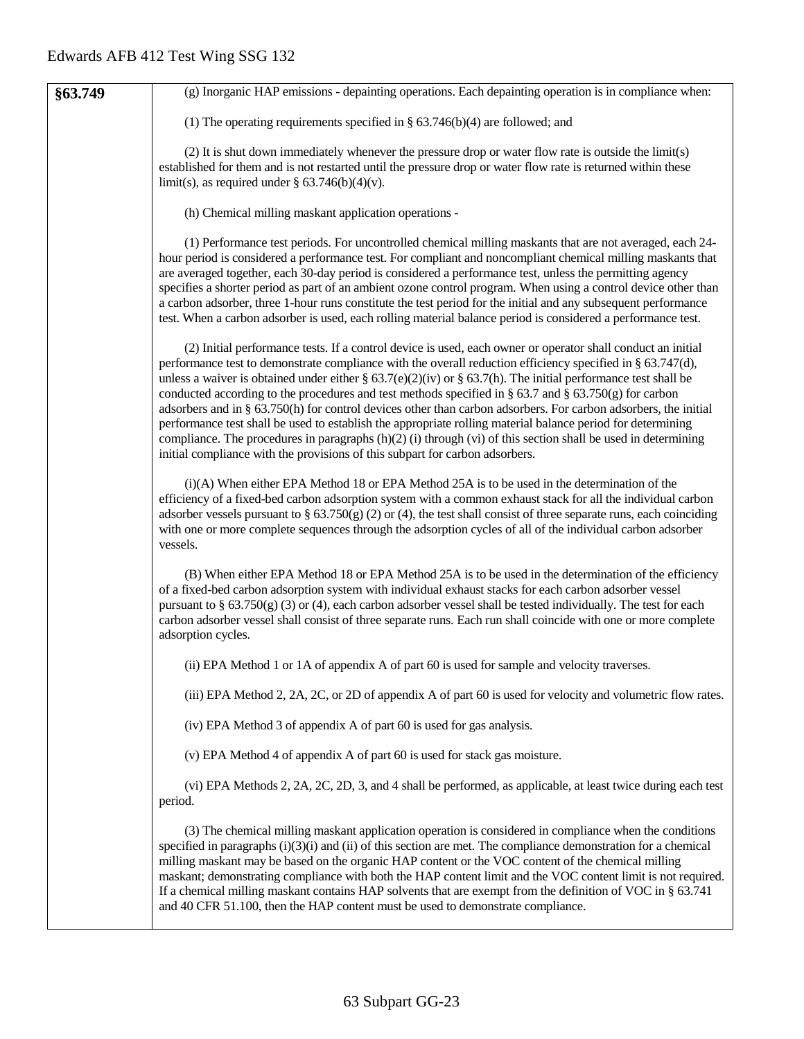| | |
|---|---|
| **§63.749** | (g) Inorganic HAP emissions - depainting operations. Each depainting operation is in compliance when:<br><br>(1) The operating requirements specified in § 63.746(b)(4) are followed; and<br><br>(2) It is shut down immediately whenever the pressure drop or water flow rate is outside the limit(s) established for them and is not restarted until the pressure drop or water flow rate is returned within these limit(s), as required under § 63.746(b)(4)(v).<br><br>(h) Chemical milling maskant application operations -<br><br>(1) Performance test periods. For uncontrolled chemical milling maskants that are not averaged, each 24-hour period is considered a performance test. For compliant and noncompliant chemical milling maskants that are averaged together, each 30-day period is considered a performance test, unless the permitting agency specifies a shorter period as part of an ambient ozone control program. When using a control device other than a carbon adsorber, three 1-hour runs constitute the test period for the initial and any subsequent performance test. When a carbon adsorber is used, each rolling material balance period is considered a performance test.<br><br>(2) Initial performance tests. If a control device is used, each owner or operator shall conduct an initial performance test to demonstrate compliance with the overall reduction efficiency specified in § 63.747(d), unless a waiver is obtained under either § 63.7(e)(2)(iv) or § 63.7(h). The initial performance test shall be conducted according to the procedures and test methods specified in § 63.7 and § 63.750(g) for carbon adsorbers and in § 63.750(h) for control devices other than carbon adsorbers. For carbon adsorbers, the initial performance test shall be used to establish the appropriate rolling material balance period for determining compliance. The procedures in paragraphs (h)(2) (i) through (vi) of this section shall be used in determining initial compliance with the provisions of this subpart for carbon adsorbers.<br><br>(i)(A) When either EPA Method 18 or EPA Method 25A is to be used in the determination of the efficiency of a fixed-bed carbon adsorption system with a common exhaust stack for all the individual carbon adsorber vessels pursuant to § 63.750(g) (2) or (4), the test shall consist of three separate runs, each coinciding with one or more complete sequences through the adsorption cycles of all of the individual carbon adsorber vessels.<br><br>(B) When either EPA Method 18 or EPA Method 25A is to be used in the determination of the efficiency of a fixed-bed carbon adsorption system with individual exhaust stacks for each carbon adsorber vessel pursuant to § 63.750(g) (3) or (4), each carbon adsorber vessel shall be tested individually. The test for each carbon adsorber vessel shall consist of three separate runs. Each run shall coincide with one or more complete adsorption cycles.<br><br>(ii) EPA Method 1 or 1A of appendix A of part 60 is used for sample and velocity traverses.<br><br>(iii) EPA Method 2, 2A, 2C, or 2D of appendix A of part 60 is used for velocity and volumetric flow rates.<br><br>(iv) EPA Method 3 of appendix A of part 60 is used for gas analysis.<br><br>(v) EPA Method 4 of appendix A of part 60 is used for stack gas moisture.<br><br>(vi) EPA Methods 2, 2A, 2C, 2D, 3, and 4 shall be performed, as applicable, at least twice during each test period.<br><br>(3) The chemical milling maskant application operation is considered in compliance when the conditions specified in paragraphs (i)(3)(i) and (ii) of this section are met. The compliance demonstration for a chemical milling maskant may be based on the organic HAP content or the VOC content of the chemical milling maskant; demonstrating compliance with both the HAP content limit and the VOC content limit is not required. If a chemical milling maskant contains HAP solvents that are exempt from the definition of VOC in § 63.741 and 40 CFR 51.100, then the HAP content must be used to demonstrate compliance. |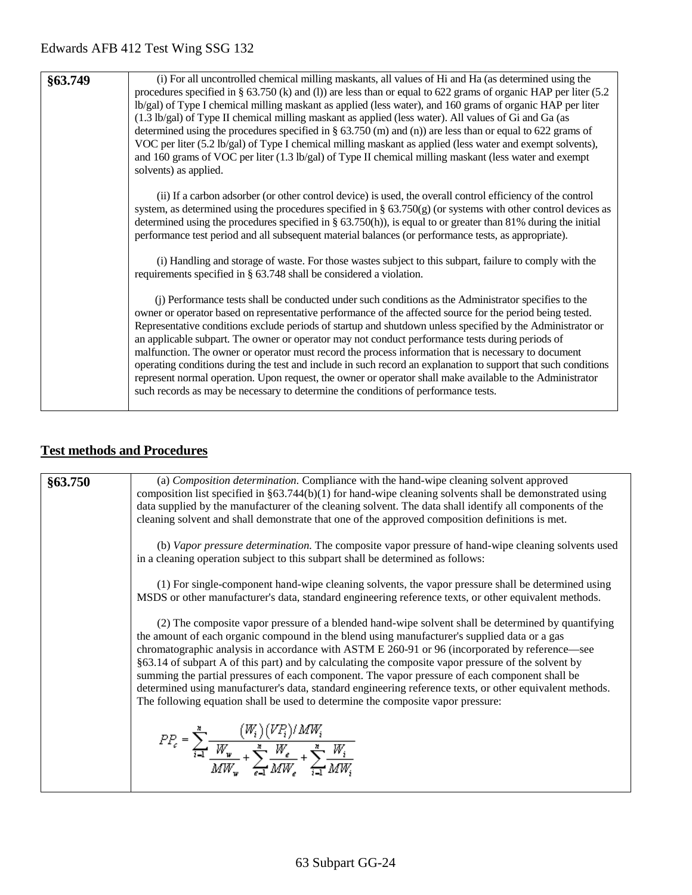| §63.749 | (i) For all uncontrolled chemical milling maskants, all values of Hi and Ha (as determined using the procedures specified in § 63.750 (k) and (l)) are less than or equal to 622 grams of organic HAP per liter (5.2 lb/gal) of Type I chemical milling maskant as applied (less water), and 160 grams of organic HAP per liter (1.3 lb/gal) of Type II chemical milling maskant as applied (less water). All values of Gi and Ga (as determined using the procedures specified in § 63.750 (m) and (n)) are less than or equal to 622 grams of VOC per liter (5.2 lb/gal) of Type I chemical milling maskant as applied (less water and exempt solvents), and 160 grams of VOC per liter (1.3 lb/gal) of Type II chemical milling maskant (less water and exempt solvents) as applied.<br><br>(ii) If a carbon adsorber (or other control device) is used, the overall control efficiency of the control system, as determined using the procedures specified in § 63.750(g) (or systems with other control devices as determined using the procedures specified in § 63.750(h)), is equal to or greater than 81% during the initial performance test period and all subsequent material balances (or performance tests, as appropriate).<br><br>(i) Handling and storage of waste. For those wastes subject to this subpart, failure to comply with the requirements specified in § 63.748 shall be considered a violation.<br><br>(j) Performance tests shall be conducted under such conditions as the Administrator specifies to the owner or operator based on representative performance of the affected source for the period being tested. Representative conditions exclude periods of startup and shutdown unless specified by the Administrator or an applicable subpart. The owner or operator may not conduct performance tests during periods of malfunction. The owner or operator must record the process information that is necessary to document operating conditions during the test and include in such record an explanation to support that such conditions represent normal operation. Upon request, the owner or operator shall make available to the Administrator such records as may be necessary to determine the conditions of performance tests. |
|---|---|

## Test methods and Procedures

| §63.750 | (a) *Composition determination*. Compliance with the hand-wipe cleaning solvent approved composition list specified in §63.744(b)(1) for hand-wipe cleaning solvents shall be demonstrated using data supplied by the manufacturer of the cleaning solvent. The data shall identify all components of the cleaning solvent and shall demonstrate that one of the approved composition definitions is met.<br><br>(b) *Vapor pressure determination.* The composite vapor pressure of hand-wipe cleaning solvents used in a cleaning operation subject to this subpart shall be determined as follows:<br><br>(1) For single-component hand-wipe cleaning solvents, the vapor pressure shall be determined using MSDS or other manufacturer's data, standard engineering reference texts, or other equivalent methods.<br><br>(2) The composite vapor pressure of a blended hand-wipe solvent shall be determined by quantifying the amount of each organic compound in the blend using manufacturer's supplied data or a gas chromatographic analysis in accordance with ASTM E 260-91 or 96 (incorporated by reference—see §63.14 of subpart A of this part) and by calculating the composite vapor pressure of the solvent by summing the partial pressures of each component. The vapor pressure of each component shall be determined using manufacturer's data, standard engineering reference texts, or other equivalent methods. The following equation shall be used to determine the composite vapor pressure:<br><br>$$PP_c = \sum_{i=1}^{n} \frac{(W_i)(VP_i)/MW_i}{\frac{W_w}{MW_w} + \sum_{e=1}^{n} \frac{W_e}{MW_e} + \sum_{i=1}^{n} \frac{W_i}{MW_i}}$$ |
|---|---|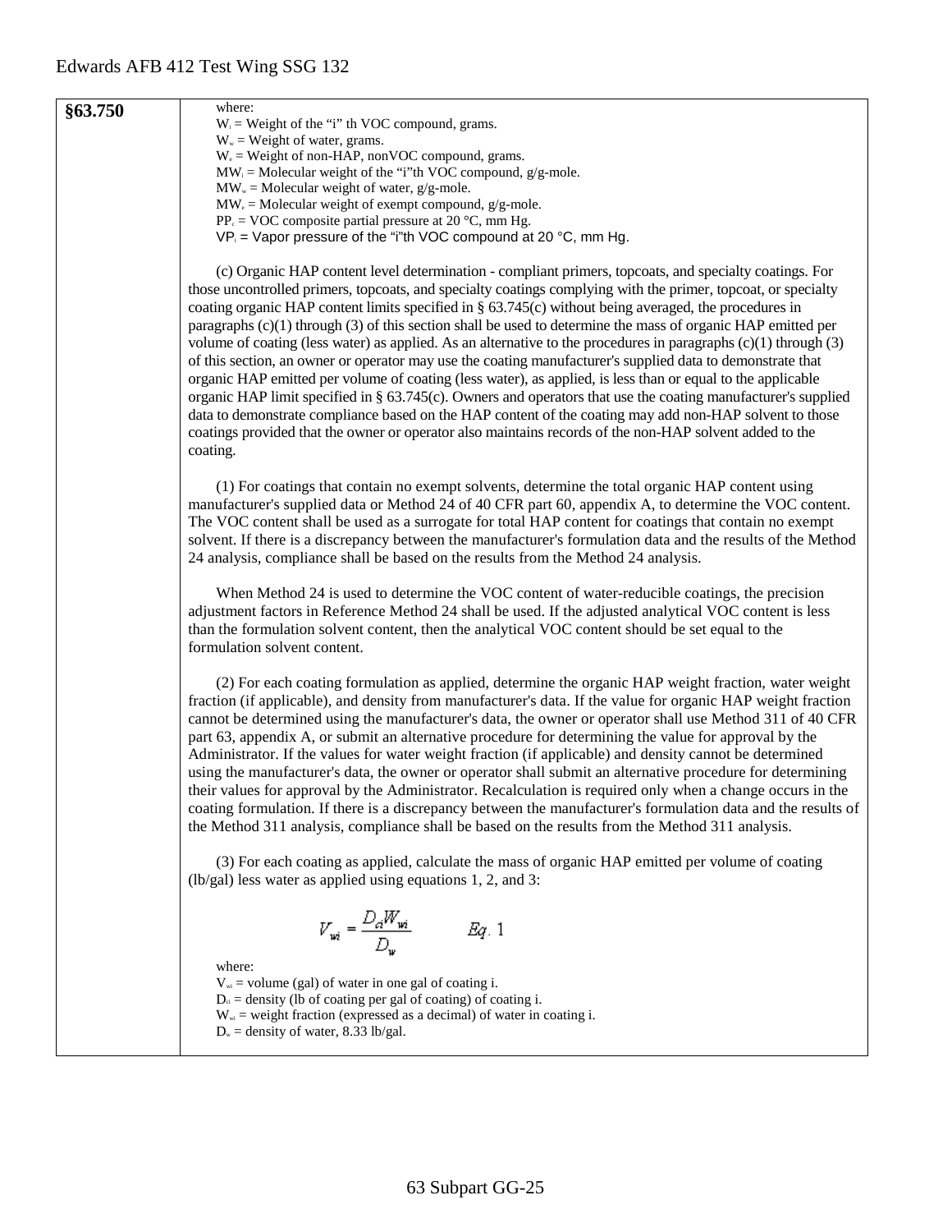**§63.750**

where:

$W_i$ = Weight of the "i" th VOC compound, grams.
$W_w$ = Weight of water, grams.
$W_e$ = Weight of non-HAP, nonVOC compound, grams.
$MW_i$ = Molecular weight of the "i"th VOC compound, g/g-mole.
$MW_w$ = Molecular weight of water, g/g-mole.
$MW_e$ = Molecular weight of exempt compound, g/g-mole.
$PP_c$ = VOC composite partial pressure at 20 °C, mm Hg.
$VP_i$ = Vapor pressure of the "i"th VOC compound at 20 °C, mm Hg.

(c) Organic HAP content level determination - compliant primers, topcoats, and specialty coatings. For those uncontrolled primers, topcoats, and specialty coatings complying with the primer, topcoat, or specialty coating organic HAP content limits specified in § 63.745(c) without being averaged, the procedures in paragraphs (c)(1) through (3) of this section shall be used to determine the mass of organic HAP emitted per volume of coating (less water) as applied. As an alternative to the procedures in paragraphs (c)(1) through (3) of this section, an owner or operator may use the coating manufacturer's supplied data to demonstrate that organic HAP emitted per volume of coating (less water), as applied, is less than or equal to the applicable organic HAP limit specified in § 63.745(c). Owners and operators that use the coating manufacturer's supplied data to demonstrate compliance based on the HAP content of the coating may add non-HAP solvent to those coatings provided that the owner or operator also maintains records of the non-HAP solvent added to the coating.

(1) For coatings that contain no exempt solvents, determine the total organic HAP content using manufacturer's supplied data or Method 24 of 40 CFR part 60, appendix A, to determine the VOC content. The VOC content shall be used as a surrogate for total HAP content for coatings that contain no exempt solvent. If there is a discrepancy between the manufacturer's formulation data and the results of the Method 24 analysis, compliance shall be based on the results from the Method 24 analysis.

When Method 24 is used to determine the VOC content of water-reducible coatings, the precision adjustment factors in Reference Method 24 shall be used. If the adjusted analytical VOC content is less than the formulation solvent content, then the analytical VOC content should be set equal to the formulation solvent content.

(2) For each coating formulation as applied, determine the organic HAP weight fraction, water weight fraction (if applicable), and density from manufacturer's data. If the value for organic HAP weight fraction cannot be determined using the manufacturer's data, the owner or operator shall use Method 311 of 40 CFR part 63, appendix A, or submit an alternative procedure for determining the value for approval by the Administrator. If the values for water weight fraction (if applicable) and density cannot be determined using the manufacturer's data, the owner or operator shall submit an alternative procedure for determining their values for approval by the Administrator. Recalculation is required only when a change occurs in the coating formulation. If there is a discrepancy between the manufacturer's formulation data and the results of the Method 311 analysis, compliance shall be based on the results from the Method 311 analysis.

(3) For each coating as applied, calculate the mass of organic HAP emitted per volume of coating (lb/gal) less water as applied using equations 1, 2, and 3:

$$V_{wi} = \frac{D_{ci} W_{wi}}{D_w} \qquad Eq.\ 1$$

where:

$V_{wi}$ = volume (gal) of water in one gal of coating i.
$D_{ci}$ = density (lb of coating per gal of coating) of coating i.
$W_{wi}$ = weight fraction (expressed as a decimal) of water in coating i.
$D_w$ = density of water, 8.33 lb/gal.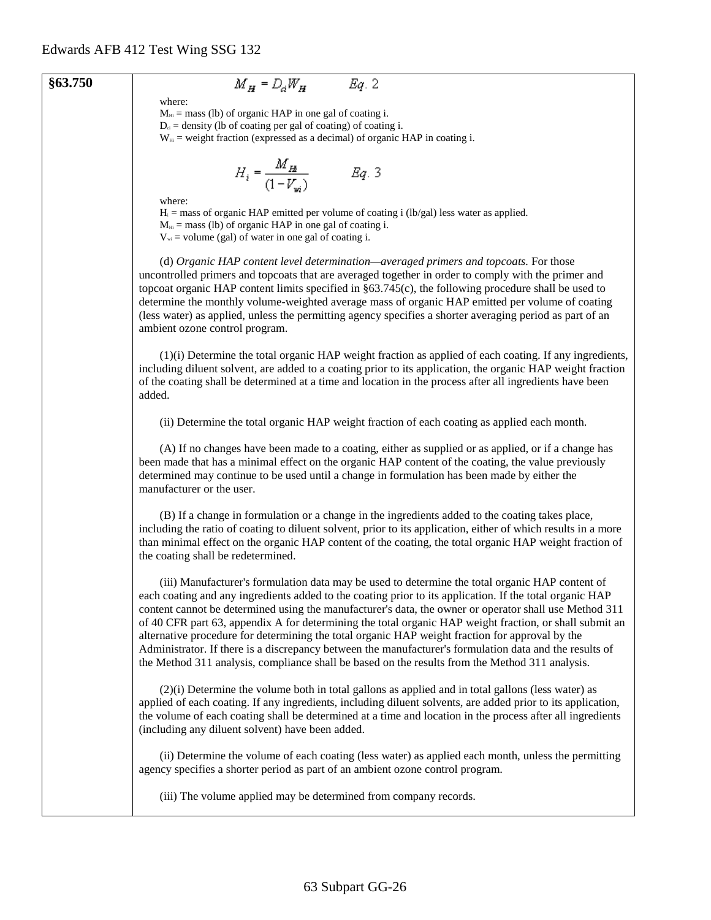**§63.750**

$$M_H = D_{ci} W_H \qquad Eq.\ 2$$

where:
$M_{Hi}$ = mass (lb) of organic HAP in one gal of coating i.
$D_{ci}$ = density (lb of coating per gal of coating) of coating i.
$W_{Hi}$ = weight fraction (expressed as a decimal) of organic HAP in coating i.

$$H_i = \frac{M_{Hi}}{(1 - V_{wi})} \qquad Eq.\ 3$$

where:
$H_i$ = mass of organic HAP emitted per volume of coating i (lb/gal) less water as applied.
$M_{Hi}$ = mass (lb) of organic HAP in one gal of coating i.
$V_{wi}$ = volume (gal) of water in one gal of coating i.

(d) *Organic HAP content level determination—averaged primers and topcoats.* For those uncontrolled primers and topcoats that are averaged together in order to comply with the primer and topcoat organic HAP content limits specified in §63.745(c), the following procedure shall be used to determine the monthly volume-weighted average mass of organic HAP emitted per volume of coating (less water) as applied, unless the permitting agency specifies a shorter averaging period as part of an ambient ozone control program.

(1)(i) Determine the total organic HAP weight fraction as applied of each coating. If any ingredients, including diluent solvent, are added to a coating prior to its application, the organic HAP weight fraction of the coating shall be determined at a time and location in the process after all ingredients have been added.

(ii) Determine the total organic HAP weight fraction of each coating as applied each month.

(A) If no changes have been made to a coating, either as supplied or as applied, or if a change has been made that has a minimal effect on the organic HAP content of the coating, the value previously determined may continue to be used until a change in formulation has been made by either the manufacturer or the user.

(B) If a change in formulation or a change in the ingredients added to the coating takes place, including the ratio of coating to diluent solvent, prior to its application, either of which results in a more than minimal effect on the organic HAP content of the coating, the total organic HAP weight fraction of the coating shall be redetermined.

(iii) Manufacturer's formulation data may be used to determine the total organic HAP content of each coating and any ingredients added to the coating prior to its application. If the total organic HAP content cannot be determined using the manufacturer's data, the owner or operator shall use Method 311 of 40 CFR part 63, appendix A for determining the total organic HAP weight fraction, or shall submit an alternative procedure for determining the total organic HAP weight fraction for approval by the Administrator. If there is a discrepancy between the manufacturer's formulation data and the results of the Method 311 analysis, compliance shall be based on the results from the Method 311 analysis.

(2)(i) Determine the volume both in total gallons as applied and in total gallons (less water) as applied of each coating. If any ingredients, including diluent solvents, are added prior to its application, the volume of each coating shall be determined at a time and location in the process after all ingredients (including any diluent solvent) have been added.

(ii) Determine the volume of each coating (less water) as applied each month, unless the permitting agency specifies a shorter period as part of an ambient ozone control program.

(iii) The volume applied may be determined from company records.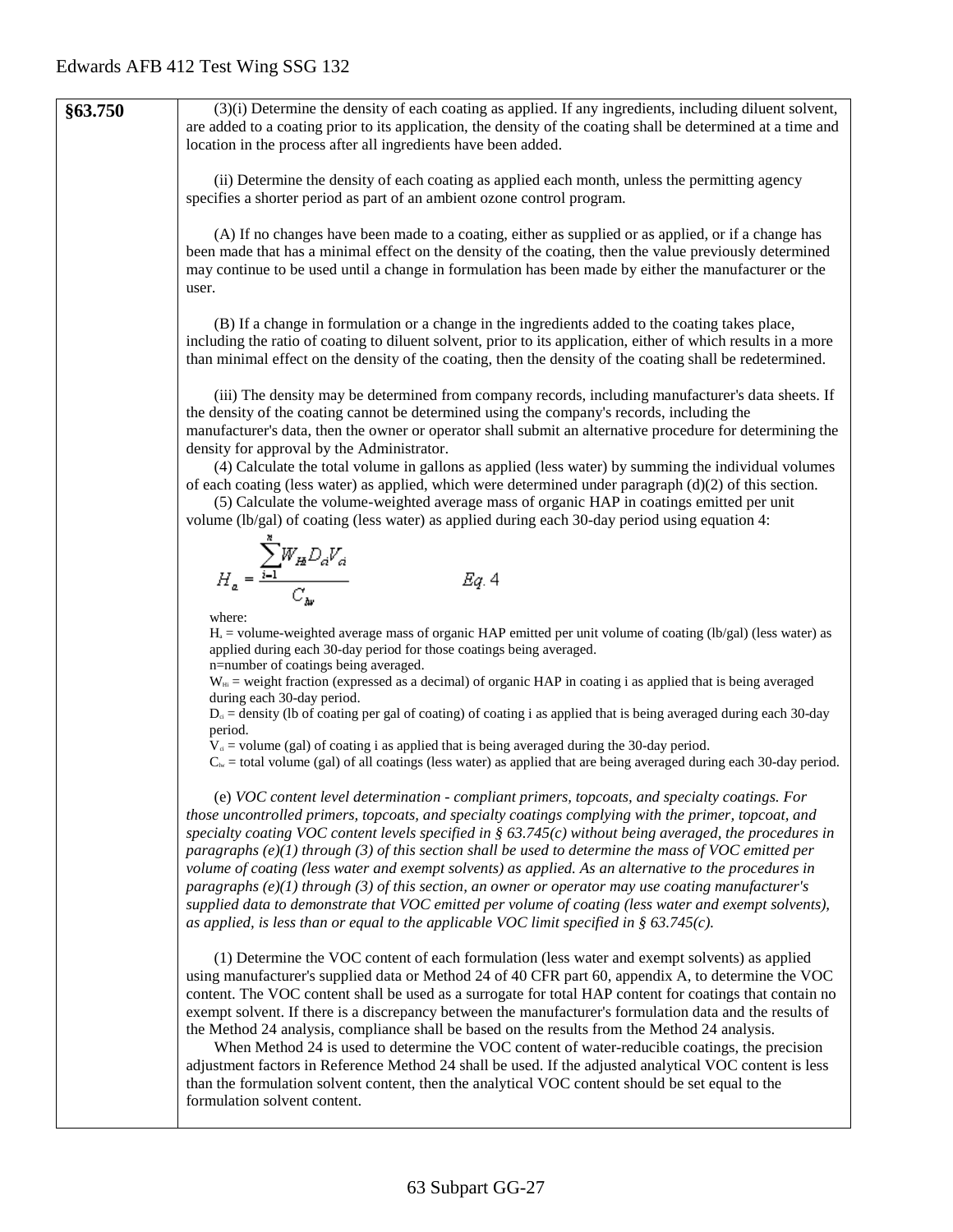| | |
|---|---|
| **§63.750** | (3)(i) Determine the density of each coating as applied. If any ingredients, including diluent solvent, are added to a coating prior to its application, the density of the coating shall be determined at a time and location in the process after all ingredients have been added.<br><br>(ii) Determine the density of each coating as applied each month, unless the permitting agency specifies a shorter period as part of an ambient ozone control program.<br><br>(A) If no changes have been made to a coating, either as supplied or as applied, or if a change has been made that has a minimal effect on the density of the coating, then the value previously determined may continue to be used until a change in formulation has been made by either the manufacturer or the user.<br><br>(B) If a change in formulation or a change in the ingredients added to the coating takes place, including the ratio of coating to diluent solvent, prior to its application, either of which results in a more than minimal effect on the density of the coating, then the density of the coating shall be redetermined.<br><br>(iii) The density may be determined from company records, including manufacturer's data sheets. If the density of the coating cannot be determined using the company's records, including the manufacturer's data, then the owner or operator shall submit an alternative procedure for determining the density for approval by the Administrator.<br>(4) Calculate the total volume in gallons as applied (less water) by summing the individual volumes of each coating (less water) as applied, which were determined under paragraph (d)(2) of this section.<br>(5) Calculate the volume-weighted average mass of organic HAP in coatings emitted per unit volume (lb/gal) of coating (less water) as applied during each 30-day period using equation 4:<br><br>$$H_a = \frac{\sum_{i=1}^{n} W_{Hi} D_{ci} V_{ci}}{C_{lw}} \qquad Eq. 4$$<br><br>where:<br>$H_a$ = volume-weighted average mass of organic HAP emitted per unit volume of coating (lb/gal) (less water) as applied during each 30-day period for those coatings being averaged.<br>n=number of coatings being averaged.<br>$W_{Hi}$ = weight fraction (expressed as a decimal) of organic HAP in coating i as applied that is being averaged during each 30-day period.<br>$D_{ci}$ = density (lb of coating per gal of coating) of coating i as applied that is being averaged during each 30-day period.<br>$V_{ci}$ = volume (gal) of coating i as applied that is being averaged during the 30-day period.<br>$C_{lw}$ = total volume (gal) of all coatings (less water) as applied that are being averaged during each 30-day period.<br><br>(e) *VOC content level determination - compliant primers, topcoats, and specialty coatings. For those uncontrolled primers, topcoats, and specialty coatings complying with the primer, topcoat, and specialty coating VOC content levels specified in § 63.745(c) without being averaged, the procedures in paragraphs (e)(1) through (3) of this section shall be used to determine the mass of VOC emitted per volume of coating (less water and exempt solvents) as applied. As an alternative to the procedures in paragraphs (e)(1) through (3) of this section, an owner or operator may use coating manufacturer's supplied data to demonstrate that VOC emitted per volume of coating (less water and exempt solvents), as applied, is less than or equal to the applicable VOC limit specified in § 63.745(c).*<br><br>(1) Determine the VOC content of each formulation (less water and exempt solvents) as applied using manufacturer's supplied data or Method 24 of 40 CFR part 60, appendix A, to determine the VOC content. The VOC content shall be used as a surrogate for total HAP content for coatings that contain no exempt solvent. If there is a discrepancy between the manufacturer's formulation data and the results of the Method 24 analysis, compliance shall be based on the results from the Method 24 analysis.<br>When Method 24 is used to determine the VOC content of water-reducible coatings, the precision adjustment factors in Reference Method 24 shall be used. If the adjusted analytical VOC content is less than the formulation solvent content, then the analytical VOC content should be set equal to the formulation solvent content. |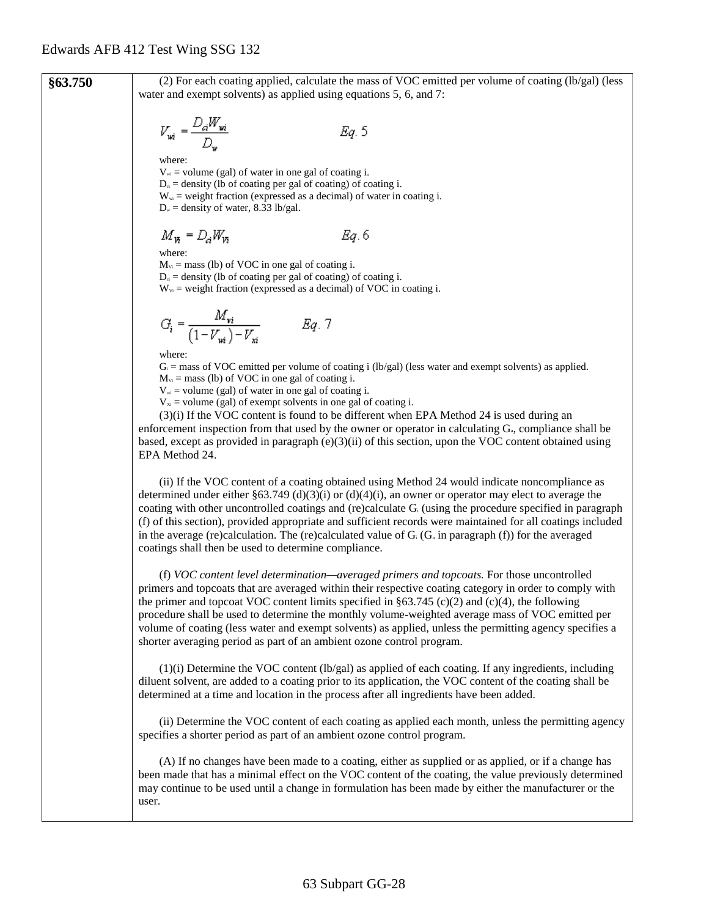| | |
|---|---|
| **§63.750** | (2) For each coating applied, calculate the mass of VOC emitted per volume of coating (lb/gal) (less water and exempt solvents) as applied using equations 5, 6, and 7: |

$$V_{wi} = \frac{D_{ci} W_{wi}}{D_w} \qquad Eq.\ 5$$

where:
$V_{wi}$ = volume (gal) of water in one gal of coating i.
$D_{ci}$ = density (lb of coating per gal of coating) of coating i.
$W_{wi}$ = weight fraction (expressed as a decimal) of water in coating i.
$D_w$ = density of water, 8.33 lb/gal.

$$M_{Vi} = D_{ci} W_{Vi} \qquad Eq.\ 6$$

where:
$M_{Vi}$ = mass (lb) of VOC in one gal of coating i.
$D_{ci}$ = density (lb of coating per gal of coating) of coating i.
$W_{Vi}$ = weight fraction (expressed as a decimal) of VOC in coating i.

$$G_i = \frac{M_{vi}}{(1 - V_{wi}) - V_{xi}} \qquad Eq.\ 7$$

where:
$G_i$ = mass of VOC emitted per volume of coating i (lb/gal) (less water and exempt solvents) as applied.
$M_{Vi}$ = mass (lb) of VOC in one gal of coating i.
$V_{wi}$ = volume (gal) of water in one gal of coating i.
$V_{xi}$ = volume (gal) of exempt solvents in one gal of coating i.

(3)(i) If the VOC content is found to be different when EPA Method 24 is used during an enforcement inspection from that used by the owner or operator in calculating $G_a$, compliance shall be based, except as provided in paragraph (e)(3)(ii) of this section, upon the VOC content obtained using EPA Method 24.

(ii) If the VOC content of a coating obtained using Method 24 would indicate noncompliance as determined under either §63.749 (d)(3)(i) or (d)(4)(i), an owner or operator may elect to average the coating with other uncontrolled coatings and (re)calculate $G_i$ (using the procedure specified in paragraph (f) of this section), provided appropriate and sufficient records were maintained for all coatings included in the average (re)calculation. The (re)calculated value of $G_i$ ($G_a$ in paragraph (f)) for the averaged coatings shall then be used to determine compliance.

(f) *VOC content level determination—averaged primers and topcoats.* For those uncontrolled primers and topcoats that are averaged within their respective coating category in order to comply with the primer and topcoat VOC content limits specified in §63.745 (c)(2) and (c)(4), the following procedure shall be used to determine the monthly volume-weighted average mass of VOC emitted per volume of coating (less water and exempt solvents) as applied, unless the permitting agency specifies a shorter averaging period as part of an ambient ozone control program.

(1)(i) Determine the VOC content (lb/gal) as applied of each coating. If any ingredients, including diluent solvent, are added to a coating prior to its application, the VOC content of the coating shall be determined at a time and location in the process after all ingredients have been added.

(ii) Determine the VOC content of each coating as applied each month, unless the permitting agency specifies a shorter period as part of an ambient ozone control program.

(A) If no changes have been made to a coating, either as supplied or as applied, or if a change has been made that has a minimal effect on the VOC content of the coating, the value previously determined may continue to be used until a change in formulation has been made by either the manufacturer or the user.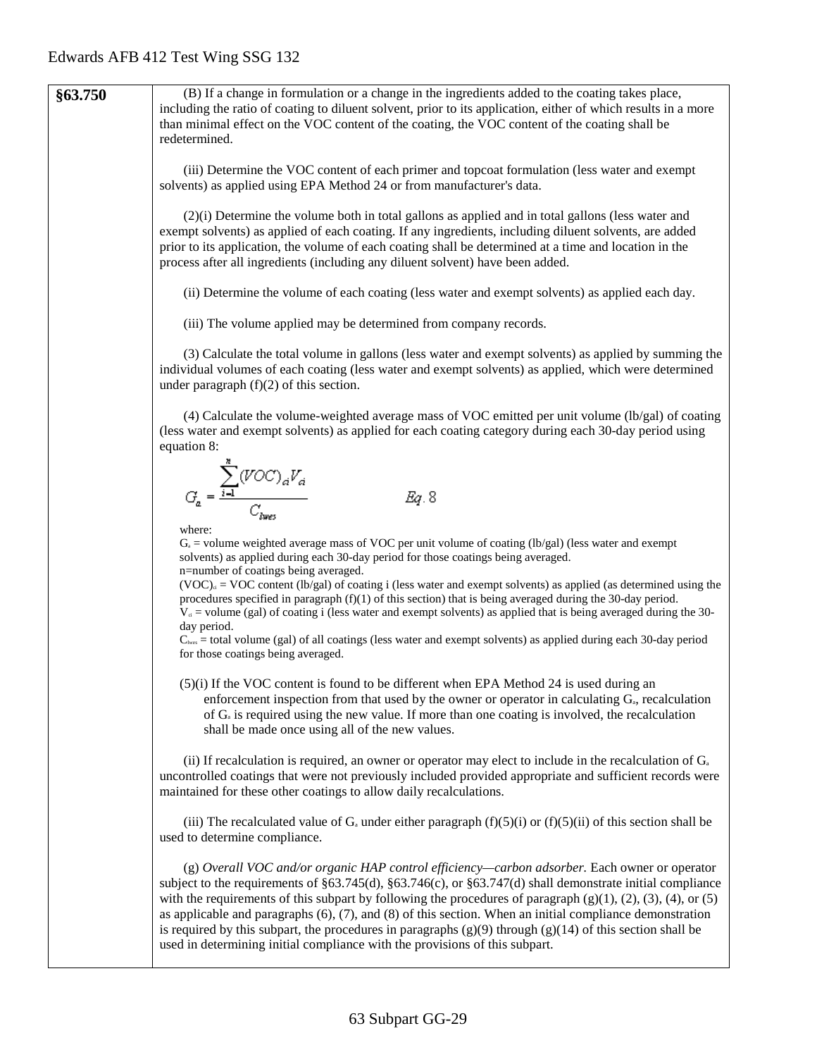| §63.750 | (B) If a change in formulation or a change in the ingredients added to the coating takes place, including the ratio of coating to diluent solvent, prior to its application, either of which results in a more than minimal effect on the VOC content of the coating, the VOC content of the coating shall be redetermined.<br><br>(iii) Determine the VOC content of each primer and topcoat formulation (less water and exempt solvents) as applied using EPA Method 24 or from manufacturer's data.<br><br>(2)(i) Determine the volume both in total gallons as applied and in total gallons (less water and exempt solvents) as applied of each coating. If any ingredients, including diluent solvents, are added prior to its application, the volume of each coating shall be determined at a time and location in the process after all ingredients (including any diluent solvent) have been added.<br><br>(ii) Determine the volume of each coating (less water and exempt solvents) as applied each day.<br><br>(iii) The volume applied may be determined from company records.<br><br>(3) Calculate the total volume in gallons (less water and exempt solvents) as applied by summing the individual volumes of each coating (less water and exempt solvents) as applied, which were determined under paragraph (f)(2) of this section.<br><br>(4) Calculate the volume-weighted average mass of VOC emitted per unit volume (lb/gal) of coating (less water and exempt solvents) as applied for each coating category during each 30-day period using equation 8:<br><br>$$G_a = \frac{\sum_{i=1}^{n} (VOC)_{ai} V_{ai}}{C_{lwes}} \qquad Eq. 8$$<br><br>where:<br>$G_a$ = volume weighted average mass of VOC per unit volume of coating (lb/gal) (less water and exempt solvents) as applied during each 30-day period for those coatings being averaged.<br>n=number of coatings being averaged.<br>$(VOC)_{ai}$ = VOC content (lb/gal) of coating i (less water and exempt solvents) as applied (as determined using the procedures specified in paragraph (f)(1) of this section) that is being averaged during the 30-day period.<br>$V_{ai}$ = volume (gal) of coating i (less water and exempt solvents) as applied that is being averaged during the 30-day period.<br>$C_{lwes}$ = total volume (gal) of all coatings (less water and exempt solvents) as applied during each 30-day period for those coatings being averaged.<br><br>(5)(i) If the VOC content is found to be different when EPA Method 24 is used during an enforcement inspection from that used by the owner or operator in calculating $G_a$, recalculation of $G_a$ is required using the new value. If more than one coating is involved, the recalculation shall be made once using all of the new values.<br><br>(ii) If recalculation is required, an owner or operator may elect to include in the recalculation of $G_a$ uncontrolled coatings that were not previously included provided appropriate and sufficient records were maintained for these other coatings to allow daily recalculations.<br><br>(iii) The recalculated value of $G_a$ under either paragraph (f)(5)(i) or (f)(5)(ii) of this section shall be used to determine compliance.<br><br>(g) *Overall VOC and/or organic HAP control efficiency—carbon adsorber.* Each owner or operator subject to the requirements of §63.745(d), §63.746(c), or §63.747(d) shall demonstrate initial compliance with the requirements of this subpart by following the procedures of paragraph (g)(1), (2), (3), (4), or (5) as applicable and paragraphs (6), (7), and (8) of this section. When an initial compliance demonstration is required by this subpart, the procedures in paragraphs (g)(9) through (g)(14) of this section shall be used in determining initial compliance with the provisions of this subpart. |
|---|---|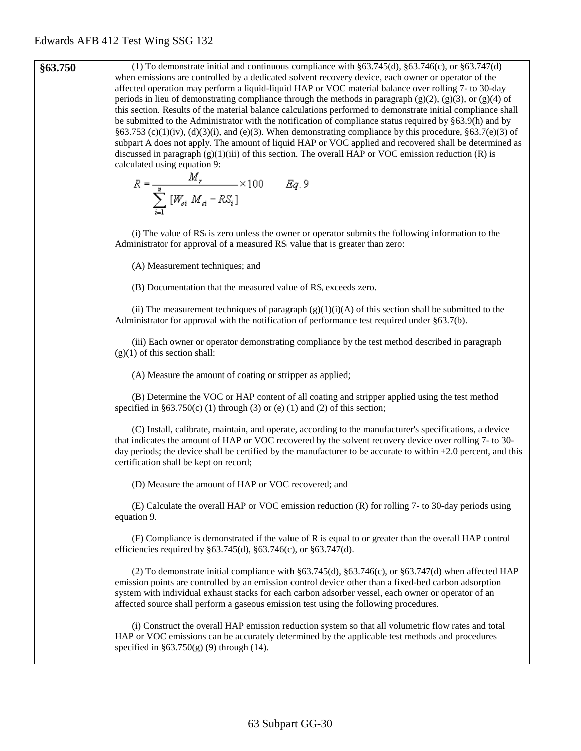| | |
|---|---|
| **§63.750** | (1) To demonstrate initial and continuous compliance with §63.745(d), §63.746(c), or §63.747(d) when emissions are controlled by a dedicated solvent recovery device, each owner or operator of the affected operation may perform a liquid-liquid HAP or VOC material balance over rolling 7- to 30-day periods in lieu of demonstrating compliance through the methods in paragraph (g)(2), (g)(3), or (g)(4) of this section. Results of the material balance calculations performed to demonstrate initial compliance shall be submitted to the Administrator with the notification of compliance status required by §63.9(h) and by §63.753 (c)(1)(iv), (d)(3)(i), and (e)(3). When demonstrating compliance by this procedure, §63.7(e)(3) of subpart A does not apply. The amount of liquid HAP or VOC applied and recovered shall be determined as discussed in paragraph (g)(1)(iii) of this section. The overall HAP or VOC emission reduction (R) is calculated using equation 9: $$R = \frac{M_r}{\sum_{i=1}^{n} [W_{oi} \; M_{ci} - RS_i]} \times 100 \qquad Eq. 9$$ (i) The value of $RS_i$ is zero unless the owner or operator submits the following information to the Administrator for approval of a measured $RS_i$ value that is greater than zero:<br><br>(A) Measurement techniques; and<br><br>(B) Documentation that the measured value of $RS_i$ exceeds zero.<br><br>(ii) The measurement techniques of paragraph (g)(1)(i)(A) of this section shall be submitted to the Administrator for approval with the notification of performance test required under §63.7(b).<br><br>(iii) Each owner or operator demonstrating compliance by the test method described in paragraph (g)(1) of this section shall:<br><br>(A) Measure the amount of coating or stripper as applied;<br><br>(B) Determine the VOC or HAP content of all coating and stripper applied using the test method specified in §63.750(c) (1) through (3) or (e) (1) and (2) of this section;<br><br>(C) Install, calibrate, maintain, and operate, according to the manufacturer's specifications, a device that indicates the amount of HAP or VOC recovered by the solvent recovery device over rolling 7- to 30-day periods; the device shall be certified by the manufacturer to be accurate to within ±2.0 percent, and this certification shall be kept on record;<br><br>(D) Measure the amount of HAP or VOC recovered; and<br><br>(E) Calculate the overall HAP or VOC emission reduction (R) for rolling 7- to 30-day periods using equation 9.<br><br>(F) Compliance is demonstrated if the value of R is equal to or greater than the overall HAP control efficiencies required by §63.745(d), §63.746(c), or §63.747(d).<br><br>(2) To demonstrate initial compliance with §63.745(d), §63.746(c), or §63.747(d) when affected HAP emission points are controlled by an emission control device other than a fixed-bed carbon adsorption system with individual exhaust stacks for each carbon adsorber vessel, each owner or operator of an affected source shall perform a gaseous emission test using the following procedures.<br><br>(i) Construct the overall HAP emission reduction system so that all volumetric flow rates and total HAP or VOC emissions can be accurately determined by the applicable test methods and procedures specified in §63.750(g) (9) through (14). |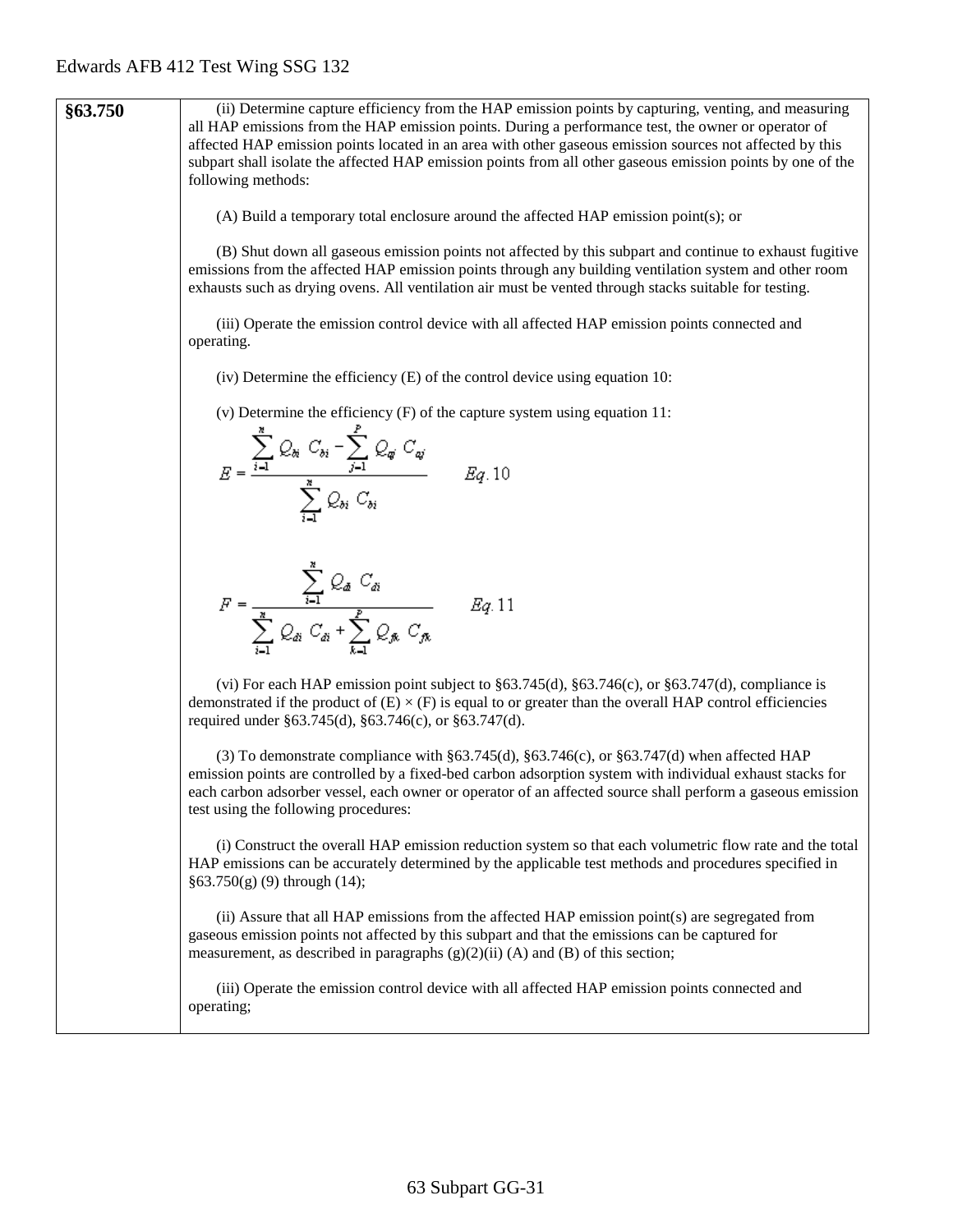| §63.750 | (ii) Determine capture efficiency from the HAP emission points by capturing, venting, and measuring all HAP emissions from the HAP emission points. During a performance test, the owner or operator of affected HAP emission points located in an area with other gaseous emission sources not affected by this subpart shall isolate the affected HAP emission points from all other gaseous emission points by one of the following methods:<br><br>(A) Build a temporary total enclosure around the affected HAP emission point(s); or<br><br>(B) Shut down all gaseous emission points not affected by this subpart and continue to exhaust fugitive emissions from the affected HAP emission points through any building ventilation system and other room exhausts such as drying ovens. All ventilation air must be vented through stacks suitable for testing.<br><br>(iii) Operate the emission control device with all affected HAP emission points connected and operating.<br><br>(iv) Determine the efficiency (E) of the control device using equation 10:<br><br>(v) Determine the efficiency (F) of the capture system using equation 11:<br><br>$E = \frac{\sum_{i=1}^{n} Q_{bi} C_{bi} - \sum_{j=1}^{p} Q_{aj} C_{aj}}{\sum_{i=1}^{n} Q_{bi} C_{bi}} \quad Eq. 10$<br><br>$F = \frac{\sum_{i=1}^{n} Q_{di} C_{di}}{\sum_{i=1}^{n} Q_{di} C_{di} + \sum_{k=1}^{p} Q_{fk} C_{fk}} \quad Eq. 11$<br><br>(vi) For each HAP emission point subject to §63.745(d), §63.746(c), or §63.747(d), compliance is demonstrated if the product of (E) × (F) is equal to or greater than the overall HAP control efficiencies required under §63.745(d), §63.746(c), or §63.747(d).<br><br>(3) To demonstrate compliance with §63.745(d), §63.746(c), or §63.747(d) when affected HAP emission points are controlled by a fixed-bed carbon adsorption system with individual exhaust stacks for each carbon adsorber vessel, each owner or operator of an affected source shall perform a gaseous emission test using the following procedures:<br><br>(i) Construct the overall HAP emission reduction system so that each volumetric flow rate and the total HAP emissions can be accurately determined by the applicable test methods and procedures specified in §63.750(g) (9) through (14);<br><br>(ii) Assure that all HAP emissions from the affected HAP emission point(s) are segregated from gaseous emission points not affected by this subpart and that the emissions can be captured for measurement, as described in paragraphs (g)(2)(ii) (A) and (B) of this section;<br><br>(iii) Operate the emission control device with all affected HAP emission points connected and operating; |
|---|---|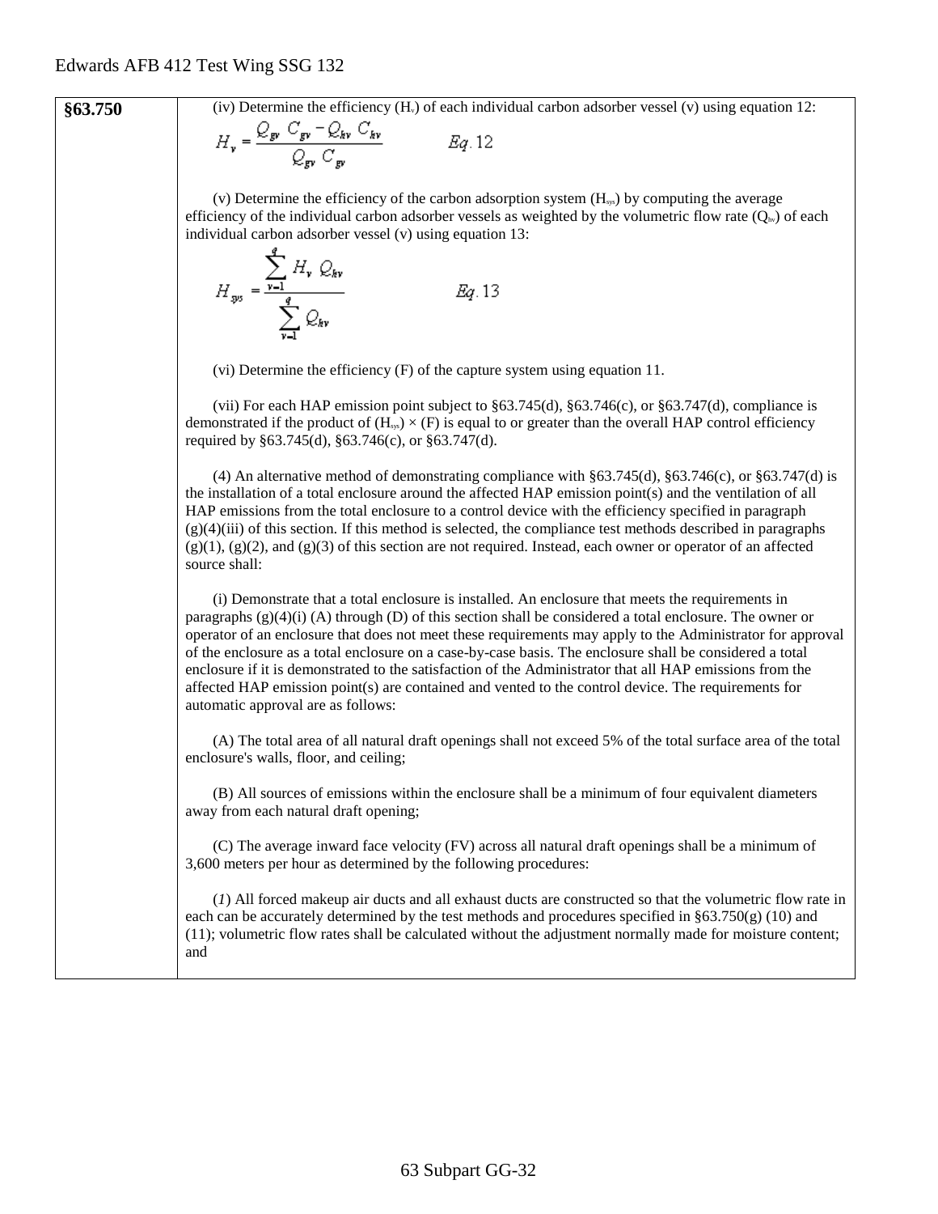| | |
|---|---|
| **§63.750** | (iv) Determine the efficiency ($H_v$) of each individual carbon adsorber vessel (v) using equation 12:<br><br>$$H_v = \frac{Q_{gv}\ C_{gv} - Q_{hv}\ C_{hv}}{Q_{gv}\ C_{gv}} \qquad Eq.\ 12$$<br><br>(v) Determine the efficiency of the carbon adsorption system ($H_{sys}$) by computing the average efficiency of the individual carbon adsorber vessels as weighted by the volumetric flow rate ($Q_{hv}$) of each individual carbon adsorber vessel (v) using equation 13:<br><br>$$H_{sys} = \frac{\sum_{v=1}^{q} H_v\ Q_{hv}}{\sum_{v=1}^{q} Q_{hv}} \qquad Eq.\ 13$$<br><br>(vi) Determine the efficiency (F) of the capture system using equation 11.<br><br>(vii) For each HAP emission point subject to §63.745(d), §63.746(c), or §63.747(d), compliance is demonstrated if the product of ($H_{sys}$) × (F) is equal to or greater than the overall HAP control efficiency required by §63.745(d), §63.746(c), or §63.747(d).<br><br>(4) An alternative method of demonstrating compliance with §63.745(d), §63.746(c), or §63.747(d) is the installation of a total enclosure around the affected HAP emission point(s) and the ventilation of all HAP emissions from the total enclosure to a control device with the efficiency specified in paragraph (g)(4)(iii) of this section. If this method is selected, the compliance test methods described in paragraphs (g)(1), (g)(2), and (g)(3) of this section are not required. Instead, each owner or operator of an affected source shall:<br><br>(i) Demonstrate that a total enclosure is installed. An enclosure that meets the requirements in paragraphs (g)(4)(i) (A) through (D) of this section shall be considered a total enclosure. The owner or operator of an enclosure that does not meet these requirements may apply to the Administrator for approval of the enclosure as a total enclosure on a case-by-case basis. The enclosure shall be considered a total enclosure if it is demonstrated to the satisfaction of the Administrator that all HAP emissions from the affected HAP emission point(s) are contained and vented to the control device. The requirements for automatic approval are as follows:<br><br>(A) The total area of all natural draft openings shall not exceed 5% of the total surface area of the total enclosure's walls, floor, and ceiling;<br><br>(B) All sources of emissions within the enclosure shall be a minimum of four equivalent diameters away from each natural draft opening;<br><br>(C) The average inward face velocity (FV) across all natural draft openings shall be a minimum of 3,600 meters per hour as determined by the following procedures:<br><br>(*1*) All forced makeup air ducts and all exhaust ducts are constructed so that the volumetric flow rate in each can be accurately determined by the test methods and procedures specified in §63.750(g) (10) and (11); volumetric flow rates shall be calculated without the adjustment normally made for moisture content; and |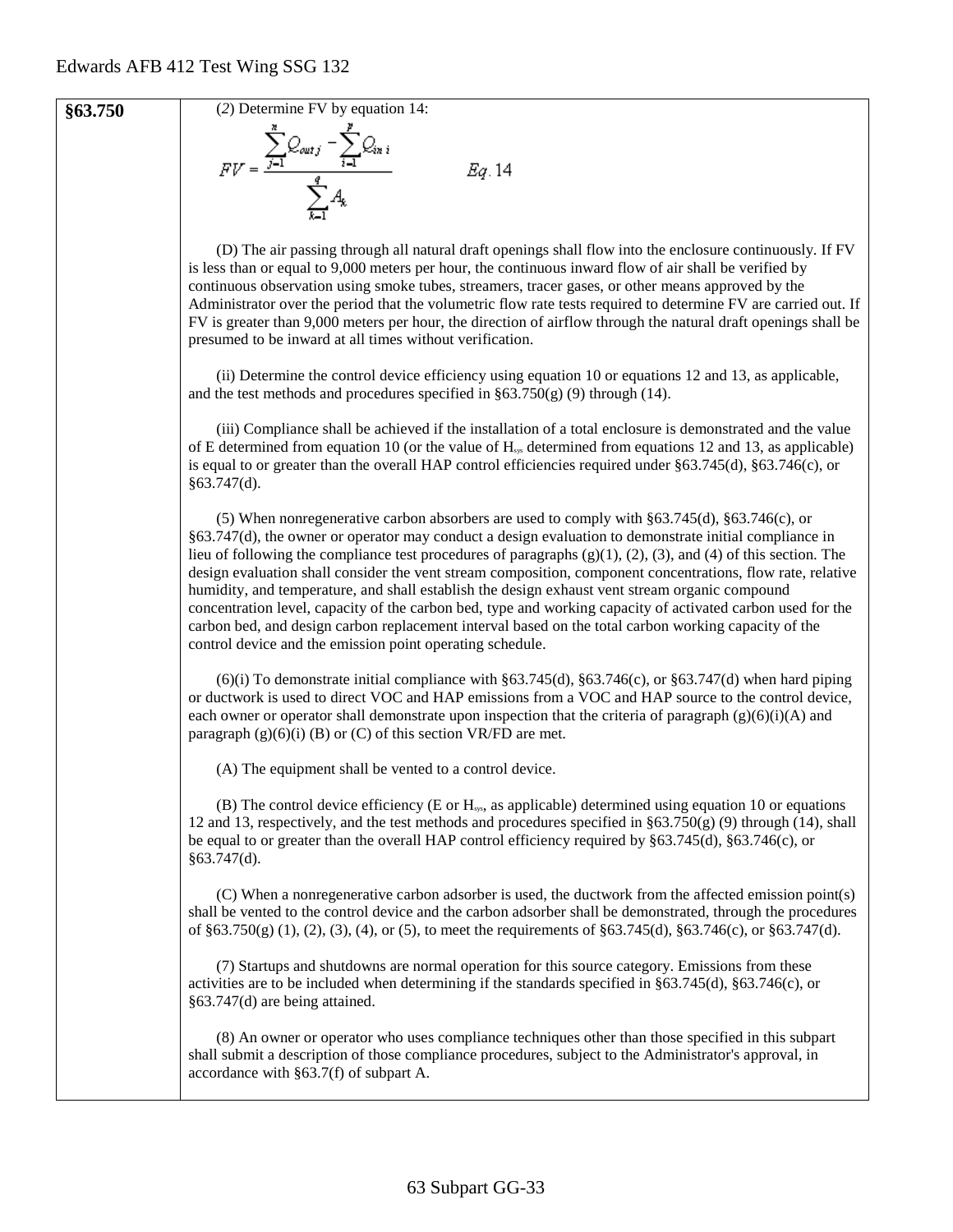**§63.750**

(*2*) Determine FV by equation 14:

$$FV = \frac{\sum_{j=1}^{n} Q_{out\,j} - \sum_{i=1}^{p} Q_{in\,i}}{\sum_{k=1}^{q} A_k} \qquad Eq.\,14$$

(D) The air passing through all natural draft openings shall flow into the enclosure continuously. If FV is less than or equal to 9,000 meters per hour, the continuous inward flow of air shall be verified by continuous observation using smoke tubes, streamers, tracer gases, or other means approved by the Administrator over the period that the volumetric flow rate tests required to determine FV are carried out. If FV is greater than 9,000 meters per hour, the direction of airflow through the natural draft openings shall be presumed to be inward at all times without verification.

(ii) Determine the control device efficiency using equation 10 or equations 12 and 13, as applicable, and the test methods and procedures specified in §63.750(g) (9) through (14).

(iii) Compliance shall be achieved if the installation of a total enclosure is demonstrated and the value of E determined from equation 10 (or the value of $H_{sys}$ determined from equations 12 and 13, as applicable) is equal to or greater than the overall HAP control efficiencies required under §63.745(d), §63.746(c), or §63.747(d).

(5) When nonregenerative carbon absorbers are used to comply with §63.745(d), §63.746(c), or §63.747(d), the owner or operator may conduct a design evaluation to demonstrate initial compliance in lieu of following the compliance test procedures of paragraphs (g)(1), (2), (3), and (4) of this section. The design evaluation shall consider the vent stream composition, component concentrations, flow rate, relative humidity, and temperature, and shall establish the design exhaust vent stream organic compound concentration level, capacity of the carbon bed, type and working capacity of activated carbon used for the carbon bed, and design carbon replacement interval based on the total carbon working capacity of the control device and the emission point operating schedule.

(6)(i) To demonstrate initial compliance with §63.745(d), §63.746(c), or §63.747(d) when hard piping or ductwork is used to direct VOC and HAP emissions from a VOC and HAP source to the control device, each owner or operator shall demonstrate upon inspection that the criteria of paragraph (g)(6)(i)(A) and paragraph (g)(6)(i) (B) or (C) of this section VR/FD are met.

(A) The equipment shall be vented to a control device.

(B) The control device efficiency (E or $H_{sys}$, as applicable) determined using equation 10 or equations 12 and 13, respectively, and the test methods and procedures specified in §63.750(g) (9) through (14), shall be equal to or greater than the overall HAP control efficiency required by §63.745(d), §63.746(c), or §63.747(d).

(C) When a nonregenerative carbon adsorber is used, the ductwork from the affected emission point(s) shall be vented to the control device and the carbon adsorber shall be demonstrated, through the procedures of §63.750(g) (1), (2), (3), (4), or (5), to meet the requirements of §63.745(d), §63.746(c), or §63.747(d).

(7) Startups and shutdowns are normal operation for this source category. Emissions from these activities are to be included when determining if the standards specified in §63.745(d), §63.746(c), or §63.747(d) are being attained.

(8) An owner or operator who uses compliance techniques other than those specified in this subpart shall submit a description of those compliance procedures, subject to the Administrator's approval, in accordance with §63.7(f) of subpart A.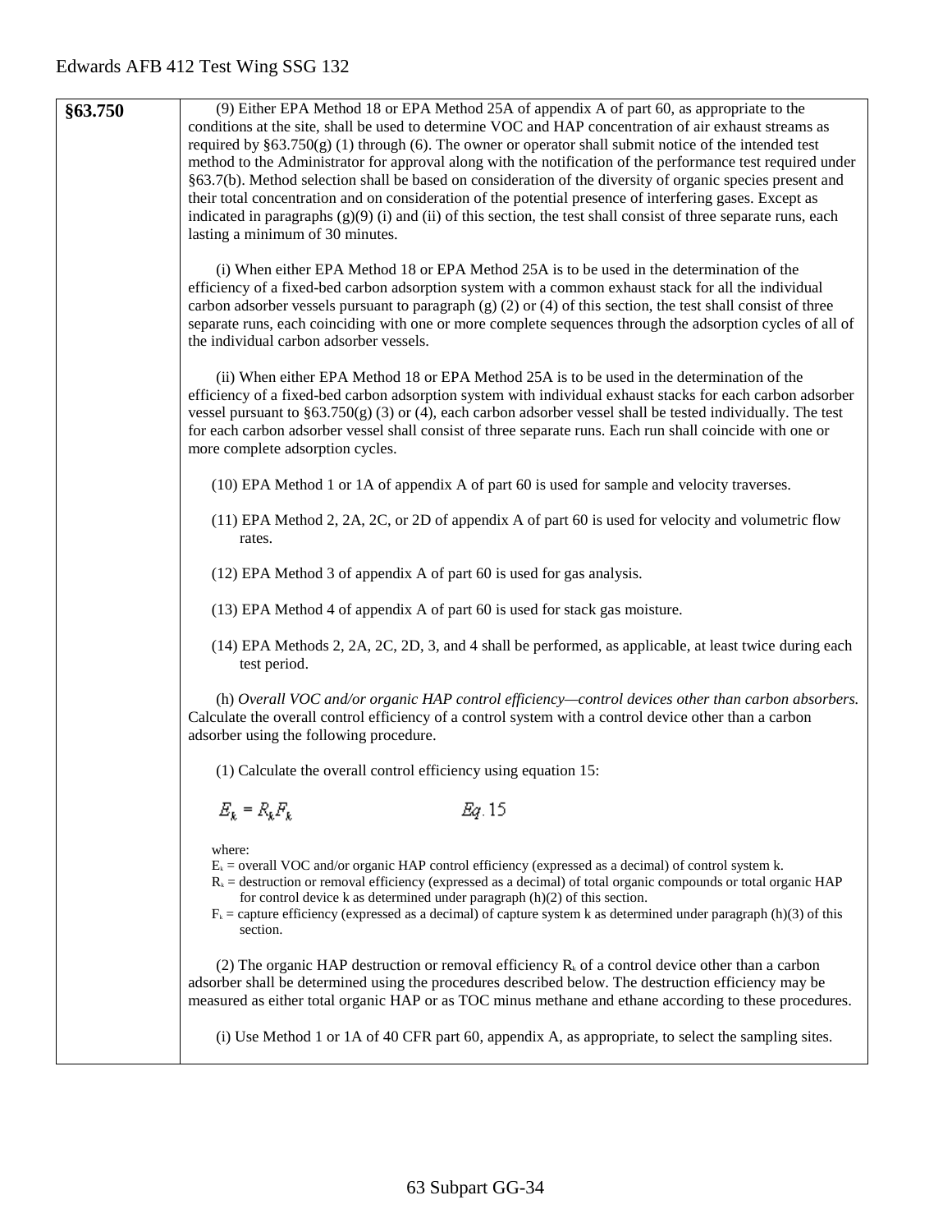| | |
|---|---|
| **§63.750** | (9) Either EPA Method 18 or EPA Method 25A of appendix A of part 60, as appropriate to the conditions at the site, shall be used to determine VOC and HAP concentration of air exhaust streams as required by §63.750(g) (1) through (6). The owner or operator shall submit notice of the intended test method to the Administrator for approval along with the notification of the performance test required under §63.7(b). Method selection shall be based on consideration of the diversity of organic species present and their total concentration and on consideration of the potential presence of interfering gases. Except as indicated in paragraphs (g)(9) (i) and (ii) of this section, the test shall consist of three separate runs, each lasting a minimum of 30 minutes.<br><br>(i) When either EPA Method 18 or EPA Method 25A is to be used in the determination of the efficiency of a fixed-bed carbon adsorption system with a common exhaust stack for all the individual carbon adsorber vessels pursuant to paragraph (g) (2) or (4) of this section, the test shall consist of three separate runs, each coinciding with one or more complete sequences through the adsorption cycles of all of the individual carbon adsorber vessels.<br><br>(ii) When either EPA Method 18 or EPA Method 25A is to be used in the determination of the efficiency of a fixed-bed carbon adsorption system with individual exhaust stacks for each carbon adsorber vessel pursuant to §63.750(g) (3) or (4), each carbon adsorber vessel shall be tested individually. The test for each carbon adsorber vessel shall consist of three separate runs. Each run shall coincide with one or more complete adsorption cycles.<br><br>(10) EPA Method 1 or 1A of appendix A of part 60 is used for sample and velocity traverses.<br><br>(11) EPA Method 2, 2A, 2C, or 2D of appendix A of part 60 is used for velocity and volumetric flow rates.<br><br>(12) EPA Method 3 of appendix A of part 60 is used for gas analysis.<br><br>(13) EPA Method 4 of appendix A of part 60 is used for stack gas moisture.<br><br>(14) EPA Methods 2, 2A, 2C, 2D, 3, and 4 shall be performed, as applicable, at least twice during each test period.<br><br>(h) *Overall VOC and/or organic HAP control efficiency—control devices other than carbon absorbers.* Calculate the overall control efficiency of a control system with a control device other than a carbon adsorber using the following procedure.<br><br>(1) Calculate the overall control efficiency using equation 15:<br><br>$E_k = R_k F_k$ Eq. 15<br><br>where:<br>$E_k$ = overall VOC and/or organic HAP control efficiency (expressed as a decimal) of control system k.<br>$R_k$ = destruction or removal efficiency (expressed as a decimal) of total organic compounds or total organic HAP for control device k as determined under paragraph (h)(2) of this section.<br>$F_k$ = capture efficiency (expressed as a decimal) of capture system k as determined under paragraph (h)(3) of this section.<br><br>(2) The organic HAP destruction or removal efficiency $R_k$ of a control device other than a carbon adsorber shall be determined using the procedures described below. The destruction efficiency may be measured as either total organic HAP or as TOC minus methane and ethane according to these procedures.<br><br>(i) Use Method 1 or 1A of 40 CFR part 60, appendix A, as appropriate, to select the sampling sites. |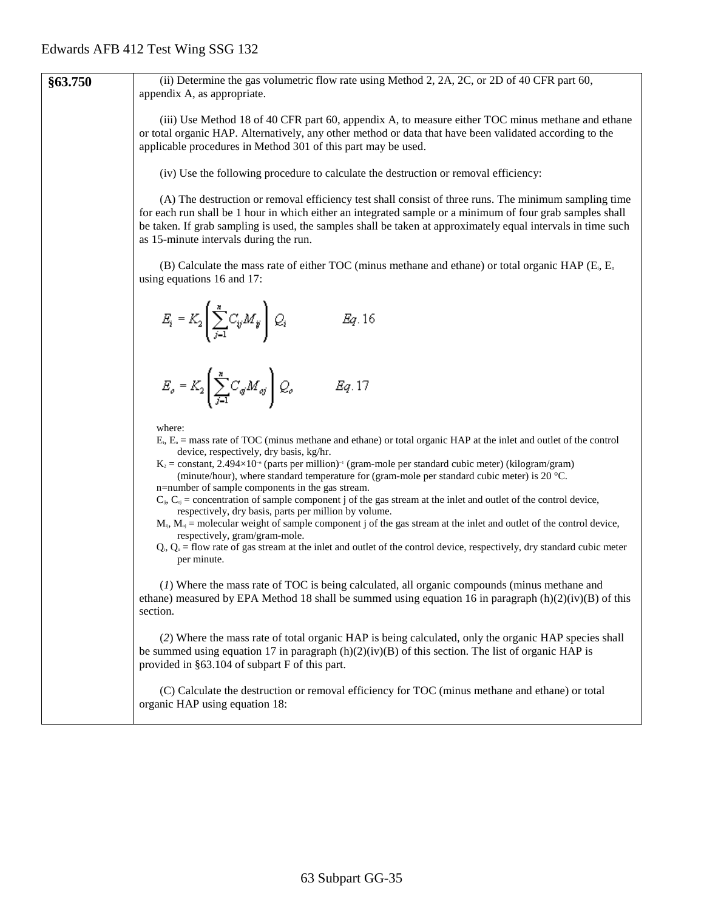| | |
|---|---|
| **§63.750** | (ii) Determine the gas volumetric flow rate using Method 2, 2A, 2C, or 2D of 40 CFR part 60, appendix A, as appropriate.<br><br>(iii) Use Method 18 of 40 CFR part 60, appendix A, to measure either TOC minus methane and ethane or total organic HAP. Alternatively, any other method or data that have been validated according to the applicable procedures in Method 301 of this part may be used.<br><br>(iv) Use the following procedure to calculate the destruction or removal efficiency:<br><br>(A) The destruction or removal efficiency test shall consist of three runs. The minimum sampling time for each run shall be 1 hour in which either an integrated sample or a minimum of four grab samples shall be taken. If grab sampling is used, the samples shall be taken at approximately equal intervals in time such as 15-minute intervals during the run.<br><br>(B) Calculate the mass rate of either TOC (minus methane and ethane) or total organic HAP ($E_i$, $E_o$ using equations 16 and 17:<br><br>$$E_i = K_2 \left( \sum_{j=1}^{n} C_{ij} M_{ij} \right) Q_i \qquad Eq.\,16$$<br><br>$$E_o = K_2 \left( \sum_{j=1}^{n} C_{oj} M_{oj} \right) Q_o \qquad Eq.\,17$$<br><br>where:<br>$E_i$, $E_o$ = mass rate of TOC (minus methane and ethane) or total organic HAP at the inlet and outlet of the control device, respectively, dry basis, kg/hr.<br>$K_2$ = constant, $2.494 \times 10^{-6}$ (parts per million)$^{-1}$ (gram-mole per standard cubic meter) (kilogram/gram) (minute/hour), where standard temperature for (gram-mole per standard cubic meter) is 20 °C.<br>n=number of sample components in the gas stream.<br>$C_{ij}$, $C_{oj}$ = concentration of sample component j of the gas stream at the inlet and outlet of the control device, respectively, dry basis, parts per million by volume.<br>$M_{ij}$, $M_{oj}$ = molecular weight of sample component j of the gas stream at the inlet and outlet of the control device, respectively, gram/gram-mole.<br>$Q_i$, $Q_o$ = flow rate of gas stream at the inlet and outlet of the control device, respectively, dry standard cubic meter per minute.<br><br>(*1*) Where the mass rate of TOC is being calculated, all organic compounds (minus methane and ethane) measured by EPA Method 18 shall be summed using equation 16 in paragraph (h)(2)(iv)(B) of this section.<br><br>(*2*) Where the mass rate of total organic HAP is being calculated, only the organic HAP species shall be summed using equation 17 in paragraph (h)(2)(iv)(B) of this section. The list of organic HAP is provided in §63.104 of subpart F of this part.<br><br>(C) Calculate the destruction or removal efficiency for TOC (minus methane and ethane) or total organic HAP using equation 18: |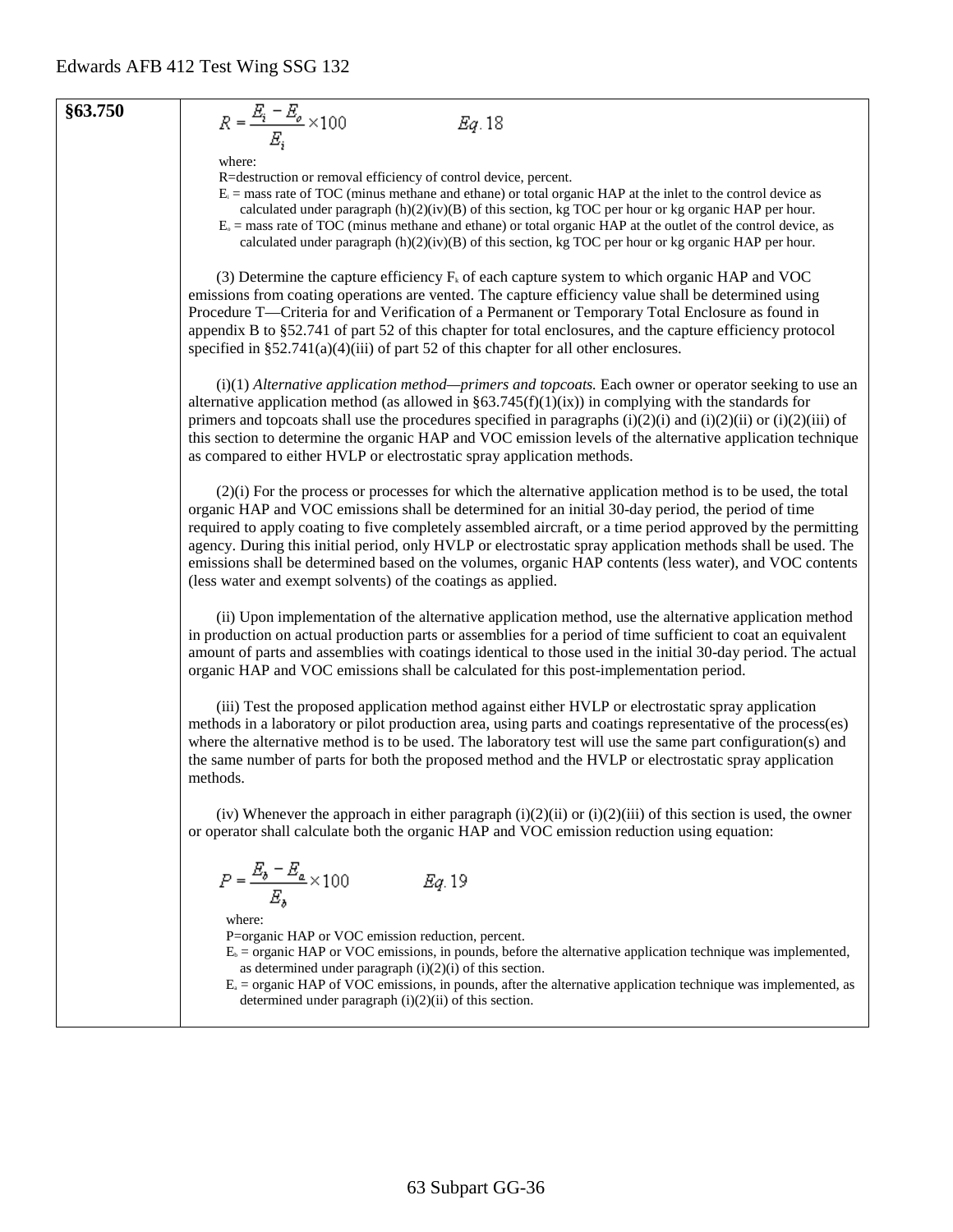**§63.750**

$$R = \frac{E_i - E_o}{E_i} \times 100 \qquad Eq. 18$$

where:

R=destruction or removal efficiency of control device, percent.

$E_i$ = mass rate of TOC (minus methane and ethane) or total organic HAP at the inlet to the control device as calculated under paragraph (h)(2)(iv)(B) of this section, kg TOC per hour or kg organic HAP per hour.

$E_o$ = mass rate of TOC (minus methane and ethane) or total organic HAP at the outlet of the control device, as calculated under paragraph (h)(2)(iv)(B) of this section, kg TOC per hour or kg organic HAP per hour.

(3) Determine the capture efficiency $F_k$ of each capture system to which organic HAP and VOC emissions from coating operations are vented. The capture efficiency value shall be determined using Procedure T—Criteria for and Verification of a Permanent or Temporary Total Enclosure as found in appendix B to §52.741 of part 52 of this chapter for total enclosures, and the capture efficiency protocol specified in §52.741(a)(4)(iii) of part 52 of this chapter for all other enclosures.

(i)(1) *Alternative application method—primers and topcoats.* Each owner or operator seeking to use an alternative application method (as allowed in §63.745(f)(1)(ix)) in complying with the standards for primers and topcoats shall use the procedures specified in paragraphs (i)(2)(i) and (i)(2)(ii) or (i)(2)(iii) of this section to determine the organic HAP and VOC emission levels of the alternative application technique as compared to either HVLP or electrostatic spray application methods.

(2)(i) For the process or processes for which the alternative application method is to be used, the total organic HAP and VOC emissions shall be determined for an initial 30-day period, the period of time required to apply coating to five completely assembled aircraft, or a time period approved by the permitting agency. During this initial period, only HVLP or electrostatic spray application methods shall be used. The emissions shall be determined based on the volumes, organic HAP contents (less water), and VOC contents (less water and exempt solvents) of the coatings as applied.

(ii) Upon implementation of the alternative application method, use the alternative application method in production on actual production parts or assemblies for a period of time sufficient to coat an equivalent amount of parts and assemblies with coatings identical to those used in the initial 30-day period. The actual organic HAP and VOC emissions shall be calculated for this post-implementation period.

(iii) Test the proposed application method against either HVLP or electrostatic spray application methods in a laboratory or pilot production area, using parts and coatings representative of the process(es) where the alternative method is to be used. The laboratory test will use the same part configuration(s) and the same number of parts for both the proposed method and the HVLP or electrostatic spray application methods.

(iv) Whenever the approach in either paragraph (i)(2)(ii) or (i)(2)(iii) of this section is used, the owner or operator shall calculate both the organic HAP and VOC emission reduction using equation:

$$P = \frac{E_b - E_a}{E_b} \times 100 \qquad Eq. 19$$

where:

P=organic HAP or VOC emission reduction, percent.

$E_b$ = organic HAP or VOC emissions, in pounds, before the alternative application technique was implemented, as determined under paragraph (i)(2)(i) of this section.

$E_a$ = organic HAP of VOC emissions, in pounds, after the alternative application technique was implemented, as determined under paragraph (i)(2)(ii) of this section.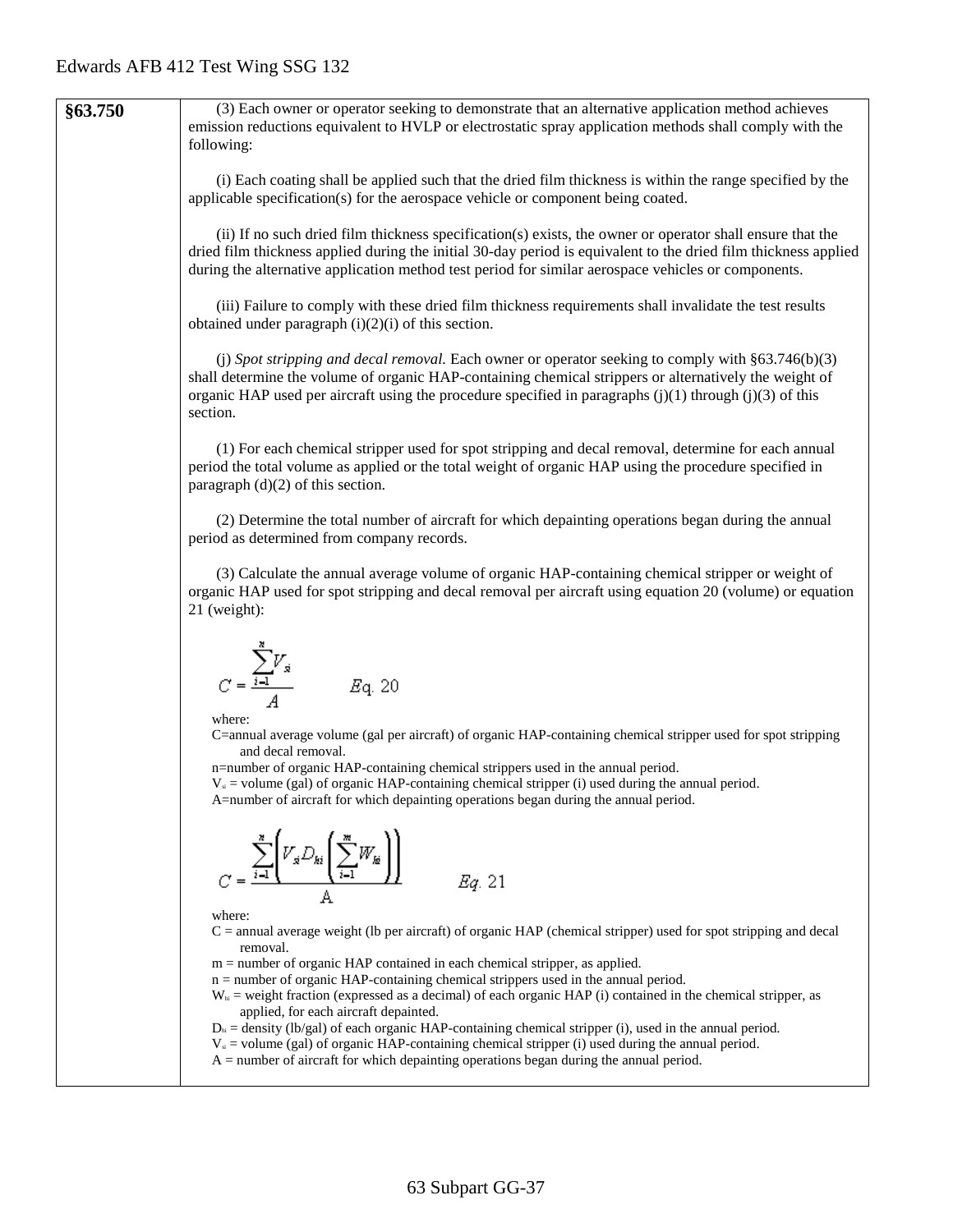| | |
|---|---|
| **§63.750** | (3) Each owner or operator seeking to demonstrate that an alternative application method achieves emission reductions equivalent to HVLP or electrostatic spray application methods shall comply with the following:<br><br>(i) Each coating shall be applied such that the dried film thickness is within the range specified by the applicable specification(s) for the aerospace vehicle or component being coated.<br><br>(ii) If no such dried film thickness specification(s) exists, the owner or operator shall ensure that the dried film thickness applied during the initial 30-day period is equivalent to the dried film thickness applied during the alternative application method test period for similar aerospace vehicles or components.<br><br>(iii) Failure to comply with these dried film thickness requirements shall invalidate the test results obtained under paragraph (i)(2)(i) of this section.<br><br>(j) *Spot stripping and decal removal.* Each owner or operator seeking to comply with §63.746(b)(3) shall determine the volume of organic HAP-containing chemical strippers or alternatively the weight of organic HAP used per aircraft using the procedure specified in paragraphs (j)(1) through (j)(3) of this section.<br><br>(1) For each chemical stripper used for spot stripping and decal removal, determine for each annual period the total volume as applied or the total weight of organic HAP using the procedure specified in paragraph (d)(2) of this section.<br><br>(2) Determine the total number of aircraft for which depainting operations began during the annual period as determined from company records.<br><br>(3) Calculate the annual average volume of organic HAP-containing chemical stripper or weight of organic HAP used for spot stripping and decal removal per aircraft using equation 20 (volume) or equation 21 (weight):<br><br>$$C = \frac{\sum_{i=1}^{n} V_{si}}{A} \qquad Eq.\ 20$$<br><br>where:<br>C=annual average volume (gal per aircraft) of organic HAP-containing chemical stripper used for spot stripping and decal removal.<br>n=number of organic HAP-containing chemical strippers used in the annual period.<br>$V_{si}$ = volume (gal) of organic HAP-containing chemical stripper (i) used during the annual period.<br>A=number of aircraft for which depainting operations began during the annual period.<br><br>$$C = \frac{\sum_{i=1}^{n} \left( V_{si} D_{hi} \left( \sum_{i=1}^{m} W_{hi} \right) \right)}{A} \qquad Eq.\ 21$$<br><br>where:<br>C = annual average weight (lb per aircraft) of organic HAP (chemical stripper) used for spot stripping and decal removal.<br>m = number of organic HAP contained in each chemical stripper, as applied.<br>n = number of organic HAP-containing chemical strippers used in the annual period.<br>$W_{hi}$ = weight fraction (expressed as a decimal) of each organic HAP (i) contained in the chemical stripper, as applied, for each aircraft depainted.<br>$D_{hi}$ = density (lb/gal) of each organic HAP-containing chemical stripper (i), used in the annual period.<br>$V_{si}$ = volume (gal) of organic HAP-containing chemical stripper (i) used during the annual period.<br>A = number of aircraft for which depainting operations began during the annual period. |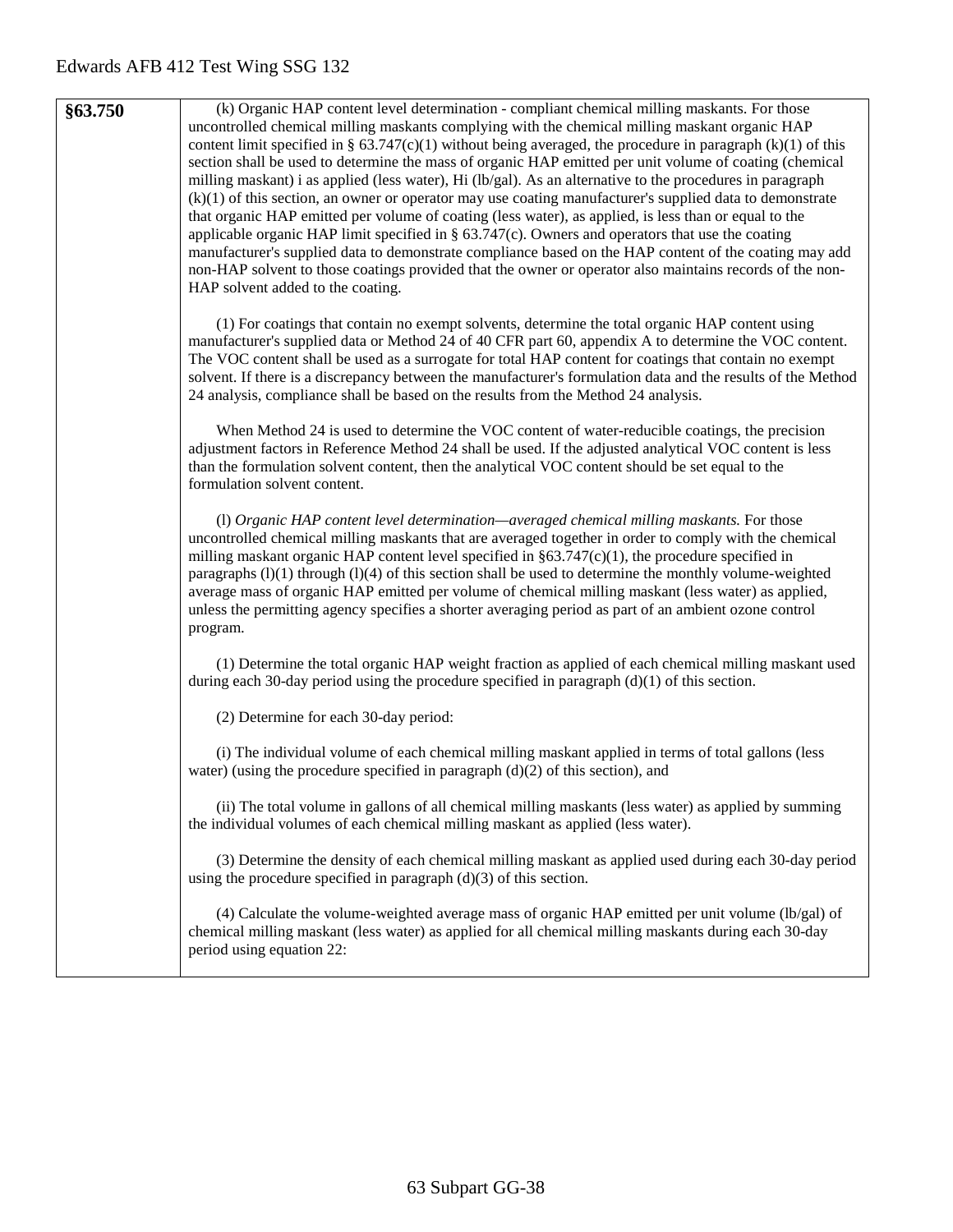| | |
|---|---|
| **§63.750** | (k) Organic HAP content level determination - compliant chemical milling maskants. For those uncontrolled chemical milling maskants complying with the chemical milling maskant organic HAP content limit specified in § 63.747(c)(1) without being averaged, the procedure in paragraph (k)(1) of this section shall be used to determine the mass of organic HAP emitted per unit volume of coating (chemical milling maskant) i as applied (less water), Hi (lb/gal). As an alternative to the procedures in paragraph (k)(1) of this section, an owner or operator may use coating manufacturer's supplied data to demonstrate that organic HAP emitted per volume of coating (less water), as applied, is less than or equal to the applicable organic HAP limit specified in § 63.747(c). Owners and operators that use the coating manufacturer's supplied data to demonstrate compliance based on the HAP content of the coating may add non-HAP solvent to those coatings provided that the owner or operator also maintains records of the non-HAP solvent added to the coating.<br><br>(1) For coatings that contain no exempt solvents, determine the total organic HAP content using manufacturer's supplied data or Method 24 of 40 CFR part 60, appendix A to determine the VOC content. The VOC content shall be used as a surrogate for total HAP content for coatings that contain no exempt solvent. If there is a discrepancy between the manufacturer's formulation data and the results of the Method 24 analysis, compliance shall be based on the results from the Method 24 analysis.<br><br>When Method 24 is used to determine the VOC content of water-reducible coatings, the precision adjustment factors in Reference Method 24 shall be used. If the adjusted analytical VOC content is less than the formulation solvent content, then the analytical VOC content should be set equal to the formulation solvent content.<br><br>(l) *Organic HAP content level determination—averaged chemical milling maskants.* For those uncontrolled chemical milling maskants that are averaged together in order to comply with the chemical milling maskant organic HAP content level specified in §63.747(c)(1), the procedure specified in paragraphs (l)(1) through (l)(4) of this section shall be used to determine the monthly volume-weighted average mass of organic HAP emitted per volume of chemical milling maskant (less water) as applied, unless the permitting agency specifies a shorter averaging period as part of an ambient ozone control program.<br><br>(1) Determine the total organic HAP weight fraction as applied of each chemical milling maskant used during each 30-day period using the procedure specified in paragraph (d)(1) of this section.<br><br>(2) Determine for each 30-day period:<br><br>(i) The individual volume of each chemical milling maskant applied in terms of total gallons (less water) (using the procedure specified in paragraph (d)(2) of this section), and<br><br>(ii) The total volume in gallons of all chemical milling maskants (less water) as applied by summing the individual volumes of each chemical milling maskant as applied (less water).<br><br>(3) Determine the density of each chemical milling maskant as applied used during each 30-day period using the procedure specified in paragraph (d)(3) of this section.<br><br>(4) Calculate the volume-weighted average mass of organic HAP emitted per unit volume (lb/gal) of chemical milling maskant (less water) as applied for all chemical milling maskants during each 30-day period using equation 22: |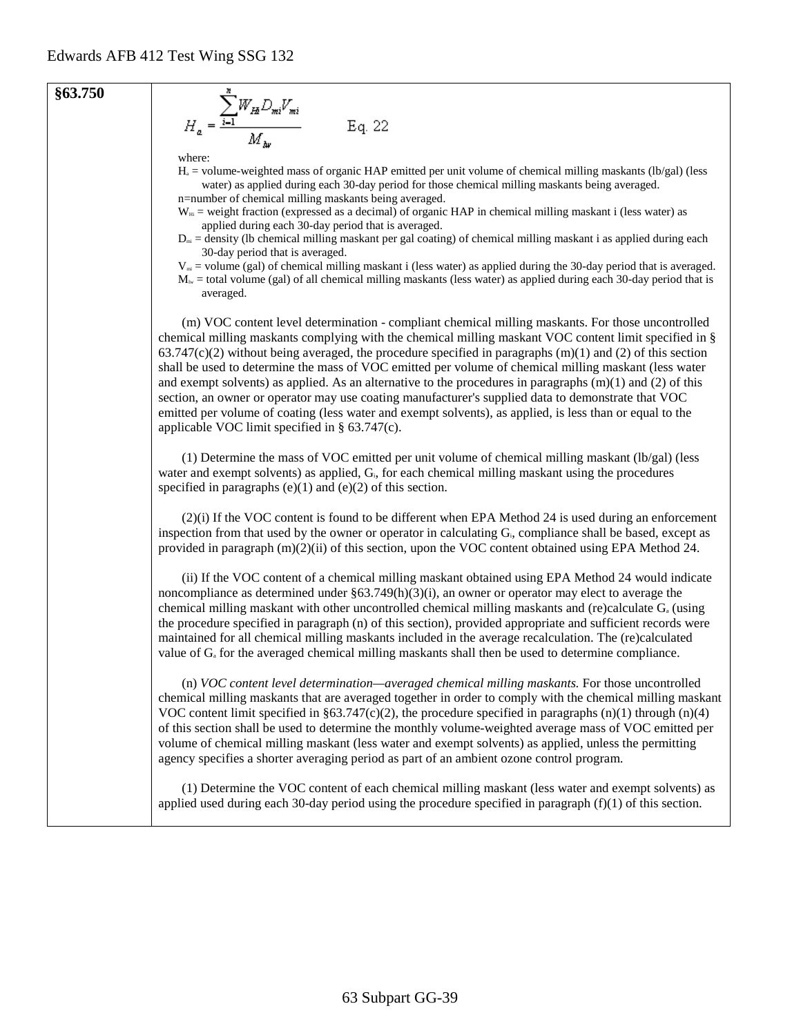**§63.750**

$$H_a = \frac{\sum_{i=1}^{n} W_{Hi} D_{mi} V_{mi}}{M_{lw}} \qquad \text{Eq. 22}$$

where:

$H_a$ = volume-weighted mass of organic HAP emitted per unit volume of chemical milling maskants (lb/gal) (less water) as applied during each 30-day period for those chemical milling maskants being averaged.

n=number of chemical milling maskants being averaged.

$W_{Hi}$ = weight fraction (expressed as a decimal) of organic HAP in chemical milling maskant i (less water) as applied during each 30-day period that is averaged.

$D_{mi}$ = density (lb chemical milling maskant per gal coating) of chemical milling maskant i as applied during each 30-day period that is averaged.

$V_{mi}$ = volume (gal) of chemical milling maskant i (less water) as applied during the 30-day period that is averaged.

$M_{lw}$ = total volume (gal) of all chemical milling maskants (less water) as applied during each 30-day period that is averaged.

(m) VOC content level determination - compliant chemical milling maskants. For those uncontrolled chemical milling maskants complying with the chemical milling maskant VOC content limit specified in § 63.747(c)(2) without being averaged, the procedure specified in paragraphs (m)(1) and (2) of this section shall be used to determine the mass of VOC emitted per volume of chemical milling maskant (less water and exempt solvents) as applied. As an alternative to the procedures in paragraphs (m)(1) and (2) of this section, an owner or operator may use coating manufacturer's supplied data to demonstrate that VOC emitted per volume of coating (less water and exempt solvents), as applied, is less than or equal to the applicable VOC limit specified in § 63.747(c).

(1) Determine the mass of VOC emitted per unit volume of chemical milling maskant (lb/gal) (less water and exempt solvents) as applied, $G_i$, for each chemical milling maskant using the procedures specified in paragraphs (e)(1) and (e)(2) of this section.

(2)(i) If the VOC content is found to be different when EPA Method 24 is used during an enforcement inspection from that used by the owner or operator in calculating $G_i$, compliance shall be based, except as provided in paragraph (m)(2)(ii) of this section, upon the VOC content obtained using EPA Method 24.

(ii) If the VOC content of a chemical milling maskant obtained using EPA Method 24 would indicate noncompliance as determined under §63.749(h)(3)(i), an owner or operator may elect to average the chemical milling maskant with other uncontrolled chemical milling maskants and (re)calculate $G_a$ (using the procedure specified in paragraph (n) of this section), provided appropriate and sufficient records were maintained for all chemical milling maskants included in the average recalculation. The (re)calculated value of $G_a$ for the averaged chemical milling maskants shall then be used to determine compliance.

(n) *VOC content level determination—averaged chemical milling maskants.* For those uncontrolled chemical milling maskants that are averaged together in order to comply with the chemical milling maskant VOC content limit specified in §63.747(c)(2), the procedure specified in paragraphs (n)(1) through (n)(4) of this section shall be used to determine the monthly volume-weighted average mass of VOC emitted per volume of chemical milling maskant (less water and exempt solvents) as applied, unless the permitting agency specifies a shorter averaging period as part of an ambient ozone control program.

(1) Determine the VOC content of each chemical milling maskant (less water and exempt solvents) as applied used during each 30-day period using the procedure specified in paragraph (f)(1) of this section.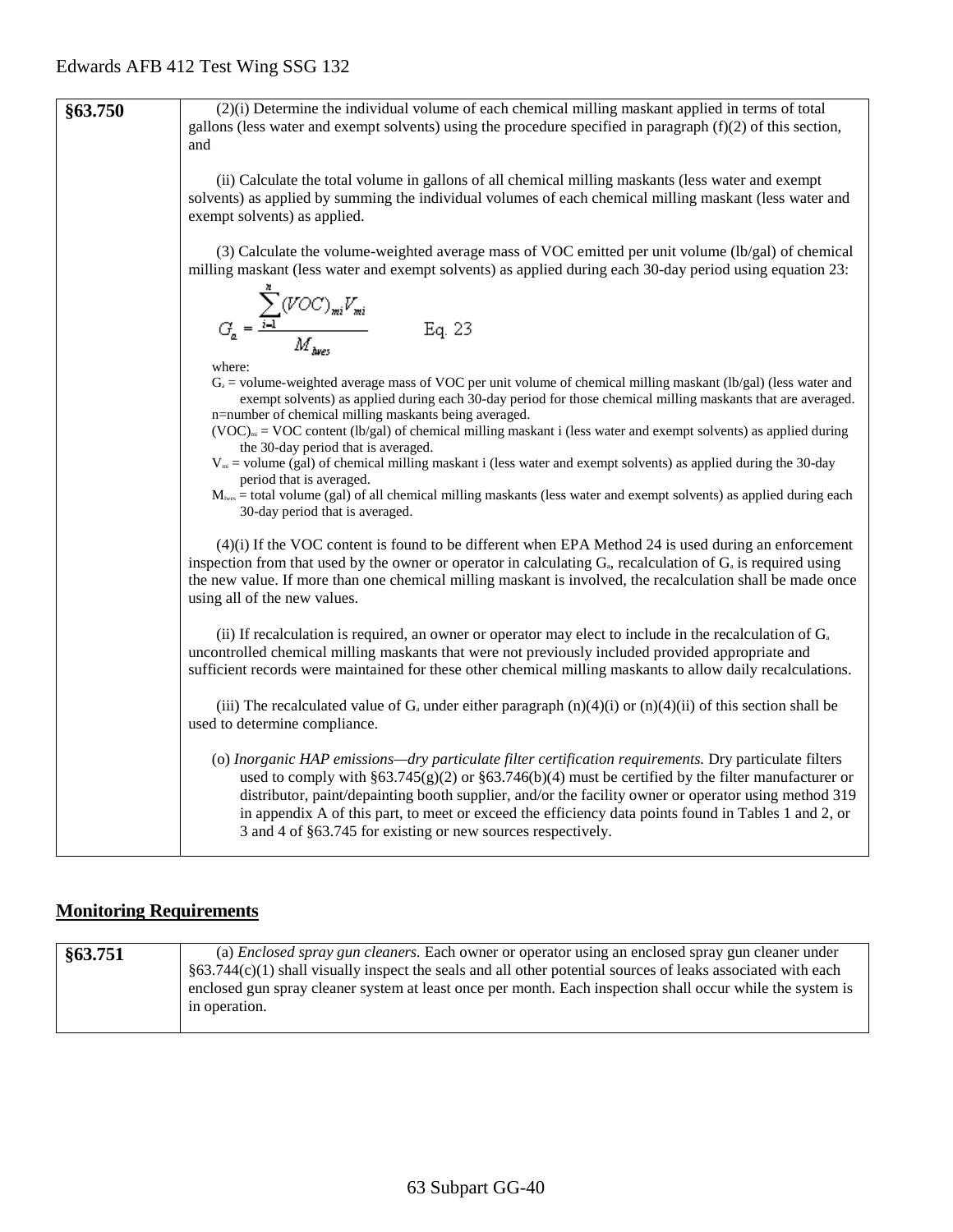| | |
|---|---|
| **§63.750** | (2)(i) Determine the individual volume of each chemical milling maskant applied in terms of total gallons (less water and exempt solvents) using the procedure specified in paragraph (f)(2) of this section, and<br><br>(ii) Calculate the total volume in gallons of all chemical milling maskants (less water and exempt solvents) as applied by summing the individual volumes of each chemical milling maskant (less water and exempt solvents) as applied.<br><br>(3) Calculate the volume-weighted average mass of VOC emitted per unit volume (lb/gal) of chemical milling maskant (less water and exempt solvents) as applied during each 30-day period using equation 23:<br><br>$$G_a = \frac{\sum_{i=1}^{n} (VOC)_{mi} V_{mi}}{M_{lwes}} \qquad \text{Eq. 23}$$<br><br>where:<br>$G_a$ = volume-weighted average mass of VOC per unit volume of chemical milling maskant (lb/gal) (less water and exempt solvents) as applied during each 30-day period for those chemical milling maskants that are averaged.<br>n=number of chemical milling maskants being averaged.<br>$(VOC)_{mi}$ = VOC content (lb/gal) of chemical milling maskant i (less water and exempt solvents) as applied during the 30-day period that is averaged.<br>$V_{mi}$ = volume (gal) of chemical milling maskant i (less water and exempt solvents) as applied during the 30-day period that is averaged.<br>$M_{lwes}$ = total volume (gal) of all chemical milling maskants (less water and exempt solvents) as applied during each 30-day period that is averaged.<br><br>(4)(i) If the VOC content is found to be different when EPA Method 24 is used during an enforcement inspection from that used by the owner or operator in calculating $G_a$, recalculation of $G_a$ is required using the new value. If more than one chemical milling maskant is involved, the recalculation shall be made once using all of the new values.<br><br>(ii) If recalculation is required, an owner or operator may elect to include in the recalculation of $G_a$ uncontrolled chemical milling maskants that were not previously included provided appropriate and sufficient records were maintained for these other chemical milling maskants to allow daily recalculations.<br><br>(iii) The recalculated value of $G_a$ under either paragraph (n)(4)(i) or (n)(4)(ii) of this section shall be used to determine compliance.<br><br>(o) *Inorganic HAP emissions—dry particulate filter certification requirements.* Dry particulate filters used to comply with §63.745(g)(2) or §63.746(b)(4) must be certified by the filter manufacturer or distributor, paint/depainting booth supplier, and/or the facility owner or operator using method 319 in appendix A of this part, to meet or exceed the efficiency data points found in Tables 1 and 2, or 3 and 4 of §63.745 for existing or new sources respectively. |

## Monitoring Requirements

| | |
|---|---|
| **§63.751** | (a) *Enclosed spray gun cleaners.* Each owner or operator using an enclosed spray gun cleaner under §63.744(c)(1) shall visually inspect the seals and all other potential sources of leaks associated with each enclosed gun spray cleaner system at least once per month. Each inspection shall occur while the system is in operation. |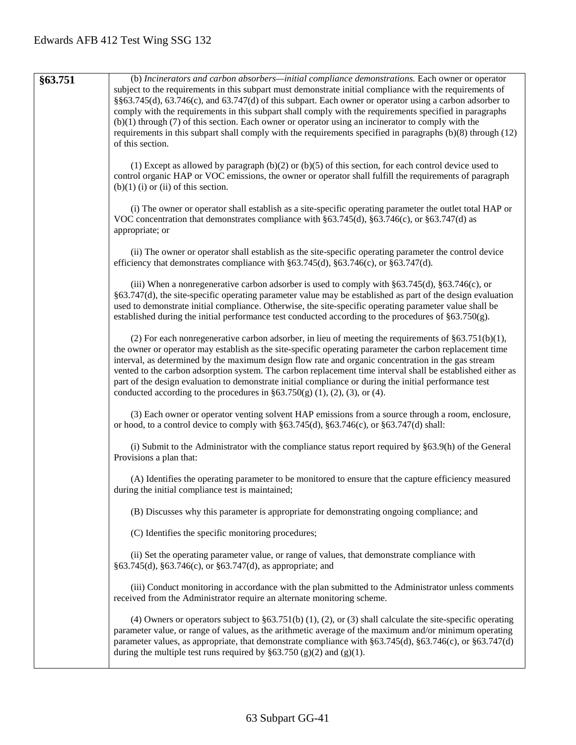| | |
|---|---|
| **§63.751** | (b) *Incinerators and carbon absorbers—initial compliance demonstrations.* Each owner or operator subject to the requirements in this subpart must demonstrate initial compliance with the requirements of §§63.745(d), 63.746(c), and 63.747(d) of this subpart. Each owner or operator using a carbon adsorber to comply with the requirements in this subpart shall comply with the requirements specified in paragraphs (b)(1) through (7) of this section. Each owner or operator using an incinerator to comply with the requirements in this subpart shall comply with the requirements specified in paragraphs (b)(8) through (12) of this section.<br><br>(1) Except as allowed by paragraph (b)(2) or (b)(5) of this section, for each control device used to control organic HAP or VOC emissions, the owner or operator shall fulfill the requirements of paragraph (b)(1) (i) or (ii) of this section.<br><br>(i) The owner or operator shall establish as a site-specific operating parameter the outlet total HAP or VOC concentration that demonstrates compliance with §63.745(d), §63.746(c), or §63.747(d) as appropriate; or<br><br>(ii) The owner or operator shall establish as the site-specific operating parameter the control device efficiency that demonstrates compliance with §63.745(d), §63.746(c), or §63.747(d).<br><br>(iii) When a nonregenerative carbon adsorber is used to comply with §63.745(d), §63.746(c), or §63.747(d), the site-specific operating parameter value may be established as part of the design evaluation used to demonstrate initial compliance. Otherwise, the site-specific operating parameter value shall be established during the initial performance test conducted according to the procedures of §63.750(g).<br><br>(2) For each nonregenerative carbon adsorber, in lieu of meeting the requirements of §63.751(b)(1), the owner or operator may establish as the site-specific operating parameter the carbon replacement time interval, as determined by the maximum design flow rate and organic concentration in the gas stream vented to the carbon adsorption system. The carbon replacement time interval shall be established either as part of the design evaluation to demonstrate initial compliance or during the initial performance test conducted according to the procedures in §63.750(g) (1), (2), (3), or (4).<br><br>(3) Each owner or operator venting solvent HAP emissions from a source through a room, enclosure, or hood, to a control device to comply with §63.745(d), §63.746(c), or §63.747(d) shall:<br><br>(i) Submit to the Administrator with the compliance status report required by §63.9(h) of the General Provisions a plan that:<br><br>(A) Identifies the operating parameter to be monitored to ensure that the capture efficiency measured during the initial compliance test is maintained;<br><br>(B) Discusses why this parameter is appropriate for demonstrating ongoing compliance; and<br><br>(C) Identifies the specific monitoring procedures;<br><br>(ii) Set the operating parameter value, or range of values, that demonstrate compliance with §63.745(d), §63.746(c), or §63.747(d), as appropriate; and<br><br>(iii) Conduct monitoring in accordance with the plan submitted to the Administrator unless comments received from the Administrator require an alternate monitoring scheme.<br><br>(4) Owners or operators subject to §63.751(b) (1), (2), or (3) shall calculate the site-specific operating parameter value, or range of values, as the arithmetic average of the maximum and/or minimum operating parameter values, as appropriate, that demonstrate compliance with §63.745(d), §63.746(c), or §63.747(d) during the multiple test runs required by §63.750 (g)(2) and (g)(1). |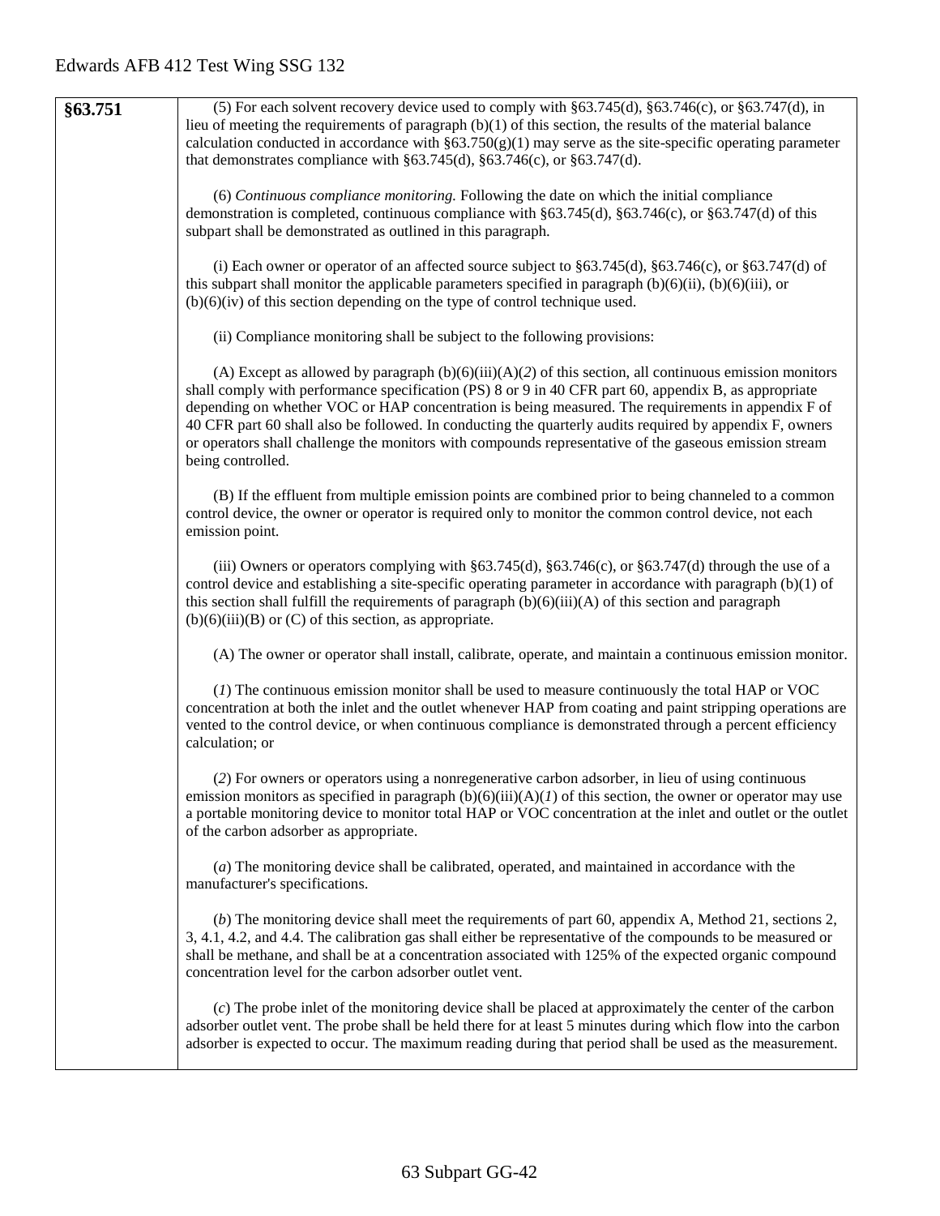| | |
|---|---|
| **§63.751** | (5) For each solvent recovery device used to comply with §63.745(d), §63.746(c), or §63.747(d), in lieu of meeting the requirements of paragraph (b)(1) of this section, the results of the material balance calculation conducted in accordance with §63.750(g)(1) may serve as the site-specific operating parameter that demonstrates compliance with §63.745(d), §63.746(c), or §63.747(d).<br><br>(6) *Continuous compliance monitoring.* Following the date on which the initial compliance demonstration is completed, continuous compliance with §63.745(d), §63.746(c), or §63.747(d) of this subpart shall be demonstrated as outlined in this paragraph.<br><br>(i) Each owner or operator of an affected source subject to §63.745(d), §63.746(c), or §63.747(d) of this subpart shall monitor the applicable parameters specified in paragraph (b)(6)(ii), (b)(6)(iii), or (b)(6)(iv) of this section depending on the type of control technique used.<br><br>(ii) Compliance monitoring shall be subject to the following provisions:<br><br>(A) Except as allowed by paragraph (b)(6)(iii)(A)(*2*) of this section, all continuous emission monitors shall comply with performance specification (PS) 8 or 9 in 40 CFR part 60, appendix B, as appropriate depending on whether VOC or HAP concentration is being measured. The requirements in appendix F of 40 CFR part 60 shall also be followed. In conducting the quarterly audits required by appendix F, owners or operators shall challenge the monitors with compounds representative of the gaseous emission stream being controlled.<br><br>(B) If the effluent from multiple emission points are combined prior to being channeled to a common control device, the owner or operator is required only to monitor the common control device, not each emission point.<br><br>(iii) Owners or operators complying with §63.745(d), §63.746(c), or §63.747(d) through the use of a control device and establishing a site-specific operating parameter in accordance with paragraph (b)(1) of this section shall fulfill the requirements of paragraph (b)(6)(iii)(A) of this section and paragraph (b)(6)(iii)(B) or (C) of this section, as appropriate.<br><br>(A) The owner or operator shall install, calibrate, operate, and maintain a continuous emission monitor.<br><br>(*1*) The continuous emission monitor shall be used to measure continuously the total HAP or VOC concentration at both the inlet and the outlet whenever HAP from coating and paint stripping operations are vented to the control device, or when continuous compliance is demonstrated through a percent efficiency calculation; or<br><br>(*2*) For owners or operators using a nonregenerative carbon adsorber, in lieu of using continuous emission monitors as specified in paragraph (b)(6)(iii)(A)(*1*) of this section, the owner or operator may use a portable monitoring device to monitor total HAP or VOC concentration at the inlet and outlet or the outlet of the carbon adsorber as appropriate.<br><br>(*a*) The monitoring device shall be calibrated, operated, and maintained in accordance with the manufacturer's specifications.<br><br>(*b*) The monitoring device shall meet the requirements of part 60, appendix A, Method 21, sections 2, 3, 4.1, 4.2, and 4.4. The calibration gas shall either be representative of the compounds to be measured or shall be methane, and shall be at a concentration associated with 125% of the expected organic compound concentration level for the carbon adsorber outlet vent.<br><br>(*c*) The probe inlet of the monitoring device shall be placed at approximately the center of the carbon adsorber outlet vent. The probe shall be held there for at least 5 minutes during which flow into the carbon adsorber is expected to occur. The maximum reading during that period shall be used as the measurement. |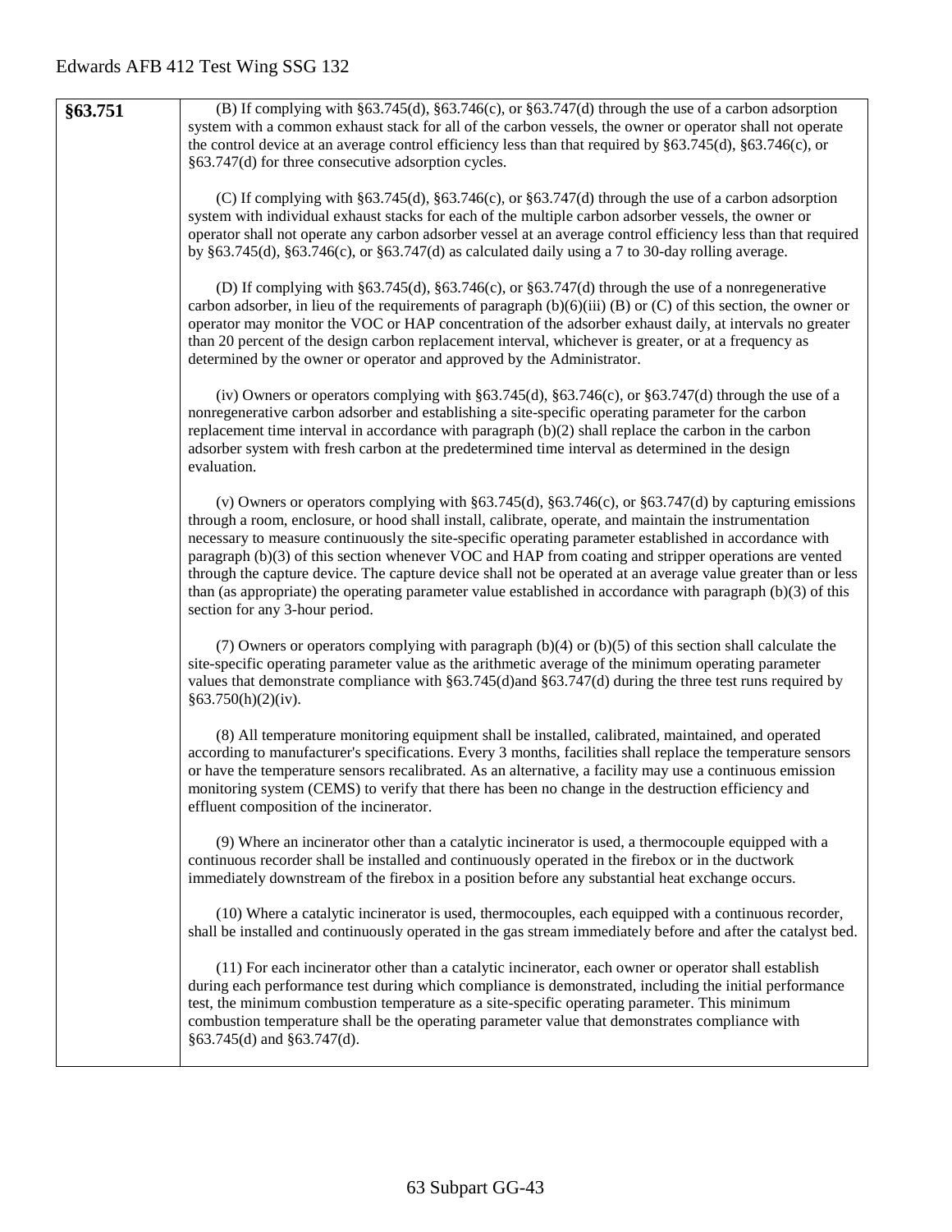| | |
|---|---|
| **§63.751** | (B) If complying with §63.745(d), §63.746(c), or §63.747(d) through the use of a carbon adsorption system with a common exhaust stack for all of the carbon vessels, the owner or operator shall not operate the control device at an average control efficiency less than that required by §63.745(d), §63.746(c), or §63.747(d) for three consecutive adsorption cycles.<br><br>(C) If complying with §63.745(d), §63.746(c), or §63.747(d) through the use of a carbon adsorption system with individual exhaust stacks for each of the multiple carbon adsorber vessels, the owner or operator shall not operate any carbon adsorber vessel at an average control efficiency less than that required by §63.745(d), §63.746(c), or §63.747(d) as calculated daily using a 7 to 30-day rolling average.<br><br>(D) If complying with §63.745(d), §63.746(c), or §63.747(d) through the use of a nonregenerative carbon adsorber, in lieu of the requirements of paragraph (b)(6)(iii) (B) or (C) of this section, the owner or operator may monitor the VOC or HAP concentration of the adsorber exhaust daily, at intervals no greater than 20 percent of the design carbon replacement interval, whichever is greater, or at a frequency as determined by the owner or operator and approved by the Administrator.<br><br>(iv) Owners or operators complying with §63.745(d), §63.746(c), or §63.747(d) through the use of a nonregenerative carbon adsorber and establishing a site-specific operating parameter for the carbon replacement time interval in accordance with paragraph (b)(2) shall replace the carbon in the carbon adsorber system with fresh carbon at the predetermined time interval as determined in the design evaluation.<br><br>(v) Owners or operators complying with §63.745(d), §63.746(c), or §63.747(d) by capturing emissions through a room, enclosure, or hood shall install, calibrate, operate, and maintain the instrumentation necessary to measure continuously the site-specific operating parameter established in accordance with paragraph (b)(3) of this section whenever VOC and HAP from coating and stripper operations are vented through the capture device. The capture device shall not be operated at an average value greater than or less than (as appropriate) the operating parameter value established in accordance with paragraph (b)(3) of this section for any 3-hour period.<br><br>(7) Owners or operators complying with paragraph (b)(4) or (b)(5) of this section shall calculate the site-specific operating parameter value as the arithmetic average of the minimum operating parameter values that demonstrate compliance with §63.745(d)and §63.747(d) during the three test runs required by §63.750(h)(2)(iv).<br><br>(8) All temperature monitoring equipment shall be installed, calibrated, maintained, and operated according to manufacturer's specifications. Every 3 months, facilities shall replace the temperature sensors or have the temperature sensors recalibrated. As an alternative, a facility may use a continuous emission monitoring system (CEMS) to verify that there has been no change in the destruction efficiency and effluent composition of the incinerator.<br><br>(9) Where an incinerator other than a catalytic incinerator is used, a thermocouple equipped with a continuous recorder shall be installed and continuously operated in the firebox or in the ductwork immediately downstream of the firebox in a position before any substantial heat exchange occurs.<br><br>(10) Where a catalytic incinerator is used, thermocouples, each equipped with a continuous recorder, shall be installed and continuously operated in the gas stream immediately before and after the catalyst bed.<br><br>(11) For each incinerator other than a catalytic incinerator, each owner or operator shall establish during each performance test during which compliance is demonstrated, including the initial performance test, the minimum combustion temperature as a site-specific operating parameter. This minimum combustion temperature shall be the operating parameter value that demonstrates compliance with §63.745(d) and §63.747(d). |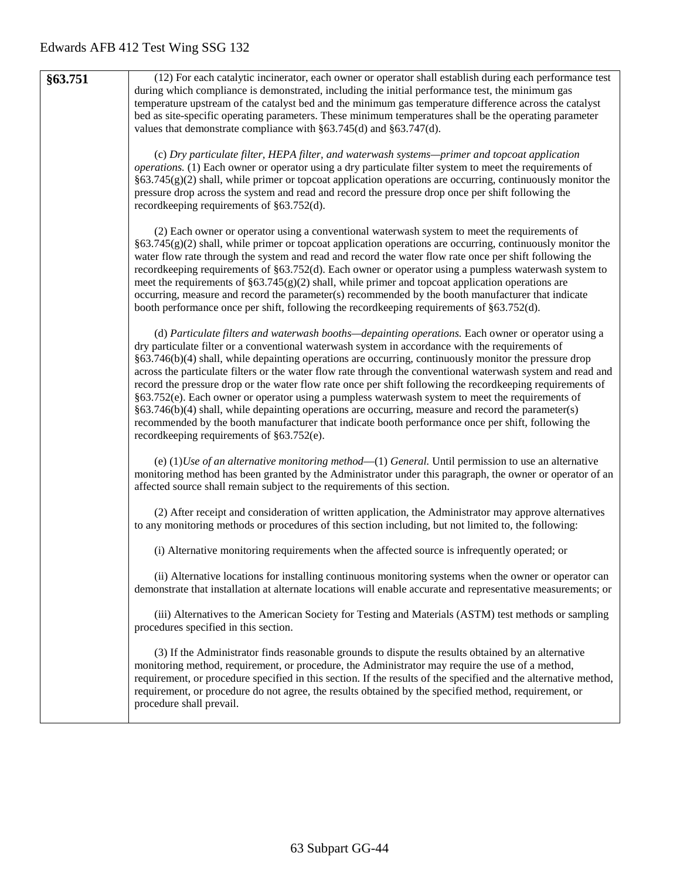| | |
|---|---|
| **§63.751** | (12) For each catalytic incinerator, each owner or operator shall establish during each performance test during which compliance is demonstrated, including the initial performance test, the minimum gas temperature upstream of the catalyst bed and the minimum gas temperature difference across the catalyst bed as site-specific operating parameters. These minimum temperatures shall be the operating parameter values that demonstrate compliance with §63.745(d) and §63.747(d).<br><br>(c) *Dry particulate filter, HEPA filter, and waterwash systems—primer and topcoat application operations.* (1) Each owner or operator using a dry particulate filter system to meet the requirements of §63.745(g)(2) shall, while primer or topcoat application operations are occurring, continuously monitor the pressure drop across the system and read and record the pressure drop once per shift following the recordkeeping requirements of §63.752(d).<br><br>(2) Each owner or operator using a conventional waterwash system to meet the requirements of §63.745(g)(2) shall, while primer or topcoat application operations are occurring, continuously monitor the water flow rate through the system and read and record the water flow rate once per shift following the recordkeeping requirements of §63.752(d). Each owner or operator using a pumpless waterwash system to meet the requirements of §63.745(g)(2) shall, while primer and topcoat application operations are occurring, measure and record the parameter(s) recommended by the booth manufacturer that indicate booth performance once per shift, following the recordkeeping requirements of §63.752(d).<br><br>(d) *Particulate filters and waterwash booths—depainting operations.* Each owner or operator using a dry particulate filter or a conventional waterwash system in accordance with the requirements of §63.746(b)(4) shall, while depainting operations are occurring, continuously monitor the pressure drop across the particulate filters or the water flow rate through the conventional waterwash system and read and record the pressure drop or the water flow rate once per shift following the recordkeeping requirements of §63.752(e). Each owner or operator using a pumpless waterwash system to meet the requirements of §63.746(b)(4) shall, while depainting operations are occurring, measure and record the parameter(s) recommended by the booth manufacturer that indicate booth performance once per shift, following the recordkeeping requirements of §63.752(e).<br><br>(e) (1)*Use of an alternative monitoring method*—(1) *General.* Until permission to use an alternative monitoring method has been granted by the Administrator under this paragraph, the owner or operator of an affected source shall remain subject to the requirements of this section.<br><br>(2) After receipt and consideration of written application, the Administrator may approve alternatives to any monitoring methods or procedures of this section including, but not limited to, the following:<br><br>(i) Alternative monitoring requirements when the affected source is infrequently operated; or<br><br>(ii) Alternative locations for installing continuous monitoring systems when the owner or operator can demonstrate that installation at alternate locations will enable accurate and representative measurements; or<br><br>(iii) Alternatives to the American Society for Testing and Materials (ASTM) test methods or sampling procedures specified in this section.<br><br>(3) If the Administrator finds reasonable grounds to dispute the results obtained by an alternative monitoring method, requirement, or procedure, the Administrator may require the use of a method, requirement, or procedure specified in this section. If the results of the specified and the alternative method, requirement, or procedure do not agree, the results obtained by the specified method, requirement, or procedure shall prevail. |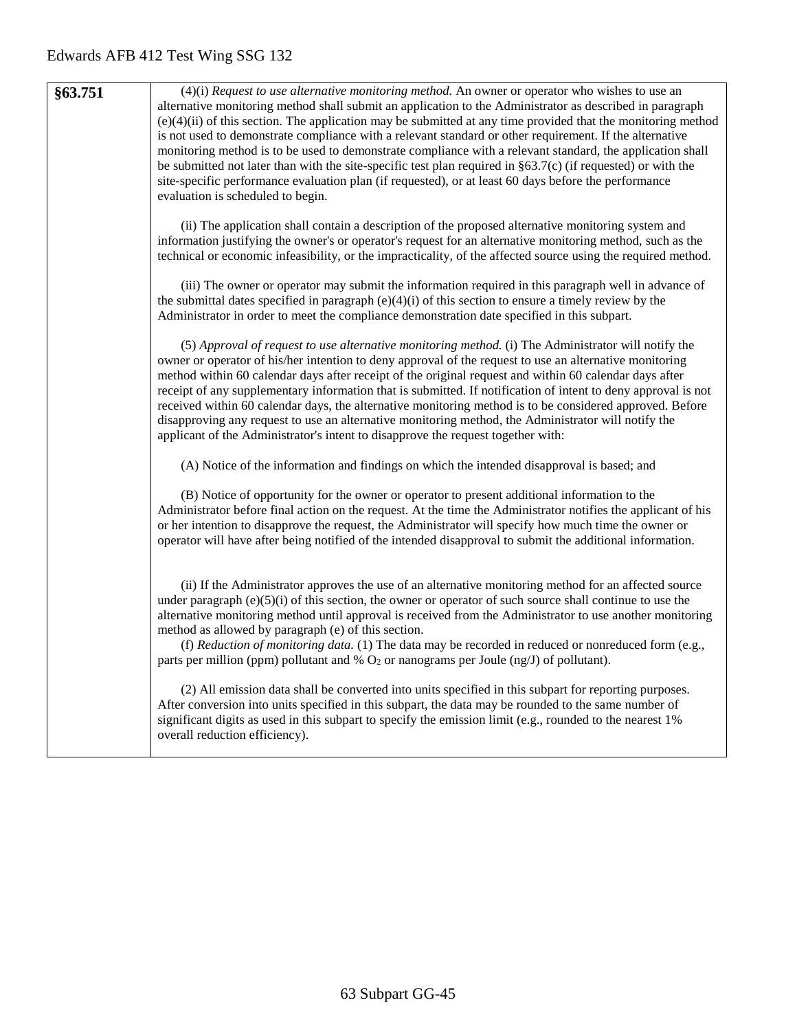| | |
|---|---|
| **§63.751** | (4)(i) *Request to use alternative monitoring method.* An owner or operator who wishes to use an alternative monitoring method shall submit an application to the Administrator as described in paragraph (e)(4)(ii) of this section. The application may be submitted at any time provided that the monitoring method is not used to demonstrate compliance with a relevant standard or other requirement. If the alternative monitoring method is to be used to demonstrate compliance with a relevant standard, the application shall be submitted not later than with the site-specific test plan required in §63.7(c) (if requested) or with the site-specific performance evaluation plan (if requested), or at least 60 days before the performance evaluation is scheduled to begin.<br><br>(ii) The application shall contain a description of the proposed alternative monitoring system and information justifying the owner's or operator's request for an alternative monitoring method, such as the technical or economic infeasibility, or the impracticality, of the affected source using the required method.<br><br>(iii) The owner or operator may submit the information required in this paragraph well in advance of the submittal dates specified in paragraph (e)(4)(i) of this section to ensure a timely review by the Administrator in order to meet the compliance demonstration date specified in this subpart.<br><br>(5) *Approval of request to use alternative monitoring method.* (i) The Administrator will notify the owner or operator of his/her intention to deny approval of the request to use an alternative monitoring method within 60 calendar days after receipt of the original request and within 60 calendar days after receipt of any supplementary information that is submitted. If notification of intent to deny approval is not received within 60 calendar days, the alternative monitoring method is to be considered approved. Before disapproving any request to use an alternative monitoring method, the Administrator will notify the applicant of the Administrator's intent to disapprove the request together with:<br><br>(A) Notice of the information and findings on which the intended disapproval is based; and<br><br>(B) Notice of opportunity for the owner or operator to present additional information to the Administrator before final action on the request. At the time the Administrator notifies the applicant of his or her intention to disapprove the request, the Administrator will specify how much time the owner or operator will have after being notified of the intended disapproval to submit the additional information.<br><br>(ii) If the Administrator approves the use of an alternative monitoring method for an affected source under paragraph (e)(5)(i) of this section, the owner or operator of such source shall continue to use the alternative monitoring method until approval is received from the Administrator to use another monitoring method as allowed by paragraph (e) of this section.<br>(f) *Reduction of monitoring data.* (1) The data may be recorded in reduced or nonreduced form (e.g., parts per million (ppm) pollutant and % $O_2$ or nanograms per Joule (ng/J) of pollutant).<br><br>(2) All emission data shall be converted into units specified in this subpart for reporting purposes. After conversion into units specified in this subpart, the data may be rounded to the same number of significant digits as used in this subpart to specify the emission limit (e.g., rounded to the nearest 1% overall reduction efficiency). |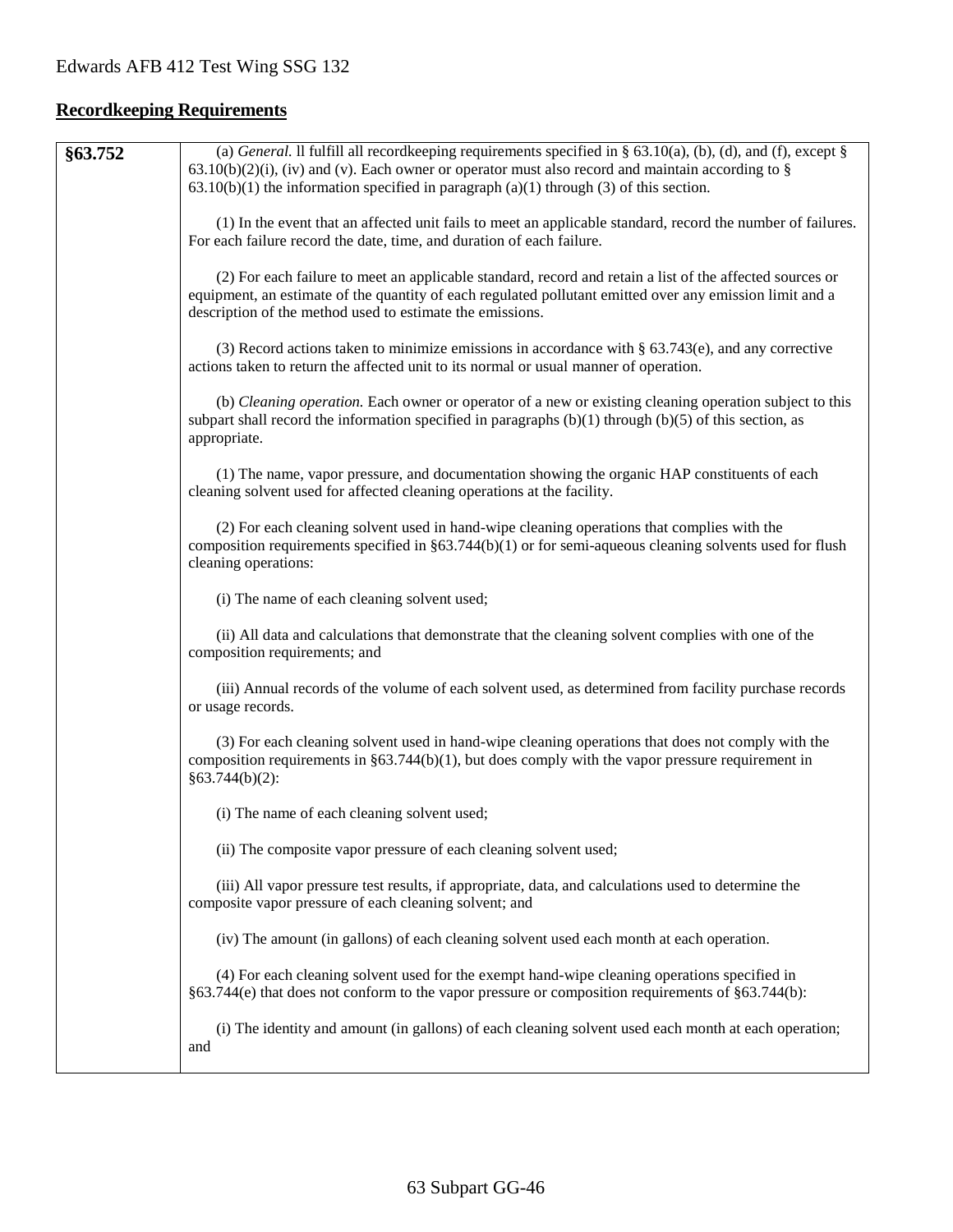## Recordkeeping Requirements

| | |
|---|---|
| **§63.752** | (a) *General.* ll fulfill all recordkeeping requirements specified in § 63.10(a), (b), (d), and (f), except § 63.10(b)(2)(i), (iv) and (v). Each owner or operator must also record and maintain according to § 63.10(b)(1) the information specified in paragraph (a)(1) through (3) of this section.<br><br>(1) In the event that an affected unit fails to meet an applicable standard, record the number of failures. For each failure record the date, time, and duration of each failure.<br><br>(2) For each failure to meet an applicable standard, record and retain a list of the affected sources or equipment, an estimate of the quantity of each regulated pollutant emitted over any emission limit and a description of the method used to estimate the emissions.<br><br>(3) Record actions taken to minimize emissions in accordance with § 63.743(e), and any corrective actions taken to return the affected unit to its normal or usual manner of operation.<br><br>(b) *Cleaning operation.* Each owner or operator of a new or existing cleaning operation subject to this subpart shall record the information specified in paragraphs (b)(1) through (b)(5) of this section, as appropriate.<br><br>(1) The name, vapor pressure, and documentation showing the organic HAP constituents of each cleaning solvent used for affected cleaning operations at the facility.<br><br>(2) For each cleaning solvent used in hand-wipe cleaning operations that complies with the composition requirements specified in §63.744(b)(1) or for semi-aqueous cleaning solvents used for flush cleaning operations:<br><br>(i) The name of each cleaning solvent used;<br><br>(ii) All data and calculations that demonstrate that the cleaning solvent complies with one of the composition requirements; and<br><br>(iii) Annual records of the volume of each solvent used, as determined from facility purchase records or usage records.<br><br>(3) For each cleaning solvent used in hand-wipe cleaning operations that does not comply with the composition requirements in §63.744(b)(1), but does comply with the vapor pressure requirement in §63.744(b)(2):<br><br>(i) The name of each cleaning solvent used;<br><br>(ii) The composite vapor pressure of each cleaning solvent used;<br><br>(iii) All vapor pressure test results, if appropriate, data, and calculations used to determine the composite vapor pressure of each cleaning solvent; and<br><br>(iv) The amount (in gallons) of each cleaning solvent used each month at each operation.<br><br>(4) For each cleaning solvent used for the exempt hand-wipe cleaning operations specified in §63.744(e) that does not conform to the vapor pressure or composition requirements of §63.744(b):<br><br>(i) The identity and amount (in gallons) of each cleaning solvent used each month at each operation; and |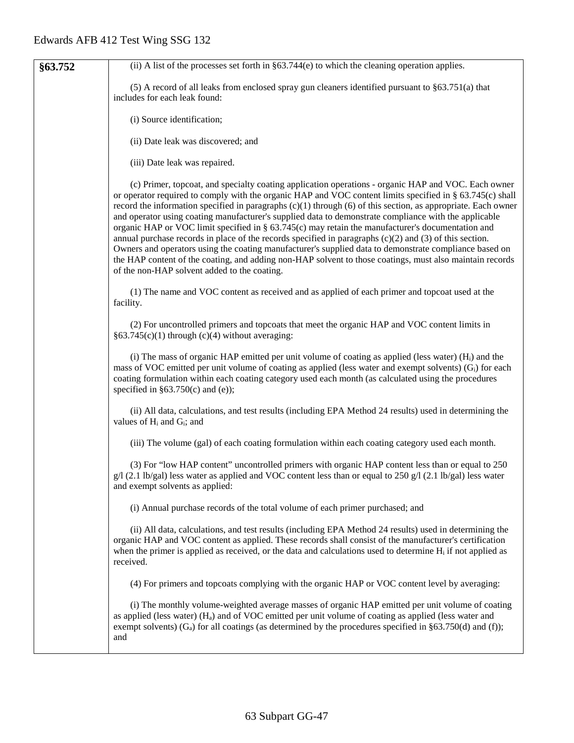| | |
|---|---|
| **§63.752** | (ii) A list of the processes set forth in §63.744(e) to which the cleaning operation applies.<br><br>(5) A record of all leaks from enclosed spray gun cleaners identified pursuant to §63.751(a) that includes for each leak found:<br><br>(i) Source identification;<br><br>(ii) Date leak was discovered; and<br><br>(iii) Date leak was repaired.<br><br>(c) Primer, topcoat, and specialty coating application operations - organic HAP and VOC. Each owner or operator required to comply with the organic HAP and VOC content limits specified in § 63.745(c) shall record the information specified in paragraphs (c)(1) through (6) of this section, as appropriate. Each owner and operator using coating manufacturer's supplied data to demonstrate compliance with the applicable organic HAP or VOC limit specified in § 63.745(c) may retain the manufacturer's documentation and annual purchase records in place of the records specified in paragraphs (c)(2) and (3) of this section. Owners and operators using the coating manufacturer's supplied data to demonstrate compliance based on the HAP content of the coating, and adding non-HAP solvent to those coatings, must also maintain records of the non-HAP solvent added to the coating.<br><br>(1) The name and VOC content as received and as applied of each primer and topcoat used at the facility.<br><br>(2) For uncontrolled primers and topcoats that meet the organic HAP and VOC content limits in §63.745(c)(1) through (c)(4) without averaging:<br><br>(i) The mass of organic HAP emitted per unit volume of coating as applied (less water) ($H_i$) and the mass of VOC emitted per unit volume of coating as applied (less water and exempt solvents) ($G_i$) for each coating formulation within each coating category used each month (as calculated using the procedures specified in §63.750(c) and (e));<br><br>(ii) All data, calculations, and test results (including EPA Method 24 results) used in determining the values of $H_i$ and $G_i$; and<br><br>(iii) The volume (gal) of each coating formulation within each coating category used each month.<br><br>(3) For "low HAP content" uncontrolled primers with organic HAP content less than or equal to 250 g/l (2.1 lb/gal) less water as applied and VOC content less than or equal to 250 g/l (2.1 lb/gal) less water and exempt solvents as applied:<br><br>(i) Annual purchase records of the total volume of each primer purchased; and<br><br>(ii) All data, calculations, and test results (including EPA Method 24 results) used in determining the organic HAP and VOC content as applied. These records shall consist of the manufacturer's certification when the primer is applied as received, or the data and calculations used to determine $H_i$ if not applied as received.<br><br>(4) For primers and topcoats complying with the organic HAP or VOC content level by averaging:<br><br>(i) The monthly volume-weighted average masses of organic HAP emitted per unit volume of coating as applied (less water) ($H_a$) and of VOC emitted per unit volume of coating as applied (less water and exempt solvents) ($G_a$) for all coatings (as determined by the procedures specified in §63.750(d) and (f)); and |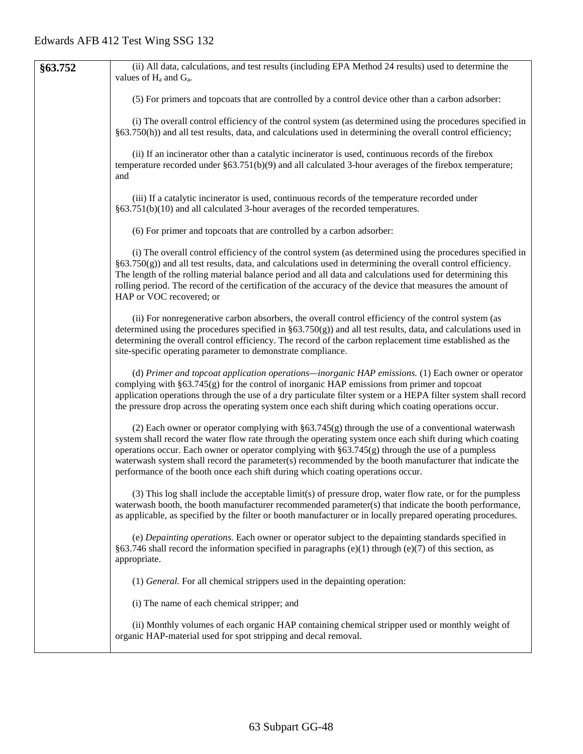| | |
|---|---|
| **§63.752** | (ii) All data, calculations, and test results (including EPA Method 24 results) used to determine the values of $H_a$ and $G_a$.<br><br>(5) For primers and topcoats that are controlled by a control device other than a carbon adsorber:<br><br>(i) The overall control efficiency of the control system (as determined using the procedures specified in §63.750(h)) and all test results, data, and calculations used in determining the overall control efficiency;<br><br>(ii) If an incinerator other than a catalytic incinerator is used, continuous records of the firebox temperature recorded under §63.751(b)(9) and all calculated 3-hour averages of the firebox temperature; and<br><br>(iii) If a catalytic incinerator is used, continuous records of the temperature recorded under §63.751(b)(10) and all calculated 3-hour averages of the recorded temperatures.<br><br>(6) For primer and topcoats that are controlled by a carbon adsorber:<br><br>(i) The overall control efficiency of the control system (as determined using the procedures specified in §63.750(g)) and all test results, data, and calculations used in determining the overall control efficiency. The length of the rolling material balance period and all data and calculations used for determining this rolling period. The record of the certification of the accuracy of the device that measures the amount of HAP or VOC recovered; or<br><br>(ii) For nonregenerative carbon absorbers, the overall control efficiency of the control system (as determined using the procedures specified in §63.750(g)) and all test results, data, and calculations used in determining the overall control efficiency. The record of the carbon replacement time established as the site-specific operating parameter to demonstrate compliance.<br><br>(d) *Primer and topcoat application operations—inorganic HAP emissions.* (1) Each owner or operator complying with §63.745(g) for the control of inorganic HAP emissions from primer and topcoat application operations through the use of a dry particulate filter system or a HEPA filter system shall record the pressure drop across the operating system once each shift during which coating operations occur.<br><br>(2) Each owner or operator complying with §63.745(g) through the use of a conventional waterwash system shall record the water flow rate through the operating system once each shift during which coating operations occur. Each owner or operator complying with §63.745(g) through the use of a pumpless waterwash system shall record the parameter(s) recommended by the booth manufacturer that indicate the performance of the booth once each shift during which coating operations occur.<br><br>(3) This log shall include the acceptable limit(s) of pressure drop, water flow rate, or for the pumpless waterwash booth, the booth manufacturer recommended parameter(s) that indicate the booth performance, as applicable, as specified by the filter or booth manufacturer or in locally prepared operating procedures.<br><br>(e) *Depainting operations.* Each owner or operator subject to the depainting standards specified in §63.746 shall record the information specified in paragraphs (e)(1) through (e)(7) of this section, as appropriate.<br><br>(1) *General.* For all chemical strippers used in the depainting operation:<br><br>(i) The name of each chemical stripper; and<br><br>(ii) Monthly volumes of each organic HAP containing chemical stripper used or monthly weight of organic HAP-material used for spot stripping and decal removal. |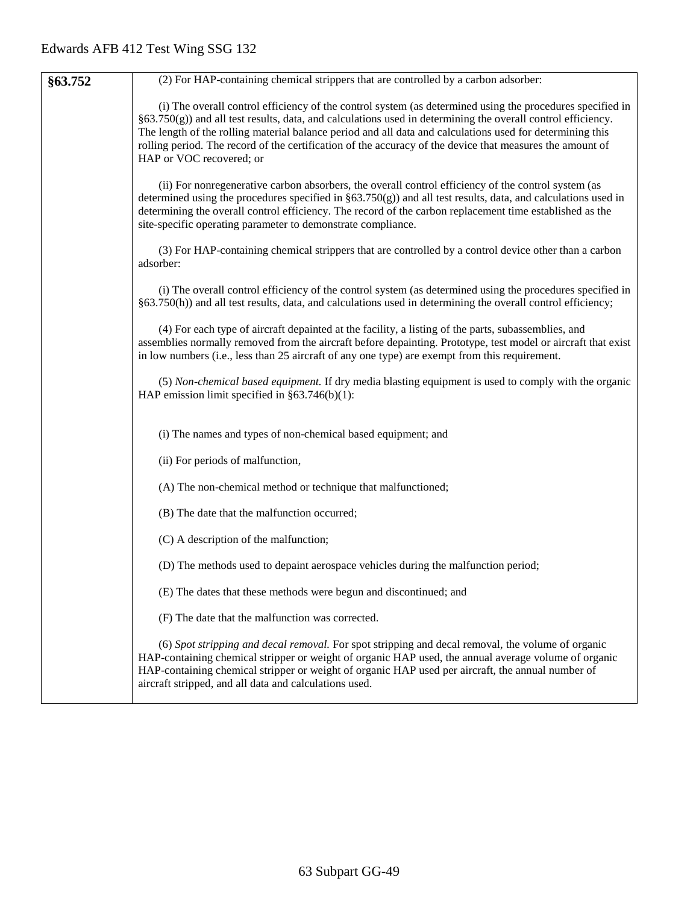| | |
|---|---|
| **§63.752** | (2) For HAP-containing chemical strippers that are controlled by a carbon adsorber:<br><br>(i) The overall control efficiency of the control system (as determined using the procedures specified in §63.750(g)) and all test results, data, and calculations used in determining the overall control efficiency. The length of the rolling material balance period and all data and calculations used for determining this rolling period. The record of the certification of the accuracy of the device that measures the amount of HAP or VOC recovered; or<br><br>(ii) For nonregenerative carbon absorbers, the overall control efficiency of the control system (as determined using the procedures specified in §63.750(g)) and all test results, data, and calculations used in determining the overall control efficiency. The record of the carbon replacement time established as the site-specific operating parameter to demonstrate compliance.<br><br>(3) For HAP-containing chemical strippers that are controlled by a control device other than a carbon adsorber:<br><br>(i) The overall control efficiency of the control system (as determined using the procedures specified in §63.750(h)) and all test results, data, and calculations used in determining the overall control efficiency;<br><br>(4) For each type of aircraft depainted at the facility, a listing of the parts, subassemblies, and assemblies normally removed from the aircraft before depainting. Prototype, test model or aircraft that exist in low numbers (i.e., less than 25 aircraft of any one type) are exempt from this requirement.<br><br>(5) *Non-chemical based equipment.* If dry media blasting equipment is used to comply with the organic HAP emission limit specified in §63.746(b)(1):<br><br>(i) The names and types of non-chemical based equipment; and<br><br>(ii) For periods of malfunction,<br><br>(A) The non-chemical method or technique that malfunctioned;<br><br>(B) The date that the malfunction occurred;<br><br>(C) A description of the malfunction;<br><br>(D) The methods used to depaint aerospace vehicles during the malfunction period;<br><br>(E) The dates that these methods were begun and discontinued; and<br><br>(F) The date that the malfunction was corrected.<br><br>(6) *Spot stripping and decal removal.* For spot stripping and decal removal, the volume of organic HAP-containing chemical stripper or weight of organic HAP used, the annual average volume of organic HAP-containing chemical stripper or weight of organic HAP used per aircraft, the annual number of aircraft stripped, and all data and calculations used. |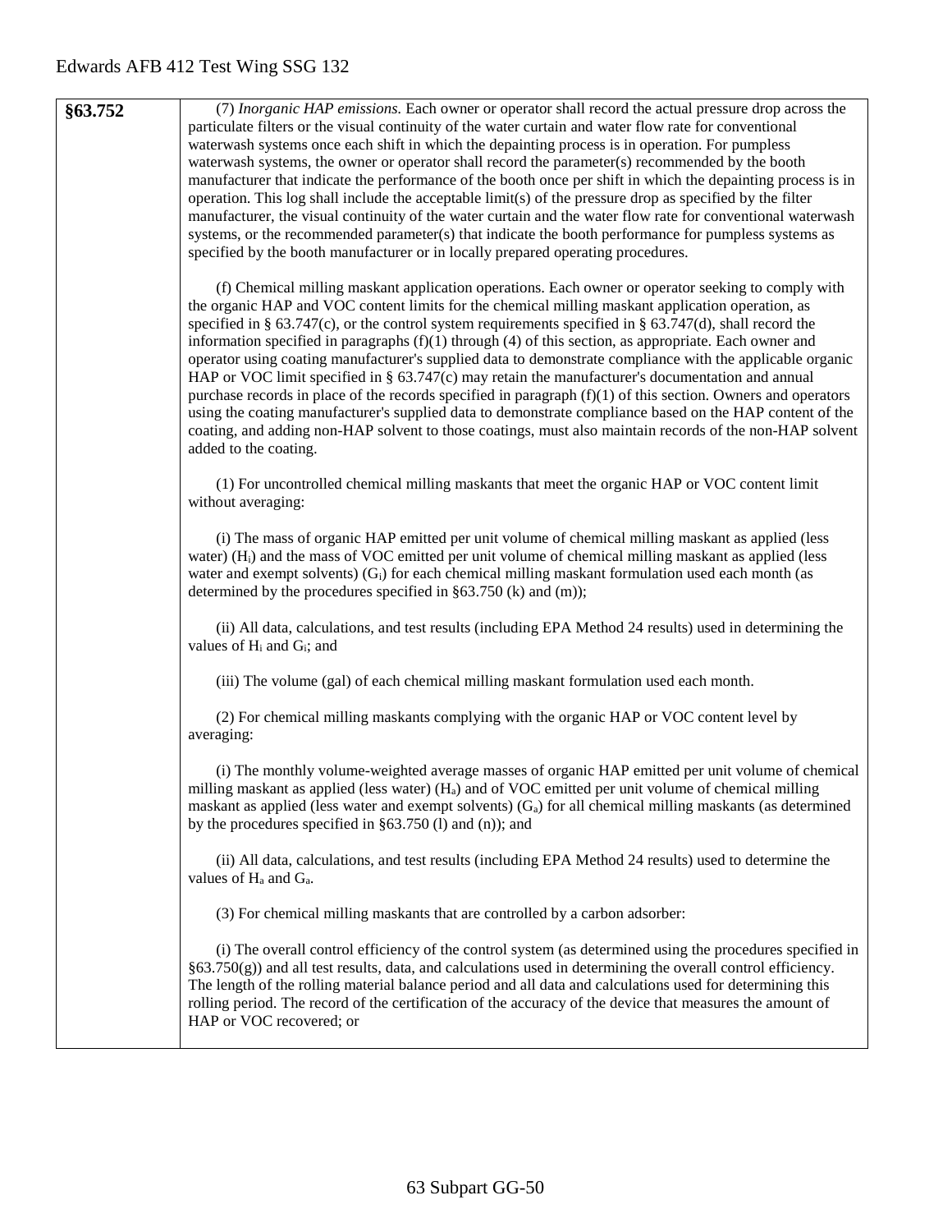| | |
|---|---|
| **§63.752** | (7) *Inorganic HAP emissions.* Each owner or operator shall record the actual pressure drop across the particulate filters or the visual continuity of the water curtain and water flow rate for conventional waterwash systems once each shift in which the depainting process is in operation. For pumpless waterwash systems, the owner or operator shall record the parameter(s) recommended by the booth manufacturer that indicate the performance of the booth once per shift in which the depainting process is in operation. This log shall include the acceptable limit(s) of the pressure drop as specified by the filter manufacturer, the visual continuity of the water curtain and the water flow rate for conventional waterwash systems, or the recommended parameter(s) that indicate the booth performance for pumpless systems as specified by the booth manufacturer or in locally prepared operating procedures.<br><br>(f) Chemical milling maskant application operations. Each owner or operator seeking to comply with the organic HAP and VOC content limits for the chemical milling maskant application operation, as specified in § 63.747(c), or the control system requirements specified in § 63.747(d), shall record the information specified in paragraphs (f)(1) through (4) of this section, as appropriate. Each owner and operator using coating manufacturer's supplied data to demonstrate compliance with the applicable organic HAP or VOC limit specified in § 63.747(c) may retain the manufacturer's documentation and annual purchase records in place of the records specified in paragraph (f)(1) of this section. Owners and operators using the coating manufacturer's supplied data to demonstrate compliance based on the HAP content of the coating, and adding non-HAP solvent to those coatings, must also maintain records of the non-HAP solvent added to the coating.<br><br>(1) For uncontrolled chemical milling maskants that meet the organic HAP or VOC content limit without averaging:<br><br>(i) The mass of organic HAP emitted per unit volume of chemical milling maskant as applied (less water) ($H_i$) and the mass of VOC emitted per unit volume of chemical milling maskant as applied (less water and exempt solvents) ($G_i$) for each chemical milling maskant formulation used each month (as determined by the procedures specified in §63.750 (k) and (m));<br><br>(ii) All data, calculations, and test results (including EPA Method 24 results) used in determining the values of $H_i$ and $G_i$; and<br><br>(iii) The volume (gal) of each chemical milling maskant formulation used each month.<br><br>(2) For chemical milling maskants complying with the organic HAP or VOC content level by averaging:<br><br>(i) The monthly volume-weighted average masses of organic HAP emitted per unit volume of chemical milling maskant as applied (less water) ($H_a$) and of VOC emitted per unit volume of chemical milling maskant as applied (less water and exempt solvents) ($G_a$) for all chemical milling maskants (as determined by the procedures specified in §63.750 (l) and (n)); and<br><br>(ii) All data, calculations, and test results (including EPA Method 24 results) used to determine the values of $H_a$ and $G_a$.<br><br>(3) For chemical milling maskants that are controlled by a carbon adsorber:<br><br>(i) The overall control efficiency of the control system (as determined using the procedures specified in §63.750(g)) and all test results, data, and calculations used in determining the overall control efficiency. The length of the rolling material balance period and all data and calculations used for determining this rolling period. The record of the certification of the accuracy of the device that measures the amount of HAP or VOC recovered; or |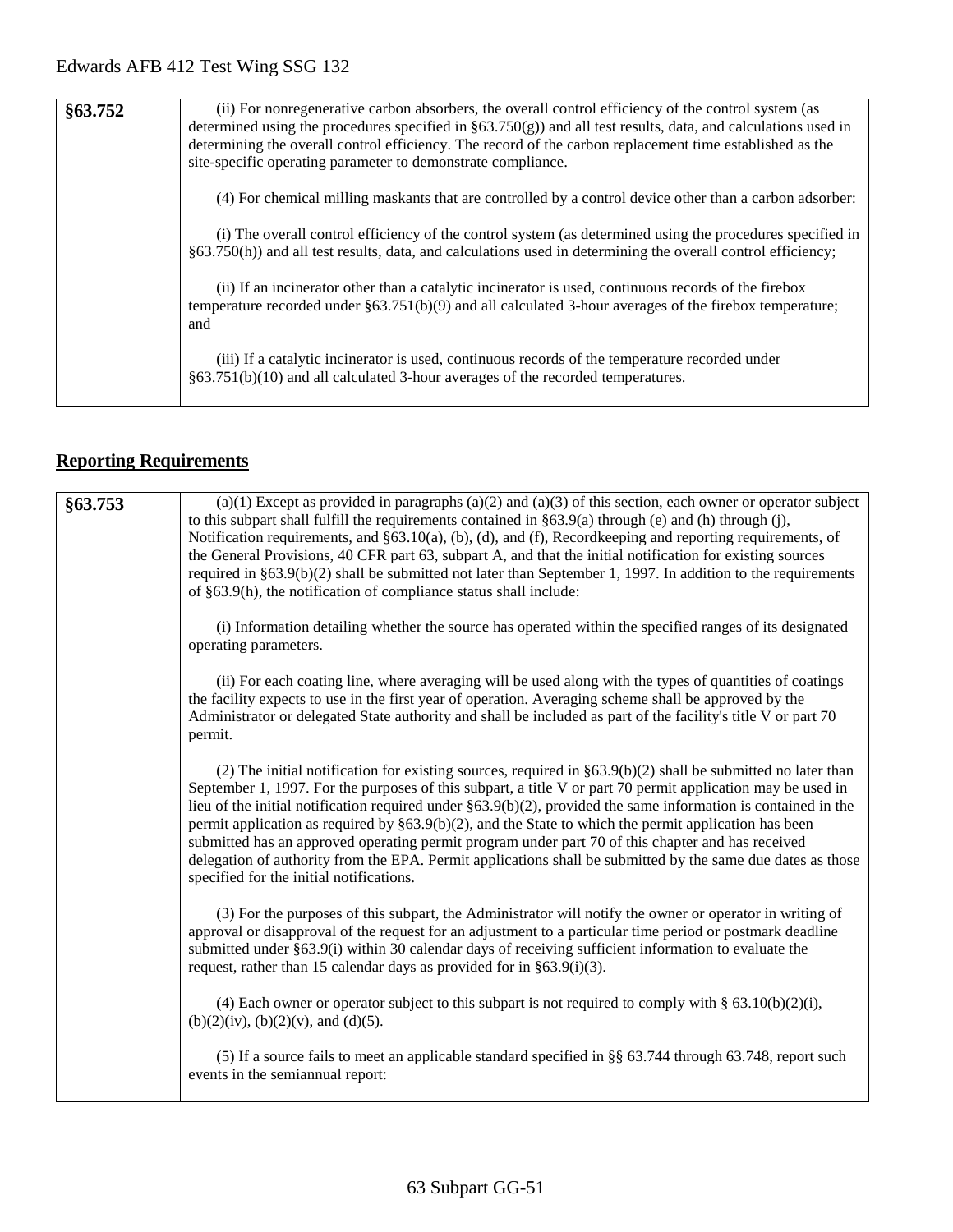| | |
|---|---|
| **§63.752** | (ii) For nonregenerative carbon absorbers, the overall control efficiency of the control system (as determined using the procedures specified in §63.750(g)) and all test results, data, and calculations used in determining the overall control efficiency. The record of the carbon replacement time established as the site-specific operating parameter to demonstrate compliance.<br><br>(4) For chemical milling maskants that are controlled by a control device other than a carbon adsorber:<br><br>(i) The overall control efficiency of the control system (as determined using the procedures specified in §63.750(h)) and all test results, data, and calculations used in determining the overall control efficiency;<br><br>(ii) If an incinerator other than a catalytic incinerator is used, continuous records of the firebox temperature recorded under §63.751(b)(9) and all calculated 3-hour averages of the firebox temperature; and<br><br>(iii) If a catalytic incinerator is used, continuous records of the temperature recorded under §63.751(b)(10) and all calculated 3-hour averages of the recorded temperatures. |

## Reporting Requirements

| | |
|---|---|
| **§63.753** | (a)(1) Except as provided in paragraphs (a)(2) and (a)(3) of this section, each owner or operator subject to this subpart shall fulfill the requirements contained in §63.9(a) through (e) and (h) through (j), Notification requirements, and §63.10(a), (b), (d), and (f), Recordkeeping and reporting requirements, of the General Provisions, 40 CFR part 63, subpart A, and that the initial notification for existing sources required in §63.9(b)(2) shall be submitted not later than September 1, 1997. In addition to the requirements of §63.9(h), the notification of compliance status shall include:<br><br>(i) Information detailing whether the source has operated within the specified ranges of its designated operating parameters.<br><br>(ii) For each coating line, where averaging will be used along with the types of quantities of coatings the facility expects to use in the first year of operation. Averaging scheme shall be approved by the Administrator or delegated State authority and shall be included as part of the facility's title V or part 70 permit.<br><br>(2) The initial notification for existing sources, required in §63.9(b)(2) shall be submitted no later than September 1, 1997. For the purposes of this subpart, a title V or part 70 permit application may be used in lieu of the initial notification required under §63.9(b)(2), provided the same information is contained in the permit application as required by §63.9(b)(2), and the State to which the permit application has been submitted has an approved operating permit program under part 70 of this chapter and has received delegation of authority from the EPA. Permit applications shall be submitted by the same due dates as those specified for the initial notifications.<br><br>(3) For the purposes of this subpart, the Administrator will notify the owner or operator in writing of approval or disapproval of the request for an adjustment to a particular time period or postmark deadline submitted under §63.9(i) within 30 calendar days of receiving sufficient information to evaluate the request, rather than 15 calendar days as provided for in §63.9(i)(3).<br><br>(4) Each owner or operator subject to this subpart is not required to comply with § 63.10(b)(2)(i), (b)(2)(iv), (b)(2)(v), and (d)(5).<br><br>(5) If a source fails to meet an applicable standard specified in §§ 63.744 through 63.748, report such events in the semiannual report: |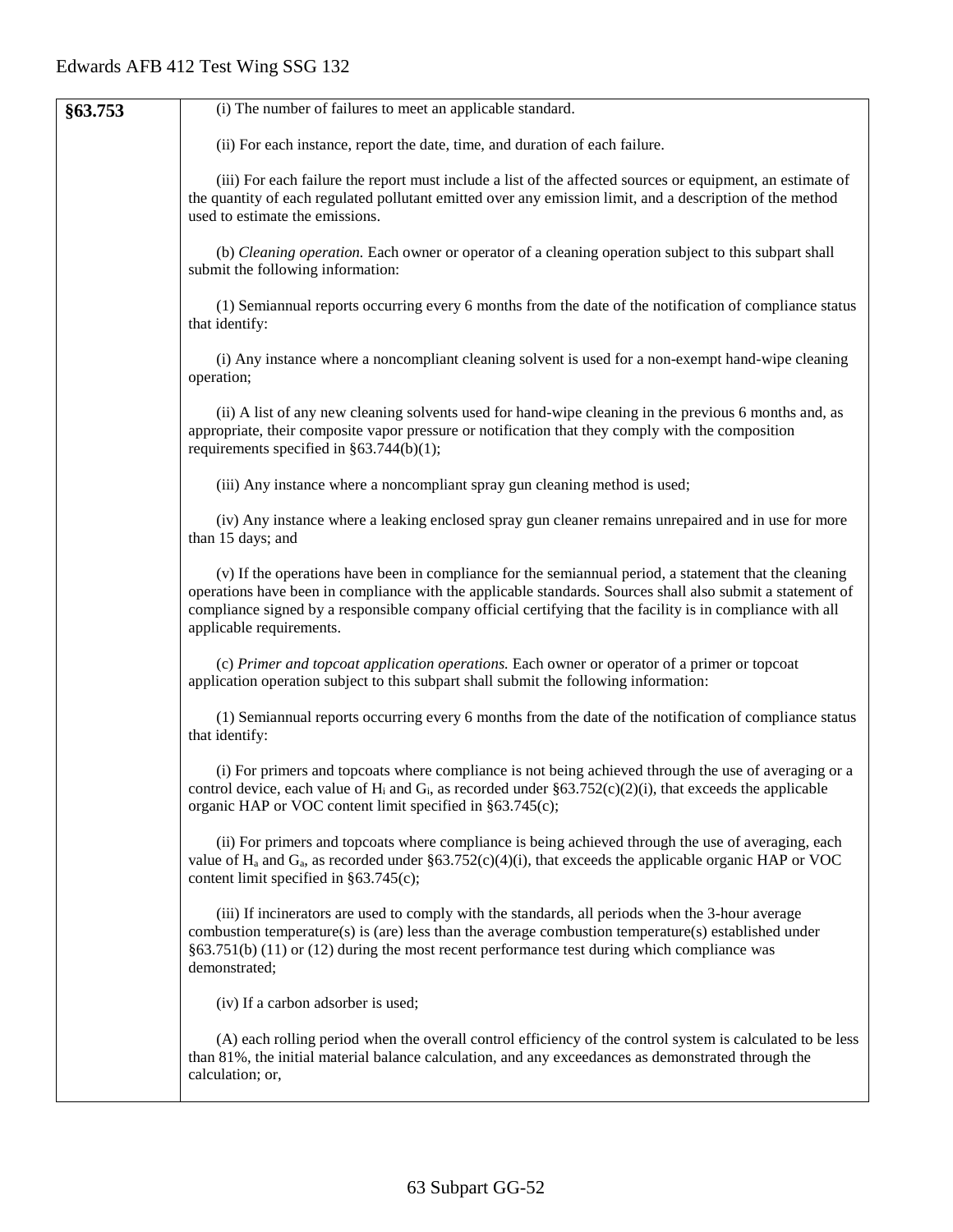| | |
|---|---|
| **§63.753** | (i) The number of failures to meet an applicable standard.<br><br>(ii) For each instance, report the date, time, and duration of each failure.<br><br>(iii) For each failure the report must include a list of the affected sources or equipment, an estimate of the quantity of each regulated pollutant emitted over any emission limit, and a description of the method used to estimate the emissions.<br><br>(b) *Cleaning operation.* Each owner or operator of a cleaning operation subject to this subpart shall submit the following information:<br><br>(1) Semiannual reports occurring every 6 months from the date of the notification of compliance status that identify:<br><br>(i) Any instance where a noncompliant cleaning solvent is used for a non-exempt hand-wipe cleaning operation;<br><br>(ii) A list of any new cleaning solvents used for hand-wipe cleaning in the previous 6 months and, as appropriate, their composite vapor pressure or notification that they comply with the composition requirements specified in §63.744(b)(1);<br><br>(iii) Any instance where a noncompliant spray gun cleaning method is used;<br><br>(iv) Any instance where a leaking enclosed spray gun cleaner remains unrepaired and in use for more than 15 days; and<br><br>(v) If the operations have been in compliance for the semiannual period, a statement that the cleaning operations have been in compliance with the applicable standards. Sources shall also submit a statement of compliance signed by a responsible company official certifying that the facility is in compliance with all applicable requirements.<br><br>(c) *Primer and topcoat application operations.* Each owner or operator of a primer or topcoat application operation subject to this subpart shall submit the following information:<br><br>(1) Semiannual reports occurring every 6 months from the date of the notification of compliance status that identify:<br><br>(i) For primers and topcoats where compliance is not being achieved through the use of averaging or a control device, each value of $H_i$ and $G_i$, as recorded under §63.752(c)(2)(i), that exceeds the applicable organic HAP or VOC content limit specified in §63.745(c);<br><br>(ii) For primers and topcoats where compliance is being achieved through the use of averaging, each value of $H_a$ and $G_a$, as recorded under §63.752(c)(4)(i), that exceeds the applicable organic HAP or VOC content limit specified in §63.745(c);<br><br>(iii) If incinerators are used to comply with the standards, all periods when the 3-hour average combustion temperature(s) is (are) less than the average combustion temperature(s) established under §63.751(b) (11) or (12) during the most recent performance test during which compliance was demonstrated;<br><br>(iv) If a carbon adsorber is used;<br><br>(A) each rolling period when the overall control efficiency of the control system is calculated to be less than 81%, the initial material balance calculation, and any exceedances as demonstrated through the calculation; or, |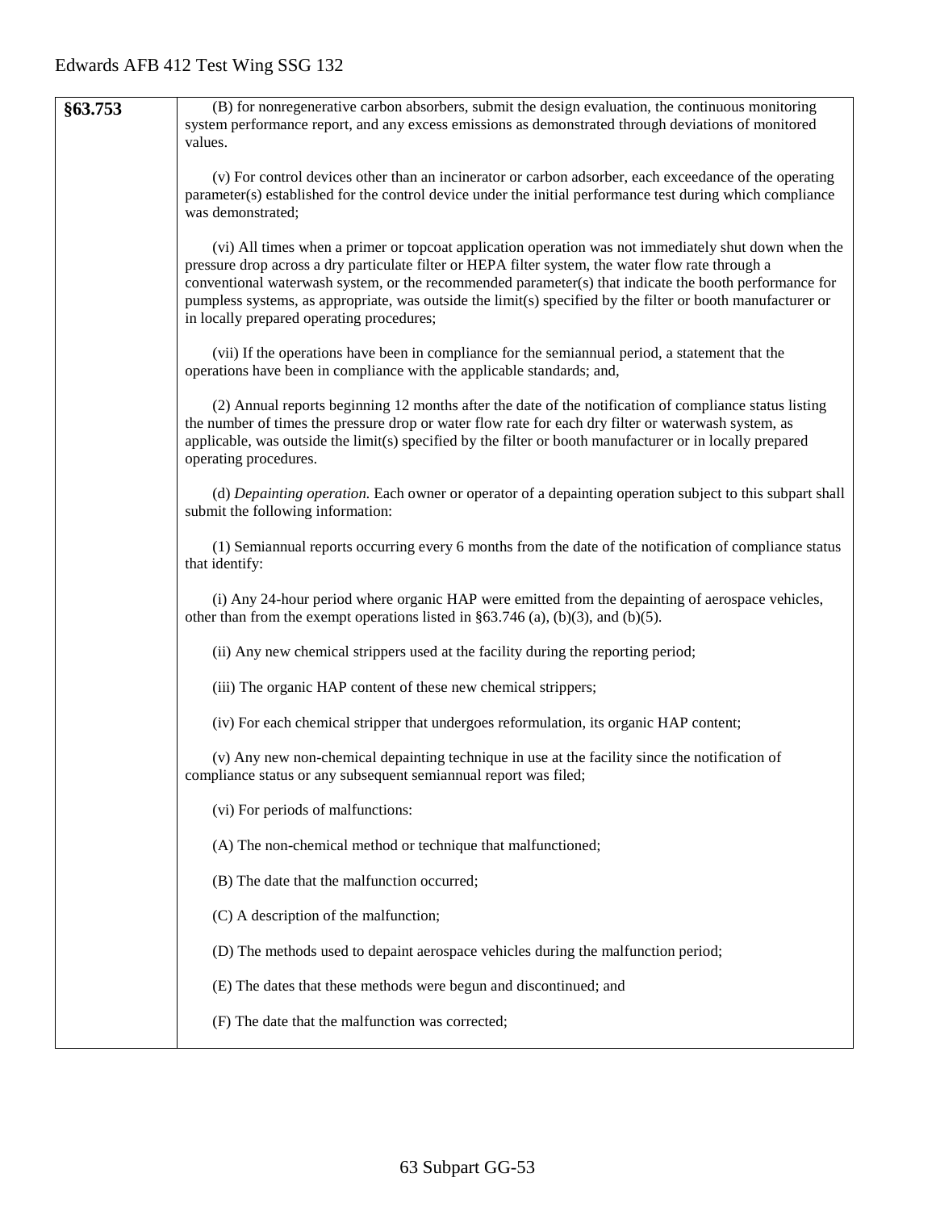| | |
|---|---|
| **§63.753** | (B) for nonregenerative carbon absorbers, submit the design evaluation, the continuous monitoring system performance report, and any excess emissions as demonstrated through deviations of monitored values.<br><br>(v) For control devices other than an incinerator or carbon adsorber, each exceedance of the operating parameter(s) established for the control device under the initial performance test during which compliance was demonstrated;<br><br>(vi) All times when a primer or topcoat application operation was not immediately shut down when the pressure drop across a dry particulate filter or HEPA filter system, the water flow rate through a conventional waterwash system, or the recommended parameter(s) that indicate the booth performance for pumpless systems, as appropriate, was outside the limit(s) specified by the filter or booth manufacturer or in locally prepared operating procedures;<br><br>(vii) If the operations have been in compliance for the semiannual period, a statement that the operations have been in compliance with the applicable standards; and,<br><br>(2) Annual reports beginning 12 months after the date of the notification of compliance status listing the number of times the pressure drop or water flow rate for each dry filter or waterwash system, as applicable, was outside the limit(s) specified by the filter or booth manufacturer or in locally prepared operating procedures.<br><br>(d) *Depainting operation.* Each owner or operator of a depainting operation subject to this subpart shall submit the following information:<br><br>(1) Semiannual reports occurring every 6 months from the date of the notification of compliance status that identify:<br><br>(i) Any 24-hour period where organic HAP were emitted from the depainting of aerospace vehicles, other than from the exempt operations listed in §63.746 (a), (b)(3), and (b)(5).<br><br>(ii) Any new chemical strippers used at the facility during the reporting period;<br><br>(iii) The organic HAP content of these new chemical strippers;<br><br>(iv) For each chemical stripper that undergoes reformulation, its organic HAP content;<br><br>(v) Any new non-chemical depainting technique in use at the facility since the notification of compliance status or any subsequent semiannual report was filed;<br><br>(vi) For periods of malfunctions:<br><br>(A) The non-chemical method or technique that malfunctioned;<br><br>(B) The date that the malfunction occurred;<br><br>(C) A description of the malfunction;<br><br>(D) The methods used to depaint aerospace vehicles during the malfunction period;<br><br>(E) The dates that these methods were begun and discontinued; and<br><br>(F) The date that the malfunction was corrected; |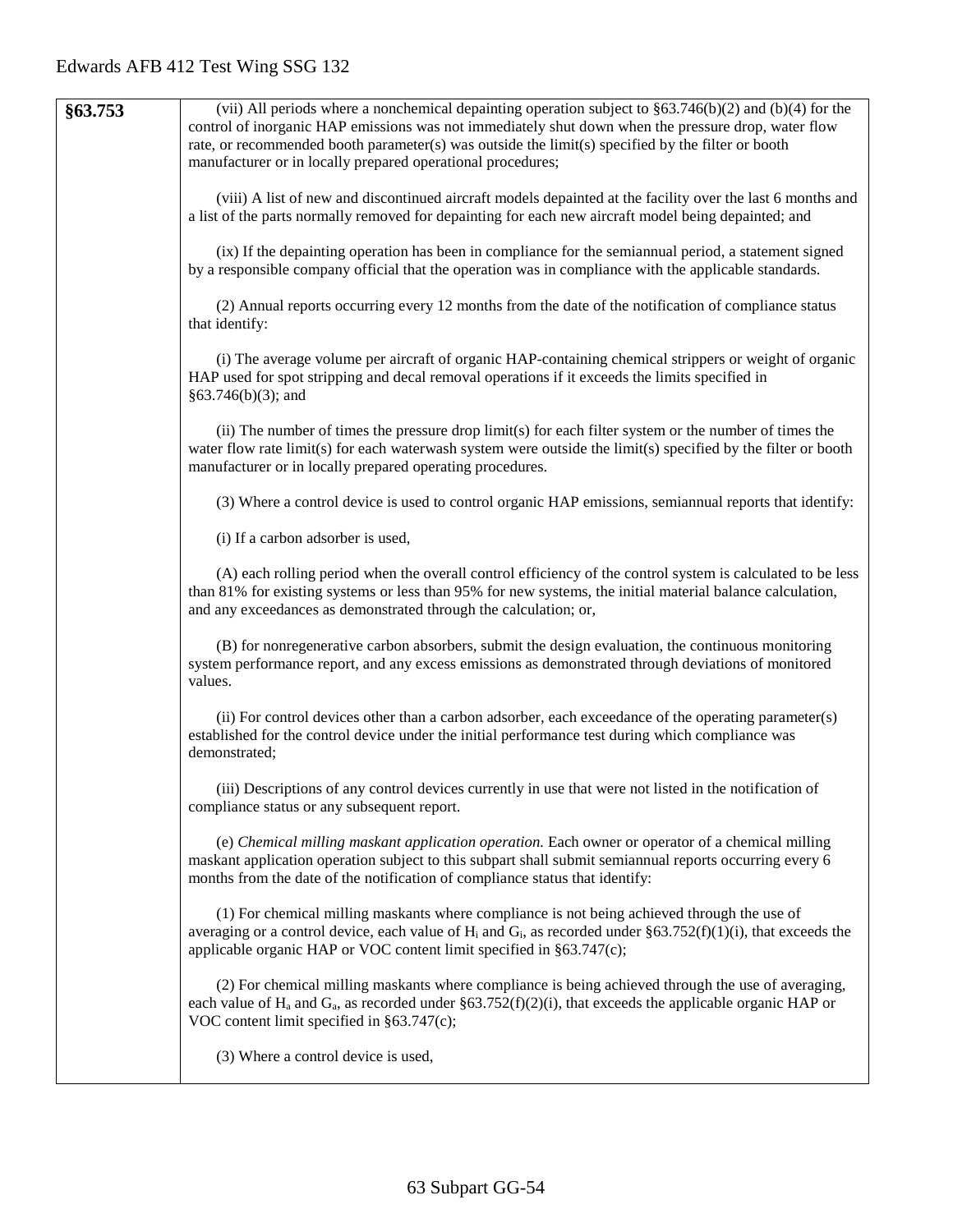| | |
|---|---|
| **§63.753** | (vii) All periods where a nonchemical depainting operation subject to §63.746(b)(2) and (b)(4) for the control of inorganic HAP emissions was not immediately shut down when the pressure drop, water flow rate, or recommended booth parameter(s) was outside the limit(s) specified by the filter or booth manufacturer or in locally prepared operational procedures;<br><br>(viii) A list of new and discontinued aircraft models depainted at the facility over the last 6 months and a list of the parts normally removed for depainting for each new aircraft model being depainted; and<br><br>(ix) If the depainting operation has been in compliance for the semiannual period, a statement signed by a responsible company official that the operation was in compliance with the applicable standards.<br><br>(2) Annual reports occurring every 12 months from the date of the notification of compliance status that identify:<br><br>(i) The average volume per aircraft of organic HAP-containing chemical strippers or weight of organic HAP used for spot stripping and decal removal operations if it exceeds the limits specified in §63.746(b)(3); and<br><br>(ii) The number of times the pressure drop limit(s) for each filter system or the number of times the water flow rate limit(s) for each waterwash system were outside the limit(s) specified by the filter or booth manufacturer or in locally prepared operating procedures.<br><br>(3) Where a control device is used to control organic HAP emissions, semiannual reports that identify:<br><br>(i) If a carbon adsorber is used,<br><br>(A) each rolling period when the overall control efficiency of the control system is calculated to be less than 81% for existing systems or less than 95% for new systems, the initial material balance calculation, and any exceedances as demonstrated through the calculation; or,<br><br>(B) for nonregenerative carbon absorbers, submit the design evaluation, the continuous monitoring system performance report, and any excess emissions as demonstrated through deviations of monitored values.<br><br>(ii) For control devices other than a carbon adsorber, each exceedance of the operating parameter(s) established for the control device under the initial performance test during which compliance was demonstrated;<br><br>(iii) Descriptions of any control devices currently in use that were not listed in the notification of compliance status or any subsequent report.<br><br>(e) *Chemical milling maskant application operation.* Each owner or operator of a chemical milling maskant application operation subject to this subpart shall submit semiannual reports occurring every 6 months from the date of the notification of compliance status that identify:<br><br>(1) For chemical milling maskants where compliance is not being achieved through the use of averaging or a control device, each value of $H_i$ and $G_i$, as recorded under §63.752(f)(1)(i), that exceeds the applicable organic HAP or VOC content limit specified in §63.747(c);<br><br>(2) For chemical milling maskants where compliance is being achieved through the use of averaging, each value of $H_a$ and $G_a$, as recorded under §63.752(f)(2)(i), that exceeds the applicable organic HAP or VOC content limit specified in §63.747(c);<br><br>(3) Where a control device is used, |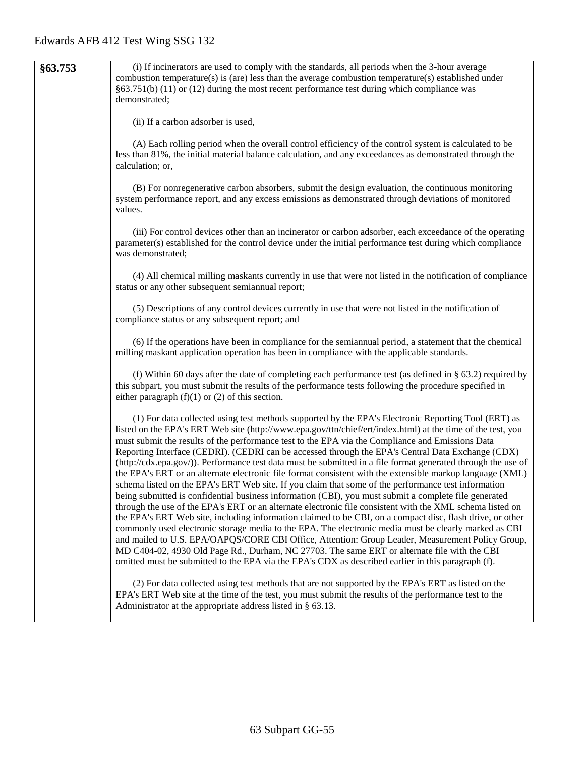| | |
|---|---|
| **§63.753** | (i) If incinerators are used to comply with the standards, all periods when the 3-hour average combustion temperature(s) is (are) less than the average combustion temperature(s) established under §63.751(b) (11) or (12) during the most recent performance test during which compliance was demonstrated;<br><br>(ii) If a carbon adsorber is used,<br><br>(A) Each rolling period when the overall control efficiency of the control system is calculated to be less than 81%, the initial material balance calculation, and any exceedances as demonstrated through the calculation; or,<br><br>(B) For nonregenerative carbon absorbers, submit the design evaluation, the continuous monitoring system performance report, and any excess emissions as demonstrated through deviations of monitored values.<br><br>(iii) For control devices other than an incinerator or carbon adsorber, each exceedance of the operating parameter(s) established for the control device under the initial performance test during which compliance was demonstrated;<br><br>(4) All chemical milling maskants currently in use that were not listed in the notification of compliance status or any other subsequent semiannual report;<br><br>(5) Descriptions of any control devices currently in use that were not listed in the notification of compliance status or any subsequent report; and<br><br>(6) If the operations have been in compliance for the semiannual period, a statement that the chemical milling maskant application operation has been in compliance with the applicable standards.<br><br>(f) Within 60 days after the date of completing each performance test (as defined in § 63.2) required by this subpart, you must submit the results of the performance tests following the procedure specified in either paragraph (f)(1) or (2) of this section.<br><br>(1) For data collected using test methods supported by the EPA's Electronic Reporting Tool (ERT) as listed on the EPA's ERT Web site (http://www.epa.gov/ttn/chief/ert/index.html) at the time of the test, you must submit the results of the performance test to the EPA via the Compliance and Emissions Data Reporting Interface (CEDRI). (CEDRI can be accessed through the EPA's Central Data Exchange (CDX) (http://cdx.epa.gov/)). Performance test data must be submitted in a file format generated through the use of the EPA's ERT or an alternate electronic file format consistent with the extensible markup language (XML) schema listed on the EPA's ERT Web site. If you claim that some of the performance test information being submitted is confidential business information (CBI), you must submit a complete file generated through the use of the EPA's ERT or an alternate electronic file consistent with the XML schema listed on the EPA's ERT Web site, including information claimed to be CBI, on a compact disc, flash drive, or other commonly used electronic storage media to the EPA. The electronic media must be clearly marked as CBI and mailed to U.S. EPA/OAPQS/CORE CBI Office, Attention: Group Leader, Measurement Policy Group, MD C404-02, 4930 Old Page Rd., Durham, NC 27703. The same ERT or alternate file with the CBI omitted must be submitted to the EPA via the EPA's CDX as described earlier in this paragraph (f).<br><br>(2) For data collected using test methods that are not supported by the EPA's ERT as listed on the EPA's ERT Web site at the time of the test, you must submit the results of the performance test to the Administrator at the appropriate address listed in § 63.13. |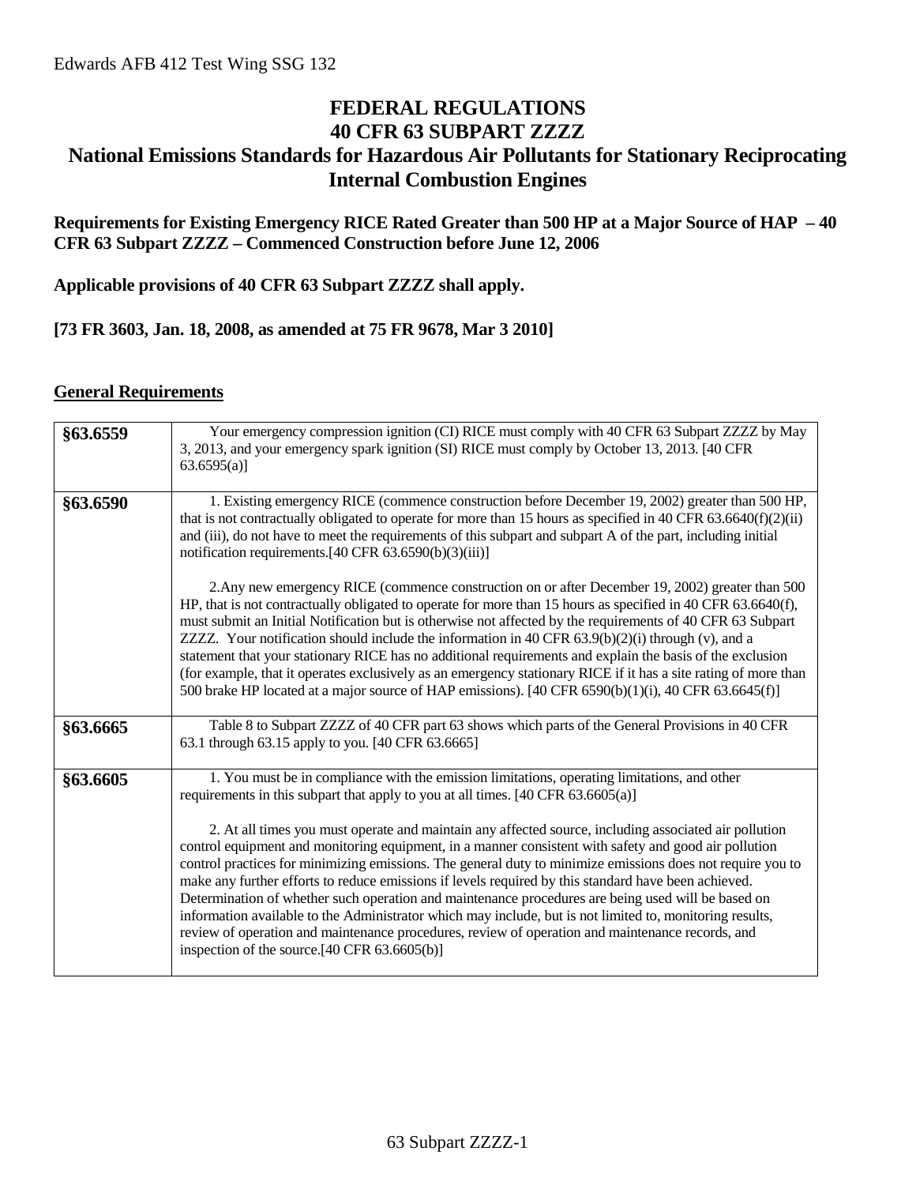# FEDERAL REGULATIONS
# 40 CFR 63 SUBPART ZZZZ
# National Emissions Standards for Hazardous Air Pollutants for Stationary Reciprocating Internal Combustion Engines

**Requirements for Existing Emergency RICE Rated Greater than 500 HP at a Major Source of HAP – 40 CFR 63 Subpart ZZZZ – Commenced Construction before June 12, 2006**

**Applicable provisions of 40 CFR 63 Subpart ZZZZ shall apply.**

**[73 FR 3603, Jan. 18, 2008, as amended at 75 FR 9678, Mar 3 2010]**

## General Requirements

| | |
|---|---|
| **§63.6559** | Your emergency compression ignition (CI) RICE must comply with 40 CFR 63 Subpart ZZZZ by May 3, 2013, and your emergency spark ignition (SI) RICE must comply by October 13, 2013. [40 CFR 63.6595(a)] |
| **§63.6590** | 1. Existing emergency RICE (commence construction before December 19, 2002) greater than 500 HP, that is not contractually obligated to operate for more than 15 hours as specified in 40 CFR 63.6640(f)(2)(ii) and (iii), do not have to meet the requirements of this subpart and subpart A of the part, including initial notification requirements.[40 CFR 63.6590(b)(3)(iii)]<br><br>2.Any new emergency RICE (commence construction on or after December 19, 2002) greater than 500 HP, that is not contractually obligated to operate for more than 15 hours as specified in 40 CFR 63.6640(f), must submit an Initial Notification but is otherwise not affected by the requirements of 40 CFR 63 Subpart ZZZZ. Your notification should include the information in 40 CFR 63.9(b)(2)(i) through (v), and a statement that your stationary RICE has no additional requirements and explain the basis of the exclusion (for example, that it operates exclusively as an emergency stationary RICE if it has a site rating of more than 500 brake HP located at a major source of HAP emissions). [40 CFR 6590(b)(1)(i), 40 CFR 63.6645(f)] |
| **§63.6665** | Table 8 to Subpart ZZZZ of 40 CFR part 63 shows which parts of the General Provisions in 40 CFR 63.1 through 63.15 apply to you. [40 CFR 63.6665] |
| **§63.6605** | 1. You must be in compliance with the emission limitations, operating limitations, and other requirements in this subpart that apply to you at all times. [40 CFR 63.6605(a)]<br><br>2. At all times you must operate and maintain any affected source, including associated air pollution control equipment and monitoring equipment, in a manner consistent with safety and good air pollution control practices for minimizing emissions. The general duty to minimize emissions does not require you to make any further efforts to reduce emissions if levels required by this standard have been achieved. Determination of whether such operation and maintenance procedures are being used will be based on information available to the Administrator which may include, but is not limited to, monitoring results, review of operation and maintenance procedures, review of operation and maintenance records, and inspection of the source.[40 CFR 63.6605(b)] |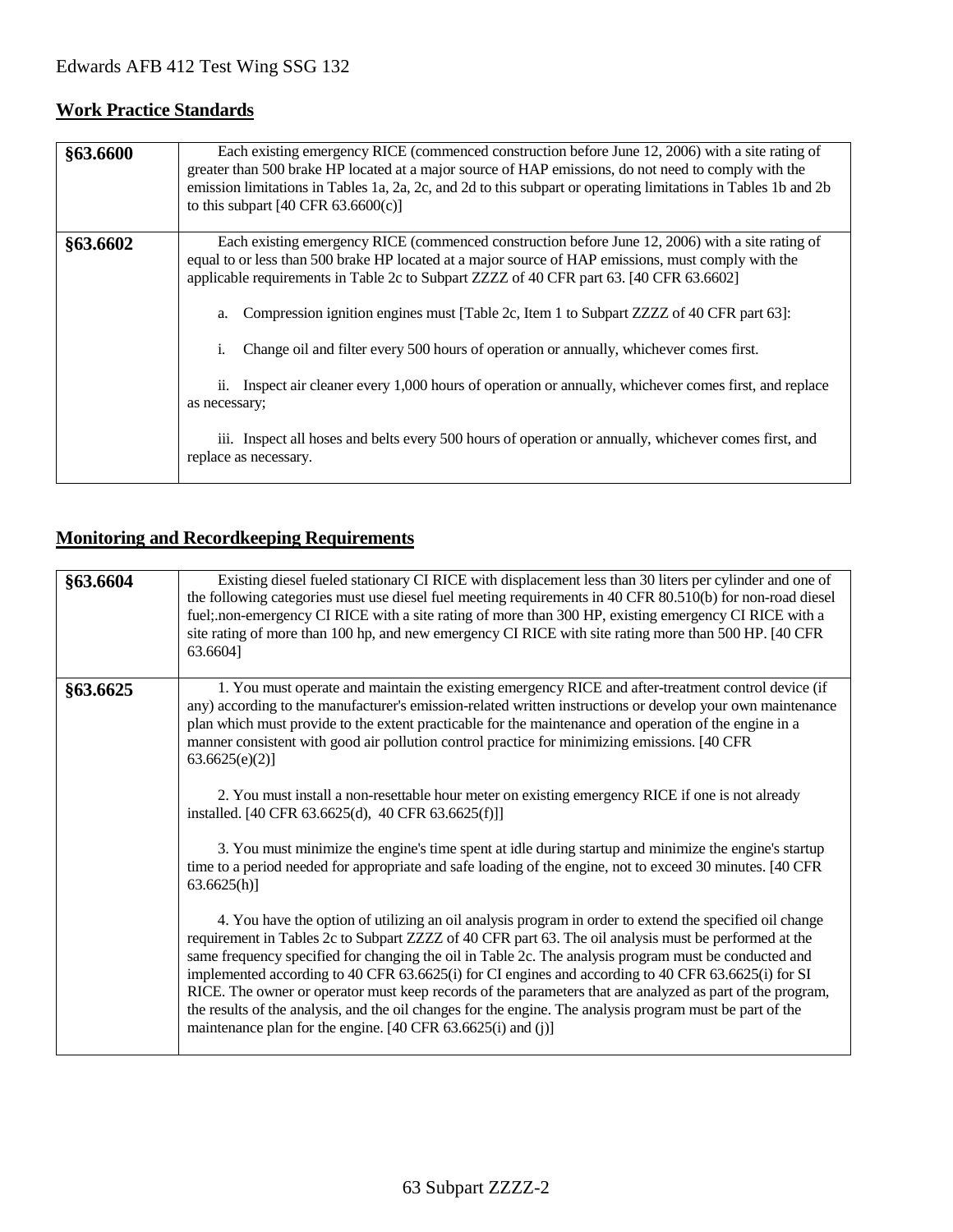## Work Practice Standards

| | |
|---|---|
| **§63.6600** | Each existing emergency RICE (commenced construction before June 12, 2006) with a site rating of greater than 500 brake HP located at a major source of HAP emissions, do not need to comply with the emission limitations in Tables 1a, 2a, 2c, and 2d to this subpart or operating limitations in Tables 1b and 2b to this subpart [40 CFR 63.6600(c)] |
| **§63.6602** | Each existing emergency RICE (commenced construction before June 12, 2006) with a site rating of equal to or less than 500 brake HP located at a major source of HAP emissions, must comply with the applicable requirements in Table 2c to Subpart ZZZZ of 40 CFR part 63. [40 CFR 63.6602]<br><br>a. Compression ignition engines must [Table 2c, Item 1 to Subpart ZZZZ of 40 CFR part 63]:<br><br>i. Change oil and filter every 500 hours of operation or annually, whichever comes first.<br><br>ii. Inspect air cleaner every 1,000 hours of operation or annually, whichever comes first, and replace as necessary;<br><br>iii. Inspect all hoses and belts every 500 hours of operation or annually, whichever comes first, and replace as necessary. |

## Monitoring and Recordkeeping Requirements

| | |
|---|---|
| **§63.6604** | Existing diesel fueled stationary CI RICE with displacement less than 30 liters per cylinder and one of the following categories must use diesel fuel meeting requirements in 40 CFR 80.510(b) for non-road diesel fuel;.non-emergency CI RICE with a site rating of more than 300 HP, existing emergency CI RICE with a site rating of more than 100 hp, and new emergency CI RICE with site rating more than 500 HP. [40 CFR 63.6604] |
| **§63.6625** | 1. You must operate and maintain the existing emergency RICE and after-treatment control device (if any) according to the manufacturer's emission-related written instructions or develop your own maintenance plan which must provide to the extent practicable for the maintenance and operation of the engine in a manner consistent with good air pollution control practice for minimizing emissions. [40 CFR 63.6625(e)(2)]<br><br>2. You must install a non-resettable hour meter on existing emergency RICE if one is not already installed. [40 CFR 63.6625(d), 40 CFR 63.6625(f)]]<br><br>3. You must minimize the engine's time spent at idle during startup and minimize the engine's startup time to a period needed for appropriate and safe loading of the engine, not to exceed 30 minutes. [40 CFR 63.6625(h)]<br><br>4. You have the option of utilizing an oil analysis program in order to extend the specified oil change requirement in Tables 2c to Subpart ZZZZ of 40 CFR part 63. The oil analysis must be performed at the same frequency specified for changing the oil in Table 2c. The analysis program must be conducted and implemented according to 40 CFR 63.6625(i) for CI engines and according to 40 CFR 63.6625(i) for SI RICE. The owner or operator must keep records of the parameters that are analyzed as part of the program, the results of the analysis, and the oil changes for the engine. The analysis program must be part of the maintenance plan for the engine. [40 CFR 63.6625(i) and (j)] |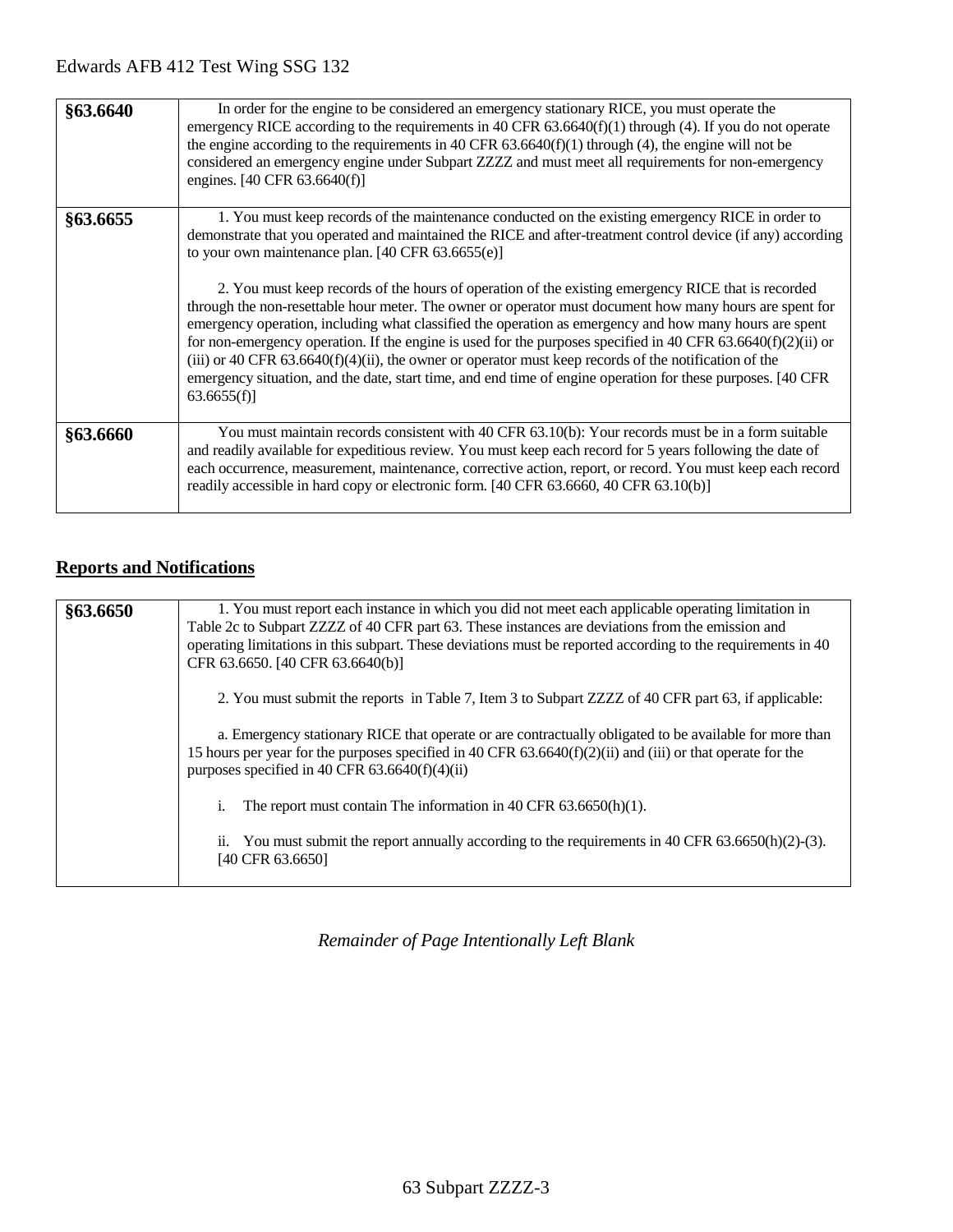| | |
|---|---|
| **§63.6640** | In order for the engine to be considered an emergency stationary RICE, you must operate the emergency RICE according to the requirements in 40 CFR 63.6640(f)(1) through (4). If you do not operate the engine according to the requirements in 40 CFR 63.6640(f)(1) through (4), the engine will not be considered an emergency engine under Subpart ZZZZ and must meet all requirements for non-emergency engines. [40 CFR 63.6640(f)] |
| **§63.6655** | 1. You must keep records of the maintenance conducted on the existing emergency RICE in order to demonstrate that you operated and maintained the RICE and after-treatment control device (if any) according to your own maintenance plan. [40 CFR 63.6655(e)]<br><br>2. You must keep records of the hours of operation of the existing emergency RICE that is recorded through the non-resettable hour meter. The owner or operator must document how many hours are spent for emergency operation, including what classified the operation as emergency and how many hours are spent for non-emergency operation. If the engine is used for the purposes specified in 40 CFR 63.6640(f)(2)(ii) or (iii) or 40 CFR 63.6640(f)(4)(ii), the owner or operator must keep records of the notification of the emergency situation, and the date, start time, and end time of engine operation for these purposes. [40 CFR 63.6655(f)] |
| **§63.6660** | You must maintain records consistent with 40 CFR 63.10(b): Your records must be in a form suitable and readily available for expeditious review. You must keep each record for 5 years following the date of each occurrence, measurement, maintenance, corrective action, report, or record. You must keep each record readily accessible in hard copy or electronic form. [40 CFR 63.6660, 40 CFR 63.10(b)] |

## Reports and Notifications

| | |
|---|---|
| **§63.6650** | 1. You must report each instance in which you did not meet each applicable operating limitation in Table 2c to Subpart ZZZZ of 40 CFR part 63. These instances are deviations from the emission and operating limitations in this subpart. These deviations must be reported according to the requirements in 40 CFR 63.6650. [40 CFR 63.6640(b)]<br><br>2. You must submit the reports in Table 7, Item 3 to Subpart ZZZZ of 40 CFR part 63, if applicable:<br><br>a. Emergency stationary RICE that operate or are contractually obligated to be available for more than 15 hours per year for the purposes specified in 40 CFR 63.6640(f)(2)(ii) and (iii) or that operate for the purposes specified in 40 CFR 63.6640(f)(4)(ii)<br><br>i. The report must contain The information in 40 CFR 63.6650(h)(1).<br><br>ii. You must submit the report annually according to the requirements in 40 CFR 63.6650(h)(2)-(3). [40 CFR 63.6650] |

*Remainder of Page Intentionally Left Blank*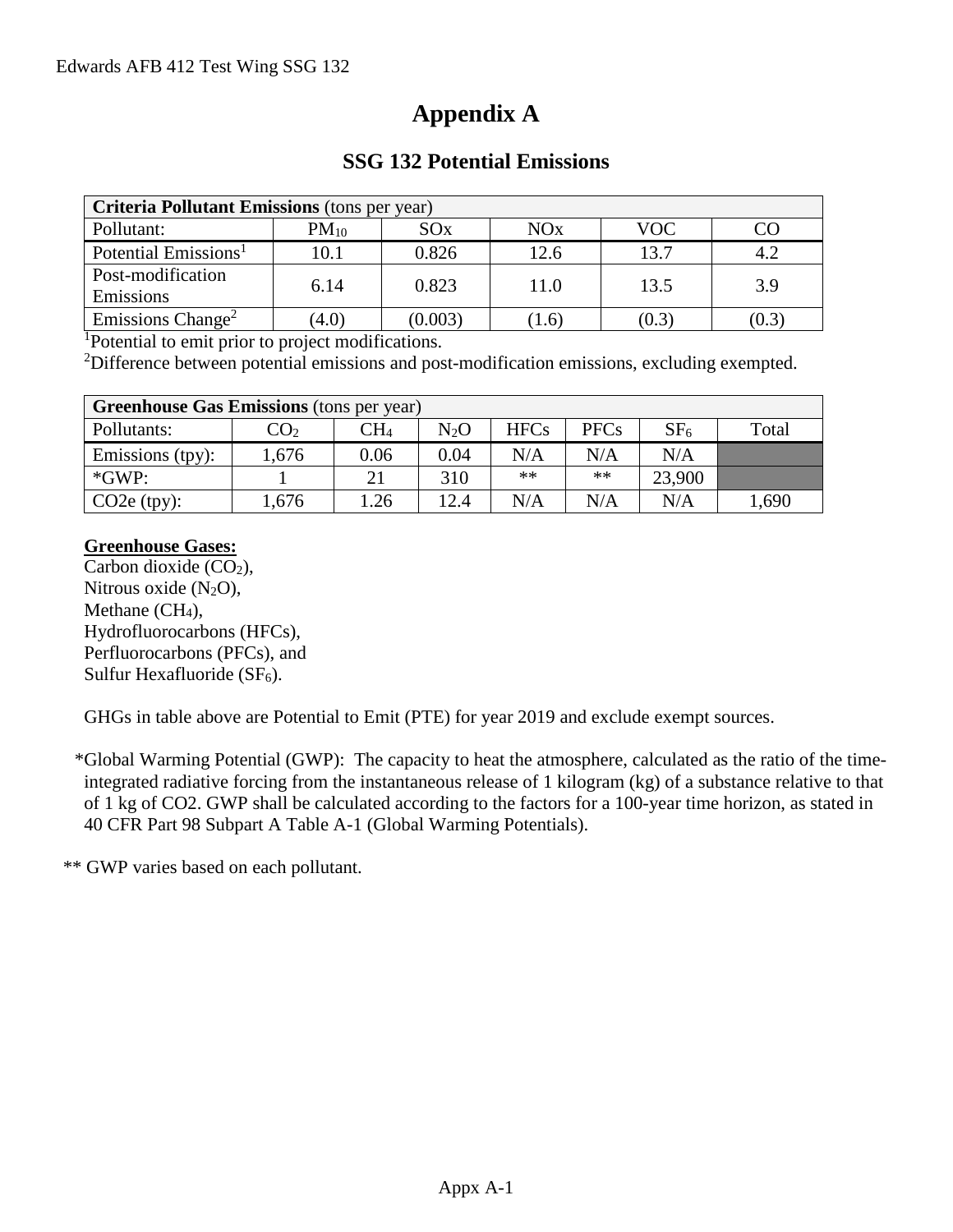# Appendix A

## SSG 132 Potential Emissions

| **Criteria Pollutant Emissions** (tons per year) | | | | | |
|---|---|---|---|---|---|
| Pollutant: | $PM_{10}$ | SOx | NOx | VOC | CO |
| Potential Emissions[1] | 10.1 | 0.826 | 12.6 | 13.7 | 4.2 |
| Post-modification Emissions | 6.14 | 0.823 | 11.0 | 13.5 | 3.9 |
| Emissions Change[2] | (4.0) | (0.003) | (1.6) | (0.3) | (0.3) |

[1]Potential to emit prior to project modifications.

[2]Difference between potential emissions and post-modification emissions, excluding exempted.

| **Greenhouse Gas Emissions** (tons per year) | | | | | | | |
|---|---|---|---|---|---|---|---|
| Pollutants: | $CO_2$ | $CH_4$ | $N_2O$ | HFCs | PFCs | $SF_6$ | Total |
| Emissions (tpy): | 1,676 | 0.06 | 0.04 | N/A | N/A | N/A | |
| *GWP: | 1 | 21 | 310 | ** | ** | 23,900 | |
| CO2e (tpy): | 1,676 | 1.26 | 12.4 | N/A | N/A | N/A | 1,690 |

**Greenhouse Gases:**

Carbon dioxide ($CO_2$),
Nitrous oxide ($N_2O$),
Methane ($CH_4$),
Hydrofluorocarbons (HFCs),
Perfluorocarbons (PFCs), and
Sulfur Hexafluoride ($SF_6$).

GHGs in table above are Potential to Emit (PTE) for year 2019 and exclude exempt sources.

*Global Warming Potential (GWP): The capacity to heat the atmosphere, calculated as the ratio of the time-integrated radiative forcing from the instantaneous release of 1 kilogram (kg) of a substance relative to that of 1 kg of CO2. GWP shall be calculated according to the factors for a 100-year time horizon, as stated in 40 CFR Part 98 Subpart A Table A-1 (Global Warming Potentials).

** GWP varies based on each pollutant.